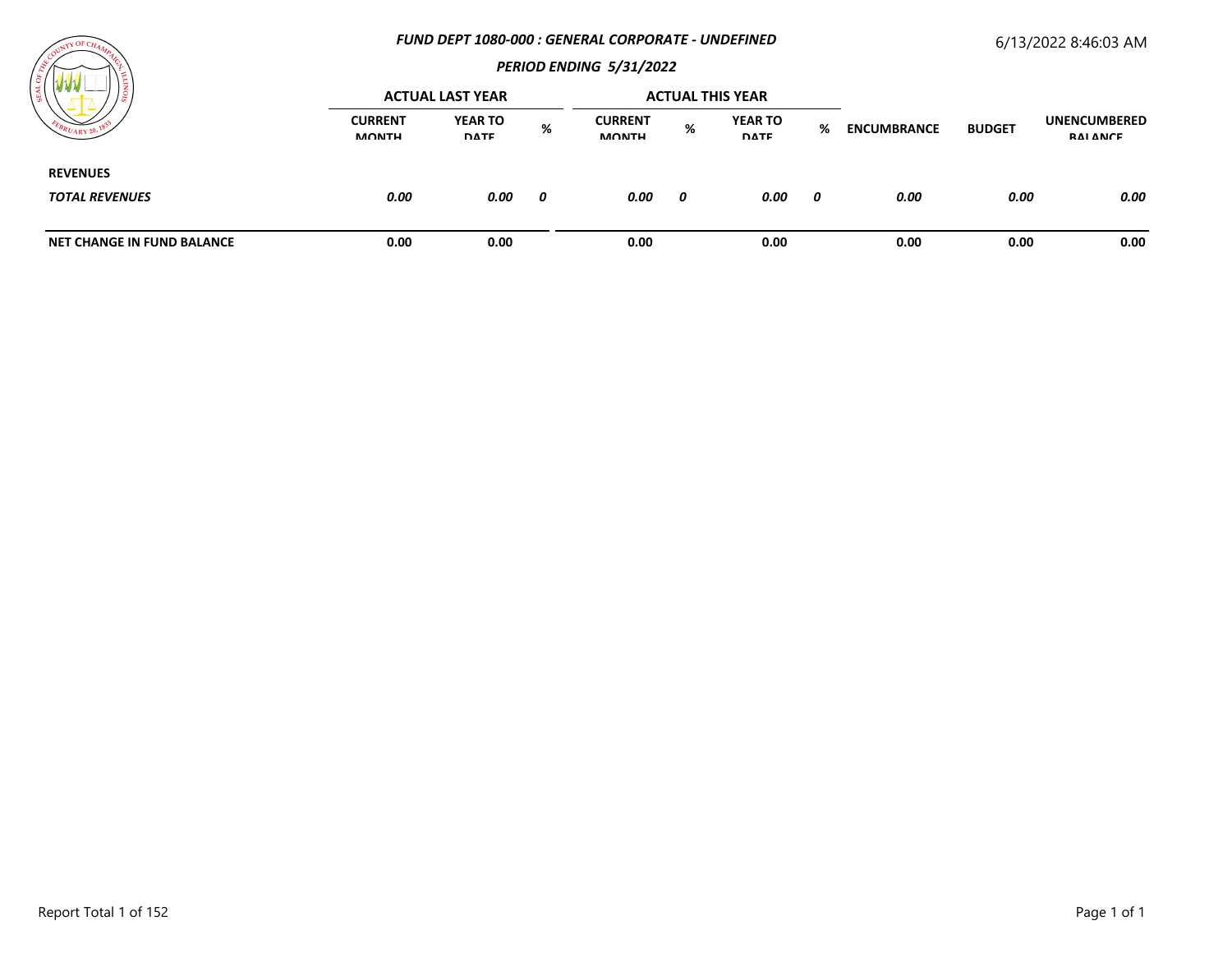***FUND DEPT 1080-000 : GENERAL CORPORATE - UNDEFINED***

6/13/2022 8:46:03 AM

***PERIOD ENDING 5/31/2022***

| | ACTUAL LAST YEAR | | | ACTUAL THIS YEAR | | | | | | |
|---|---|---|---|---|---|---|---|---|---|---|
| | CURRENT MONTH | YEAR TO DATE | % | CURRENT MONTH | % | YEAR TO DATE | % | ENCUMBRANCE | BUDGET | UNENCUMBERED BALANCE |
| **REVENUES** | | | | | | | | | | |
| ***TOTAL REVENUES*** | ***0.00*** | ***0.00*** | ***0*** | ***0.00*** | ***0*** | ***0.00*** | ***0*** | ***0.00*** | ***0.00*** | ***0.00*** |
| **NET CHANGE IN FUND BALANCE** | **0.00** | **0.00** | | **0.00** | | **0.00** | | **0.00** | **0.00** | **0.00** |

Report Total 1 of 152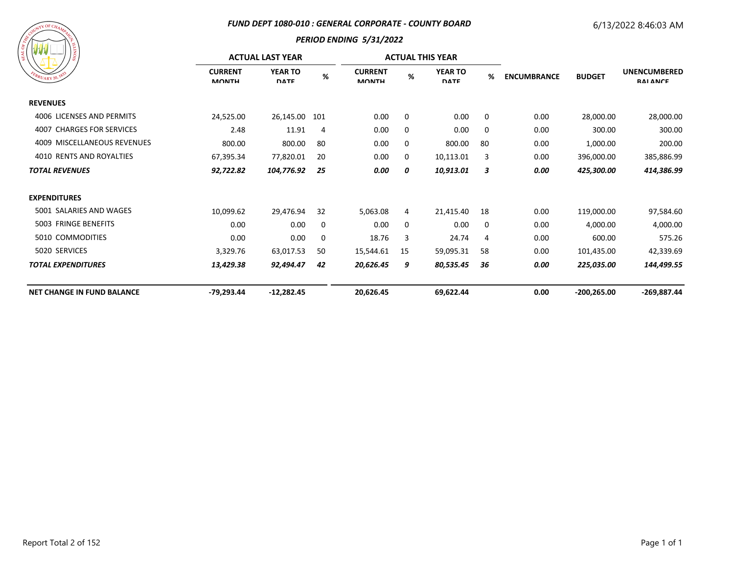### *FUND DEPT 1080-010 : GENERAL CORPORATE - COUNTY BOARD*

### *PERIOD ENDING 5/31/2022*

6/13/2022 8:46:03 AM

| | ACTUAL LAST YEAR | | | ACTUAL THIS YEAR | | | | | | |
|---|---|---|---|---|---|---|---|---|---|---|
| | CURRENT MONTH | YEAR TO DATE | % | CURRENT MONTH | % | YEAR TO DATE | % | ENCUMBRANCE | BUDGET | UNENCUMBERED BALANCE |
| **REVENUES** | | | | | | | | | | |
| 4006 LICENSES AND PERMITS | 24,525.00 | 26,145.00 | 101 | 0.00 | 0 | 0.00 | 0 | 0.00 | 28,000.00 | 28,000.00 |
| 4007 CHARGES FOR SERVICES | 2.48 | 11.91 | 4 | 0.00 | 0 | 0.00 | 0 | 0.00 | 300.00 | 300.00 |
| 4009 MISCELLANEOUS REVENUES | 800.00 | 800.00 | 80 | 0.00 | 0 | 800.00 | 80 | 0.00 | 1,000.00 | 200.00 |
| 4010 RENTS AND ROYALTIES | 67,395.34 | 77,820.01 | 20 | 0.00 | 0 | 10,113.01 | 3 | 0.00 | 396,000.00 | 385,886.99 |
| ***TOTAL REVENUES*** | ***92,722.82*** | ***104,776.92*** | ***25*** | ***0.00*** | ***0*** | ***10,913.01*** | ***3*** | ***0.00*** | ***425,300.00*** | ***414,386.99*** |
| **EXPENDITURES** | | | | | | | | | | |
| 5001 SALARIES AND WAGES | 10,099.62 | 29,476.94 | 32 | 5,063.08 | 4 | 21,415.40 | 18 | 0.00 | 119,000.00 | 97,584.60 |
| 5003 FRINGE BENEFITS | 0.00 | 0.00 | 0 | 0.00 | 0 | 0.00 | 0 | 0.00 | 4,000.00 | 4,000.00 |
| 5010 COMMODITIES | 0.00 | 0.00 | 0 | 18.76 | 3 | 24.74 | 4 | 0.00 | 600.00 | 575.26 |
| 5020 SERVICES | 3,329.76 | 63,017.53 | 50 | 15,544.61 | 15 | 59,095.31 | 58 | 0.00 | 101,435.00 | 42,339.69 |
| ***TOTAL EXPENDITURES*** | ***13,429.38*** | ***92,494.47*** | ***42*** | ***20,626.45*** | ***9*** | ***80,535.45*** | ***36*** | ***0.00*** | ***225,035.00*** | ***144,499.55*** |
| **NET CHANGE IN FUND BALANCE** | **-79,293.44** | **-12,282.45** | | **20,626.45** | | **69,622.44** | | **0.00** | **-200,265.00** | **-269,887.44** |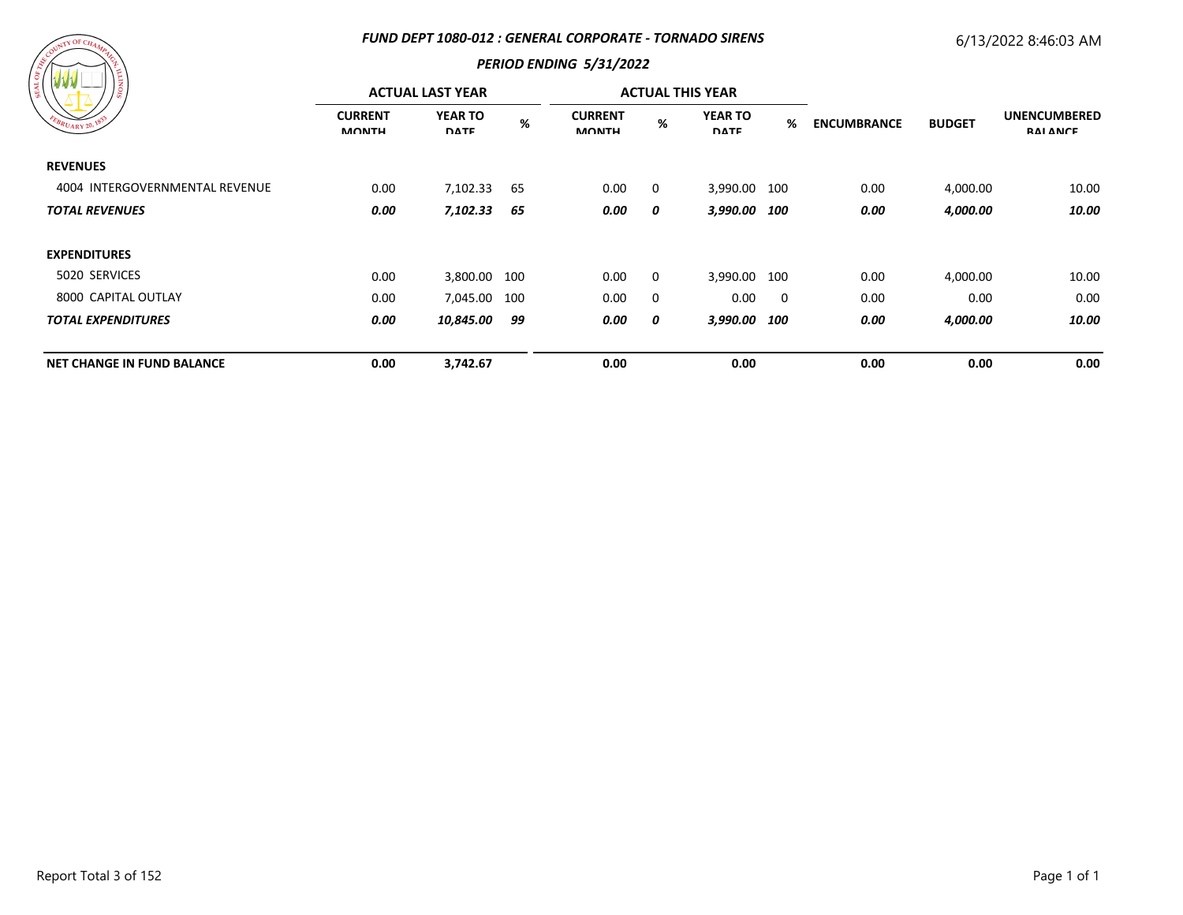## FUND DEPT 1080-012 : GENERAL CORPORATE - TORNADO SIRENS

6/13/2022 8:46:03 AM

### PERIOD ENDING 5/31/2022

| | ACTUAL LAST YEAR | | | ACTUAL THIS YEAR | | | | | | |
|---|---|---|---|---|---|---|---|---|---|---|
| | CURRENT MONTH | YEAR TO DATE | % | CURRENT MONTH | % | YEAR TO DATE | % | ENCUMBRANCE | BUDGET | UNENCUMBERED BALANCE |
| **REVENUES** | | | | | | | | | | |
| 4004 INTERGOVERNMENTAL REVENUE | 0.00 | 7,102.33 | 65 | 0.00 | 0 | 3,990.00 | 100 | 0.00 | 4,000.00 | 10.00 |
| ***TOTAL REVENUES*** | ***0.00*** | ***7,102.33*** | ***65*** | ***0.00*** | ***0*** | ***3,990.00*** | ***100*** | ***0.00*** | ***4,000.00*** | ***10.00*** |
| **EXPENDITURES** | | | | | | | | | | |
| 5020 SERVICES | 0.00 | 3,800.00 | 100 | 0.00 | 0 | 3,990.00 | 100 | 0.00 | 4,000.00 | 10.00 |
| 8000 CAPITAL OUTLAY | 0.00 | 7,045.00 | 100 | 0.00 | 0 | 0.00 | 0 | 0.00 | 0.00 | 0.00 |
| ***TOTAL EXPENDITURES*** | ***0.00*** | ***10,845.00*** | ***99*** | ***0.00*** | ***0*** | ***3,990.00*** | ***100*** | ***0.00*** | ***4,000.00*** | ***10.00*** |
| **NET CHANGE IN FUND BALANCE** | **0.00** | **3,742.67** | | **0.00** | | **0.00** | | **0.00** | **0.00** | **0.00** |

Report Total 3 of 152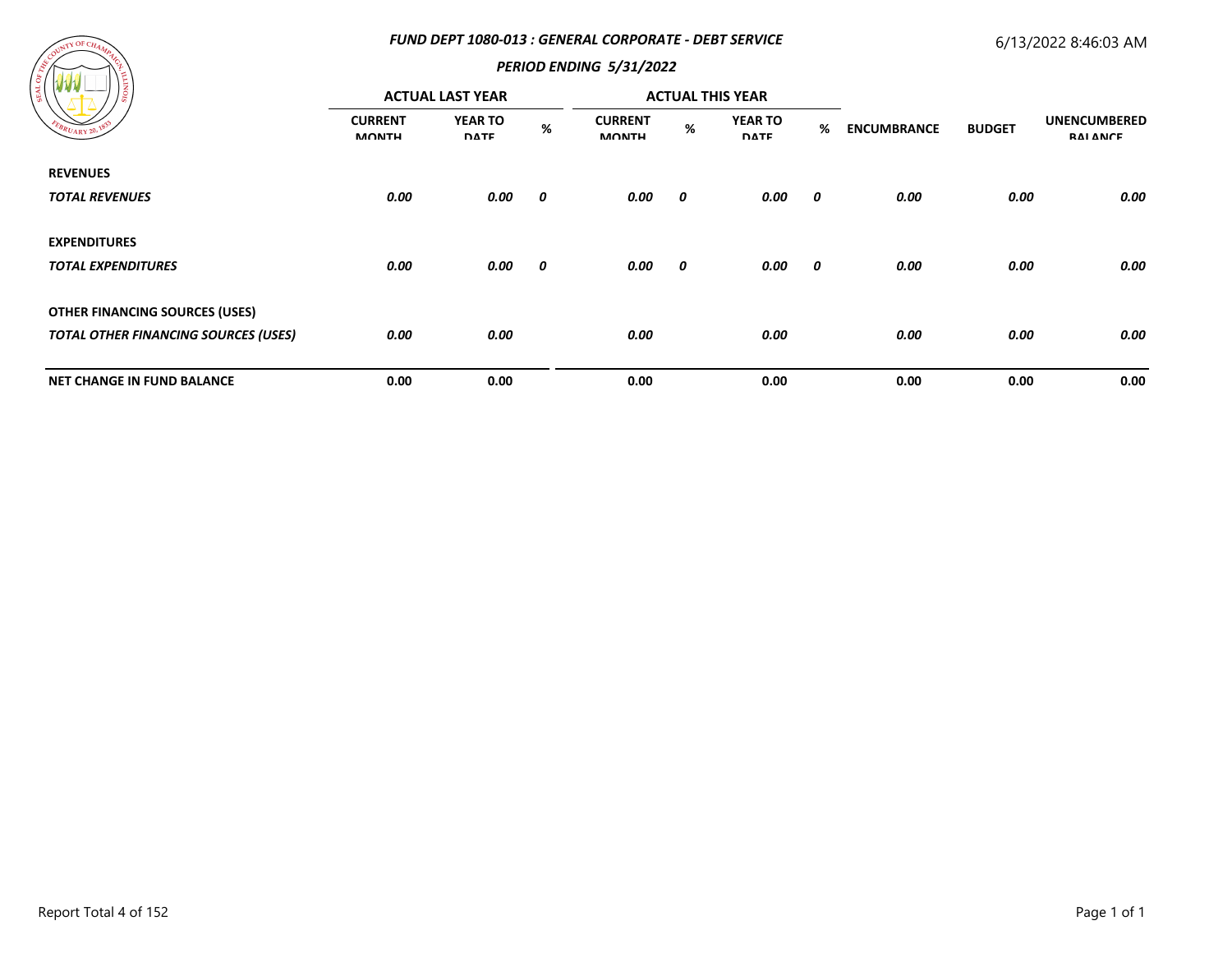## FUND DEPT 1080-013 : GENERAL CORPORATE - DEBT SERVICE

### PERIOD ENDING 5/31/2022

6/13/2022 8:46:03 AM

| | ACTUAL LAST YEAR | | | ACTUAL THIS YEAR | | | | | | |
|---|---|---|---|---|---|---|---|---|---|---|
| | CURRENT MONTH | YEAR TO DATE | % | CURRENT MONTH | % | YEAR TO DATE | % | ENCUMBRANCE | BUDGET | UNENCUMBERED BALANCE |
| **REVENUES** | | | | | | | | | | |
| ***TOTAL REVENUES*** | ***0.00*** | ***0.00*** | ***0*** | ***0.00*** | ***0*** | ***0.00*** | ***0*** | ***0.00*** | ***0.00*** | ***0.00*** |
| **EXPENDITURES** | | | | | | | | | | |
| ***TOTAL EXPENDITURES*** | ***0.00*** | ***0.00*** | ***0*** | ***0.00*** | ***0*** | ***0.00*** | ***0*** | ***0.00*** | ***0.00*** | ***0.00*** |
| **OTHER FINANCING SOURCES (USES)** | | | | | | | | | | |
| ***TOTAL OTHER FINANCING SOURCES (USES)*** | ***0.00*** | ***0.00*** | | ***0.00*** | | ***0.00*** | | ***0.00*** | ***0.00*** | ***0.00*** |
| **NET CHANGE IN FUND BALANCE** | **0.00** | **0.00** | | **0.00** | | **0.00** | | **0.00** | **0.00** | **0.00** |

Report Total 4 of 152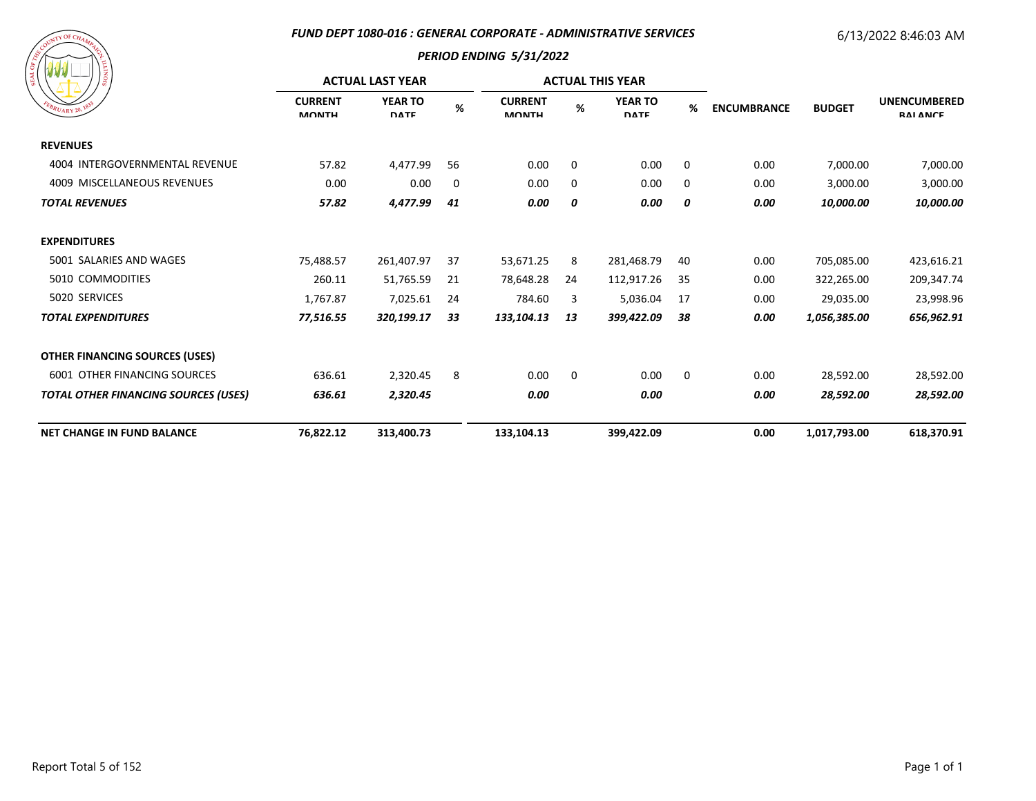## *FUND DEPT 1080-016 : GENERAL CORPORATE - ADMINISTRATIVE SERVICES*

6/13/2022 8:46:03 AM

### *PERIOD ENDING 5/31/2022*

| | ACTUAL LAST YEAR | | | ACTUAL THIS YEAR | | | | | | |
|---|---|---|---|---|---|---|---|---|---|---|
| | CURRENT MONTH | YEAR TO DATE | % | CURRENT MONTH | % | YEAR TO DATE | % | ENCUMBRANCE | BUDGET | UNENCUMBERED BALANCE |
| **REVENUES** | | | | | | | | | | |
| 4004 INTERGOVERNMENTAL REVENUE | 57.82 | 4,477.99 | 56 | 0.00 | 0 | 0.00 | 0 | 0.00 | 7,000.00 | 7,000.00 |
| 4009 MISCELLANEOUS REVENUES | 0.00 | 0.00 | 0 | 0.00 | 0 | 0.00 | 0 | 0.00 | 3,000.00 | 3,000.00 |
| ***TOTAL REVENUES*** | ***57.82*** | ***4,477.99*** | ***41*** | ***0.00*** | ***0*** | ***0.00*** | ***0*** | ***0.00*** | ***10,000.00*** | ***10,000.00*** |
| **EXPENDITURES** | | | | | | | | | | |
| 5001 SALARIES AND WAGES | 75,488.57 | 261,407.97 | 37 | 53,671.25 | 8 | 281,468.79 | 40 | 0.00 | 705,085.00 | 423,616.21 |
| 5010 COMMODITIES | 260.11 | 51,765.59 | 21 | 78,648.28 | 24 | 112,917.26 | 35 | 0.00 | 322,265.00 | 209,347.74 |
| 5020 SERVICES | 1,767.87 | 7,025.61 | 24 | 784.60 | 3 | 5,036.04 | 17 | 0.00 | 29,035.00 | 23,998.96 |
| ***TOTAL EXPENDITURES*** | ***77,516.55*** | ***320,199.17*** | ***33*** | ***133,104.13*** | ***13*** | ***399,422.09*** | ***38*** | ***0.00*** | ***1,056,385.00*** | ***656,962.91*** |
| **OTHER FINANCING SOURCES (USES)** | | | | | | | | | | |
| 6001 OTHER FINANCING SOURCES | 636.61 | 2,320.45 | 8 | 0.00 | 0 | 0.00 | 0 | 0.00 | 28,592.00 | 28,592.00 |
| ***TOTAL OTHER FINANCING SOURCES (USES)*** | ***636.61*** | ***2,320.45*** | | ***0.00*** | | ***0.00*** | | ***0.00*** | ***28,592.00*** | ***28,592.00*** |
| **NET CHANGE IN FUND BALANCE** | **76,822.12** | **313,400.73** | | **133,104.13** | | **399,422.09** | | **0.00** | **1,017,793.00** | **618,370.91** |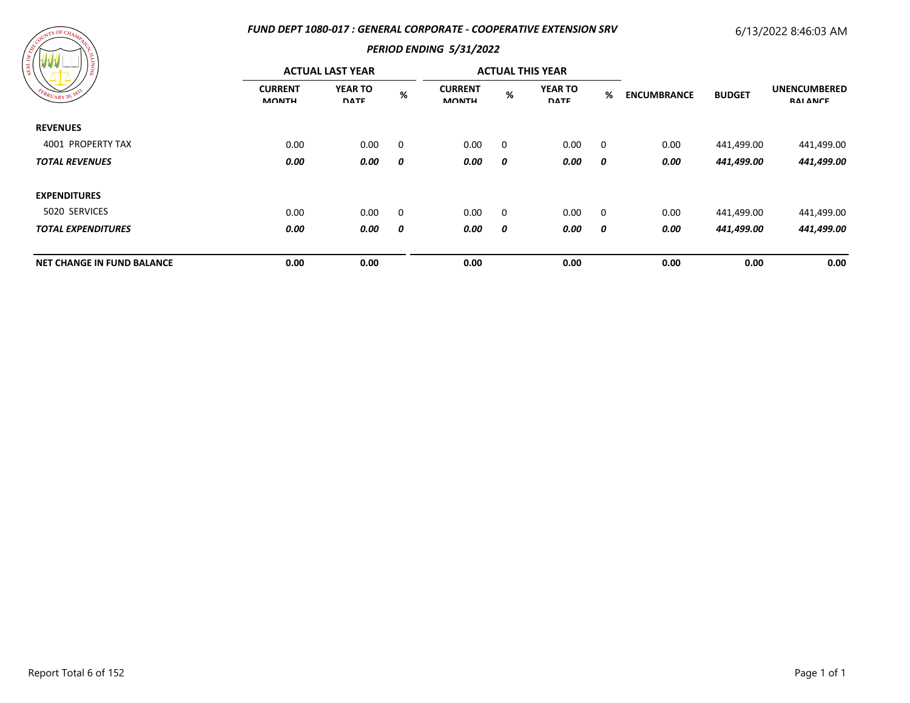## *FUND DEPT 1080-017 : GENERAL CORPORATE - COOPERATIVE EXTENSION SRV*

6/13/2022 8:46:03 AM

### *PERIOD ENDING 5/31/2022*

| | ACTUAL LAST YEAR | | | ACTUAL THIS YEAR | | | | | | |
|---|---|---|---|---|---|---|---|---|---|---|
| | CURRENT MONTH | YEAR TO DATE | % | CURRENT MONTH | % | YEAR TO DATE | % | ENCUMBRANCE | BUDGET | UNENCUMBERED BALANCE |
| **REVENUES** | | | | | | | | | | |
| 4001 PROPERTY TAX | 0.00 | 0.00 | 0 | 0.00 | 0 | 0.00 | 0 | 0.00 | 441,499.00 | 441,499.00 |
| ***TOTAL REVENUES*** | ***0.00*** | ***0.00*** | ***0*** | ***0.00*** | ***0*** | ***0.00*** | ***0*** | ***0.00*** | ***441,499.00*** | ***441,499.00*** |
| **EXPENDITURES** | | | | | | | | | | |
| 5020 SERVICES | 0.00 | 0.00 | 0 | 0.00 | 0 | 0.00 | 0 | 0.00 | 441,499.00 | 441,499.00 |
| ***TOTAL EXPENDITURES*** | ***0.00*** | ***0.00*** | ***0*** | ***0.00*** | ***0*** | ***0.00*** | ***0*** | ***0.00*** | ***441,499.00*** | ***441,499.00*** |
| **NET CHANGE IN FUND BALANCE** | **0.00** | **0.00** | | **0.00** | | **0.00** | | **0.00** | **0.00** | **0.00** |

Report Total 6 of 152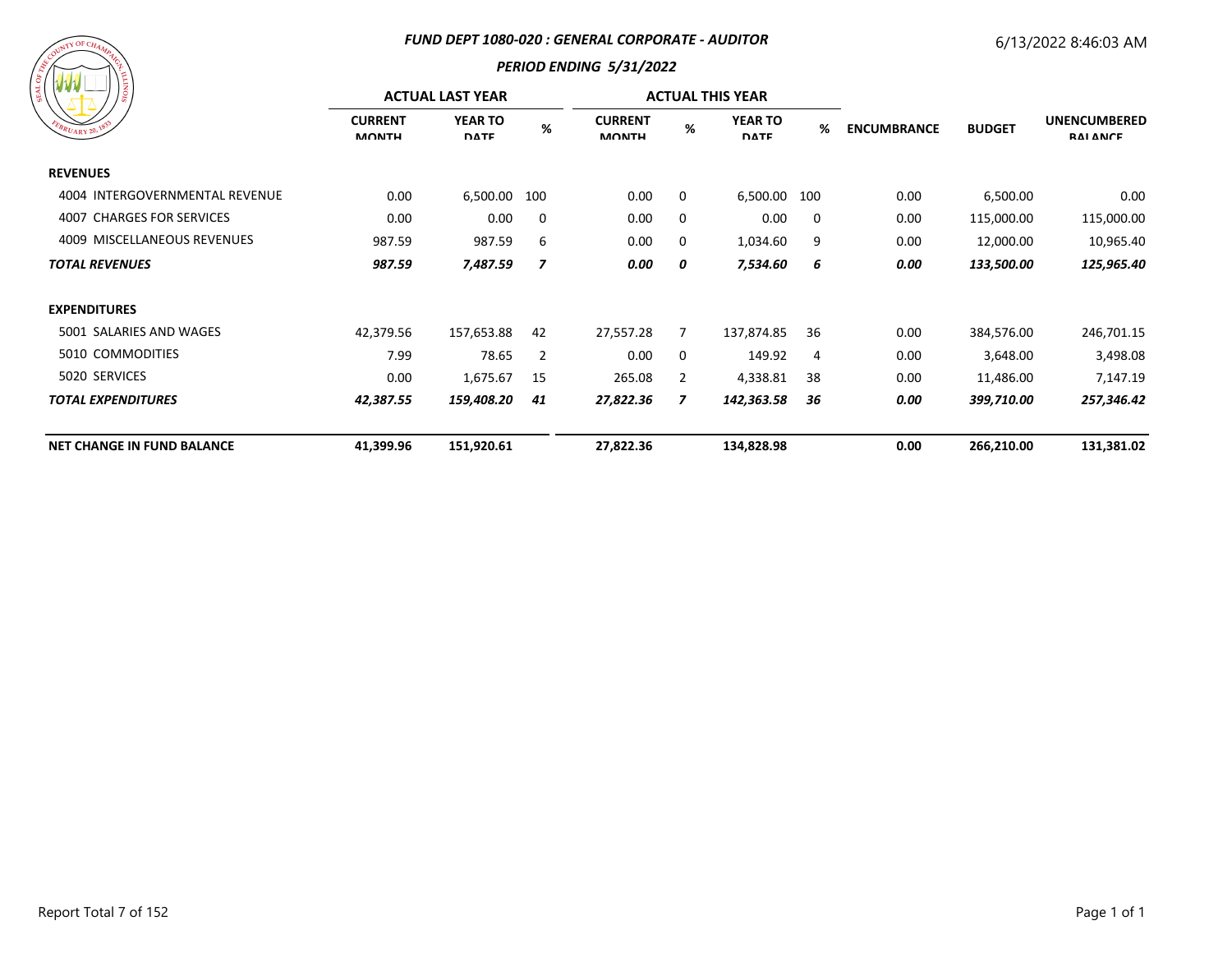## *FUND DEPT 1080-020 : GENERAL CORPORATE - AUDITOR*

### *PERIOD ENDING 5/31/2022*

6/13/2022 8:46:03 AM

| | ACTUAL LAST YEAR | | | ACTUAL THIS YEAR | | | | | | |
|---|---|---|---|---|---|---|---|---|---|---|
| | CURRENT MONTH | YEAR TO DATE | % | CURRENT MONTH | % | YEAR TO DATE | % | ENCUMBRANCE | BUDGET | UNENCUMBERED BALANCE |
| **REVENUES** | | | | | | | | | | |
| 4004 INTERGOVERNMENTAL REVENUE | 0.00 | 6,500.00 | 100 | 0.00 | 0 | 6,500.00 | 100 | 0.00 | 6,500.00 | 0.00 |
| 4007 CHARGES FOR SERVICES | 0.00 | 0.00 | 0 | 0.00 | 0 | 0.00 | 0 | 0.00 | 115,000.00 | 115,000.00 |
| 4009 MISCELLANEOUS REVENUES | 987.59 | 987.59 | 6 | 0.00 | 0 | 1,034.60 | 9 | 0.00 | 12,000.00 | 10,965.40 |
| ***TOTAL REVENUES*** | ***987.59*** | ***7,487.59*** | ***7*** | ***0.00*** | ***0*** | ***7,534.60*** | ***6*** | ***0.00*** | ***133,500.00*** | ***125,965.40*** |
| **EXPENDITURES** | | | | | | | | | | |
| 5001 SALARIES AND WAGES | 42,379.56 | 157,653.88 | 42 | 27,557.28 | 7 | 137,874.85 | 36 | 0.00 | 384,576.00 | 246,701.15 |
| 5010 COMMODITIES | 7.99 | 78.65 | 2 | 0.00 | 0 | 149.92 | 4 | 0.00 | 3,648.00 | 3,498.08 |
| 5020 SERVICES | 0.00 | 1,675.67 | 15 | 265.08 | 2 | 4,338.81 | 38 | 0.00 | 11,486.00 | 7,147.19 |
| ***TOTAL EXPENDITURES*** | ***42,387.55*** | ***159,408.20*** | ***41*** | ***27,822.36*** | ***7*** | ***142,363.58*** | ***36*** | ***0.00*** | ***399,710.00*** | ***257,346.42*** |
| **NET CHANGE IN FUND BALANCE** | **41,399.96** | **151,920.61** | | **27,822.36** | | **134,828.98** | | **0.00** | **266,210.00** | **131,381.02** |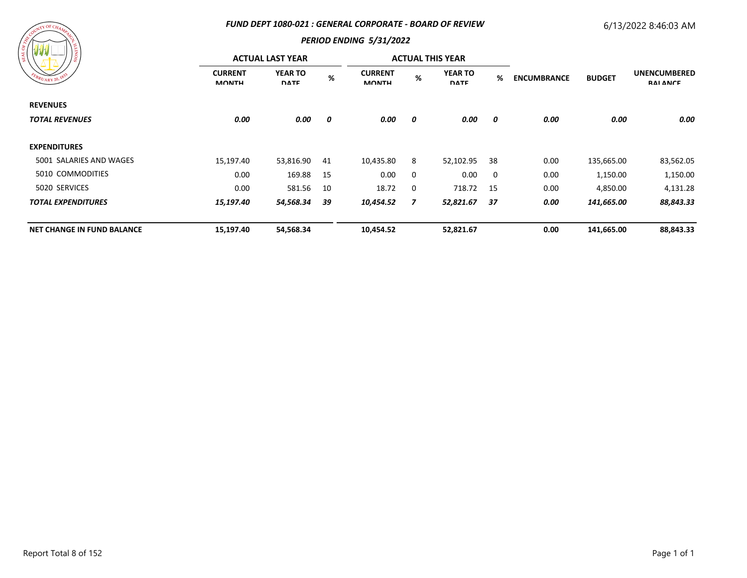## FUND DEPT 1080-021 : GENERAL CORPORATE - BOARD OF REVIEW

6/13/2022 8:46:03 AM

### PERIOD ENDING 5/31/2022

| | ACTUAL LAST YEAR | | | ACTUAL THIS YEAR | | | | | | |
|---|---|---|---|---|---|---|---|---|---|---|
| | CURRENT MONTH | YEAR TO DATE | % | CURRENT MONTH | % | YEAR TO DATE | % | ENCUMBRANCE | BUDGET | UNENCUMBERED BALANCE |
| **REVENUES** | | | | | | | | | | |
| ***TOTAL REVENUES*** | ***0.00*** | ***0.00*** | ***0*** | ***0.00*** | ***0*** | ***0.00*** | ***0*** | ***0.00*** | ***0.00*** | ***0.00*** |
| **EXPENDITURES** | | | | | | | | | | |
| 5001 SALARIES AND WAGES | 15,197.40 | 53,816.90 | 41 | 10,435.80 | 8 | 52,102.95 | 38 | 0.00 | 135,665.00 | 83,562.05 |
| 5010 COMMODITIES | 0.00 | 169.88 | 15 | 0.00 | 0 | 0.00 | 0 | 0.00 | 1,150.00 | 1,150.00 |
| 5020 SERVICES | 0.00 | 581.56 | 10 | 18.72 | 0 | 718.72 | 15 | 0.00 | 4,850.00 | 4,131.28 |
| ***TOTAL EXPENDITURES*** | ***15,197.40*** | ***54,568.34*** | ***39*** | ***10,454.52*** | ***7*** | ***52,821.67*** | ***37*** | ***0.00*** | ***141,665.00*** | ***88,843.33*** |
| **NET CHANGE IN FUND BALANCE** | **15,197.40** | **54,568.34** | | **10,454.52** | | **52,821.67** | | **0.00** | **141,665.00** | **88,843.33** |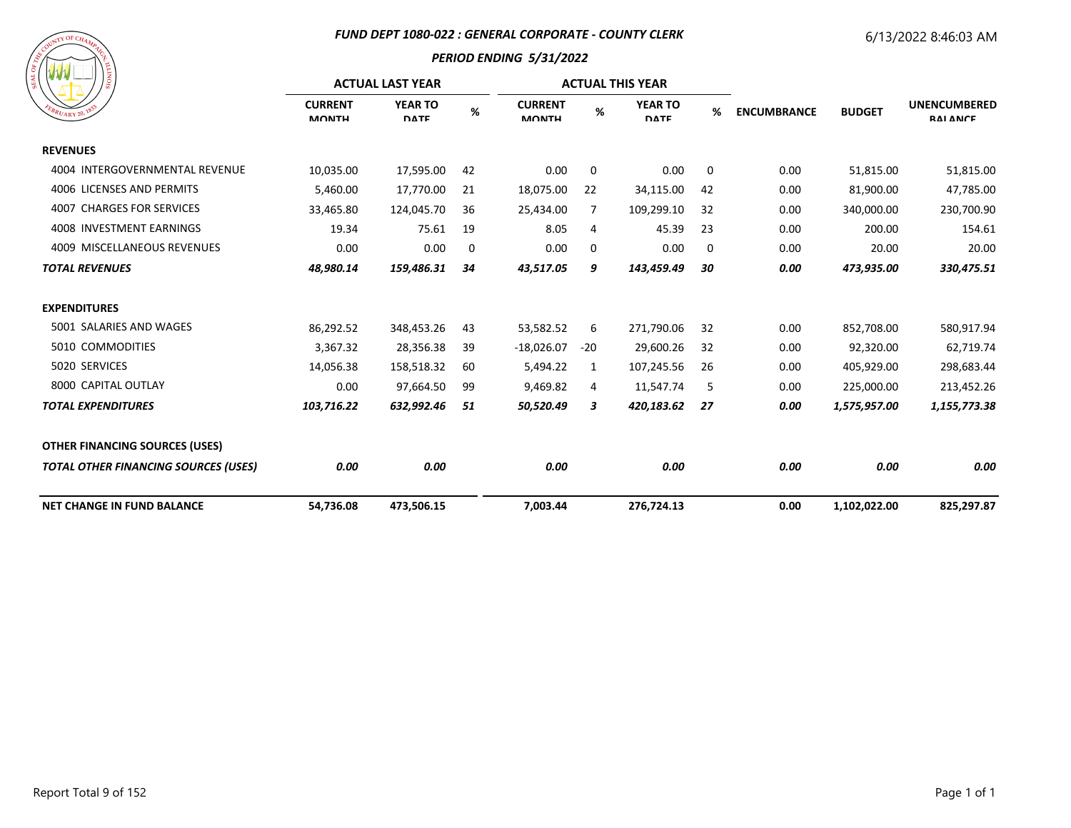# FUND DEPT 1080-022 : GENERAL CORPORATE - COUNTY CLERK

6/13/2022 8:46:03 AM

## PERIOD ENDING 5/31/2022

| | ACTUAL LAST YEAR | | | ACTUAL THIS YEAR | | | | | | |
|---|---|---|---|---|---|---|---|---|---|---|
| | CURRENT MONTH | YEAR TO DATE | % | CURRENT MONTH | % | YEAR TO DATE | % | ENCUMBRANCE | BUDGET | UNENCUMBERED BALANCE |
| **REVENUES** | | | | | | | | | | |
| 4004 INTERGOVERNMENTAL REVENUE | 10,035.00 | 17,595.00 | 42 | 0.00 | 0 | 0.00 | 0 | 0.00 | 51,815.00 | 51,815.00 |
| 4006 LICENSES AND PERMITS | 5,460.00 | 17,770.00 | 21 | 18,075.00 | 22 | 34,115.00 | 42 | 0.00 | 81,900.00 | 47,785.00 |
| 4007 CHARGES FOR SERVICES | 33,465.80 | 124,045.70 | 36 | 25,434.00 | 7 | 109,299.10 | 32 | 0.00 | 340,000.00 | 230,700.90 |
| 4008 INVESTMENT EARNINGS | 19.34 | 75.61 | 19 | 8.05 | 4 | 45.39 | 23 | 0.00 | 200.00 | 154.61 |
| 4009 MISCELLANEOUS REVENUES | 0.00 | 0.00 | 0 | 0.00 | 0 | 0.00 | 0 | 0.00 | 20.00 | 20.00 |
| ***TOTAL REVENUES*** | ***48,980.14*** | ***159,486.31*** | ***34*** | ***43,517.05*** | ***9*** | ***143,459.49*** | ***30*** | ***0.00*** | ***473,935.00*** | ***330,475.51*** |
| **EXPENDITURES** | | | | | | | | | | |
| 5001 SALARIES AND WAGES | 86,292.52 | 348,453.26 | 43 | 53,582.52 | 6 | 271,790.06 | 32 | 0.00 | 852,708.00 | 580,917.94 |
| 5010 COMMODITIES | 3,367.32 | 28,356.38 | 39 | -18,026.07 | -20 | 29,600.26 | 32 | 0.00 | 92,320.00 | 62,719.74 |
| 5020 SERVICES | 14,056.38 | 158,518.32 | 60 | 5,494.22 | 1 | 107,245.56 | 26 | 0.00 | 405,929.00 | 298,683.44 |
| 8000 CAPITAL OUTLAY | 0.00 | 97,664.50 | 99 | 9,469.82 | 4 | 11,547.74 | 5 | 0.00 | 225,000.00 | 213,452.26 |
| ***TOTAL EXPENDITURES*** | ***103,716.22*** | ***632,992.46*** | ***51*** | ***50,520.49*** | ***3*** | ***420,183.62*** | ***27*** | ***0.00*** | ***1,575,957.00*** | ***1,155,773.38*** |
| **OTHER FINANCING SOURCES (USES)** | | | | | | | | | | |
| ***TOTAL OTHER FINANCING SOURCES (USES)*** | ***0.00*** | ***0.00*** | | ***0.00*** | | ***0.00*** | | ***0.00*** | ***0.00*** | ***0.00*** |
| **NET CHANGE IN FUND BALANCE** | **54,736.08** | **473,506.15** | | **7,003.44** | | **276,724.13** | | **0.00** | **1,102,022.00** | **825,297.87** |

Report Total 9 of 152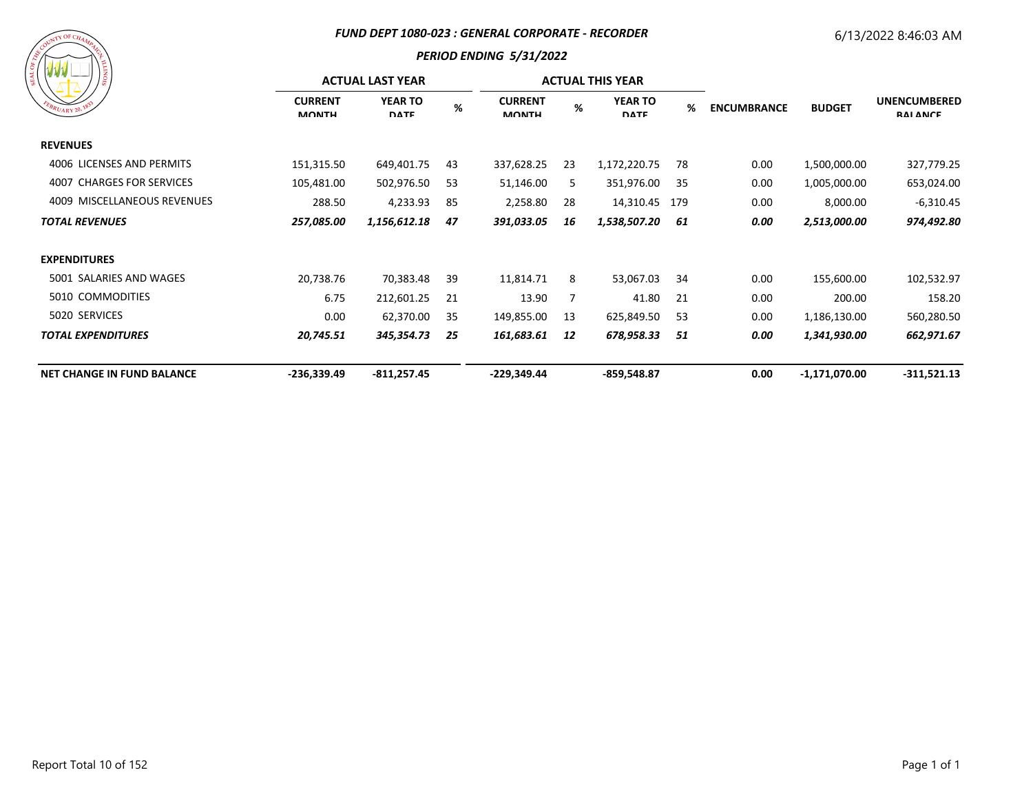# FUND DEPT 1080-023 : GENERAL CORPORATE - RECORDER

## PERIOD ENDING 5/31/2022

6/13/2022 8:46:03 AM

| | ACTUAL LAST YEAR | | | ACTUAL THIS YEAR | | | | | | |
|---|---|---|---|---|---|---|---|---|---|---|
| | CURRENT MONTH | YEAR TO DATE | % | CURRENT MONTH | % | YEAR TO DATE | % | ENCUMBRANCE | BUDGET | UNENCUMBERED BALANCE |
| **REVENUES** | | | | | | | | | | |
| 4006 LICENSES AND PERMITS | 151,315.50 | 649,401.75 | 43 | 337,628.25 | 23 | 1,172,220.75 | 78 | 0.00 | 1,500,000.00 | 327,779.25 |
| 4007 CHARGES FOR SERVICES | 105,481.00 | 502,976.50 | 53 | 51,146.00 | 5 | 351,976.00 | 35 | 0.00 | 1,005,000.00 | 653,024.00 |
| 4009 MISCELLANEOUS REVENUES | 288.50 | 4,233.93 | 85 | 2,258.80 | 28 | 14,310.45 | 179 | 0.00 | 8,000.00 | -6,310.45 |
| ***TOTAL REVENUES*** | ***257,085.00*** | ***1,156,612.18*** | ***47*** | ***391,033.05*** | ***16*** | ***1,538,507.20*** | ***61*** | ***0.00*** | ***2,513,000.00*** | ***974,492.80*** |
| **EXPENDITURES** | | | | | | | | | | |
| 5001 SALARIES AND WAGES | 20,738.76 | 70,383.48 | 39 | 11,814.71 | 8 | 53,067.03 | 34 | 0.00 | 155,600.00 | 102,532.97 |
| 5010 COMMODITIES | 6.75 | 212,601.25 | 21 | 13.90 | 7 | 41.80 | 21 | 0.00 | 200.00 | 158.20 |
| 5020 SERVICES | 0.00 | 62,370.00 | 35 | 149,855.00 | 13 | 625,849.50 | 53 | 0.00 | 1,186,130.00 | 560,280.50 |
| ***TOTAL EXPENDITURES*** | ***20,745.51*** | ***345,354.73*** | ***25*** | ***161,683.61*** | ***12*** | ***678,958.33*** | ***51*** | ***0.00*** | ***1,341,930.00*** | ***662,971.67*** |
| **NET CHANGE IN FUND BALANCE** | **-236,339.49** | **-811,257.45** | | **-229,349.44** | | **-859,548.87** | | **0.00** | **-1,171,070.00** | **-311,521.13** |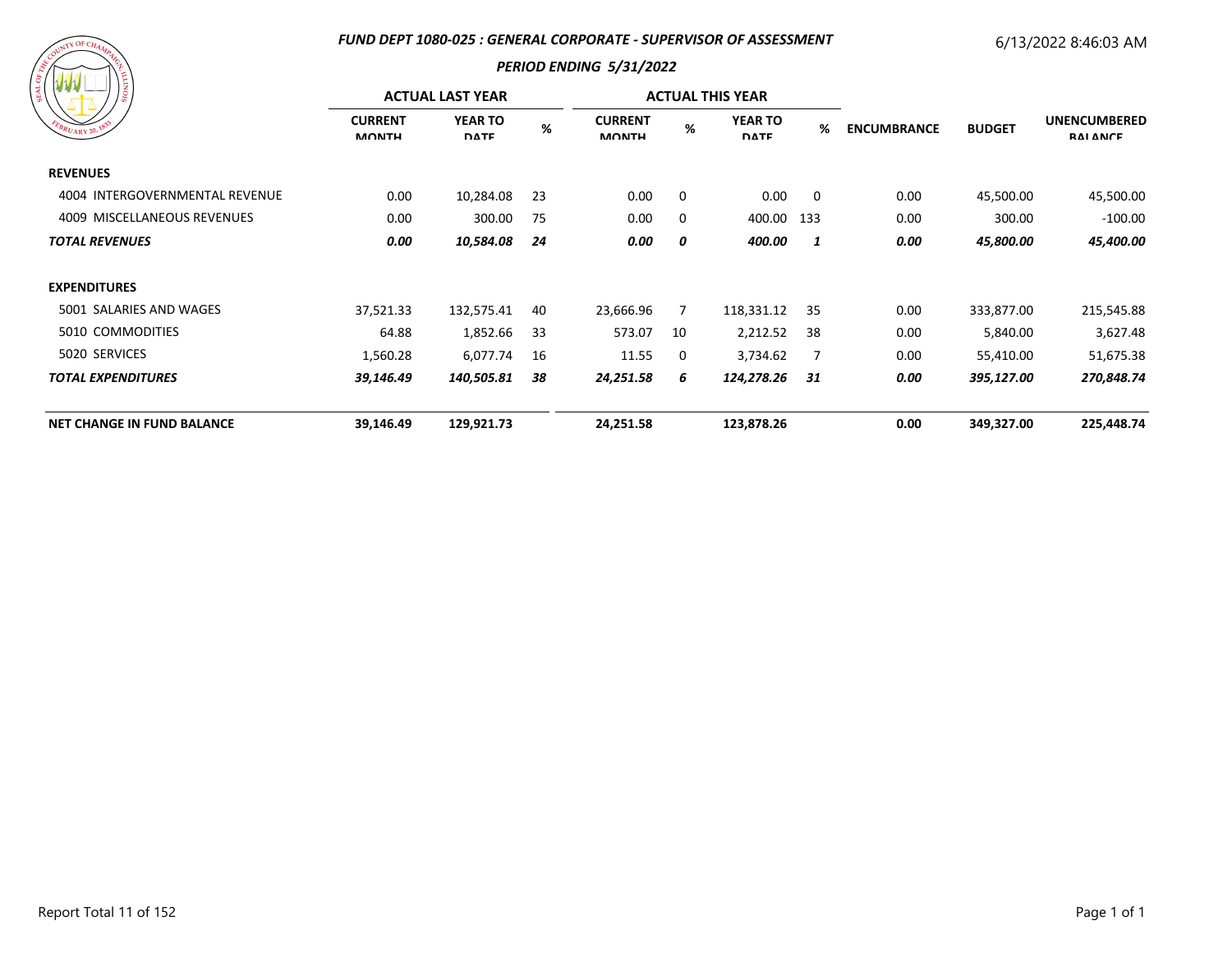## FUND DEPT 1080-025 : GENERAL CORPORATE - SUPERVISOR OF ASSESSMENT

6/13/2022 8:46:03 AM

### PERIOD ENDING 5/31/2022

| | ACTUAL LAST YEAR | | | ACTUAL THIS YEAR | | | | | | |
|---|---|---|---|---|---|---|---|---|---|---|
| | CURRENT MONTH | YEAR TO DATE | % | CURRENT MONTH | % | YEAR TO DATE | % | ENCUMBRANCE | BUDGET | UNENCUMBERED BALANCE |
| **REVENUES** | | | | | | | | | | |
| 4004 INTERGOVERNMENTAL REVENUE | 0.00 | 10,284.08 | 23 | 0.00 | 0 | 0.00 | 0 | 0.00 | 45,500.00 | 45,500.00 |
| 4009 MISCELLANEOUS REVENUES | 0.00 | 300.00 | 75 | 0.00 | 0 | 400.00 | 133 | 0.00 | 300.00 | -100.00 |
| ***TOTAL REVENUES*** | ***0.00*** | ***10,584.08*** | ***24*** | ***0.00*** | ***0*** | ***400.00*** | ***1*** | ***0.00*** | ***45,800.00*** | ***45,400.00*** |
| **EXPENDITURES** | | | | | | | | | | |
| 5001 SALARIES AND WAGES | 37,521.33 | 132,575.41 | 40 | 23,666.96 | 7 | 118,331.12 | 35 | 0.00 | 333,877.00 | 215,545.88 |
| 5010 COMMODITIES | 64.88 | 1,852.66 | 33 | 573.07 | 10 | 2,212.52 | 38 | 0.00 | 5,840.00 | 3,627.48 |
| 5020 SERVICES | 1,560.28 | 6,077.74 | 16 | 11.55 | 0 | 3,734.62 | 7 | 0.00 | 55,410.00 | 51,675.38 |
| ***TOTAL EXPENDITURES*** | ***39,146.49*** | ***140,505.81*** | ***38*** | ***24,251.58*** | ***6*** | ***124,278.26*** | ***31*** | ***0.00*** | ***395,127.00*** | ***270,848.74*** |
| **NET CHANGE IN FUND BALANCE** | **39,146.49** | **129,921.73** | | **24,251.58** | | **123,878.26** | | **0.00** | **349,327.00** | **225,448.74** |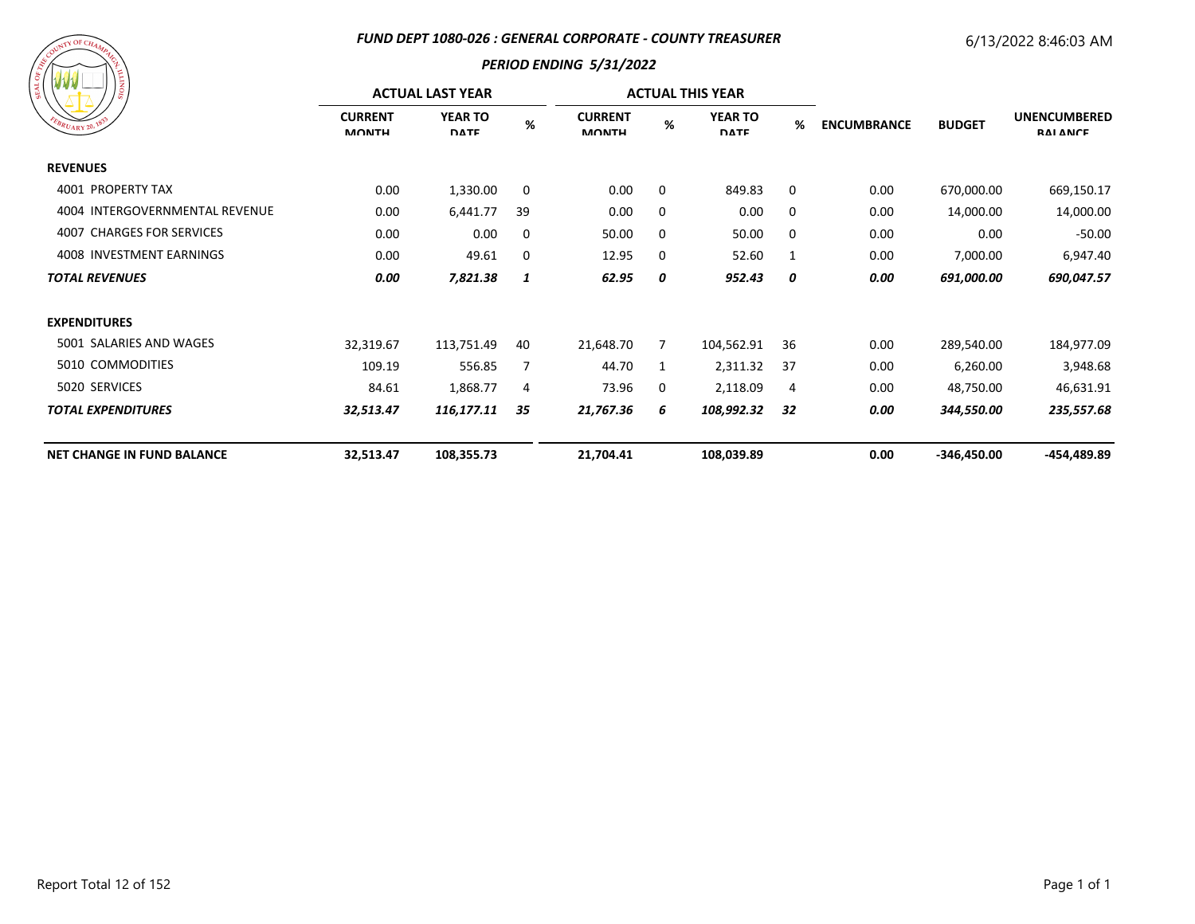### *FUND DEPT 1080-026 : GENERAL CORPORATE - COUNTY TREASURER*

6/13/2022 8:46:03 AM

### *PERIOD ENDING 5/31/2022*

| | ACTUAL LAST YEAR | | | ACTUAL THIS YEAR | | | | | | |
|---|---|---|---|---|---|---|---|---|---|---|
| | CURRENT MONTH | YEAR TO DATE | % | CURRENT MONTH | % | YEAR TO DATE | % | ENCUMBRANCE | BUDGET | UNENCUMBERED BALANCE |
| **REVENUES** | | | | | | | | | | |
| 4001 PROPERTY TAX | 0.00 | 1,330.00 | 0 | 0.00 | 0 | 849.83 | 0 | 0.00 | 670,000.00 | 669,150.17 |
| 4004 INTERGOVERNMENTAL REVENUE | 0.00 | 6,441.77 | 39 | 0.00 | 0 | 0.00 | 0 | 0.00 | 14,000.00 | 14,000.00 |
| 4007 CHARGES FOR SERVICES | 0.00 | 0.00 | 0 | 50.00 | 0 | 50.00 | 0 | 0.00 | 0.00 | -50.00 |
| 4008 INVESTMENT EARNINGS | 0.00 | 49.61 | 0 | 12.95 | 0 | 52.60 | 1 | 0.00 | 7,000.00 | 6,947.40 |
| ***TOTAL REVENUES*** | ***0.00*** | ***7,821.38*** | ***1*** | ***62.95*** | ***0*** | ***952.43*** | ***0*** | ***0.00*** | ***691,000.00*** | ***690,047.57*** |
| **EXPENDITURES** | | | | | | | | | | |
| 5001 SALARIES AND WAGES | 32,319.67 | 113,751.49 | 40 | 21,648.70 | 7 | 104,562.91 | 36 | 0.00 | 289,540.00 | 184,977.09 |
| 5010 COMMODITIES | 109.19 | 556.85 | 7 | 44.70 | 1 | 2,311.32 | 37 | 0.00 | 6,260.00 | 3,948.68 |
| 5020 SERVICES | 84.61 | 1,868.77 | 4 | 73.96 | 0 | 2,118.09 | 4 | 0.00 | 48,750.00 | 46,631.91 |
| ***TOTAL EXPENDITURES*** | ***32,513.47*** | ***116,177.11*** | ***35*** | ***21,767.36*** | ***6*** | ***108,992.32*** | ***32*** | ***0.00*** | ***344,550.00*** | ***235,557.68*** |
| **NET CHANGE IN FUND BALANCE** | **32,513.47** | **108,355.73** | | **21,704.41** | | **108,039.89** | | **0.00** | **-346,450.00** | **-454,489.89** |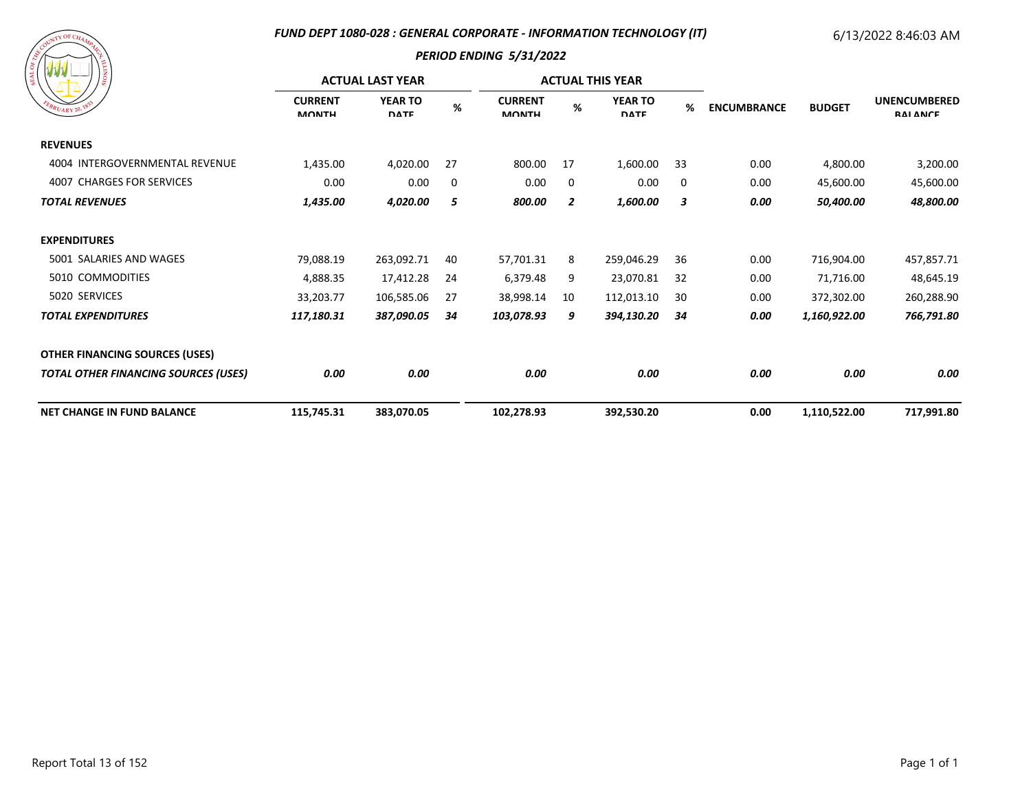## FUND DEPT 1080-028 : GENERAL CORPORATE - INFORMATION TECHNOLOGY (IT)

6/13/2022 8:46:03 AM

### PERIOD ENDING 5/31/2022

| | ACTUAL LAST YEAR | | | ACTUAL THIS YEAR | | | | | | |
|---|---|---|---|---|---|---|---|---|---|---|
| | CURRENT MONTH | YEAR TO DATE | % | CURRENT MONTH | % | YEAR TO DATE | % | ENCUMBRANCE | BUDGET | UNENCUMBERED BALANCE |
| **REVENUES** | | | | | | | | | | |
| 4004 INTERGOVERNMENTAL REVENUE | 1,435.00 | 4,020.00 | 27 | 800.00 | 17 | 1,600.00 | 33 | 0.00 | 4,800.00 | 3,200.00 |
| 4007 CHARGES FOR SERVICES | 0.00 | 0.00 | 0 | 0.00 | 0 | 0.00 | 0 | 0.00 | 45,600.00 | 45,600.00 |
| ***TOTAL REVENUES*** | ***1,435.00*** | ***4,020.00*** | ***5*** | ***800.00*** | ***2*** | ***1,600.00*** | ***3*** | ***0.00*** | ***50,400.00*** | ***48,800.00*** |
| **EXPENDITURES** | | | | | | | | | | |
| 5001 SALARIES AND WAGES | 79,088.19 | 263,092.71 | 40 | 57,701.31 | 8 | 259,046.29 | 36 | 0.00 | 716,904.00 | 457,857.71 |
| 5010 COMMODITIES | 4,888.35 | 17,412.28 | 24 | 6,379.48 | 9 | 23,070.81 | 32 | 0.00 | 71,716.00 | 48,645.19 |
| 5020 SERVICES | 33,203.77 | 106,585.06 | 27 | 38,998.14 | 10 | 112,013.10 | 30 | 0.00 | 372,302.00 | 260,288.90 |
| ***TOTAL EXPENDITURES*** | ***117,180.31*** | ***387,090.05*** | ***34*** | ***103,078.93*** | ***9*** | ***394,130.20*** | ***34*** | ***0.00*** | ***1,160,922.00*** | ***766,791.80*** |
| **OTHER FINANCING SOURCES (USES)** | | | | | | | | | | |
| ***TOTAL OTHER FINANCING SOURCES (USES)*** | ***0.00*** | ***0.00*** | | ***0.00*** | | ***0.00*** | | ***0.00*** | ***0.00*** | ***0.00*** |
| **NET CHANGE IN FUND BALANCE** | **115,745.31** | **383,070.05** | | **102,278.93** | | **392,530.20** | | **0.00** | **1,110,522.00** | **717,991.80** |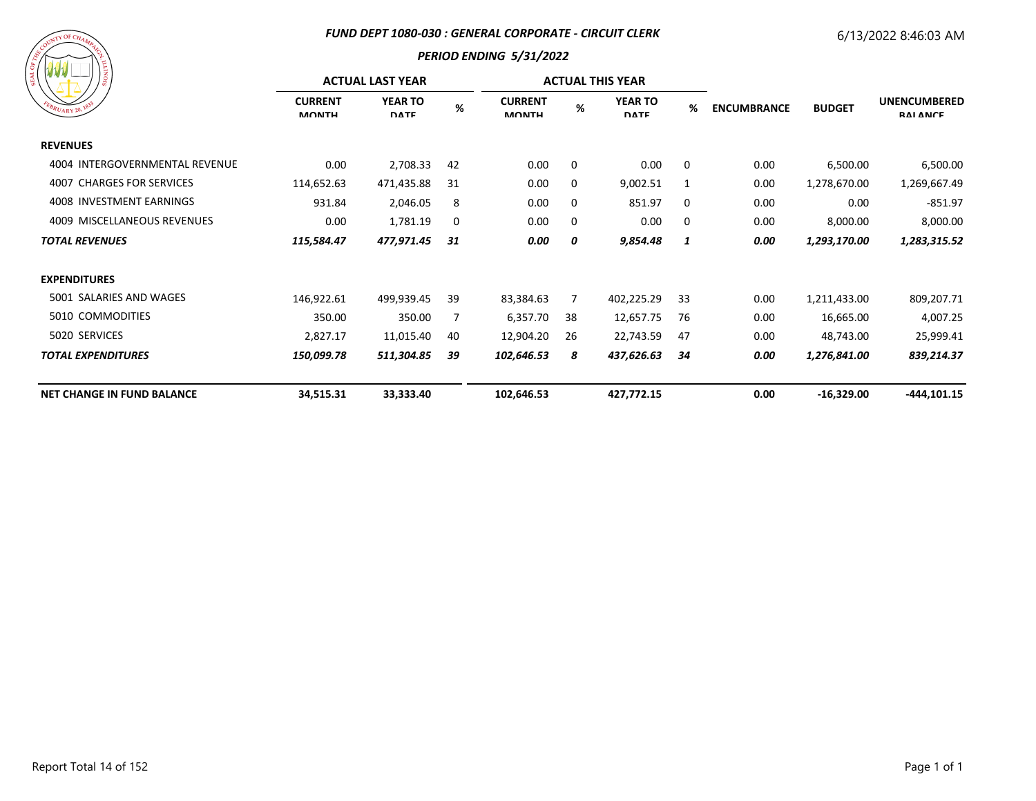### FUND DEPT 1080-030 : GENERAL CORPORATE - CIRCUIT CLERK

6/13/2022 8:46:03 AM

#### PERIOD ENDING 5/31/2022

| | ACTUAL LAST YEAR | | | ACTUAL THIS YEAR | | | | | | |
|---|---|---|---|---|---|---|---|---|---|---|
| | CURRENT MONTH | YEAR TO DATE | % | CURRENT MONTH | % | YEAR TO DATE | % | ENCUMBRANCE | BUDGET | UNENCUMBERED BALANCE |
| **REVENUES** | | | | | | | | | | |
| 4004 INTERGOVERNMENTAL REVENUE | 0.00 | 2,708.33 | 42 | 0.00 | 0 | 0.00 | 0 | 0.00 | 6,500.00 | 6,500.00 |
| 4007 CHARGES FOR SERVICES | 114,652.63 | 471,435.88 | 31 | 0.00 | 0 | 9,002.51 | 1 | 0.00 | 1,278,670.00 | 1,269,667.49 |
| 4008 INVESTMENT EARNINGS | 931.84 | 2,046.05 | 8 | 0.00 | 0 | 851.97 | 0 | 0.00 | 0.00 | -851.97 |
| 4009 MISCELLANEOUS REVENUES | 0.00 | 1,781.19 | 0 | 0.00 | 0 | 0.00 | 0 | 0.00 | 8,000.00 | 8,000.00 |
| ***TOTAL REVENUES*** | ***115,584.47*** | ***477,971.45*** | ***31*** | ***0.00*** | ***0*** | ***9,854.48*** | ***1*** | ***0.00*** | ***1,293,170.00*** | ***1,283,315.52*** |
| **EXPENDITURES** | | | | | | | | | | |
| 5001 SALARIES AND WAGES | 146,922.61 | 499,939.45 | 39 | 83,384.63 | 7 | 402,225.29 | 33 | 0.00 | 1,211,433.00 | 809,207.71 |
| 5010 COMMODITIES | 350.00 | 350.00 | 7 | 6,357.70 | 38 | 12,657.75 | 76 | 0.00 | 16,665.00 | 4,007.25 |
| 5020 SERVICES | 2,827.17 | 11,015.40 | 40 | 12,904.20 | 26 | 22,743.59 | 47 | 0.00 | 48,743.00 | 25,999.41 |
| ***TOTAL EXPENDITURES*** | ***150,099.78*** | ***511,304.85*** | ***39*** | ***102,646.53*** | ***8*** | ***437,626.63*** | ***34*** | ***0.00*** | ***1,276,841.00*** | ***839,214.37*** |
| **NET CHANGE IN FUND BALANCE** | **34,515.31** | **33,333.40** | | **102,646.53** | | **427,772.15** | | **0.00** | **-16,329.00** | **-444,101.15** |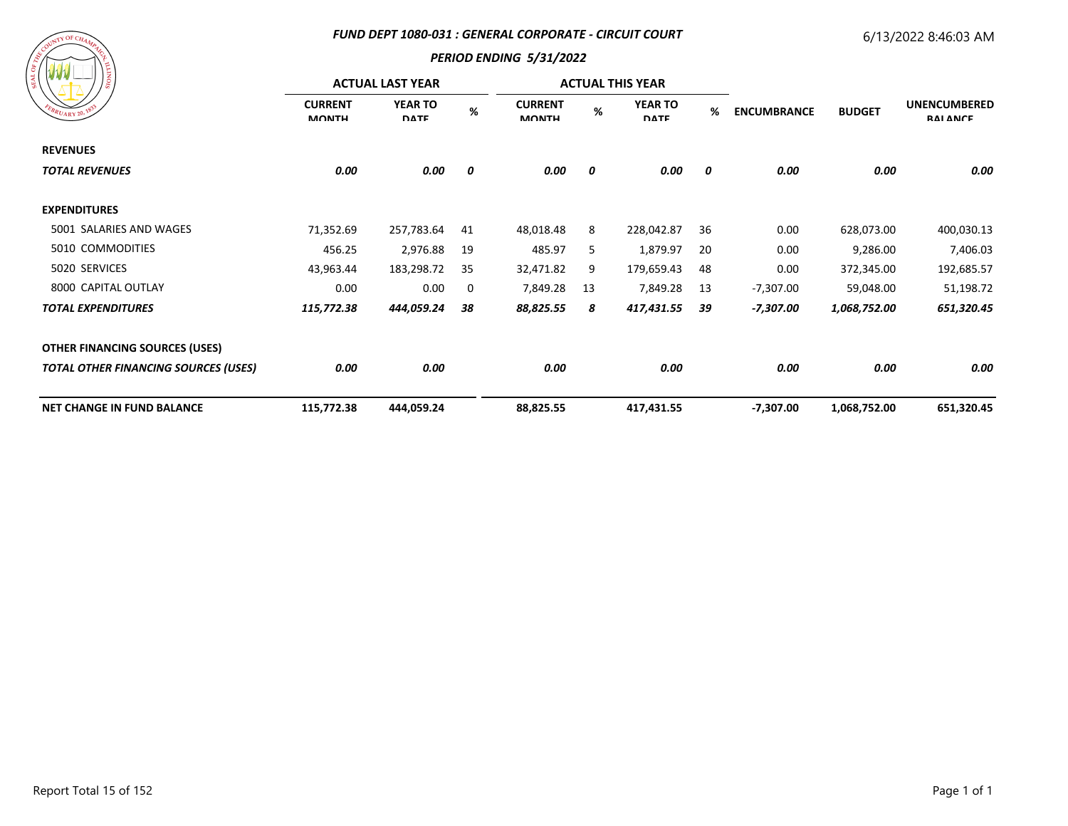## FUND DEPT 1080-031 : GENERAL CORPORATE - CIRCUIT COURT

### PERIOD ENDING 5/31/2022

6/13/2022 8:46:03 AM

| | ACTUAL LAST YEAR | | | ACTUAL THIS YEAR | | | | | | |
|---|---|---|---|---|---|---|---|---|---|---|
| | CURRENT MONTH | YEAR TO DATE | % | CURRENT MONTH | % | YEAR TO DATE | % | ENCUMBRANCE | BUDGET | UNENCUMBERED BALANCE |
| **REVENUES** | | | | | | | | | | |
| ***TOTAL REVENUES*** | ***0.00*** | ***0.00*** | ***0*** | ***0.00*** | ***0*** | ***0.00*** | ***0*** | ***0.00*** | ***0.00*** | ***0.00*** |
| **EXPENDITURES** | | | | | | | | | | |
| 5001 SALARIES AND WAGES | 71,352.69 | 257,783.64 | 41 | 48,018.48 | 8 | 228,042.87 | 36 | 0.00 | 628,073.00 | 400,030.13 |
| 5010 COMMODITIES | 456.25 | 2,976.88 | 19 | 485.97 | 5 | 1,879.97 | 20 | 0.00 | 9,286.00 | 7,406.03 |
| 5020 SERVICES | 43,963.44 | 183,298.72 | 35 | 32,471.82 | 9 | 179,659.43 | 48 | 0.00 | 372,345.00 | 192,685.57 |
| 8000 CAPITAL OUTLAY | 0.00 | 0.00 | 0 | 7,849.28 | 13 | 7,849.28 | 13 | -7,307.00 | 59,048.00 | 51,198.72 |
| ***TOTAL EXPENDITURES*** | ***115,772.38*** | ***444,059.24*** | ***38*** | ***88,825.55*** | ***8*** | ***417,431.55*** | ***39*** | ***-7,307.00*** | ***1,068,752.00*** | ***651,320.45*** |
| **OTHER FINANCING SOURCES (USES)** | | | | | | | | | | |
| ***TOTAL OTHER FINANCING SOURCES (USES)*** | ***0.00*** | ***0.00*** | | ***0.00*** | | ***0.00*** | | ***0.00*** | ***0.00*** | ***0.00*** |
| **NET CHANGE IN FUND BALANCE** | **115,772.38** | **444,059.24** | | **88,825.55** | | **417,431.55** | | **-7,307.00** | **1,068,752.00** | **651,320.45** |

Report Total 15 of 152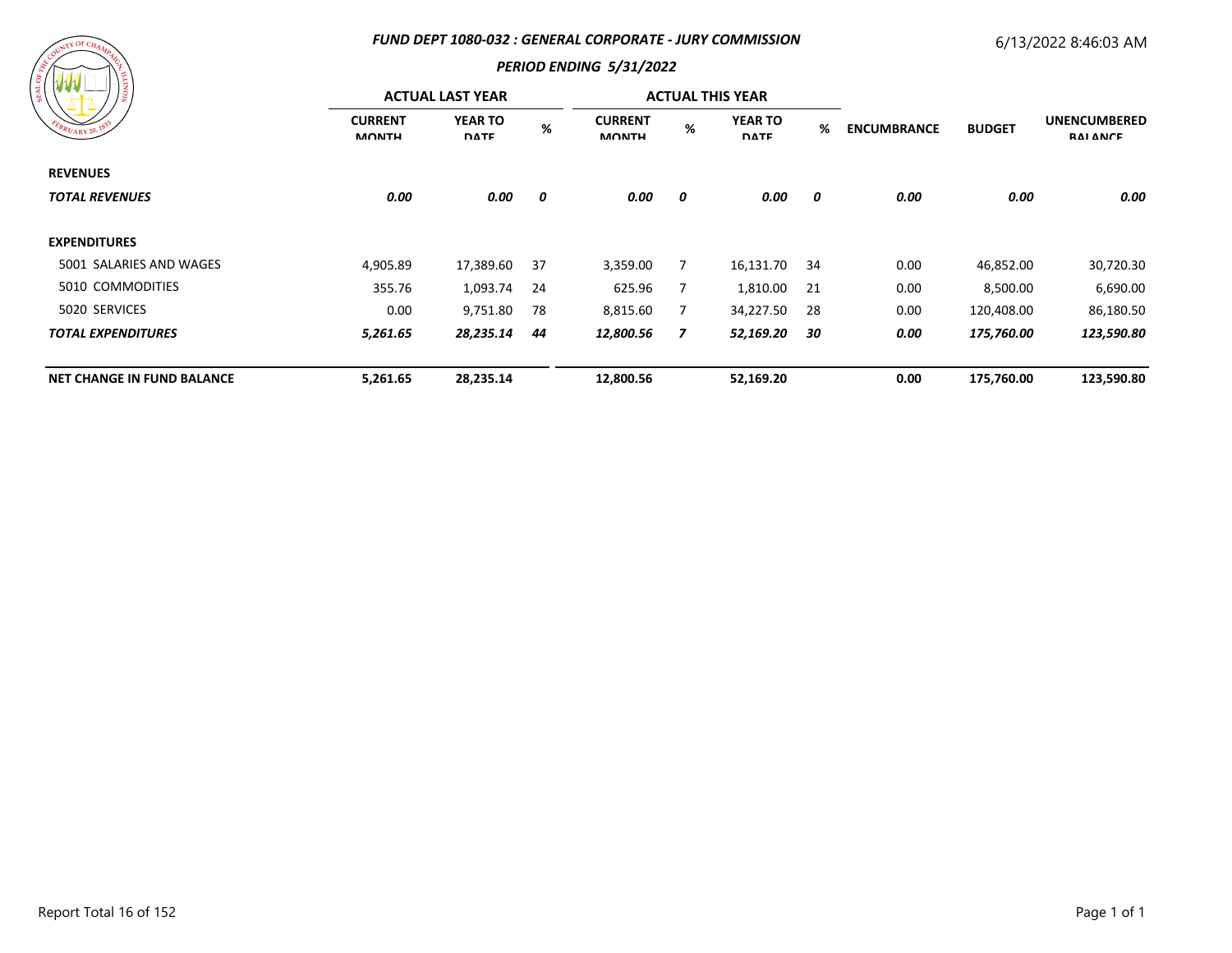### *FUND DEPT 1080-032 : GENERAL CORPORATE - JURY COMMISSION*

### *PERIOD ENDING 5/31/2022*

6/13/2022 8:46:03 AM

| | ACTUAL LAST YEAR | | | ACTUAL THIS YEAR | | | | | | |
|---|---|---|---|---|---|---|---|---|---|---|
| | CURRENT MONTH | YEAR TO DATE | % | CURRENT MONTH | % | YEAR TO DATE | % | ENCUMBRANCE | BUDGET | UNENCUMBERED BALANCE |
| **REVENUES** | | | | | | | | | | |
| ***TOTAL REVENUES*** | ***0.00*** | ***0.00*** | ***0*** | ***0.00*** | ***0*** | ***0.00*** | ***0*** | ***0.00*** | ***0.00*** | ***0.00*** |
| **EXPENDITURES** | | | | | | | | | | |
| 5001 SALARIES AND WAGES | 4,905.89 | 17,389.60 | 37 | 3,359.00 | 7 | 16,131.70 | 34 | 0.00 | 46,852.00 | 30,720.30 |
| 5010 COMMODITIES | 355.76 | 1,093.74 | 24 | 625.96 | 7 | 1,810.00 | 21 | 0.00 | 8,500.00 | 6,690.00 |
| 5020 SERVICES | 0.00 | 9,751.80 | 78 | 8,815.60 | 7 | 34,227.50 | 28 | 0.00 | 120,408.00 | 86,180.50 |
| ***TOTAL EXPENDITURES*** | ***5,261.65*** | ***28,235.14*** | ***44*** | ***12,800.56*** | ***7*** | ***52,169.20*** | ***30*** | ***0.00*** | ***175,760.00*** | ***123,590.80*** |
| **NET CHANGE IN FUND BALANCE** | **5,261.65** | **28,235.14** | | **12,800.56** | | **52,169.20** | | **0.00** | **175,760.00** | **123,590.80** |

Report Total 16 of 152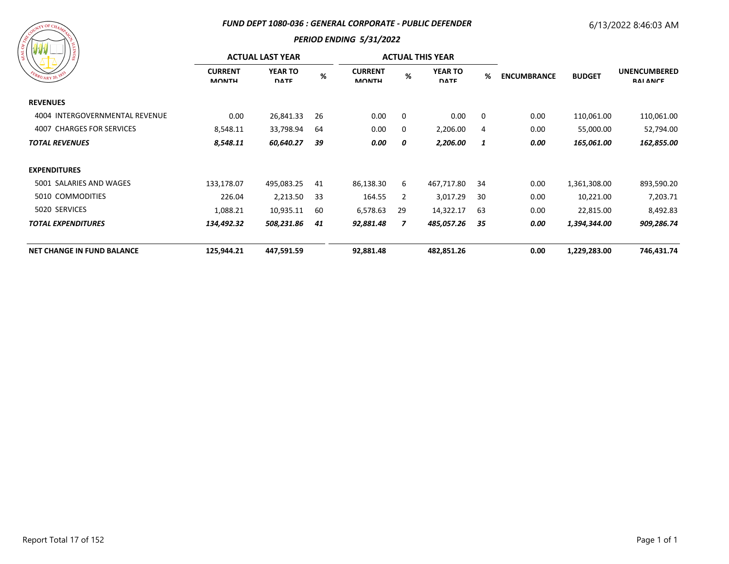# FUND DEPT 1080-036 : GENERAL CORPORATE - PUBLIC DEFENDER

## PERIOD ENDING 5/31/2022

6/13/2022 8:46:03 AM

| | ACTUAL LAST YEAR | | | ACTUAL THIS YEAR | | | | | | |
|---|---|---|---|---|---|---|---|---|---|---|
| | CURRENT MONTH | YEAR TO DATE | % | CURRENT MONTH | % | YEAR TO DATE | % | ENCUMBRANCE | BUDGET | UNENCUMBERED BALANCE |
| **REVENUES** | | | | | | | | | | |
| 4004 INTERGOVERNMENTAL REVENUE | 0.00 | 26,841.33 | 26 | 0.00 | 0 | 0.00 | 0 | 0.00 | 110,061.00 | 110,061.00 |
| 4007 CHARGES FOR SERVICES | 8,548.11 | 33,798.94 | 64 | 0.00 | 0 | 2,206.00 | 4 | 0.00 | 55,000.00 | 52,794.00 |
| ***TOTAL REVENUES*** | ***8,548.11*** | ***60,640.27*** | ***39*** | ***0.00*** | ***0*** | ***2,206.00*** | ***1*** | ***0.00*** | ***165,061.00*** | ***162,855.00*** |
| **EXPENDITURES** | | | | | | | | | | |
| 5001 SALARIES AND WAGES | 133,178.07 | 495,083.25 | 41 | 86,138.30 | 6 | 467,717.80 | 34 | 0.00 | 1,361,308.00 | 893,590.20 |
| 5010 COMMODITIES | 226.04 | 2,213.50 | 33 | 164.55 | 2 | 3,017.29 | 30 | 0.00 | 10,221.00 | 7,203.71 |
| 5020 SERVICES | 1,088.21 | 10,935.11 | 60 | 6,578.63 | 29 | 14,322.17 | 63 | 0.00 | 22,815.00 | 8,492.83 |
| ***TOTAL EXPENDITURES*** | ***134,492.32*** | ***508,231.86*** | ***41*** | ***92,881.48*** | ***7*** | ***485,057.26*** | ***35*** | ***0.00*** | ***1,394,344.00*** | ***909,286.74*** |
| **NET CHANGE IN FUND BALANCE** | **125,944.21** | **447,591.59** | | **92,881.48** | | **482,851.26** | | **0.00** | **1,229,283.00** | **746,431.74** |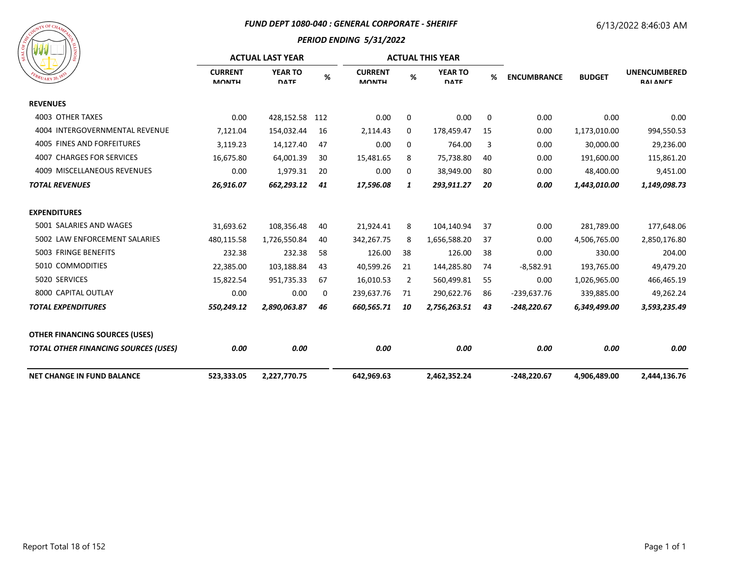# FUND DEPT 1080-040 : GENERAL CORPORATE - SHERIFF

## PERIOD ENDING 5/31/2022

6/13/2022 8:46:03 AM

| | ACTUAL LAST YEAR | | | ACTUAL THIS YEAR | | | | | | |
|---|---|---|---|---|---|---|---|---|---|---|
| | CURRENT MONTH | YEAR TO DATE | % | CURRENT MONTH | % | YEAR TO DATE | % | ENCUMBRANCE | BUDGET | UNENCUMBERED BALANCE |
| **REVENUES** | | | | | | | | | | |
| 4003 OTHER TAXES | 0.00 | 428,152.58 | 112 | 0.00 | 0 | 0.00 | 0 | 0.00 | 0.00 | 0.00 |
| 4004 INTERGOVERNMENTAL REVENUE | 7,121.04 | 154,032.44 | 16 | 2,114.43 | 0 | 178,459.47 | 15 | 0.00 | 1,173,010.00 | 994,550.53 |
| 4005 FINES AND FORFEITURES | 3,119.23 | 14,127.40 | 47 | 0.00 | 0 | 764.00 | 3 | 0.00 | 30,000.00 | 29,236.00 |
| 4007 CHARGES FOR SERVICES | 16,675.80 | 64,001.39 | 30 | 15,481.65 | 8 | 75,738.80 | 40 | 0.00 | 191,600.00 | 115,861.20 |
| 4009 MISCELLANEOUS REVENUES | 0.00 | 1,979.31 | 20 | 0.00 | 0 | 38,949.00 | 80 | 0.00 | 48,400.00 | 9,451.00 |
| ***TOTAL REVENUES*** | ***26,916.07*** | ***662,293.12*** | ***41*** | ***17,596.08*** | ***1*** | ***293,911.27*** | ***20*** | ***0.00*** | ***1,443,010.00*** | ***1,149,098.73*** |
| **EXPENDITURES** | | | | | | | | | | |
| 5001 SALARIES AND WAGES | 31,693.62 | 108,356.48 | 40 | 21,924.41 | 8 | 104,140.94 | 37 | 0.00 | 281,789.00 | 177,648.06 |
| 5002 LAW ENFORCEMENT SALARIES | 480,115.58 | 1,726,550.84 | 40 | 342,267.75 | 8 | 1,656,588.20 | 37 | 0.00 | 4,506,765.00 | 2,850,176.80 |
| 5003 FRINGE BENEFITS | 232.38 | 232.38 | 58 | 126.00 | 38 | 126.00 | 38 | 0.00 | 330.00 | 204.00 |
| 5010 COMMODITIES | 22,385.00 | 103,188.84 | 43 | 40,599.26 | 21 | 144,285.80 | 74 | -8,582.91 | 193,765.00 | 49,479.20 |
| 5020 SERVICES | 15,822.54 | 951,735.33 | 67 | 16,010.53 | 2 | 560,499.81 | 55 | 0.00 | 1,026,965.00 | 466,465.19 |
| 8000 CAPITAL OUTLAY | 0.00 | 0.00 | 0 | 239,637.76 | 71 | 290,622.76 | 86 | -239,637.76 | 339,885.00 | 49,262.24 |
| ***TOTAL EXPENDITURES*** | ***550,249.12*** | ***2,890,063.87*** | ***46*** | ***660,565.71*** | ***10*** | ***2,756,263.51*** | ***43*** | ***-248,220.67*** | ***6,349,499.00*** | ***3,593,235.49*** |
| **OTHER FINANCING SOURCES (USES)** | | | | | | | | | | |
| ***TOTAL OTHER FINANCING SOURCES (USES)*** | ***0.00*** | ***0.00*** | | ***0.00*** | | ***0.00*** | | ***0.00*** | ***0.00*** | ***0.00*** |
| **NET CHANGE IN FUND BALANCE** | **523,333.05** | **2,227,770.75** | | **642,969.63** | | **2,462,352.24** | | **-248,220.67** | **4,906,489.00** | **2,444,136.76** |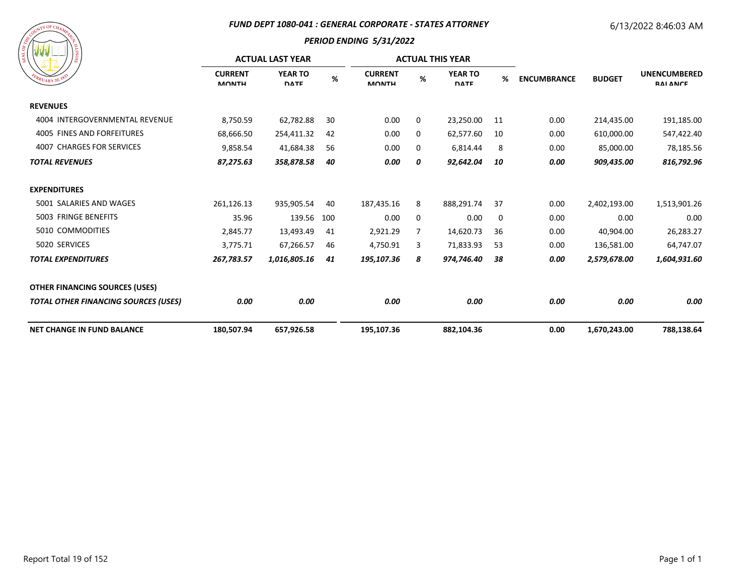## FUND DEPT 1080-041 : GENERAL CORPORATE - STATES ATTORNEY

### PERIOD ENDING 5/31/2022

6/13/2022 8:46:03 AM

| | ACTUAL LAST YEAR | | | ACTUAL THIS YEAR | | | | | | |
|---|---|---|---|---|---|---|---|---|---|---|
| | CURRENT MONTH | YEAR TO DATE | % | CURRENT MONTH | % | YEAR TO DATE | % | ENCUMBRANCE | BUDGET | UNENCUMBERED BALANCE |
| **REVENUES** | | | | | | | | | | |
| 4004 INTERGOVERNMENTAL REVENUE | 8,750.59 | 62,782.88 | 30 | 0.00 | 0 | 23,250.00 | 11 | 0.00 | 214,435.00 | 191,185.00 |
| 4005 FINES AND FORFEITURES | 68,666.50 | 254,411.32 | 42 | 0.00 | 0 | 62,577.60 | 10 | 0.00 | 610,000.00 | 547,422.40 |
| 4007 CHARGES FOR SERVICES | 9,858.54 | 41,684.38 | 56 | 0.00 | 0 | 6,814.44 | 8 | 0.00 | 85,000.00 | 78,185.56 |
| ***TOTAL REVENUES*** | ***87,275.63*** | ***358,878.58*** | ***40*** | ***0.00*** | ***0*** | ***92,642.04*** | ***10*** | ***0.00*** | ***909,435.00*** | ***816,792.96*** |
| **EXPENDITURES** | | | | | | | | | | |
| 5001 SALARIES AND WAGES | 261,126.13 | 935,905.54 | 40 | 187,435.16 | 8 | 888,291.74 | 37 | 0.00 | 2,402,193.00 | 1,513,901.26 |
| 5003 FRINGE BENEFITS | 35.96 | 139.56 | 100 | 0.00 | 0 | 0.00 | 0 | 0.00 | 0.00 | 0.00 |
| 5010 COMMODITIES | 2,845.77 | 13,493.49 | 41 | 2,921.29 | 7 | 14,620.73 | 36 | 0.00 | 40,904.00 | 26,283.27 |
| 5020 SERVICES | 3,775.71 | 67,266.57 | 46 | 4,750.91 | 3 | 71,833.93 | 53 | 0.00 | 136,581.00 | 64,747.07 |
| ***TOTAL EXPENDITURES*** | ***267,783.57*** | ***1,016,805.16*** | ***41*** | ***195,107.36*** | ***8*** | ***974,746.40*** | ***38*** | ***0.00*** | ***2,579,678.00*** | ***1,604,931.60*** |
| **OTHER FINANCING SOURCES (USES)** | | | | | | | | | | |
| ***TOTAL OTHER FINANCING SOURCES (USES)*** | ***0.00*** | ***0.00*** | | ***0.00*** | | ***0.00*** | | ***0.00*** | ***0.00*** | ***0.00*** |
| **NET CHANGE IN FUND BALANCE** | **180,507.94** | **657,926.58** | | **195,107.36** | | **882,104.36** | | **0.00** | **1,670,243.00** | **788,138.64** |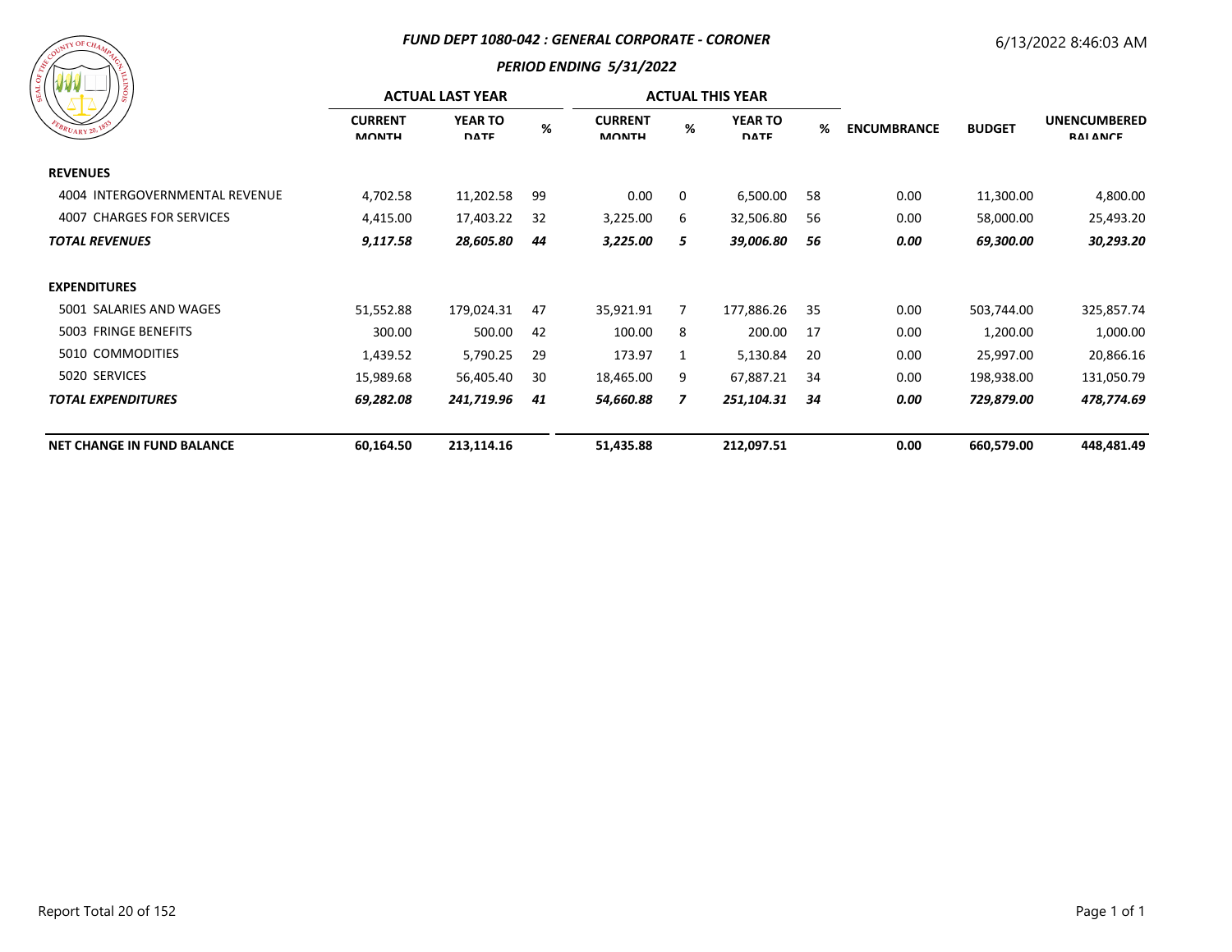## FUND DEPT 1080-042 : GENERAL CORPORATE - CORONER

### PERIOD ENDING 5/31/2022

6/13/2022 8:46:03 AM

| | ACTUAL LAST YEAR | | | ACTUAL THIS YEAR | | | | | | |
|---|---|---|---|---|---|---|---|---|---|---|
| | CURRENT MONTH | YEAR TO DATE | % | CURRENT MONTH | % | YEAR TO DATE | % | ENCUMBRANCE | BUDGET | UNENCUMBERED BALANCE |
| **REVENUES** | | | | | | | | | | |
| 4004 INTERGOVERNMENTAL REVENUE | 4,702.58 | 11,202.58 | 99 | 0.00 | 0 | 6,500.00 | 58 | 0.00 | 11,300.00 | 4,800.00 |
| 4007 CHARGES FOR SERVICES | 4,415.00 | 17,403.22 | 32 | 3,225.00 | 6 | 32,506.80 | 56 | 0.00 | 58,000.00 | 25,493.20 |
| ***TOTAL REVENUES*** | ***9,117.58*** | ***28,605.80*** | ***44*** | ***3,225.00*** | ***5*** | ***39,006.80*** | ***56*** | ***0.00*** | ***69,300.00*** | ***30,293.20*** |
| **EXPENDITURES** | | | | | | | | | | |
| 5001 SALARIES AND WAGES | 51,552.88 | 179,024.31 | 47 | 35,921.91 | 7 | 177,886.26 | 35 | 0.00 | 503,744.00 | 325,857.74 |
| 5003 FRINGE BENEFITS | 300.00 | 500.00 | 42 | 100.00 | 8 | 200.00 | 17 | 0.00 | 1,200.00 | 1,000.00 |
| 5010 COMMODITIES | 1,439.52 | 5,790.25 | 29 | 173.97 | 1 | 5,130.84 | 20 | 0.00 | 25,997.00 | 20,866.16 |
| 5020 SERVICES | 15,989.68 | 56,405.40 | 30 | 18,465.00 | 9 | 67,887.21 | 34 | 0.00 | 198,938.00 | 131,050.79 |
| ***TOTAL EXPENDITURES*** | ***69,282.08*** | ***241,719.96*** | ***41*** | ***54,660.88*** | ***7*** | ***251,104.31*** | ***34*** | ***0.00*** | ***729,879.00*** | ***478,774.69*** |
| **NET CHANGE IN FUND BALANCE** | **60,164.50** | **213,114.16** | | **51,435.88** | | **212,097.51** | | **0.00** | **660,579.00** | **448,481.49** |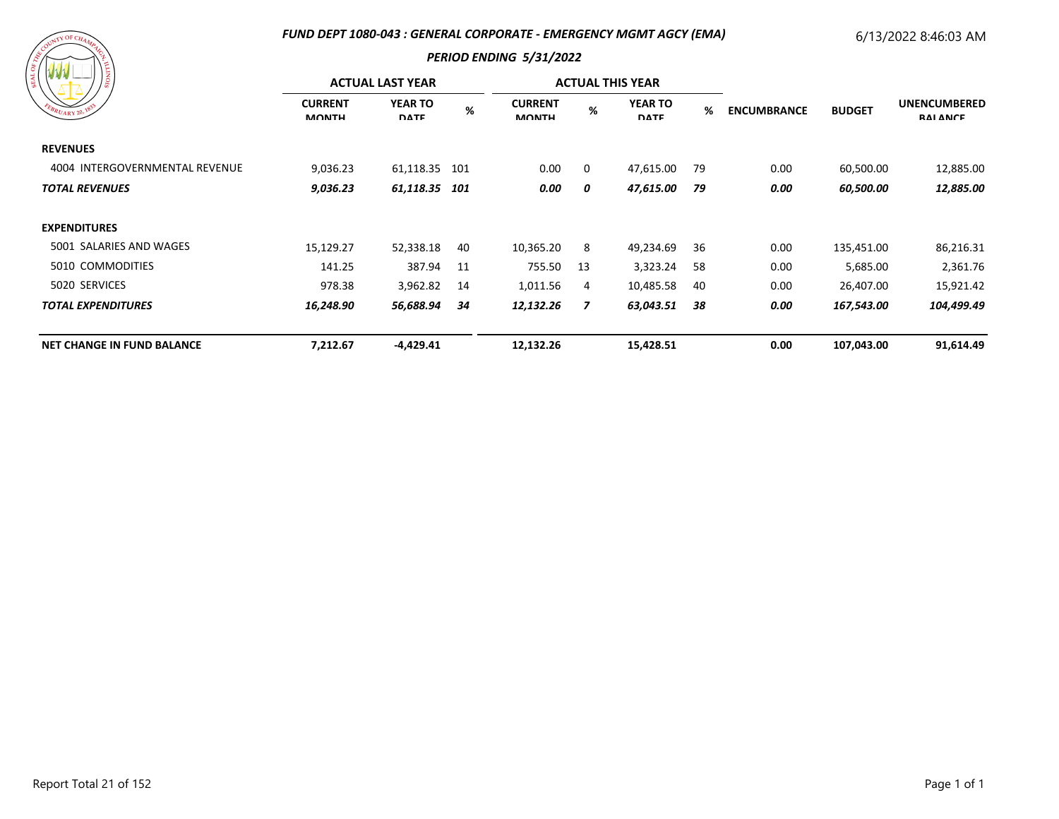## FUND DEPT 1080-043 : GENERAL CORPORATE - EMERGENCY MGMT AGCY (EMA)

6/13/2022 8:46:03 AM

### PERIOD ENDING 5/31/2022

| | ACTUAL LAST YEAR | | | ACTUAL THIS YEAR | | | | | | |
|---|---|---|---|---|---|---|---|---|---|---|
| | CURRENT MONTH | YEAR TO DATE | % | CURRENT MONTH | % | YEAR TO DATE | % | ENCUMBRANCE | BUDGET | UNENCUMBERED BALANCE |
| **REVENUES** | | | | | | | | | | |
| 4004 INTERGOVERNMENTAL REVENUE | 9,036.23 | 61,118.35 | 101 | 0.00 | 0 | 47,615.00 | 79 | 0.00 | 60,500.00 | 12,885.00 |
| ***TOTAL REVENUES*** | ***9,036.23*** | ***61,118.35*** | ***101*** | ***0.00*** | ***0*** | ***47,615.00*** | ***79*** | ***0.00*** | ***60,500.00*** | ***12,885.00*** |
| **EXPENDITURES** | | | | | | | | | | |
| 5001 SALARIES AND WAGES | 15,129.27 | 52,338.18 | 40 | 10,365.20 | 8 | 49,234.69 | 36 | 0.00 | 135,451.00 | 86,216.31 |
| 5010 COMMODITIES | 141.25 | 387.94 | 11 | 755.50 | 13 | 3,323.24 | 58 | 0.00 | 5,685.00 | 2,361.76 |
| 5020 SERVICES | 978.38 | 3,962.82 | 14 | 1,011.56 | 4 | 10,485.58 | 40 | 0.00 | 26,407.00 | 15,921.42 |
| ***TOTAL EXPENDITURES*** | ***16,248.90*** | ***56,688.94*** | ***34*** | ***12,132.26*** | ***7*** | ***63,043.51*** | ***38*** | ***0.00*** | ***167,543.00*** | ***104,499.49*** |
| **NET CHANGE IN FUND BALANCE** | **7,212.67** | **-4,429.41** | | **12,132.26** | | **15,428.51** | | **0.00** | **107,043.00** | **91,614.49** |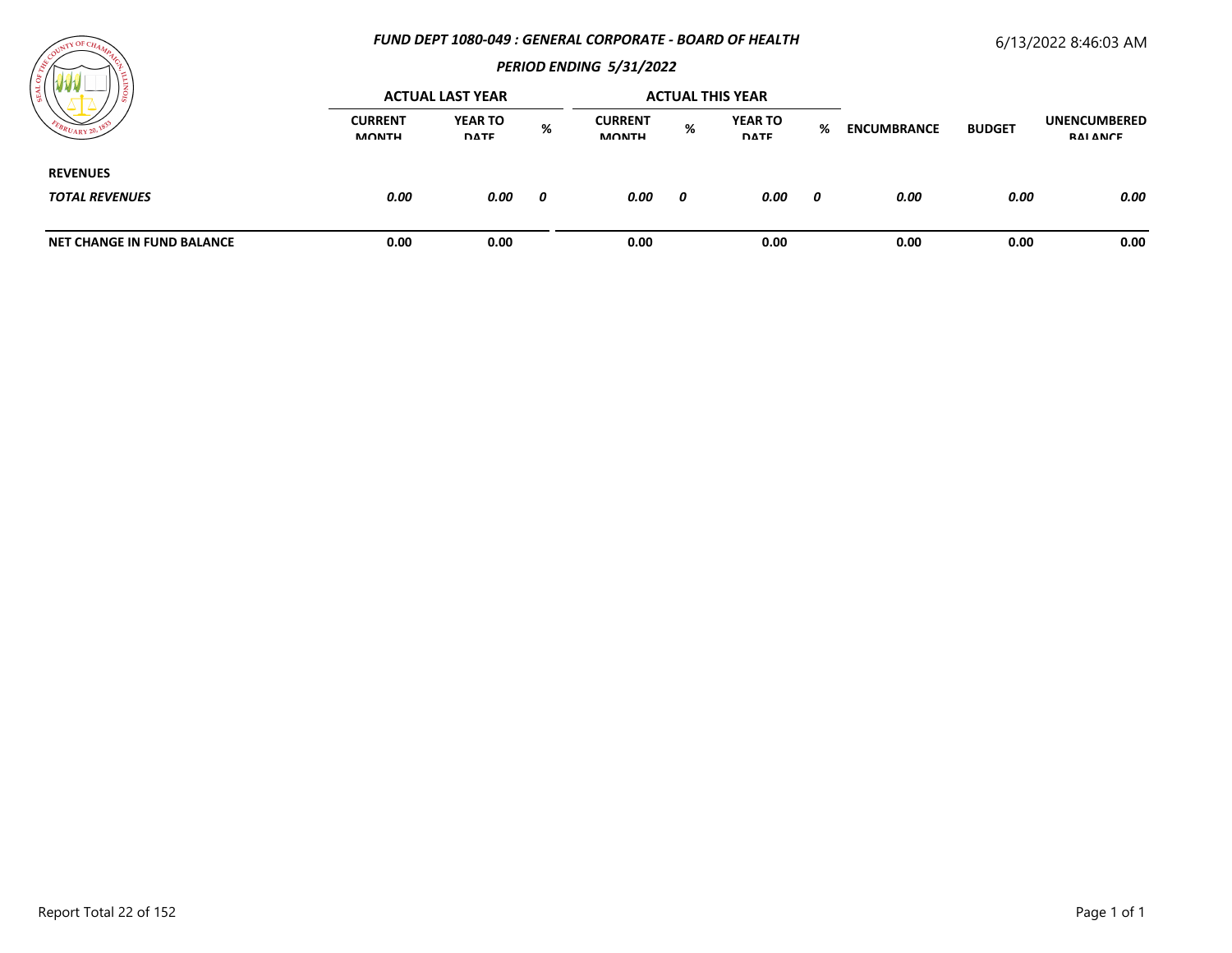### *FUND DEPT 1080-049 : GENERAL CORPORATE - BOARD OF HEALTH*

6/13/2022 8:46:03 AM

#### *PERIOD ENDING 5/31/2022*

| | ACTUAL LAST YEAR | | | ACTUAL THIS YEAR | | | | | | |
|---|---|---|---|---|---|---|---|---|---|---|
| | CURRENT MONTH | YEAR TO DATE | % | CURRENT MONTH | % | YEAR TO DATE | % | ENCUMBRANCE | BUDGET | UNENCUMBERED BALANCE |
| **REVENUES** | | | | | | | | | | |
| ***TOTAL REVENUES*** | ***0.00*** | ***0.00*** | ***0*** | ***0.00*** | ***0*** | ***0.00*** | ***0*** | ***0.00*** | ***0.00*** | ***0.00*** |
| **NET CHANGE IN FUND BALANCE** | **0.00** | **0.00** | | **0.00** | | **0.00** | | **0.00** | **0.00** | **0.00** |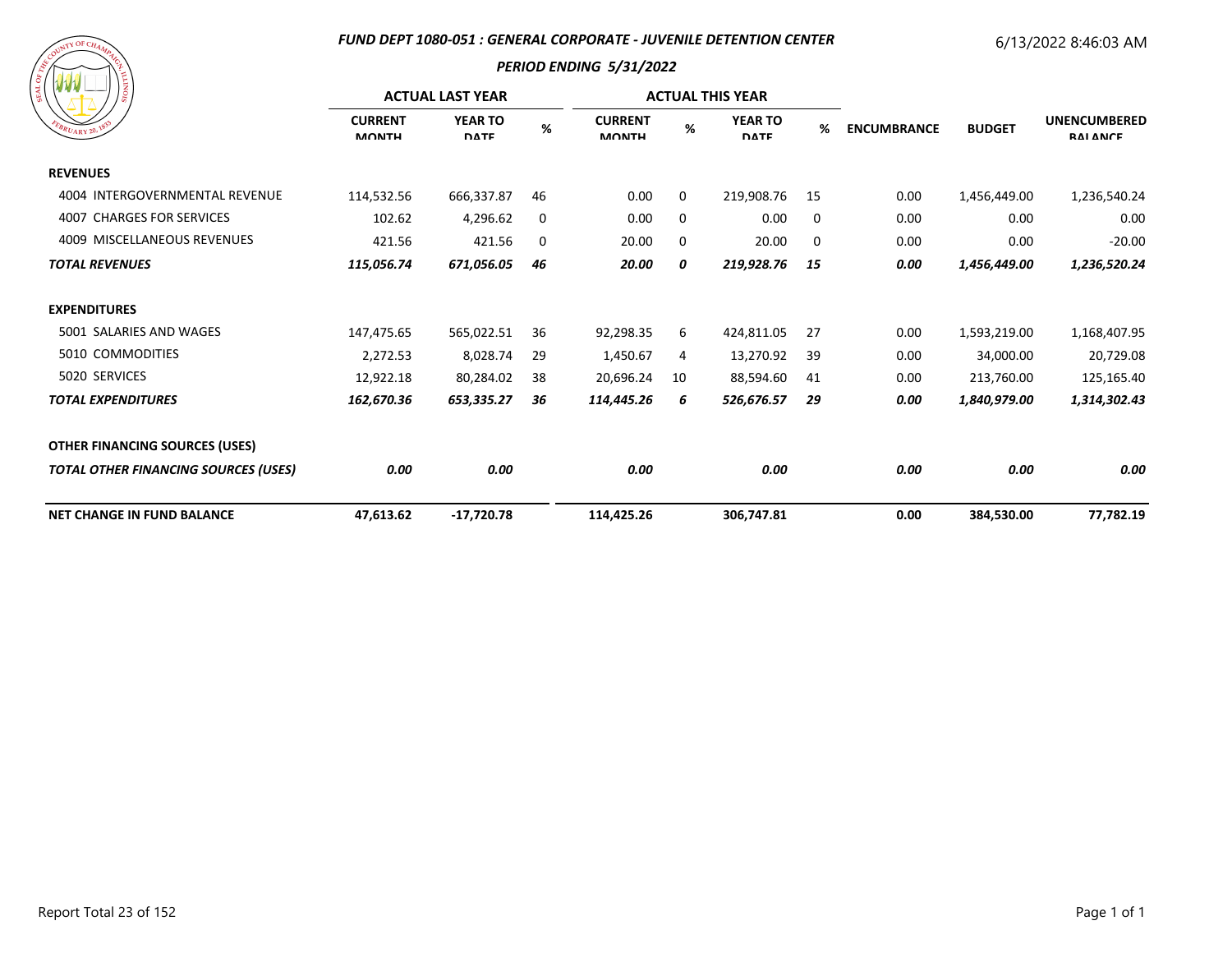## FUND DEPT 1080-051 : GENERAL CORPORATE - JUVENILE DETENTION CENTER

6/13/2022 8:46:03 AM

### PERIOD ENDING 5/31/2022

| | ACTUAL LAST YEAR | | | ACTUAL THIS YEAR | | | | | | |
|---|---|---|---|---|---|---|---|---|---|---|
| | CURRENT MONTH | YEAR TO DATE | % | CURRENT MONTH | % | YEAR TO DATE | % | ENCUMBRANCE | BUDGET | UNENCUMBERED BALANCE |
| **REVENUES** | | | | | | | | | | |
| 4004 INTERGOVERNMENTAL REVENUE | 114,532.56 | 666,337.87 | 46 | 0.00 | 0 | 219,908.76 | 15 | 0.00 | 1,456,449.00 | 1,236,540.24 |
| 4007 CHARGES FOR SERVICES | 102.62 | 4,296.62 | 0 | 0.00 | 0 | 0.00 | 0 | 0.00 | 0.00 | 0.00 |
| 4009 MISCELLANEOUS REVENUES | 421.56 | 421.56 | 0 | 20.00 | 0 | 20.00 | 0 | 0.00 | 0.00 | -20.00 |
| ***TOTAL REVENUES*** | ***115,056.74*** | ***671,056.05*** | ***46*** | ***20.00*** | ***0*** | ***219,928.76*** | ***15*** | ***0.00*** | ***1,456,449.00*** | ***1,236,520.24*** |
| **EXPENDITURES** | | | | | | | | | | |
| 5001 SALARIES AND WAGES | 147,475.65 | 565,022.51 | 36 | 92,298.35 | 6 | 424,811.05 | 27 | 0.00 | 1,593,219.00 | 1,168,407.95 |
| 5010 COMMODITIES | 2,272.53 | 8,028.74 | 29 | 1,450.67 | 4 | 13,270.92 | 39 | 0.00 | 34,000.00 | 20,729.08 |
| 5020 SERVICES | 12,922.18 | 80,284.02 | 38 | 20,696.24 | 10 | 88,594.60 | 41 | 0.00 | 213,760.00 | 125,165.40 |
| ***TOTAL EXPENDITURES*** | ***162,670.36*** | ***653,335.27*** | ***36*** | ***114,445.26*** | ***6*** | ***526,676.57*** | ***29*** | ***0.00*** | ***1,840,979.00*** | ***1,314,302.43*** |
| **OTHER FINANCING SOURCES (USES)** | | | | | | | | | | |
| ***TOTAL OTHER FINANCING SOURCES (USES)*** | ***0.00*** | ***0.00*** | | ***0.00*** | | ***0.00*** | | ***0.00*** | ***0.00*** | ***0.00*** |
| **NET CHANGE IN FUND BALANCE** | **47,613.62** | **-17,720.78** | | **114,425.26** | | **306,747.81** | | **0.00** | **384,530.00** | **77,782.19** |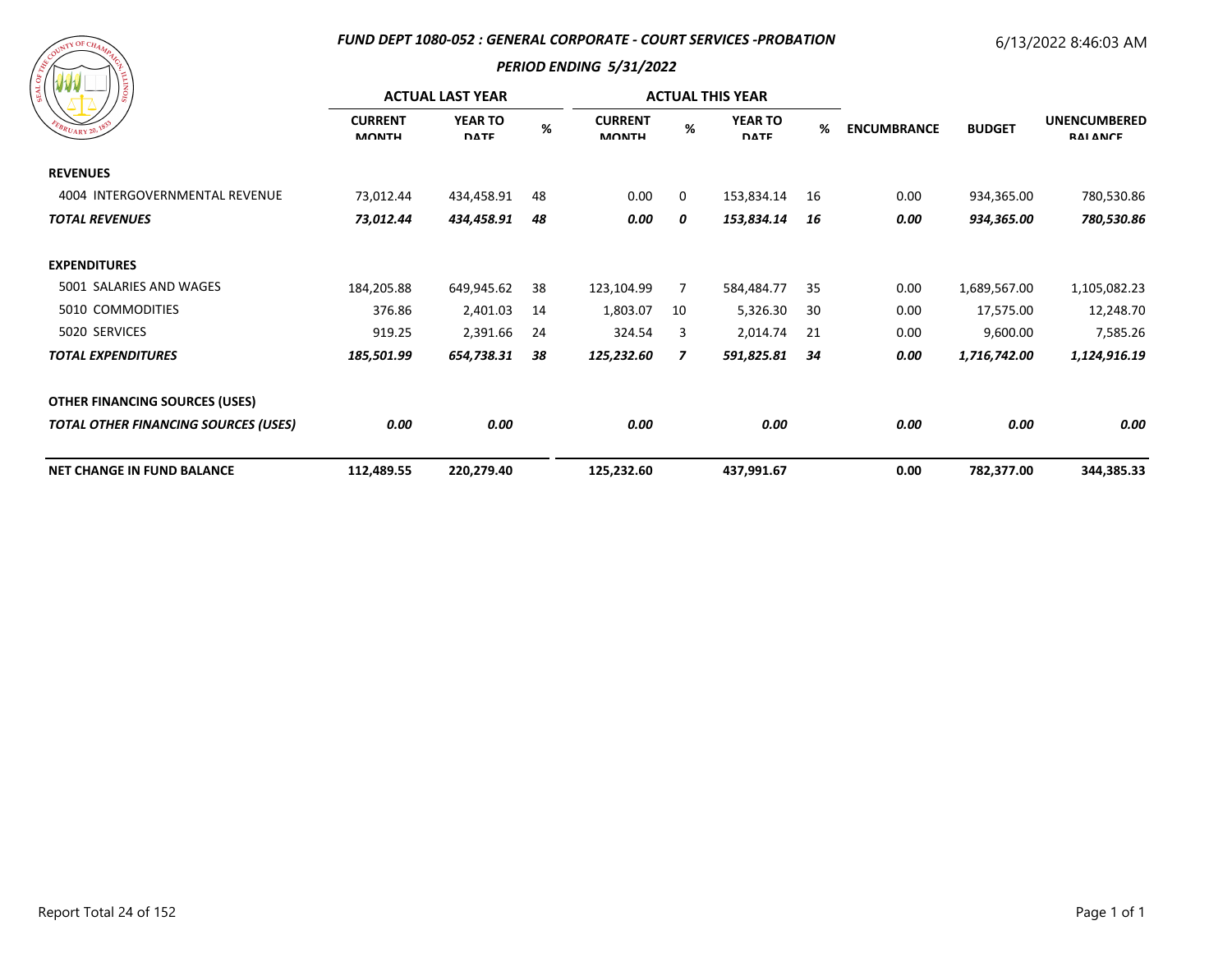## FUND DEPT 1080-052 : GENERAL CORPORATE - COURT SERVICES -PROBATION

6/13/2022 8:46:03 AM

### PERIOD ENDING 5/31/2022

| | ACTUAL LAST YEAR | | | ACTUAL THIS YEAR | | | | | | |
|---|---|---|---|---|---|---|---|---|---|---|
| | CURRENT MONTH | YEAR TO DATE | % | CURRENT MONTH | % | YEAR TO DATE | % | ENCUMBRANCE | BUDGET | UNENCUMBERED BALANCE |
| **REVENUES** | | | | | | | | | | |
| 4004 INTERGOVERNMENTAL REVENUE | 73,012.44 | 434,458.91 | 48 | 0.00 | 0 | 153,834.14 | 16 | 0.00 | 934,365.00 | 780,530.86 |
| ***TOTAL REVENUES*** | ***73,012.44*** | ***434,458.91*** | ***48*** | ***0.00*** | ***0*** | ***153,834.14*** | ***16*** | ***0.00*** | ***934,365.00*** | ***780,530.86*** |
| **EXPENDITURES** | | | | | | | | | | |
| 5001 SALARIES AND WAGES | 184,205.88 | 649,945.62 | 38 | 123,104.99 | 7 | 584,484.77 | 35 | 0.00 | 1,689,567.00 | 1,105,082.23 |
| 5010 COMMODITIES | 376.86 | 2,401.03 | 14 | 1,803.07 | 10 | 5,326.30 | 30 | 0.00 | 17,575.00 | 12,248.70 |
| 5020 SERVICES | 919.25 | 2,391.66 | 24 | 324.54 | 3 | 2,014.74 | 21 | 0.00 | 9,600.00 | 7,585.26 |
| ***TOTAL EXPENDITURES*** | ***185,501.99*** | ***654,738.31*** | ***38*** | ***125,232.60*** | ***7*** | ***591,825.81*** | ***34*** | ***0.00*** | ***1,716,742.00*** | ***1,124,916.19*** |
| **OTHER FINANCING SOURCES (USES)** | | | | | | | | | | |
| ***TOTAL OTHER FINANCING SOURCES (USES)*** | ***0.00*** | ***0.00*** | | ***0.00*** | | ***0.00*** | | ***0.00*** | ***0.00*** | ***0.00*** |
| **NET CHANGE IN FUND BALANCE** | **112,489.55** | **220,279.40** | | **125,232.60** | | **437,991.67** | | **0.00** | **782,377.00** | **344,385.33** |

Report Total 24 of 152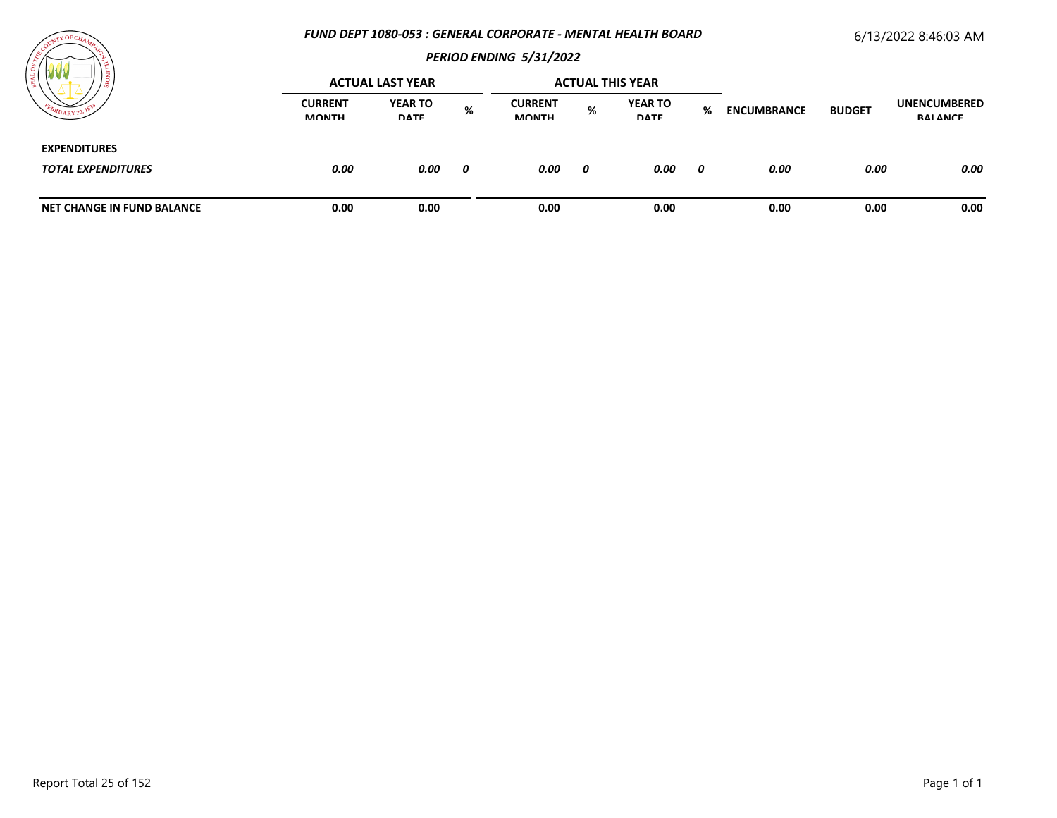# FUND DEPT 1080-053 : GENERAL CORPORATE - MENTAL HEALTH BOARD

## PERIOD ENDING 5/31/2022

6/13/2022 8:46:03 AM

| | ACTUAL LAST YEAR | | | ACTUAL THIS YEAR | | | | | | |
|---|---|---|---|---|---|---|---|---|---|---|
| | CURRENT MONTH | YEAR TO DATE | % | CURRENT MONTH | % | YEAR TO DATE | % | ENCUMBRANCE | BUDGET | UNENCUMBERED BALANCE |
| **EXPENDITURES** | | | | | | | | | | |
| ***TOTAL EXPENDITURES*** | ***0.00*** | ***0.00*** | ***0*** | ***0.00*** | ***0*** | ***0.00*** | ***0*** | ***0.00*** | ***0.00*** | ***0.00*** |
| **NET CHANGE IN FUND BALANCE** | **0.00** | **0.00** | | **0.00** | | **0.00** | | **0.00** | **0.00** | **0.00** |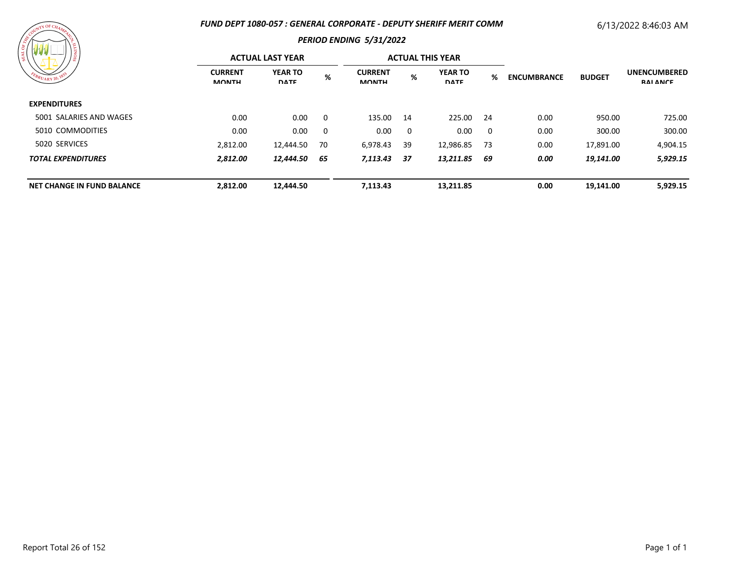## FUND DEPT 1080-057 : GENERAL CORPORATE - DEPUTY SHERIFF MERIT COMM

6/13/2022 8:46:03 AM

### PERIOD ENDING 5/31/2022

| | ACTUAL LAST YEAR | | | ACTUAL THIS YEAR | | | | | | |
|---|---|---|---|---|---|---|---|---|---|---|
| | CURRENT MONTH | YEAR TO DATE | % | CURRENT MONTH | % | YEAR TO DATE | % | ENCUMBRANCE | BUDGET | UNENCUMBERED BALANCE |
| **EXPENDITURES** | | | | | | | | | | |
| 5001 SALARIES AND WAGES | 0.00 | 0.00 | 0 | 135.00 | 14 | 225.00 | 24 | 0.00 | 950.00 | 725.00 |
| 5010 COMMODITIES | 0.00 | 0.00 | 0 | 0.00 | 0 | 0.00 | 0 | 0.00 | 300.00 | 300.00 |
| 5020 SERVICES | 2,812.00 | 12,444.50 | 70 | 6,978.43 | 39 | 12,986.85 | 73 | 0.00 | 17,891.00 | 4,904.15 |
| ***TOTAL EXPENDITURES*** | ***2,812.00*** | ***12,444.50*** | ***65*** | ***7,113.43*** | ***37*** | ***13,211.85*** | ***69*** | ***0.00*** | ***19,141.00*** | ***5,929.15*** |
| **NET CHANGE IN FUND BALANCE** | **2,812.00** | **12,444.50** | | **7,113.43** | | **13,211.85** | | **0.00** | **19,141.00** | **5,929.15** |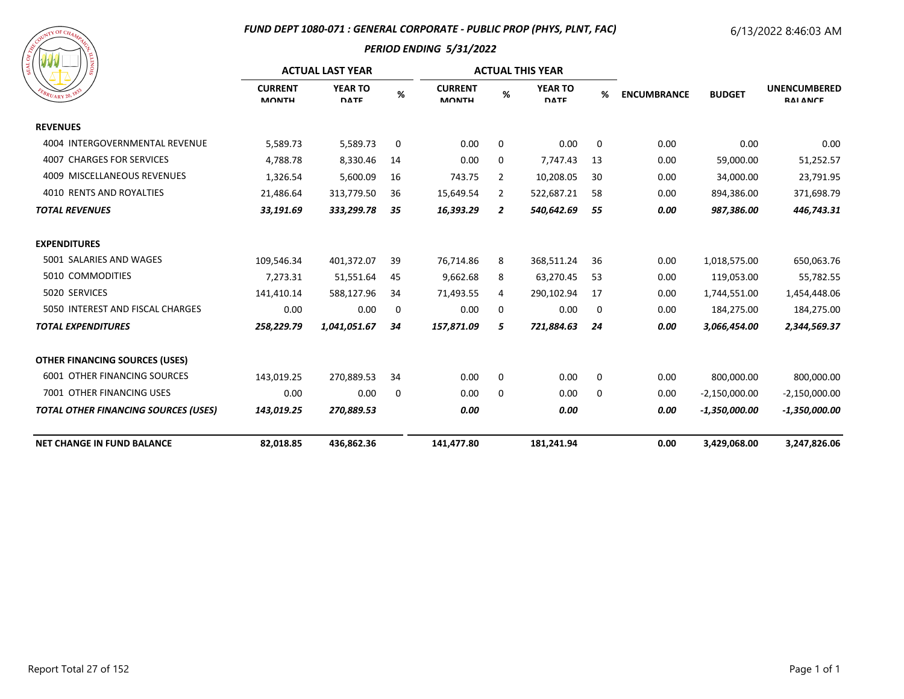# FUND DEPT 1080-071 : GENERAL CORPORATE - PUBLIC PROP (PHYS, PLNT, FAC)

6/13/2022 8:46:03 AM

## PERIOD ENDING 5/31/2022

| | ACTUAL LAST YEAR | | | ACTUAL THIS YEAR | | | | | | |
|---|---|---|---|---|---|---|---|---|---|---|
| | CURRENT MONTH | YEAR TO DATE | % | CURRENT MONTH | % | YEAR TO DATE | % | ENCUMBRANCE | BUDGET | UNENCUMBERED BALANCE |
| **REVENUES** | | | | | | | | | | |
| 4004 INTERGOVERNMENTAL REVENUE | 5,589.73 | 5,589.73 | 0 | 0.00 | 0 | 0.00 | 0 | 0.00 | 0.00 | 0.00 |
| 4007 CHARGES FOR SERVICES | 4,788.78 | 8,330.46 | 14 | 0.00 | 0 | 7,747.43 | 13 | 0.00 | 59,000.00 | 51,252.57 |
| 4009 MISCELLANEOUS REVENUES | 1,326.54 | 5,600.09 | 16 | 743.75 | 2 | 10,208.05 | 30 | 0.00 | 34,000.00 | 23,791.95 |
| 4010 RENTS AND ROYALTIES | 21,486.64 | 313,779.50 | 36 | 15,649.54 | 2 | 522,687.21 | 58 | 0.00 | 894,386.00 | 371,698.79 |
| ***TOTAL REVENUES*** | ***33,191.69*** | ***333,299.78*** | ***35*** | ***16,393.29*** | ***2*** | ***540,642.69*** | ***55*** | ***0.00*** | ***987,386.00*** | ***446,743.31*** |
| **EXPENDITURES** | | | | | | | | | | |
| 5001 SALARIES AND WAGES | 109,546.34 | 401,372.07 | 39 | 76,714.86 | 8 | 368,511.24 | 36 | 0.00 | 1,018,575.00 | 650,063.76 |
| 5010 COMMODITIES | 7,273.31 | 51,551.64 | 45 | 9,662.68 | 8 | 63,270.45 | 53 | 0.00 | 119,053.00 | 55,782.55 |
| 5020 SERVICES | 141,410.14 | 588,127.96 | 34 | 71,493.55 | 4 | 290,102.94 | 17 | 0.00 | 1,744,551.00 | 1,454,448.06 |
| 5050 INTEREST AND FISCAL CHARGES | 0.00 | 0.00 | 0 | 0.00 | 0 | 0.00 | 0 | 0.00 | 184,275.00 | 184,275.00 |
| ***TOTAL EXPENDITURES*** | ***258,229.79*** | ***1,041,051.67*** | ***34*** | ***157,871.09*** | ***5*** | ***721,884.63*** | ***24*** | ***0.00*** | ***3,066,454.00*** | ***2,344,569.37*** |
| **OTHER FINANCING SOURCES (USES)** | | | | | | | | | | |
| 6001 OTHER FINANCING SOURCES | 143,019.25 | 270,889.53 | 34 | 0.00 | 0 | 0.00 | 0 | 0.00 | 800,000.00 | 800,000.00 |
| 7001 OTHER FINANCING USES | 0.00 | 0.00 | 0 | 0.00 | 0 | 0.00 | 0 | 0.00 | -2,150,000.00 | -2,150,000.00 |
| ***TOTAL OTHER FINANCING SOURCES (USES)*** | ***143,019.25*** | ***270,889.53*** | | ***0.00*** | | ***0.00*** | | ***0.00*** | ***-1,350,000.00*** | ***-1,350,000.00*** |
| **NET CHANGE IN FUND BALANCE** | **82,018.85** | **436,862.36** | | **141,477.80** | | **181,241.94** | | **0.00** | **3,429,068.00** | **3,247,826.06** |

Report Total 27 of 152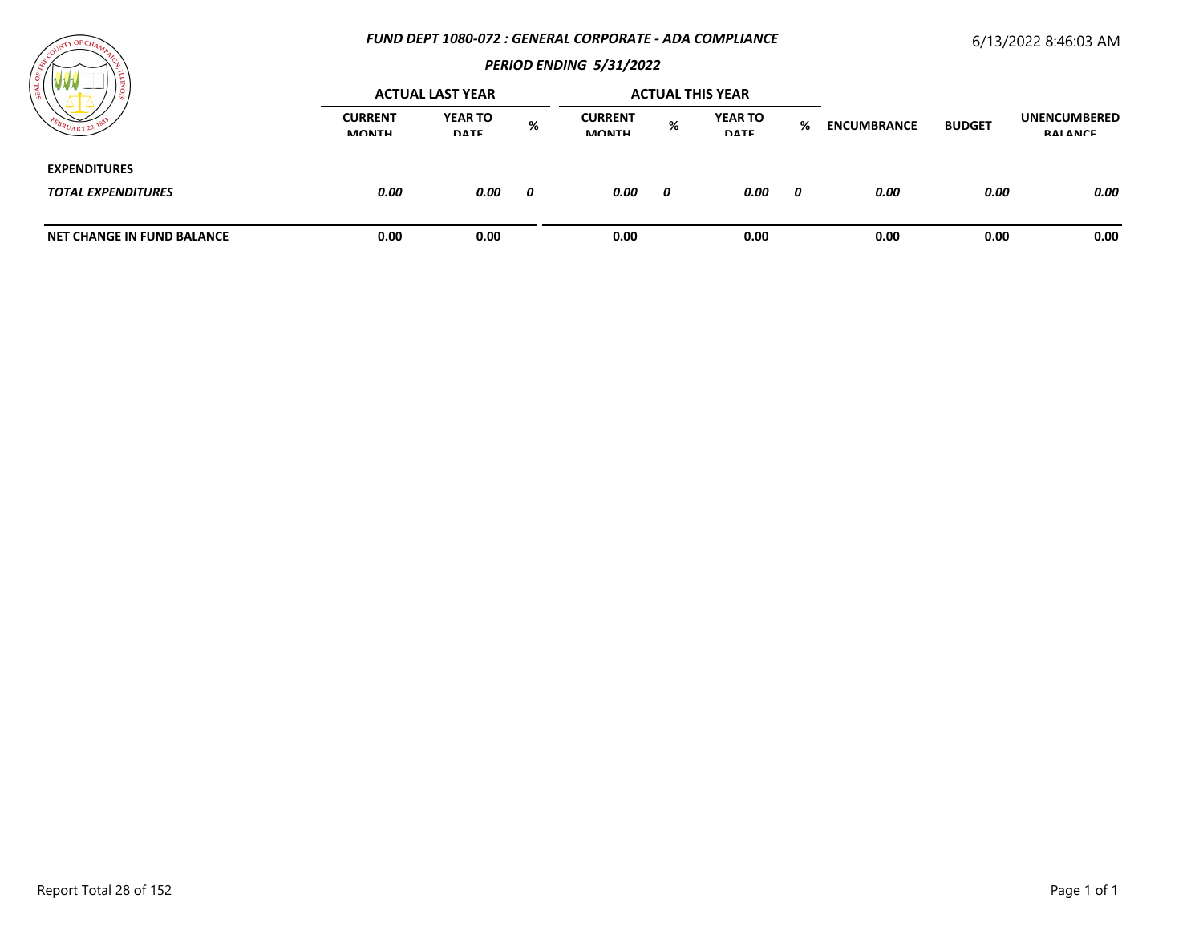***FUND DEPT 1080-072 : GENERAL CORPORATE - ADA COMPLIANCE***

6/13/2022 8:46:03 AM

***PERIOD ENDING 5/31/2022***

| | ACTUAL LAST YEAR | | | ACTUAL THIS YEAR | | | | | | |
|---|---|---|---|---|---|---|---|---|---|---|
| | CURRENT MONTH | YEAR TO DATE | % | CURRENT MONTH | % | YEAR TO DATE | % | ENCUMBRANCE | BUDGET | UNENCUMBERED BALANCE |
| **EXPENDITURES** | | | | | | | | | | |
| ***TOTAL EXPENDITURES*** | ***0.00*** | ***0.00*** | ***0*** | ***0.00*** | ***0*** | ***0.00*** | ***0*** | ***0.00*** | ***0.00*** | ***0.00*** |
| **NET CHANGE IN FUND BALANCE** | **0.00** | **0.00** | | **0.00** | | **0.00** | | **0.00** | **0.00** | **0.00** |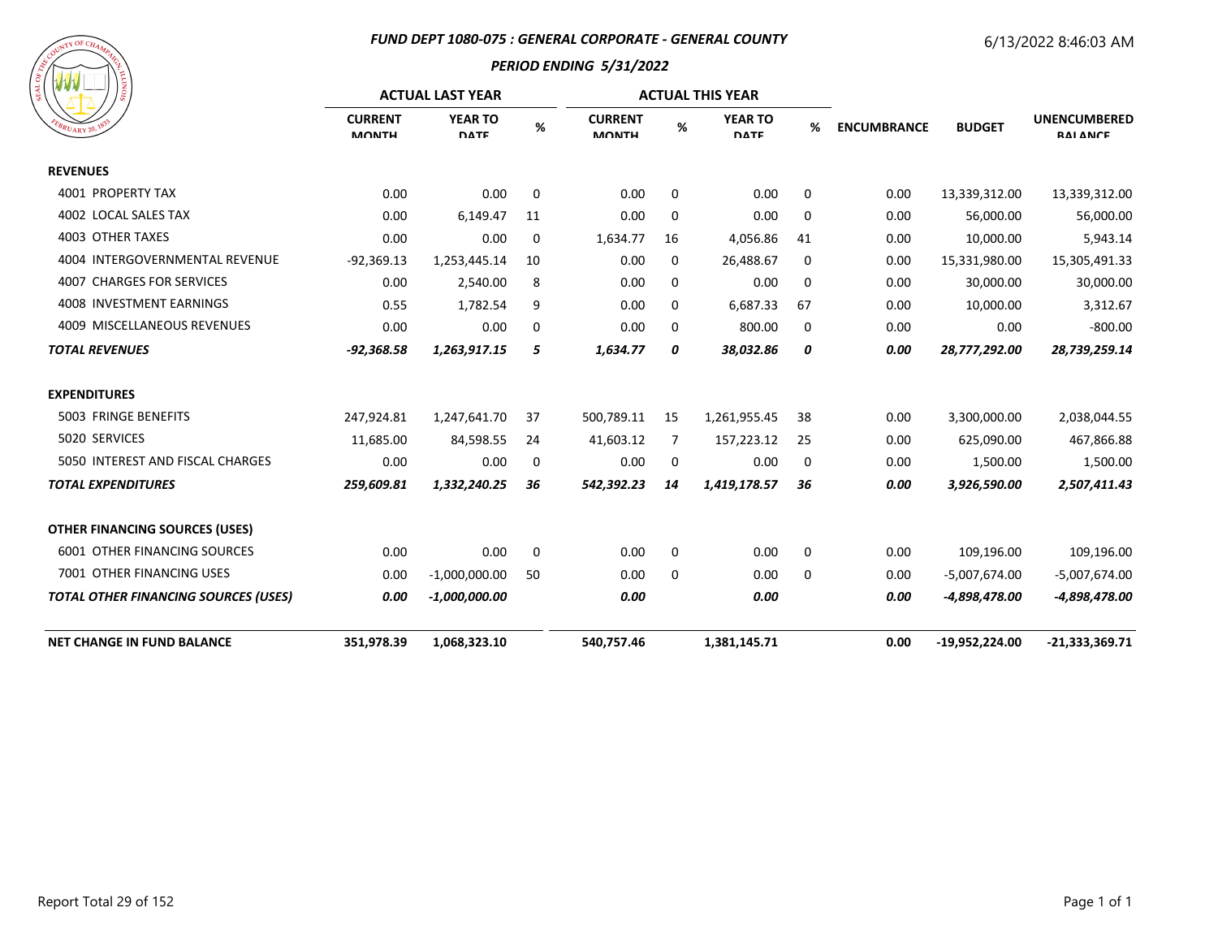# FUND DEPT 1080-075 : GENERAL CORPORATE - GENERAL COUNTY

6/13/2022 8:46:03 AM

## PERIOD ENDING 5/31/2022

| | ACTUAL LAST YEAR | | | ACTUAL THIS YEAR | | | | | | |
|---|---|---|---|---|---|---|---|---|---|---|
| | CURRENT MONTH | YEAR TO DATE | % | CURRENT MONTH | % | YEAR TO DATE | % | ENCUMBRANCE | BUDGET | UNENCUMBERED BALANCE |
| **REVENUES** | | | | | | | | | | |
| 4001 PROPERTY TAX | 0.00 | 0.00 | 0 | 0.00 | 0 | 0.00 | 0 | 0.00 | 13,339,312.00 | 13,339,312.00 |
| 4002 LOCAL SALES TAX | 0.00 | 6,149.47 | 11 | 0.00 | 0 | 0.00 | 0 | 0.00 | 56,000.00 | 56,000.00 |
| 4003 OTHER TAXES | 0.00 | 0.00 | 0 | 1,634.77 | 16 | 4,056.86 | 41 | 0.00 | 10,000.00 | 5,943.14 |
| 4004 INTERGOVERNMENTAL REVENUE | -92,369.13 | 1,253,445.14 | 10 | 0.00 | 0 | 26,488.67 | 0 | 0.00 | 15,331,980.00 | 15,305,491.33 |
| 4007 CHARGES FOR SERVICES | 0.00 | 2,540.00 | 8 | 0.00 | 0 | 0.00 | 0 | 0.00 | 30,000.00 | 30,000.00 |
| 4008 INVESTMENT EARNINGS | 0.55 | 1,782.54 | 9 | 0.00 | 0 | 6,687.33 | 67 | 0.00 | 10,000.00 | 3,312.67 |
| 4009 MISCELLANEOUS REVENUES | 0.00 | 0.00 | 0 | 0.00 | 0 | 800.00 | 0 | 0.00 | 0.00 | -800.00 |
| ***TOTAL REVENUES*** | ***-92,368.58*** | ***1,263,917.15*** | ***5*** | ***1,634.77*** | ***0*** | ***38,032.86*** | ***0*** | ***0.00*** | ***28,777,292.00*** | ***28,739,259.14*** |
| **EXPENDITURES** | | | | | | | | | | |
| 5003 FRINGE BENEFITS | 247,924.81 | 1,247,641.70 | 37 | 500,789.11 | 15 | 1,261,955.45 | 38 | 0.00 | 3,300,000.00 | 2,038,044.55 |
| 5020 SERVICES | 11,685.00 | 84,598.55 | 24 | 41,603.12 | 7 | 157,223.12 | 25 | 0.00 | 625,090.00 | 467,866.88 |
| 5050 INTEREST AND FISCAL CHARGES | 0.00 | 0.00 | 0 | 0.00 | 0 | 0.00 | 0 | 0.00 | 1,500.00 | 1,500.00 |
| ***TOTAL EXPENDITURES*** | ***259,609.81*** | ***1,332,240.25*** | ***36*** | ***542,392.23*** | ***14*** | ***1,419,178.57*** | ***36*** | ***0.00*** | ***3,926,590.00*** | ***2,507,411.43*** |
| **OTHER FINANCING SOURCES (USES)** | | | | | | | | | | |
| 6001 OTHER FINANCING SOURCES | 0.00 | 0.00 | 0 | 0.00 | 0 | 0.00 | 0 | 0.00 | 109,196.00 | 109,196.00 |
| 7001 OTHER FINANCING USES | 0.00 | -1,000,000.00 | 50 | 0.00 | 0 | 0.00 | 0 | 0.00 | -5,007,674.00 | -5,007,674.00 |
| ***TOTAL OTHER FINANCING SOURCES (USES)*** | ***0.00*** | ***-1,000,000.00*** | | ***0.00*** | | ***0.00*** | | ***0.00*** | ***-4,898,478.00*** | ***-4,898,478.00*** |
| **NET CHANGE IN FUND BALANCE** | **351,978.39** | **1,068,323.10** | | **540,757.46** | | **1,381,145.71** | | **0.00** | **-19,952,224.00** | **-21,333,369.71** |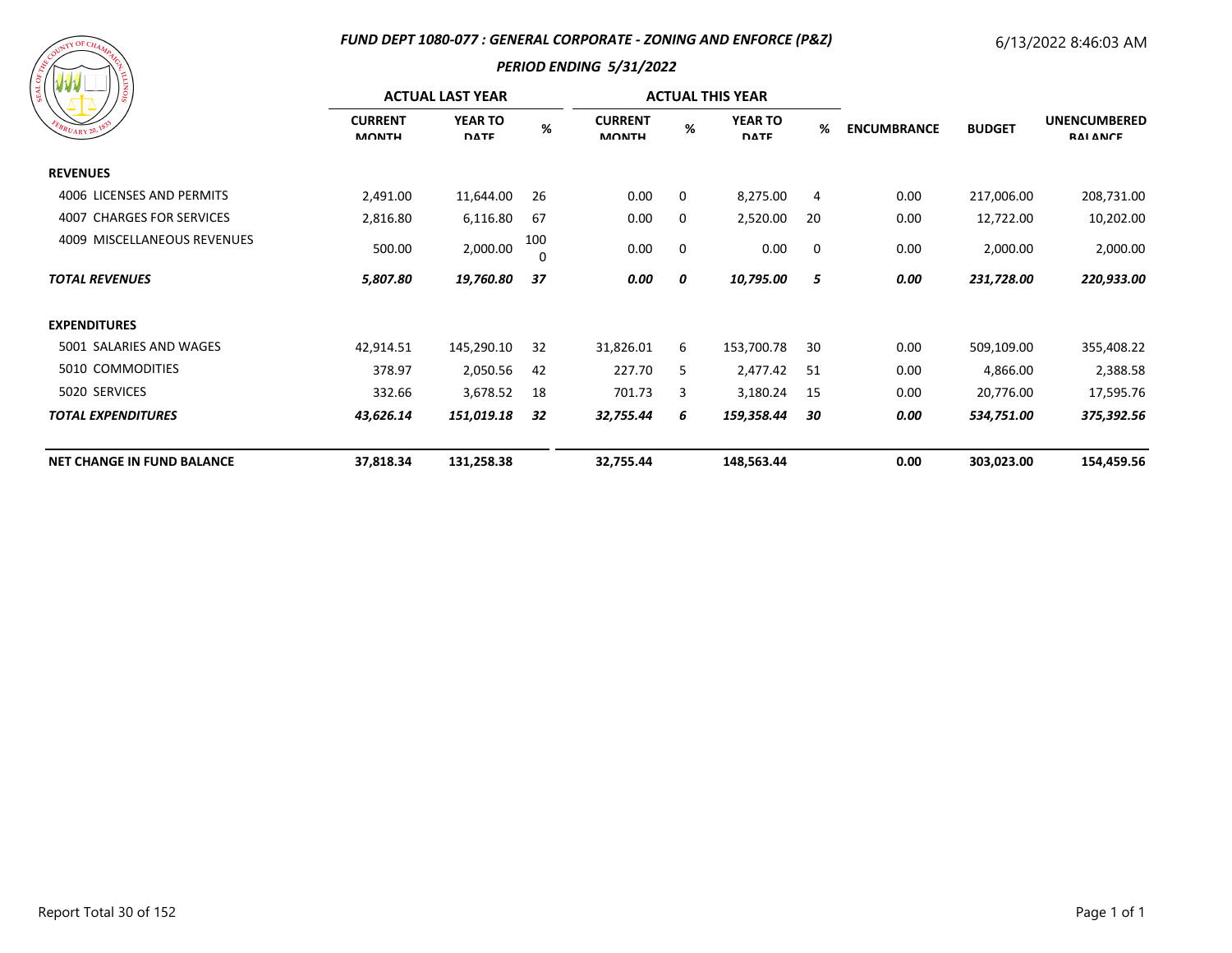# FUND DEPT 1080-077 : GENERAL CORPORATE - ZONING AND ENFORCE (P&Z)

6/13/2022 8:46:03 AM

## PERIOD ENDING 5/31/2022

| | ACTUAL LAST YEAR | | | ACTUAL THIS YEAR | | | | | | |
|---|---|---|---|---|---|---|---|---|---|---|
| | CURRENT MONTH | YEAR TO DATE | % | CURRENT MONTH | % | YEAR TO DATE | % | ENCUMBRANCE | BUDGET | UNENCUMBERED BALANCE |
| **REVENUES** | | | | | | | | | | |
| 4006 LICENSES AND PERMITS | 2,491.00 | 11,644.00 | 26 | 0.00 | 0 | 8,275.00 | 4 | 0.00 | 217,006.00 | 208,731.00 |
| 4007 CHARGES FOR SERVICES | 2,816.80 | 6,116.80 | 67 | 0.00 | 0 | 2,520.00 | 20 | 0.00 | 12,722.00 | 10,202.00 |
| 4009 MISCELLANEOUS REVENUES | 500.00 | 2,000.00 | 1000 | 0.00 | 0 | 0.00 | 0 | 0.00 | 2,000.00 | 2,000.00 |
| ***TOTAL REVENUES*** | ***5,807.80*** | ***19,760.80*** | ***37*** | ***0.00*** | ***0*** | ***10,795.00*** | ***5*** | ***0.00*** | ***231,728.00*** | ***220,933.00*** |
| **EXPENDITURES** | | | | | | | | | | |
| 5001 SALARIES AND WAGES | 42,914.51 | 145,290.10 | 32 | 31,826.01 | 6 | 153,700.78 | 30 | 0.00 | 509,109.00 | 355,408.22 |
| 5010 COMMODITIES | 378.97 | 2,050.56 | 42 | 227.70 | 5 | 2,477.42 | 51 | 0.00 | 4,866.00 | 2,388.58 |
| 5020 SERVICES | 332.66 | 3,678.52 | 18 | 701.73 | 3 | 3,180.24 | 15 | 0.00 | 20,776.00 | 17,595.76 |
| ***TOTAL EXPENDITURES*** | ***43,626.14*** | ***151,019.18*** | ***32*** | ***32,755.44*** | ***6*** | ***159,358.44*** | ***30*** | ***0.00*** | ***534,751.00*** | ***375,392.56*** |
| **NET CHANGE IN FUND BALANCE** | **37,818.34** | **131,258.38** | | **32,755.44** | | **148,563.44** | | **0.00** | **303,023.00** | **154,459.56** |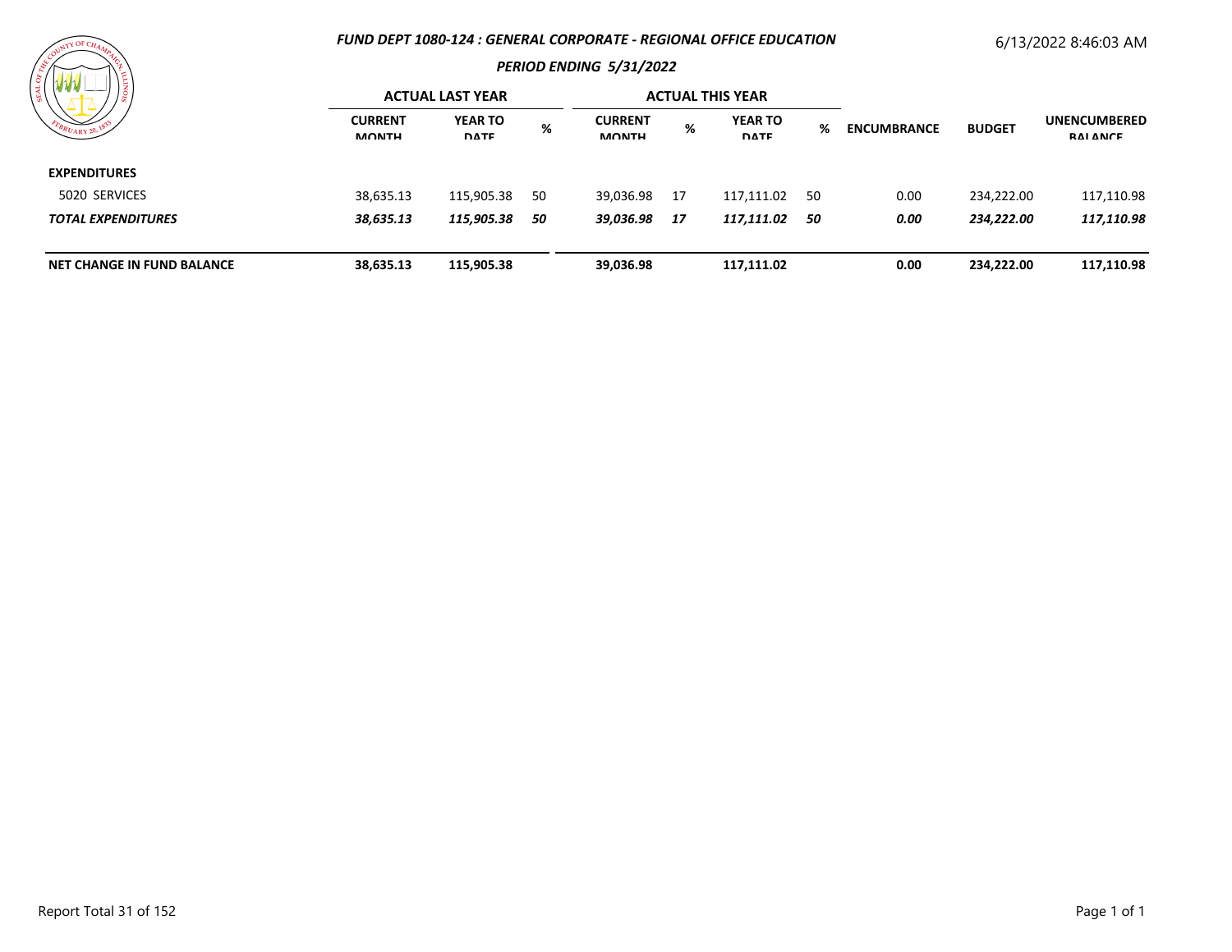# FUND DEPT 1080-124 : GENERAL CORPORATE - REGIONAL OFFICE EDUCATION

6/13/2022 8:46:03 AM

## PERIOD ENDING 5/31/2022

| | ACTUAL LAST YEAR | | | ACTUAL THIS YEAR | | | | | | |
|---|---|---|---|---|---|---|---|---|---|---|
| | CURRENT MONTH | YEAR TO DATE | % | CURRENT MONTH | % | YEAR TO DATE | % | ENCUMBRANCE | BUDGET | UNENCUMBERED BALANCE |
| **EXPENDITURES** | | | | | | | | | | |
| 5020 SERVICES | 38,635.13 | 115,905.38 | 50 | 39,036.98 | 17 | 117,111.02 | 50 | 0.00 | 234,222.00 | 117,110.98 |
| ***TOTAL EXPENDITURES*** | ***38,635.13*** | ***115,905.38*** | ***50*** | ***39,036.98*** | ***17*** | ***117,111.02*** | ***50*** | ***0.00*** | ***234,222.00*** | ***117,110.98*** |
| **NET CHANGE IN FUND BALANCE** | **38,635.13** | **115,905.38** | | **39,036.98** | | **117,111.02** | | **0.00** | **234,222.00** | **117,110.98** |

Report Total 31 of 152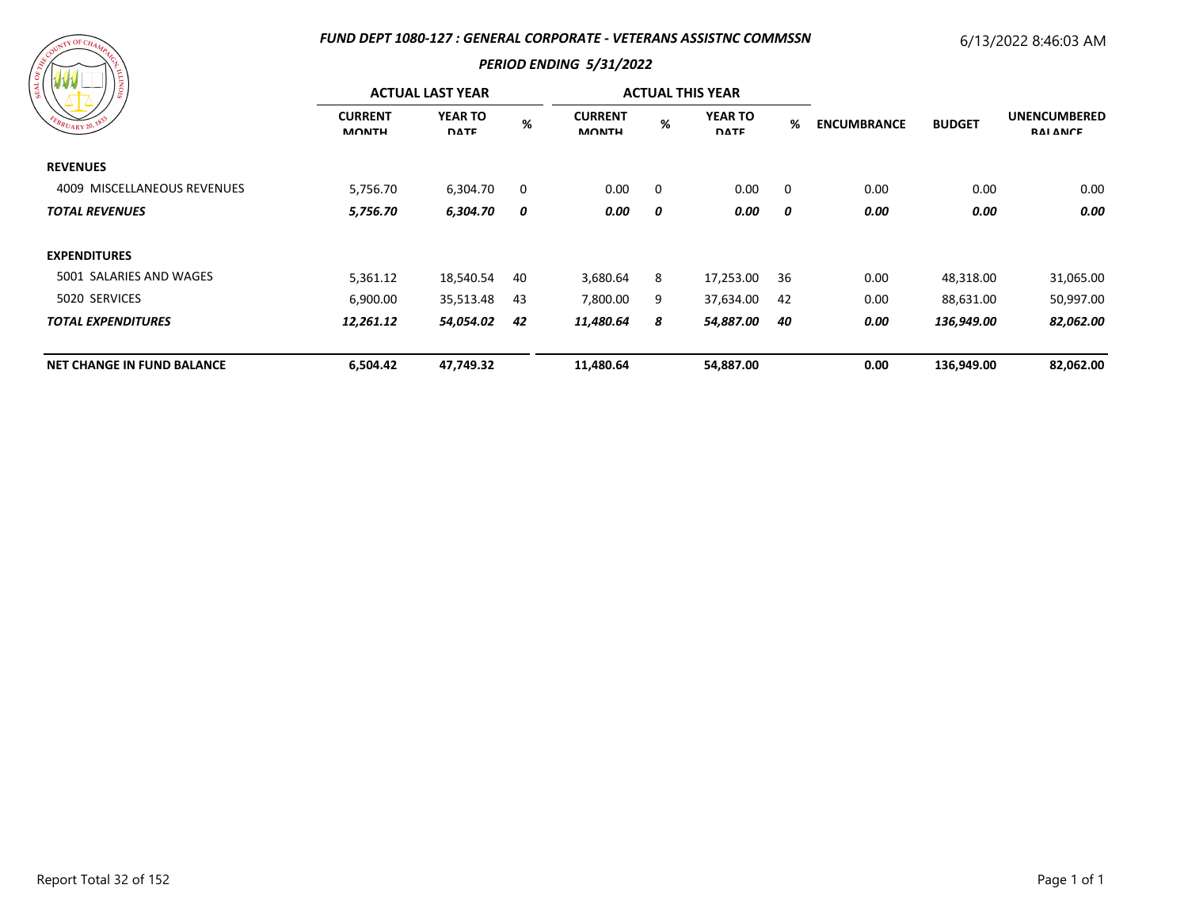## FUND DEPT 1080-127 : GENERAL CORPORATE - VETERANS ASSISTNC COMMSSN

6/13/2022 8:46:03 AM

### PERIOD ENDING 5/31/2022

| | ACTUAL LAST YEAR | | | ACTUAL THIS YEAR | | | | | | |
|---|---|---|---|---|---|---|---|---|---|---|
| | CURRENT MONTH | YEAR TO DATE | % | CURRENT MONTH | % | YEAR TO DATE | % | ENCUMBRANCE | BUDGET | UNENCUMBERED BALANCE |
| **REVENUES** | | | | | | | | | | |
| 4009 MISCELLANEOUS REVENUES | 5,756.70 | 6,304.70 | 0 | 0.00 | 0 | 0.00 | 0 | 0.00 | 0.00 | 0.00 |
| ***TOTAL REVENUES*** | ***5,756.70*** | ***6,304.70*** | ***0*** | ***0.00*** | ***0*** | ***0.00*** | ***0*** | ***0.00*** | ***0.00*** | ***0.00*** |
| **EXPENDITURES** | | | | | | | | | | |
| 5001 SALARIES AND WAGES | 5,361.12 | 18,540.54 | 40 | 3,680.64 | 8 | 17,253.00 | 36 | 0.00 | 48,318.00 | 31,065.00 |
| 5020 SERVICES | 6,900.00 | 35,513.48 | 43 | 7,800.00 | 9 | 37,634.00 | 42 | 0.00 | 88,631.00 | 50,997.00 |
| ***TOTAL EXPENDITURES*** | ***12,261.12*** | ***54,054.02*** | ***42*** | ***11,480.64*** | ***8*** | ***54,887.00*** | ***40*** | ***0.00*** | ***136,949.00*** | ***82,062.00*** |
| **NET CHANGE IN FUND BALANCE** | **6,504.42** | **47,749.32** | | **11,480.64** | | **54,887.00** | | **0.00** | **136,949.00** | **82,062.00** |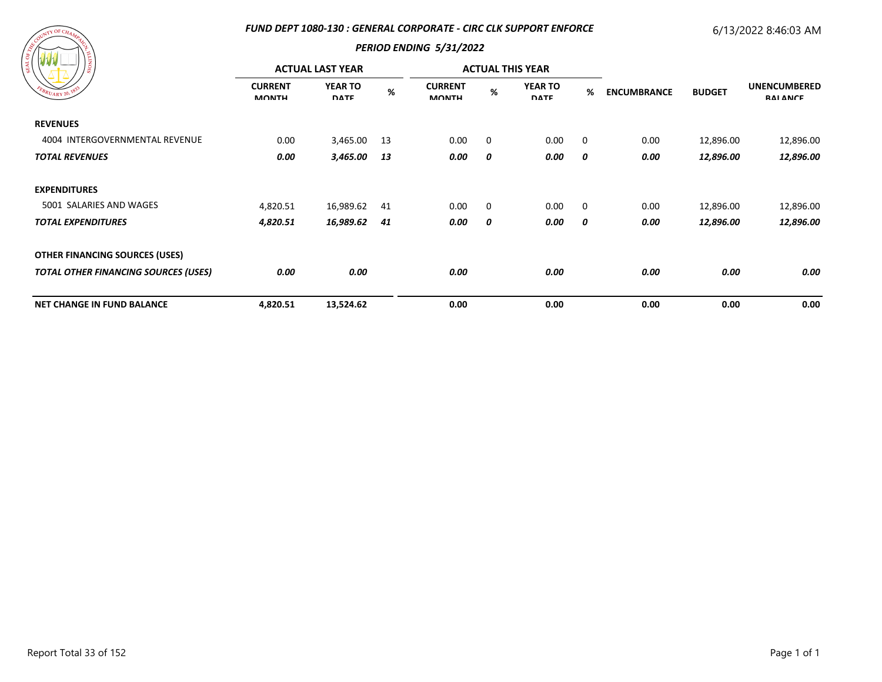## FUND DEPT 1080-130 : GENERAL CORPORATE - CIRC CLK SUPPORT ENFORCE

6/13/2022 8:46:03 AM

### PERIOD ENDING 5/31/2022

| | ACTUAL LAST YEAR | | | ACTUAL THIS YEAR | | | | | | |
|---|---|---|---|---|---|---|---|---|---|---|
| | CURRENT MONTH | YEAR TO DATE | % | CURRENT MONTH | % | YEAR TO DATE | % | ENCUMBRANCE | BUDGET | UNENCUMBERED BALANCE |
| **REVENUES** | | | | | | | | | | |
| 4004 INTERGOVERNMENTAL REVENUE | 0.00 | 3,465.00 | 13 | 0.00 | 0 | 0.00 | 0 | 0.00 | 12,896.00 | 12,896.00 |
| ***TOTAL REVENUES*** | ***0.00*** | ***3,465.00*** | ***13*** | ***0.00*** | ***0*** | ***0.00*** | ***0*** | ***0.00*** | ***12,896.00*** | ***12,896.00*** |
| **EXPENDITURES** | | | | | | | | | | |
| 5001 SALARIES AND WAGES | 4,820.51 | 16,989.62 | 41 | 0.00 | 0 | 0.00 | 0 | 0.00 | 12,896.00 | 12,896.00 |
| ***TOTAL EXPENDITURES*** | ***4,820.51*** | ***16,989.62*** | ***41*** | ***0.00*** | ***0*** | ***0.00*** | ***0*** | ***0.00*** | ***12,896.00*** | ***12,896.00*** |
| **OTHER FINANCING SOURCES (USES)** | | | | | | | | | | |
| ***TOTAL OTHER FINANCING SOURCES (USES)*** | ***0.00*** | ***0.00*** | | ***0.00*** | | ***0.00*** | | ***0.00*** | ***0.00*** | ***0.00*** |
| **NET CHANGE IN FUND BALANCE** | **4,820.51** | **13,524.62** | | **0.00** | | **0.00** | | **0.00** | **0.00** | **0.00** |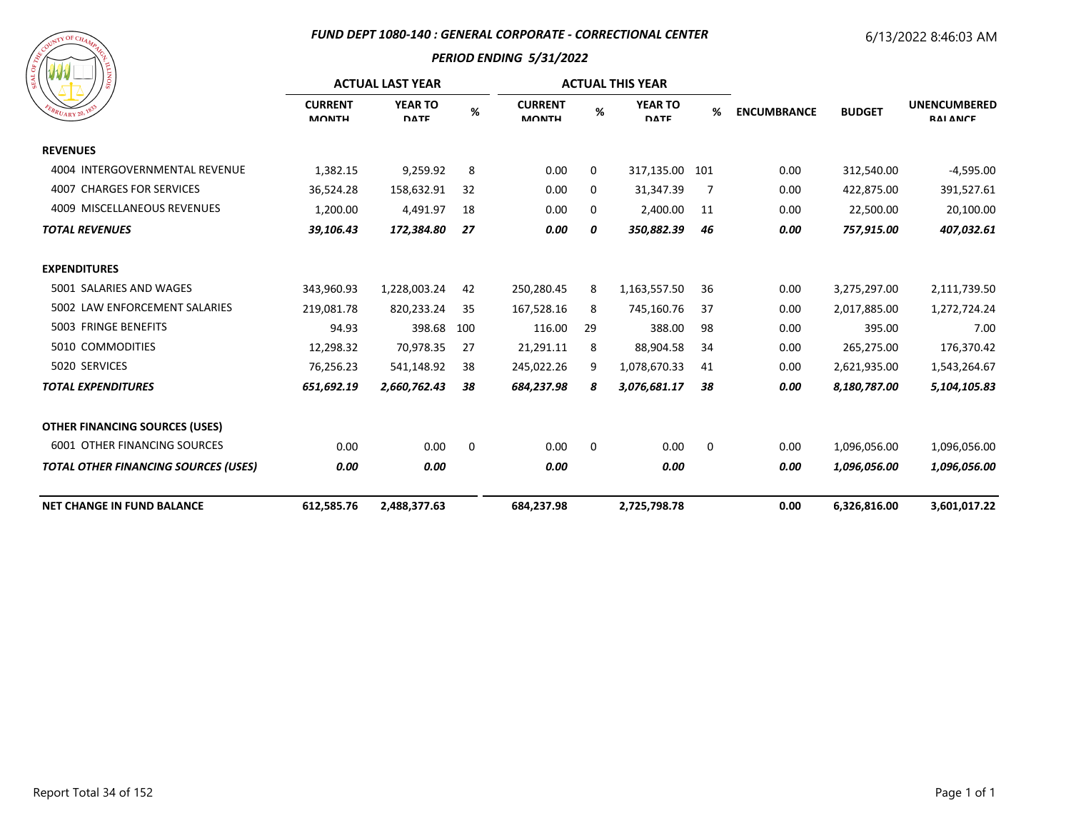## FUND DEPT 1080-140 : GENERAL CORPORATE - CORRECTIONAL CENTER

### PERIOD ENDING 5/31/2022

6/13/2022 8:46:03 AM

| | ACTUAL LAST YEAR | | | ACTUAL THIS YEAR | | | | | | |
|---|---|---|---|---|---|---|---|---|---|---|
| | CURRENT MONTH | YEAR TO DATE | % | CURRENT MONTH | % | YEAR TO DATE | % | ENCUMBRANCE | BUDGET | UNENCUMBERED BALANCE |
| **REVENUES** | | | | | | | | | | |
| 4004 INTERGOVERNMENTAL REVENUE | 1,382.15 | 9,259.92 | 8 | 0.00 | 0 | 317,135.00 | 101 | 0.00 | 312,540.00 | -4,595.00 |
| 4007 CHARGES FOR SERVICES | 36,524.28 | 158,632.91 | 32 | 0.00 | 0 | 31,347.39 | 7 | 0.00 | 422,875.00 | 391,527.61 |
| 4009 MISCELLANEOUS REVENUES | 1,200.00 | 4,491.97 | 18 | 0.00 | 0 | 2,400.00 | 11 | 0.00 | 22,500.00 | 20,100.00 |
| ***TOTAL REVENUES*** | ***39,106.43*** | ***172,384.80*** | ***27*** | ***0.00*** | ***0*** | ***350,882.39*** | ***46*** | ***0.00*** | ***757,915.00*** | ***407,032.61*** |
| **EXPENDITURES** | | | | | | | | | | |
| 5001 SALARIES AND WAGES | 343,960.93 | 1,228,003.24 | 42 | 250,280.45 | 8 | 1,163,557.50 | 36 | 0.00 | 3,275,297.00 | 2,111,739.50 |
| 5002 LAW ENFORCEMENT SALARIES | 219,081.78 | 820,233.24 | 35 | 167,528.16 | 8 | 745,160.76 | 37 | 0.00 | 2,017,885.00 | 1,272,724.24 |
| 5003 FRINGE BENEFITS | 94.93 | 398.68 | 100 | 116.00 | 29 | 388.00 | 98 | 0.00 | 395.00 | 7.00 |
| 5010 COMMODITIES | 12,298.32 | 70,978.35 | 27 | 21,291.11 | 8 | 88,904.58 | 34 | 0.00 | 265,275.00 | 176,370.42 |
| 5020 SERVICES | 76,256.23 | 541,148.92 | 38 | 245,022.26 | 9 | 1,078,670.33 | 41 | 0.00 | 2,621,935.00 | 1,543,264.67 |
| ***TOTAL EXPENDITURES*** | ***651,692.19*** | ***2,660,762.43*** | ***38*** | ***684,237.98*** | ***8*** | ***3,076,681.17*** | ***38*** | ***0.00*** | ***8,180,787.00*** | ***5,104,105.83*** |
| **OTHER FINANCING SOURCES (USES)** | | | | | | | | | | |
| 6001 OTHER FINANCING SOURCES | 0.00 | 0.00 | 0 | 0.00 | 0 | 0.00 | 0 | 0.00 | 1,096,056.00 | 1,096,056.00 |
| ***TOTAL OTHER FINANCING SOURCES (USES)*** | ***0.00*** | ***0.00*** | | ***0.00*** | | ***0.00*** | | ***0.00*** | ***1,096,056.00*** | ***1,096,056.00*** |
| **NET CHANGE IN FUND BALANCE** | **612,585.76** | **2,488,377.63** | | **684,237.98** | | **2,725,798.78** | | **0.00** | **6,326,816.00** | **3,601,017.22** |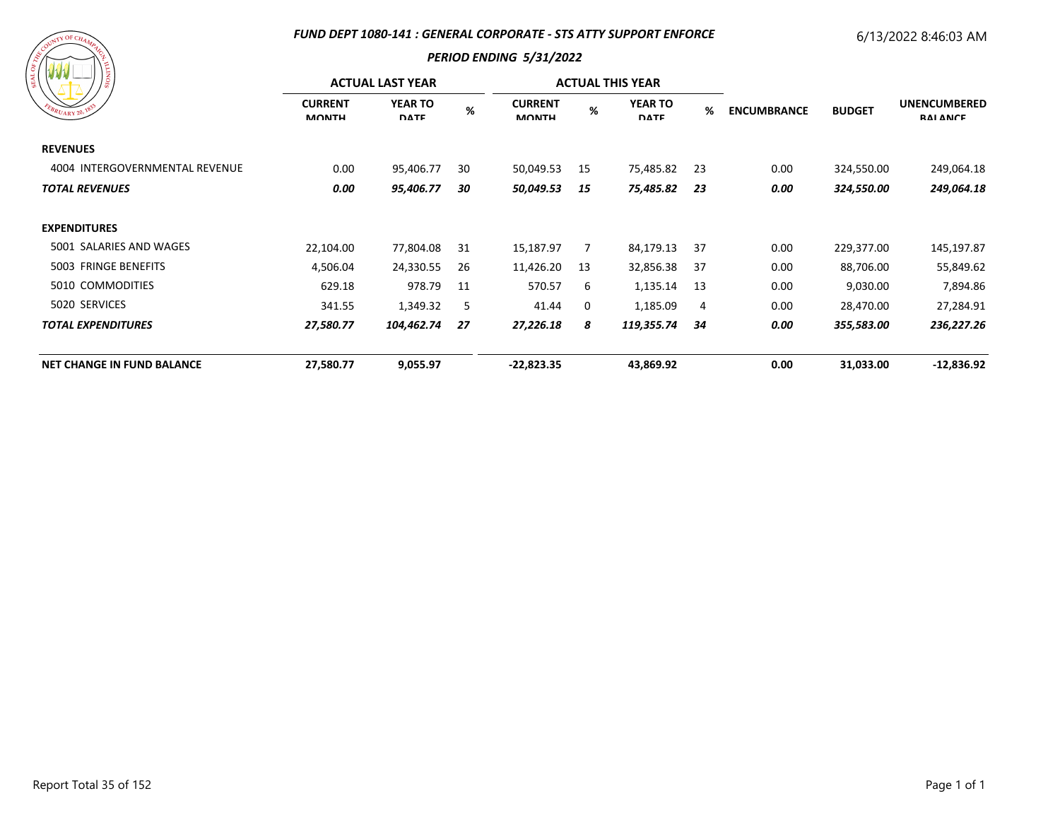### FUND DEPT 1080-141 : GENERAL CORPORATE - STS ATTY SUPPORT ENFORCE

6/13/2022 8:46:03 AM

### PERIOD ENDING 5/31/2022

| | ACTUAL LAST YEAR | | | ACTUAL THIS YEAR | | | | | | |
|---|---|---|---|---|---|---|---|---|---|---|
| | CURRENT MONTH | YEAR TO DATE | % | CURRENT MONTH | % | YEAR TO DATE | % | ENCUMBRANCE | BUDGET | UNENCUMBERED BALANCE |
| **REVENUES** | | | | | | | | | | |
| 4004 INTERGOVERNMENTAL REVENUE | 0.00 | 95,406.77 | 30 | 50,049.53 | 15 | 75,485.82 | 23 | 0.00 | 324,550.00 | 249,064.18 |
| ***TOTAL REVENUES*** | ***0.00*** | ***95,406.77*** | ***30*** | ***50,049.53*** | ***15*** | ***75,485.82*** | ***23*** | ***0.00*** | ***324,550.00*** | ***249,064.18*** |
| **EXPENDITURES** | | | | | | | | | | |
| 5001 SALARIES AND WAGES | 22,104.00 | 77,804.08 | 31 | 15,187.97 | 7 | 84,179.13 | 37 | 0.00 | 229,377.00 | 145,197.87 |
| 5003 FRINGE BENEFITS | 4,506.04 | 24,330.55 | 26 | 11,426.20 | 13 | 32,856.38 | 37 | 0.00 | 88,706.00 | 55,849.62 |
| 5010 COMMODITIES | 629.18 | 978.79 | 11 | 570.57 | 6 | 1,135.14 | 13 | 0.00 | 9,030.00 | 7,894.86 |
| 5020 SERVICES | 341.55 | 1,349.32 | 5 | 41.44 | 0 | 1,185.09 | 4 | 0.00 | 28,470.00 | 27,284.91 |
| ***TOTAL EXPENDITURES*** | ***27,580.77*** | ***104,462.74*** | ***27*** | ***27,226.18*** | ***8*** | ***119,355.74*** | ***34*** | ***0.00*** | ***355,583.00*** | ***236,227.26*** |
| **NET CHANGE IN FUND BALANCE** | **27,580.77** | **9,055.97** | | **-22,823.35** | | **43,869.92** | | **0.00** | **31,033.00** | **-12,836.92** |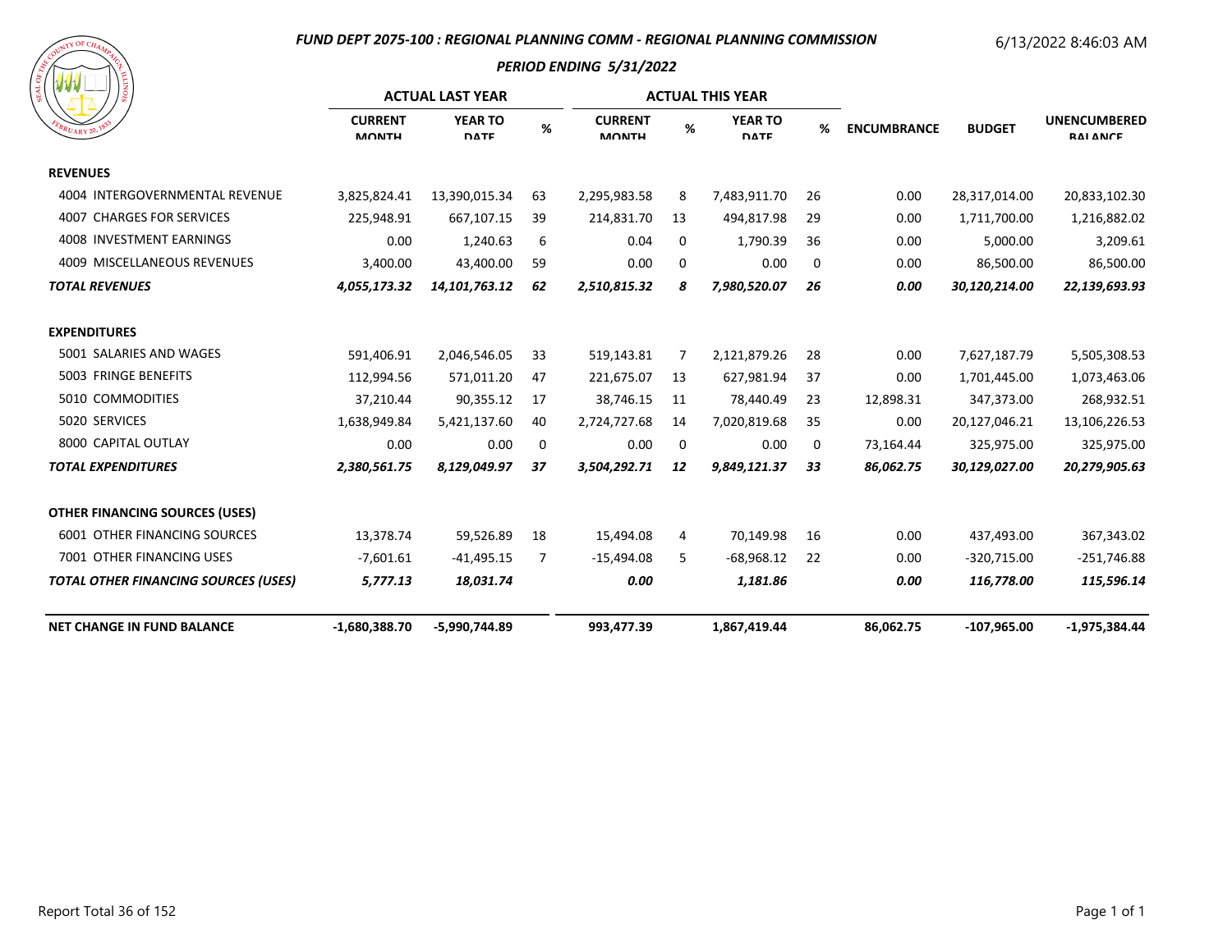### FUND DEPT 2075-100 : REGIONAL PLANNING COMM - REGIONAL PLANNING COMMISSION

6/13/2022 8:46:03 AM

#### PERIOD ENDING 5/31/2022

| | ACTUAL LAST YEAR | | | ACTUAL THIS YEAR | | | | | | |
|---|---|---|---|---|---|---|---|---|---|---|
| | CURRENT MONTH | YEAR TO DATE | % | CURRENT MONTH | % | YEAR TO DATE | % | ENCUMBRANCE | BUDGET | UNENCUMBERED BALANCE |
| **REVENUES** | | | | | | | | | | |
| 4004 INTERGOVERNMENTAL REVENUE | 3,825,824.41 | 13,390,015.34 | 63 | 2,295,983.58 | 8 | 7,483,911.70 | 26 | 0.00 | 28,317,014.00 | 20,833,102.30 |
| 4007 CHARGES FOR SERVICES | 225,948.91 | 667,107.15 | 39 | 214,831.70 | 13 | 494,817.98 | 29 | 0.00 | 1,711,700.00 | 1,216,882.02 |
| 4008 INVESTMENT EARNINGS | 0.00 | 1,240.63 | 6 | 0.04 | 0 | 1,790.39 | 36 | 0.00 | 5,000.00 | 3,209.61 |
| 4009 MISCELLANEOUS REVENUES | 3,400.00 | 43,400.00 | 59 | 0.00 | 0 | 0.00 | 0 | 0.00 | 86,500.00 | 86,500.00 |
| ***TOTAL REVENUES*** | ***4,055,173.32*** | ***14,101,763.12*** | ***62*** | ***2,510,815.32*** | ***8*** | ***7,980,520.07*** | ***26*** | ***0.00*** | ***30,120,214.00*** | ***22,139,693.93*** |
| **EXPENDITURES** | | | | | | | | | | |
| 5001 SALARIES AND WAGES | 591,406.91 | 2,046,546.05 | 33 | 519,143.81 | 7 | 2,121,879.26 | 28 | 0.00 | 7,627,187.79 | 5,505,308.53 |
| 5003 FRINGE BENEFITS | 112,994.56 | 571,011.20 | 47 | 221,675.07 | 13 | 627,981.94 | 37 | 0.00 | 1,701,445.00 | 1,073,463.06 |
| 5010 COMMODITIES | 37,210.44 | 90,355.12 | 17 | 38,746.15 | 11 | 78,440.49 | 23 | 12,898.31 | 347,373.00 | 268,932.51 |
| 5020 SERVICES | 1,638,949.84 | 5,421,137.60 | 40 | 2,724,727.68 | 14 | 7,020,819.68 | 35 | 0.00 | 20,127,046.21 | 13,106,226.53 |
| 8000 CAPITAL OUTLAY | 0.00 | 0.00 | 0 | 0.00 | 0 | 0.00 | 0 | 73,164.44 | 325,975.00 | 325,975.00 |
| ***TOTAL EXPENDITURES*** | ***2,380,561.75*** | ***8,129,049.97*** | ***37*** | ***3,504,292.71*** | ***12*** | ***9,849,121.37*** | ***33*** | ***86,062.75*** | ***30,129,027.00*** | ***20,279,905.63*** |
| **OTHER FINANCING SOURCES (USES)** | | | | | | | | | | |
| 6001 OTHER FINANCING SOURCES | 13,378.74 | 59,526.89 | 18 | 15,494.08 | 4 | 70,149.98 | 16 | 0.00 | 437,493.00 | 367,343.02 |
| 7001 OTHER FINANCING USES | -7,601.61 | -41,495.15 | 7 | -15,494.08 | 5 | -68,968.12 | 22 | 0.00 | -320,715.00 | -251,746.88 |
| ***TOTAL OTHER FINANCING SOURCES (USES)*** | ***5,777.13*** | ***18,031.74*** | | ***0.00*** | | ***1,181.86*** | | ***0.00*** | ***116,778.00*** | ***115,596.14*** |
| **NET CHANGE IN FUND BALANCE** | **-1,680,388.70** | **-5,990,744.89** | | **993,477.39** | | **1,867,419.44** | | **86,062.75** | **-107,965.00** | **-1,975,384.44** |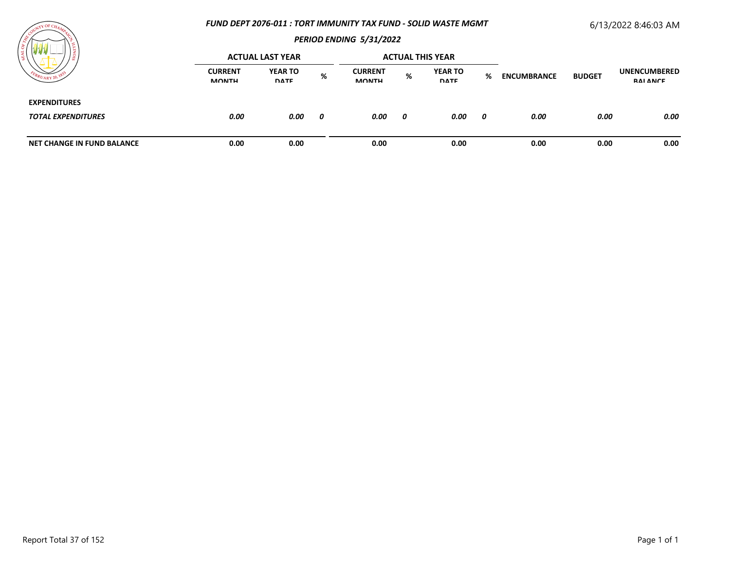# *FUND DEPT 2076-011 : TORT IMMUNITY TAX FUND - SOLID WASTE MGMT*

## *PERIOD ENDING 5/31/2022*

6/13/2022 8:46:03 AM

| | ACTUAL LAST YEAR | | | ACTUAL THIS YEAR | | | | | | |
|---|---|---|---|---|---|---|---|---|---|---|
| | CURRENT MONTH | YEAR TO DATE | % | CURRENT MONTH | % | YEAR TO DATE | % | ENCUMBRANCE | BUDGET | UNENCUMBERED BALANCE |
| **EXPENDITURES** | | | | | | | | | | |
| ***TOTAL EXPENDITURES*** | ***0.00*** | ***0.00*** | ***0*** | ***0.00*** | ***0*** | ***0.00*** | ***0*** | ***0.00*** | ***0.00*** | ***0.00*** |
| **NET CHANGE IN FUND BALANCE** | **0.00** | **0.00** | | **0.00** | | **0.00** | | **0.00** | **0.00** | **0.00** |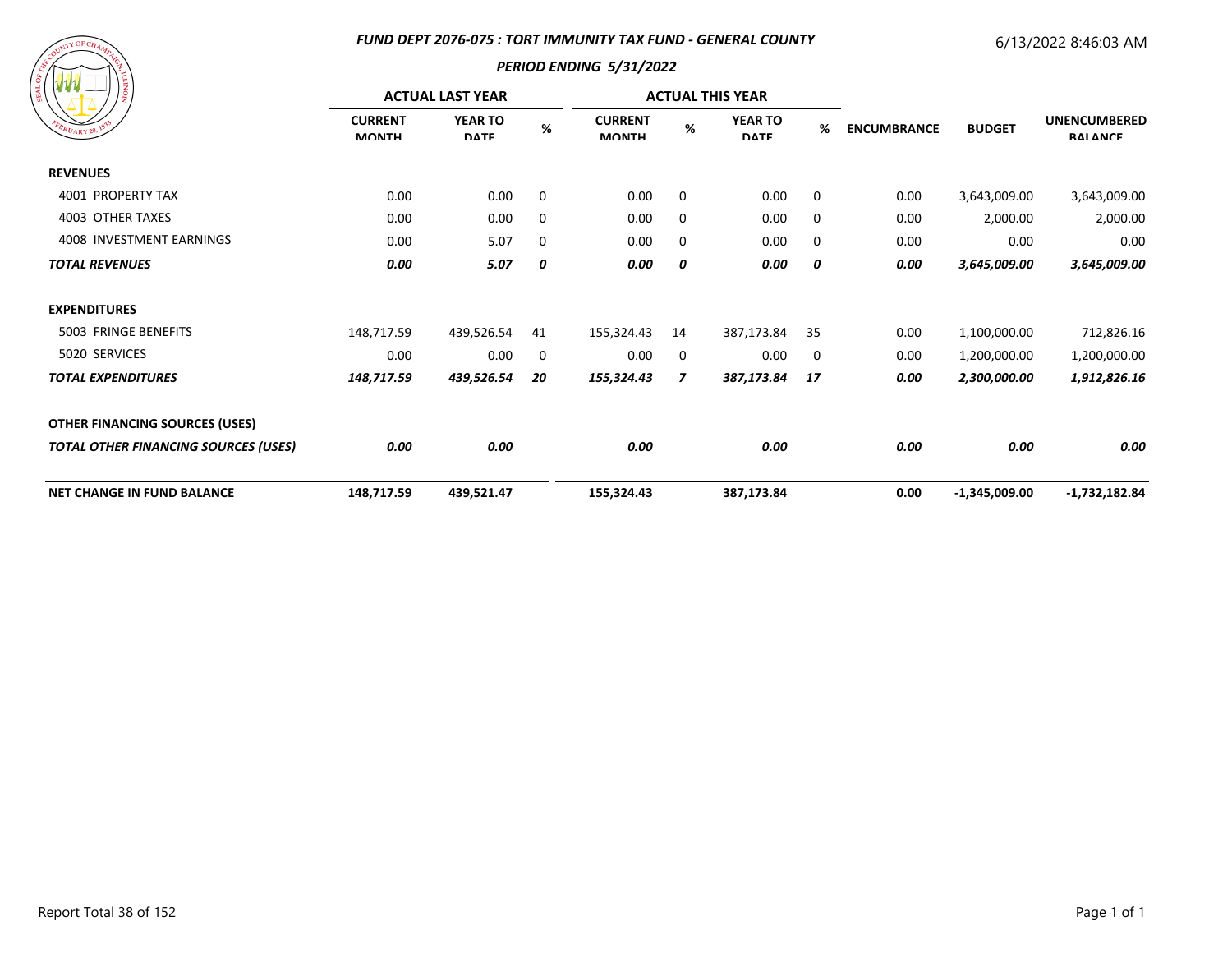## FUND DEPT 2076-075 : TORT IMMUNITY TAX FUND - GENERAL COUNTY

6/13/2022 8:46:03 AM

### PERIOD ENDING 5/31/2022

| | ACTUAL LAST YEAR | | | ACTUAL THIS YEAR | | | | | | |
|---|---|---|---|---|---|---|---|---|---|---|
| | CURRENT MONTH | YEAR TO DATE | % | CURRENT MONTH | % | YEAR TO DATE | % | ENCUMBRANCE | BUDGET | UNENCUMBERED BALANCE |
| **REVENUES** | | | | | | | | | | |
| 4001 PROPERTY TAX | 0.00 | 0.00 | 0 | 0.00 | 0 | 0.00 | 0 | 0.00 | 3,643,009.00 | 3,643,009.00 |
| 4003 OTHER TAXES | 0.00 | 0.00 | 0 | 0.00 | 0 | 0.00 | 0 | 0.00 | 2,000.00 | 2,000.00 |
| 4008 INVESTMENT EARNINGS | 0.00 | 5.07 | 0 | 0.00 | 0 | 0.00 | 0 | 0.00 | 0.00 | 0.00 |
| ***TOTAL REVENUES*** | ***0.00*** | ***5.07*** | ***0*** | ***0.00*** | ***0*** | ***0.00*** | ***0*** | ***0.00*** | ***3,645,009.00*** | ***3,645,009.00*** |
| **EXPENDITURES** | | | | | | | | | | |
| 5003 FRINGE BENEFITS | 148,717.59 | 439,526.54 | 41 | 155,324.43 | 14 | 387,173.84 | 35 | 0.00 | 1,100,000.00 | 712,826.16 |
| 5020 SERVICES | 0.00 | 0.00 | 0 | 0.00 | 0 | 0.00 | 0 | 0.00 | 1,200,000.00 | 1,200,000.00 |
| ***TOTAL EXPENDITURES*** | ***148,717.59*** | ***439,526.54*** | ***20*** | ***155,324.43*** | ***7*** | ***387,173.84*** | ***17*** | ***0.00*** | ***2,300,000.00*** | ***1,912,826.16*** |
| **OTHER FINANCING SOURCES (USES)** | | | | | | | | | | |
| ***TOTAL OTHER FINANCING SOURCES (USES)*** | ***0.00*** | ***0.00*** | | ***0.00*** | | ***0.00*** | | ***0.00*** | ***0.00*** | ***0.00*** |
| **NET CHANGE IN FUND BALANCE** | **148,717.59** | **439,521.47** | | **155,324.43** | | **387,173.84** | | **0.00** | **-1,345,009.00** | **-1,732,182.84** |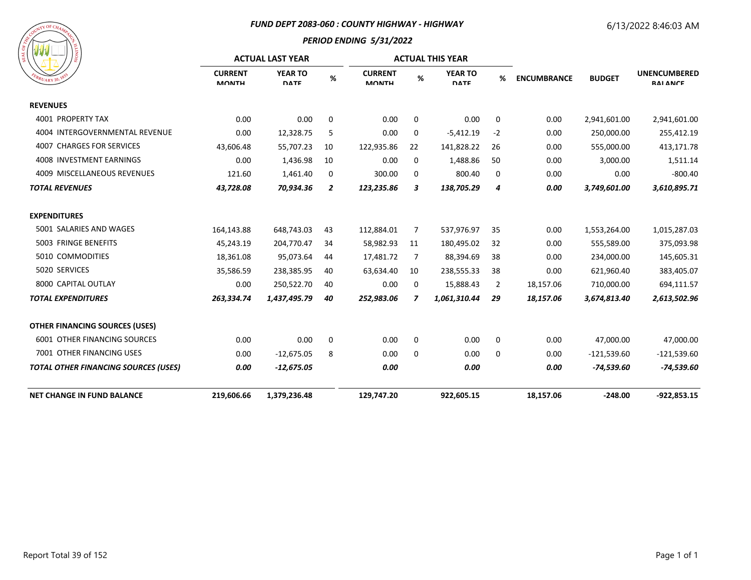# FUND DEPT 2083-060 : COUNTY HIGHWAY - HIGHWAY

## PERIOD ENDING 5/31/2022

6/13/2022 8:46:03 AM

| | ACTUAL LAST YEAR | | | ACTUAL THIS YEAR | | | | | | |
|---|---|---|---|---|---|---|---|---|---|---|
| | CURRENT MONTH | YEAR TO DATE | % | CURRENT MONTH | % | YEAR TO DATE | % | ENCUMBRANCE | BUDGET | UNENCUMBERED BALANCE |
| **REVENUES** | | | | | | | | | | |
| 4001 PROPERTY TAX | 0.00 | 0.00 | 0 | 0.00 | 0 | 0.00 | 0 | 0.00 | 2,941,601.00 | 2,941,601.00 |
| 4004 INTERGOVERNMENTAL REVENUE | 0.00 | 12,328.75 | 5 | 0.00 | 0 | -5,412.19 | -2 | 0.00 | 250,000.00 | 255,412.19 |
| 4007 CHARGES FOR SERVICES | 43,606.48 | 55,707.23 | 10 | 122,935.86 | 22 | 141,828.22 | 26 | 0.00 | 555,000.00 | 413,171.78 |
| 4008 INVESTMENT EARNINGS | 0.00 | 1,436.98 | 10 | 0.00 | 0 | 1,488.86 | 50 | 0.00 | 3,000.00 | 1,511.14 |
| 4009 MISCELLANEOUS REVENUES | 121.60 | 1,461.40 | 0 | 300.00 | 0 | 800.40 | 0 | 0.00 | 0.00 | -800.40 |
| ***TOTAL REVENUES*** | ***43,728.08*** | ***70,934.36*** | ***2*** | ***123,235.86*** | ***3*** | ***138,705.29*** | ***4*** | ***0.00*** | ***3,749,601.00*** | ***3,610,895.71*** |
| **EXPENDITURES** | | | | | | | | | | |
| 5001 SALARIES AND WAGES | 164,143.88 | 648,743.03 | 43 | 112,884.01 | 7 | 537,976.97 | 35 | 0.00 | 1,553,264.00 | 1,015,287.03 |
| 5003 FRINGE BENEFITS | 45,243.19 | 204,770.47 | 34 | 58,982.93 | 11 | 180,495.02 | 32 | 0.00 | 555,589.00 | 375,093.98 |
| 5010 COMMODITIES | 18,361.08 | 95,073.64 | 44 | 17,481.72 | 7 | 88,394.69 | 38 | 0.00 | 234,000.00 | 145,605.31 |
| 5020 SERVICES | 35,586.59 | 238,385.95 | 40 | 63,634.40 | 10 | 238,555.33 | 38 | 0.00 | 621,960.40 | 383,405.07 |
| 8000 CAPITAL OUTLAY | 0.00 | 250,522.70 | 40 | 0.00 | 0 | 15,888.43 | 2 | 18,157.06 | 710,000.00 | 694,111.57 |
| ***TOTAL EXPENDITURES*** | ***263,334.74*** | ***1,437,495.79*** | ***40*** | ***252,983.06*** | ***7*** | ***1,061,310.44*** | ***29*** | ***18,157.06*** | ***3,674,813.40*** | ***2,613,502.96*** |
| **OTHER FINANCING SOURCES (USES)** | | | | | | | | | | |
| 6001 OTHER FINANCING SOURCES | 0.00 | 0.00 | 0 | 0.00 | 0 | 0.00 | 0 | 0.00 | 47,000.00 | 47,000.00 |
| 7001 OTHER FINANCING USES | 0.00 | -12,675.05 | 8 | 0.00 | 0 | 0.00 | 0 | 0.00 | -121,539.60 | -121,539.60 |
| ***TOTAL OTHER FINANCING SOURCES (USES)*** | ***0.00*** | ***-12,675.05*** | | ***0.00*** | | ***0.00*** | | ***0.00*** | ***-74,539.60*** | ***-74,539.60*** |
| **NET CHANGE IN FUND BALANCE** | **219,606.66** | **1,379,236.48** | | **129,747.20** | | **922,605.15** | | **18,157.06** | **-248.00** | **-922,853.15** |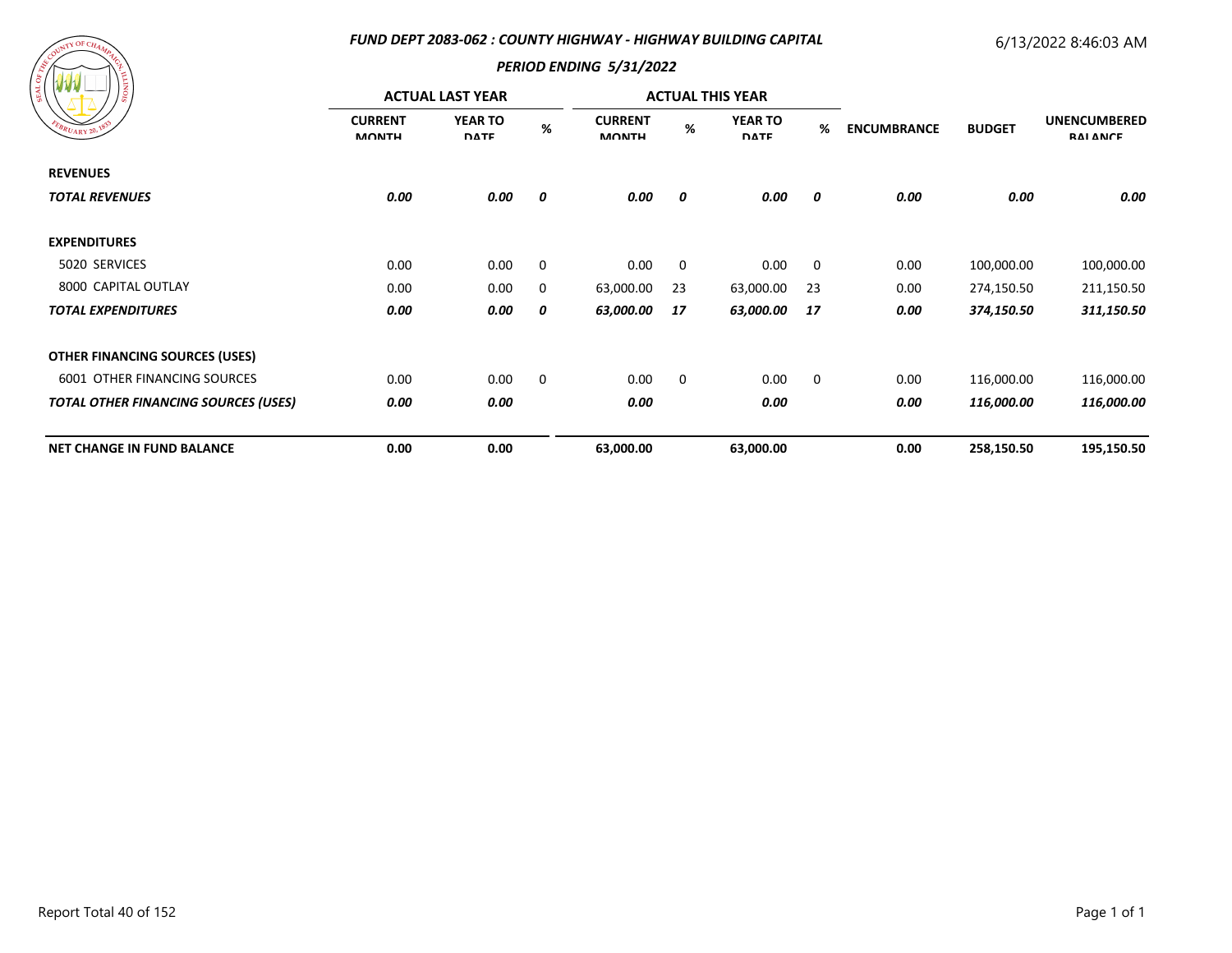### FUND DEPT 2083-062 : COUNTY HIGHWAY - HIGHWAY BUILDING CAPITAL

6/13/2022 8:46:03 AM

### PERIOD ENDING 5/31/2022

| | ACTUAL LAST YEAR | | | ACTUAL THIS YEAR | | | | | | |
|---|---|---|---|---|---|---|---|---|---|---|
| | CURRENT MONTH | YEAR TO DATE | % | CURRENT MONTH | % | YEAR TO DATE | % | ENCUMBRANCE | BUDGET | UNENCUMBERED BALANCE |
| **REVENUES** | | | | | | | | | | |
| ***TOTAL REVENUES*** | ***0.00*** | ***0.00*** | ***0*** | ***0.00*** | ***0*** | ***0.00*** | ***0*** | ***0.00*** | ***0.00*** | ***0.00*** |
| **EXPENDITURES** | | | | | | | | | | |
| 5020 SERVICES | 0.00 | 0.00 | 0 | 0.00 | 0 | 0.00 | 0 | 0.00 | 100,000.00 | 100,000.00 |
| 8000 CAPITAL OUTLAY | 0.00 | 0.00 | 0 | 63,000.00 | 23 | 63,000.00 | 23 | 0.00 | 274,150.50 | 211,150.50 |
| ***TOTAL EXPENDITURES*** | ***0.00*** | ***0.00*** | ***0*** | ***63,000.00*** | ***17*** | ***63,000.00*** | ***17*** | ***0.00*** | ***374,150.50*** | ***311,150.50*** |
| **OTHER FINANCING SOURCES (USES)** | | | | | | | | | | |
| 6001 OTHER FINANCING SOURCES | 0.00 | 0.00 | 0 | 0.00 | 0 | 0.00 | 0 | 0.00 | 116,000.00 | 116,000.00 |
| ***TOTAL OTHER FINANCING SOURCES (USES)*** | ***0.00*** | ***0.00*** | | ***0.00*** | | ***0.00*** | | ***0.00*** | ***116,000.00*** | ***116,000.00*** |
| **NET CHANGE IN FUND BALANCE** | **0.00** | **0.00** | | **63,000.00** | | **63,000.00** | | **0.00** | **258,150.50** | **195,150.50** |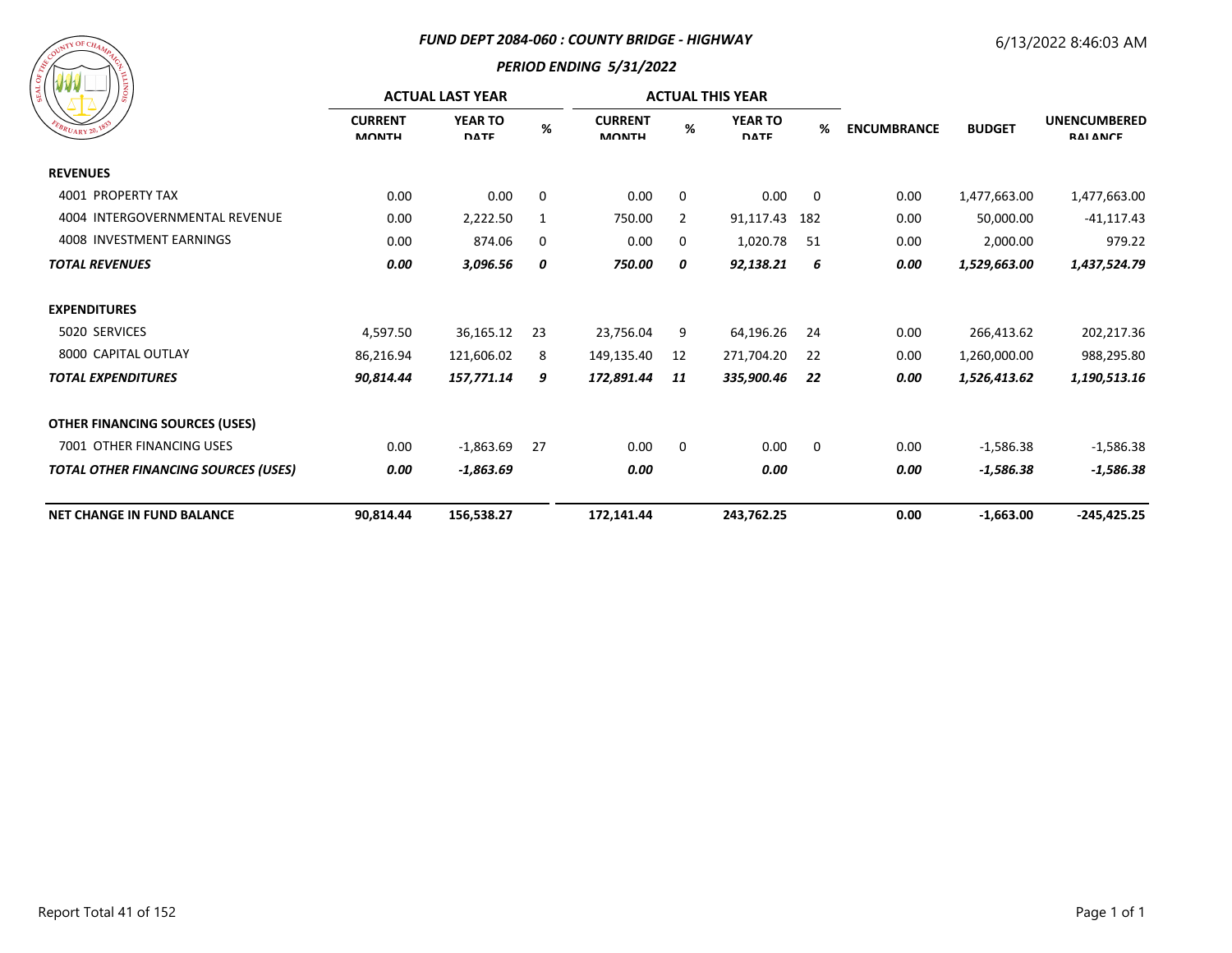### FUND DEPT 2084-060 : COUNTY BRIDGE - HIGHWAY

### PERIOD ENDING 5/31/2022

6/13/2022 8:46:03 AM

| | ACTUAL LAST YEAR | | | ACTUAL THIS YEAR | | | | | | |
|---|---|---|---|---|---|---|---|---|---|---|
| | CURRENT MONTH | YEAR TO DATE | % | CURRENT MONTH | % | YEAR TO DATE | % | ENCUMBRANCE | BUDGET | UNENCUMBERED BALANCE |
| **REVENUES** | | | | | | | | | | |
| 4001 PROPERTY TAX | 0.00 | 0.00 | 0 | 0.00 | 0 | 0.00 | 0 | 0.00 | 1,477,663.00 | 1,477,663.00 |
| 4004 INTERGOVERNMENTAL REVENUE | 0.00 | 2,222.50 | 1 | 750.00 | 2 | 91,117.43 | 182 | 0.00 | 50,000.00 | -41,117.43 |
| 4008 INVESTMENT EARNINGS | 0.00 | 874.06 | 0 | 0.00 | 0 | 1,020.78 | 51 | 0.00 | 2,000.00 | 979.22 |
| ***TOTAL REVENUES*** | ***0.00*** | ***3,096.56*** | ***0*** | ***750.00*** | ***0*** | ***92,138.21*** | ***6*** | ***0.00*** | ***1,529,663.00*** | ***1,437,524.79*** |
| **EXPENDITURES** | | | | | | | | | | |
| 5020 SERVICES | 4,597.50 | 36,165.12 | 23 | 23,756.04 | 9 | 64,196.26 | 24 | 0.00 | 266,413.62 | 202,217.36 |
| 8000 CAPITAL OUTLAY | 86,216.94 | 121,606.02 | 8 | 149,135.40 | 12 | 271,704.20 | 22 | 0.00 | 1,260,000.00 | 988,295.80 |
| ***TOTAL EXPENDITURES*** | ***90,814.44*** | ***157,771.14*** | ***9*** | ***172,891.44*** | ***11*** | ***335,900.46*** | ***22*** | ***0.00*** | ***1,526,413.62*** | ***1,190,513.16*** |
| **OTHER FINANCING SOURCES (USES)** | | | | | | | | | | |
| 7001 OTHER FINANCING USES | 0.00 | -1,863.69 | 27 | 0.00 | 0 | 0.00 | 0 | 0.00 | -1,586.38 | -1,586.38 |
| ***TOTAL OTHER FINANCING SOURCES (USES)*** | ***0.00*** | ***-1,863.69*** | | ***0.00*** | | ***0.00*** | | ***0.00*** | ***-1,586.38*** | ***-1,586.38*** |
| **NET CHANGE IN FUND BALANCE** | **90,814.44** | **156,538.27** | | **172,141.44** | | **243,762.25** | | **0.00** | **-1,663.00** | **-245,425.25** |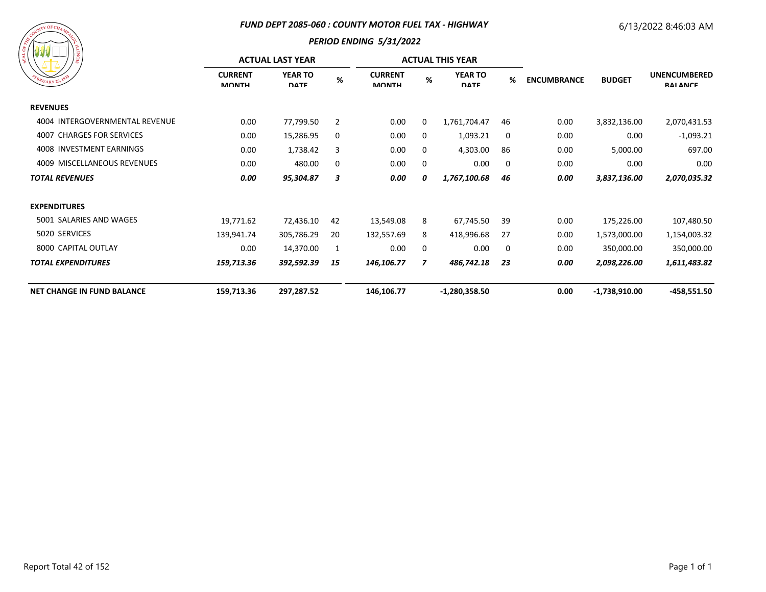## FUND DEPT 2085-060 : COUNTY MOTOR FUEL TAX - HIGHWAY

### PERIOD ENDING 5/31/2022

6/13/2022 8:46:03 AM

| | ACTUAL LAST YEAR | | | ACTUAL THIS YEAR | | | | | | |
|---|---|---|---|---|---|---|---|---|---|---|
| | CURRENT MONTH | YEAR TO DATE | % | CURRENT MONTH | % | YEAR TO DATE | % | ENCUMBRANCE | BUDGET | UNENCUMBERED BALANCE |
| **REVENUES** | | | | | | | | | | |
| 4004 INTERGOVERNMENTAL REVENUE | 0.00 | 77,799.50 | 2 | 0.00 | 0 | 1,761,704.47 | 46 | 0.00 | 3,832,136.00 | 2,070,431.53 |
| 4007 CHARGES FOR SERVICES | 0.00 | 15,286.95 | 0 | 0.00 | 0 | 1,093.21 | 0 | 0.00 | 0.00 | -1,093.21 |
| 4008 INVESTMENT EARNINGS | 0.00 | 1,738.42 | 3 | 0.00 | 0 | 4,303.00 | 86 | 0.00 | 5,000.00 | 697.00 |
| 4009 MISCELLANEOUS REVENUES | 0.00 | 480.00 | 0 | 0.00 | 0 | 0.00 | 0 | 0.00 | 0.00 | 0.00 |
| ***TOTAL REVENUES*** | ***0.00*** | ***95,304.87*** | ***3*** | ***0.00*** | ***0*** | ***1,767,100.68*** | ***46*** | ***0.00*** | ***3,837,136.00*** | ***2,070,035.32*** |
| **EXPENDITURES** | | | | | | | | | | |
| 5001 SALARIES AND WAGES | 19,771.62 | 72,436.10 | 42 | 13,549.08 | 8 | 67,745.50 | 39 | 0.00 | 175,226.00 | 107,480.50 |
| 5020 SERVICES | 139,941.74 | 305,786.29 | 20 | 132,557.69 | 8 | 418,996.68 | 27 | 0.00 | 1,573,000.00 | 1,154,003.32 |
| 8000 CAPITAL OUTLAY | 0.00 | 14,370.00 | 1 | 0.00 | 0 | 0.00 | 0 | 0.00 | 350,000.00 | 350,000.00 |
| ***TOTAL EXPENDITURES*** | ***159,713.36*** | ***392,592.39*** | ***15*** | ***146,106.77*** | ***7*** | ***486,742.18*** | ***23*** | ***0.00*** | ***2,098,226.00*** | ***1,611,483.82*** |
| **NET CHANGE IN FUND BALANCE** | **159,713.36** | **297,287.52** | | **146,106.77** | | **-1,280,358.50** | | **0.00** | **-1,738,910.00** | **-458,551.50** |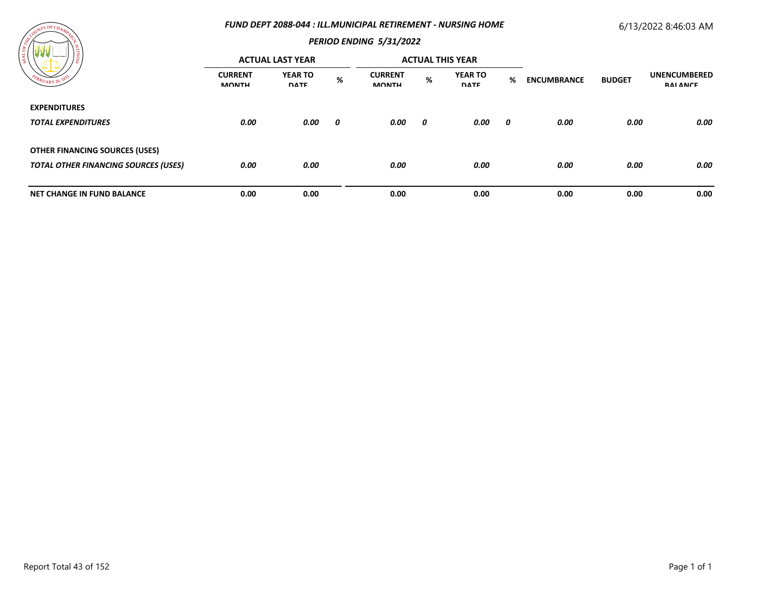### FUND DEPT 2088-044 : ILL.MUNICIPAL RETIREMENT - NURSING HOME

### PERIOD ENDING 5/31/2022

| | ACTUAL LAST YEAR | | | ACTUAL THIS YEAR | | | | | | |
|---|---|---|---|---|---|---|---|---|---|---|
| | CURRENT MONTH | YEAR TO DATE | % | CURRENT MONTH | % | YEAR TO DATE | % | ENCUMBRANCE | BUDGET | UNENCUMBERED BALANCE |
| **EXPENDITURES** | | | | | | | | | | |
| ***TOTAL EXPENDITURES*** | ***0.00*** | ***0.00*** | ***0*** | ***0.00*** | ***0*** | ***0.00*** | ***0*** | ***0.00*** | ***0.00*** | ***0.00*** |
| **OTHER FINANCING SOURCES (USES)** | | | | | | | | | | |
| ***TOTAL OTHER FINANCING SOURCES (USES)*** | ***0.00*** | ***0.00*** | | ***0.00*** | | ***0.00*** | | ***0.00*** | ***0.00*** | ***0.00*** |
| **NET CHANGE IN FUND BALANCE** | **0.00** | **0.00** | | **0.00** | | **0.00** | | **0.00** | **0.00** | **0.00** |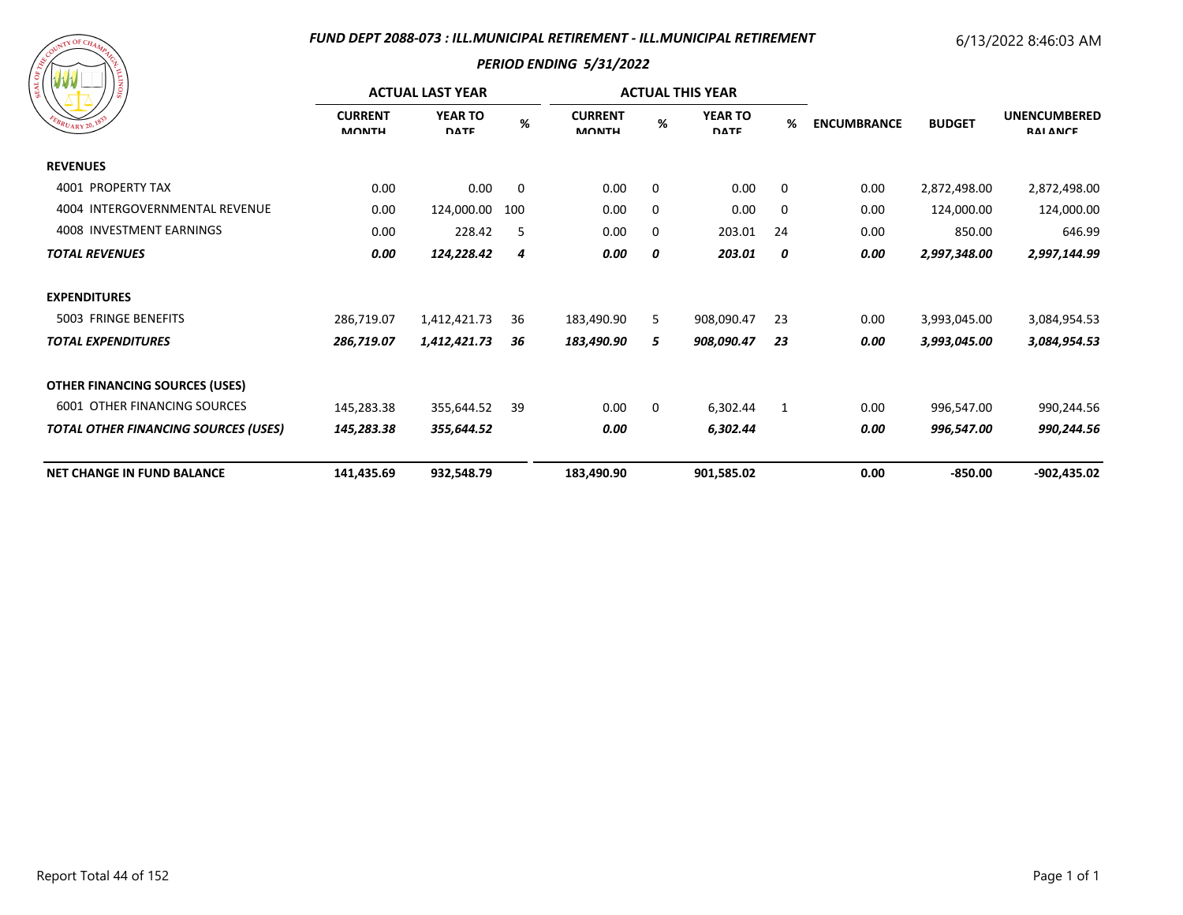## FUND DEPT 2088-073 : ILL.MUNICIPAL RETIREMENT - ILL.MUNICIPAL RETIREMENT

6/13/2022 8:46:03 AM

### PERIOD ENDING 5/31/2022

| | ACTUAL LAST YEAR | | | ACTUAL THIS YEAR | | | | | | |
|---|---|---|---|---|---|---|---|---|---|---|
| | CURRENT MONTH | YEAR TO DATE | % | CURRENT MONTH | % | YEAR TO DATE | % | ENCUMBRANCE | BUDGET | UNENCUMBERED BALANCE |
| **REVENUES** | | | | | | | | | | |
| 4001 PROPERTY TAX | 0.00 | 0.00 | 0 | 0.00 | 0 | 0.00 | 0 | 0.00 | 2,872,498.00 | 2,872,498.00 |
| 4004 INTERGOVERNMENTAL REVENUE | 0.00 | 124,000.00 | 100 | 0.00 | 0 | 0.00 | 0 | 0.00 | 124,000.00 | 124,000.00 |
| 4008 INVESTMENT EARNINGS | 0.00 | 228.42 | 5 | 0.00 | 0 | 203.01 | 24 | 0.00 | 850.00 | 646.99 |
| ***TOTAL REVENUES*** | ***0.00*** | ***124,228.42*** | ***4*** | ***0.00*** | ***0*** | ***203.01*** | ***0*** | ***0.00*** | ***2,997,348.00*** | ***2,997,144.99*** |
| **EXPENDITURES** | | | | | | | | | | |
| 5003 FRINGE BENEFITS | 286,719.07 | 1,412,421.73 | 36 | 183,490.90 | 5 | 908,090.47 | 23 | 0.00 | 3,993,045.00 | 3,084,954.53 |
| ***TOTAL EXPENDITURES*** | ***286,719.07*** | ***1,412,421.73*** | ***36*** | ***183,490.90*** | ***5*** | ***908,090.47*** | ***23*** | ***0.00*** | ***3,993,045.00*** | ***3,084,954.53*** |
| **OTHER FINANCING SOURCES (USES)** | | | | | | | | | | |
| 6001 OTHER FINANCING SOURCES | 145,283.38 | 355,644.52 | 39 | 0.00 | 0 | 6,302.44 | 1 | 0.00 | 996,547.00 | 990,244.56 |
| ***TOTAL OTHER FINANCING SOURCES (USES)*** | ***145,283.38*** | ***355,644.52*** | | ***0.00*** | | ***6,302.44*** | | ***0.00*** | ***996,547.00*** | ***990,244.56*** |
| **NET CHANGE IN FUND BALANCE** | **141,435.69** | **932,548.79** | | **183,490.90** | | **901,585.02** | | **0.00** | **-850.00** | **-902,435.02** |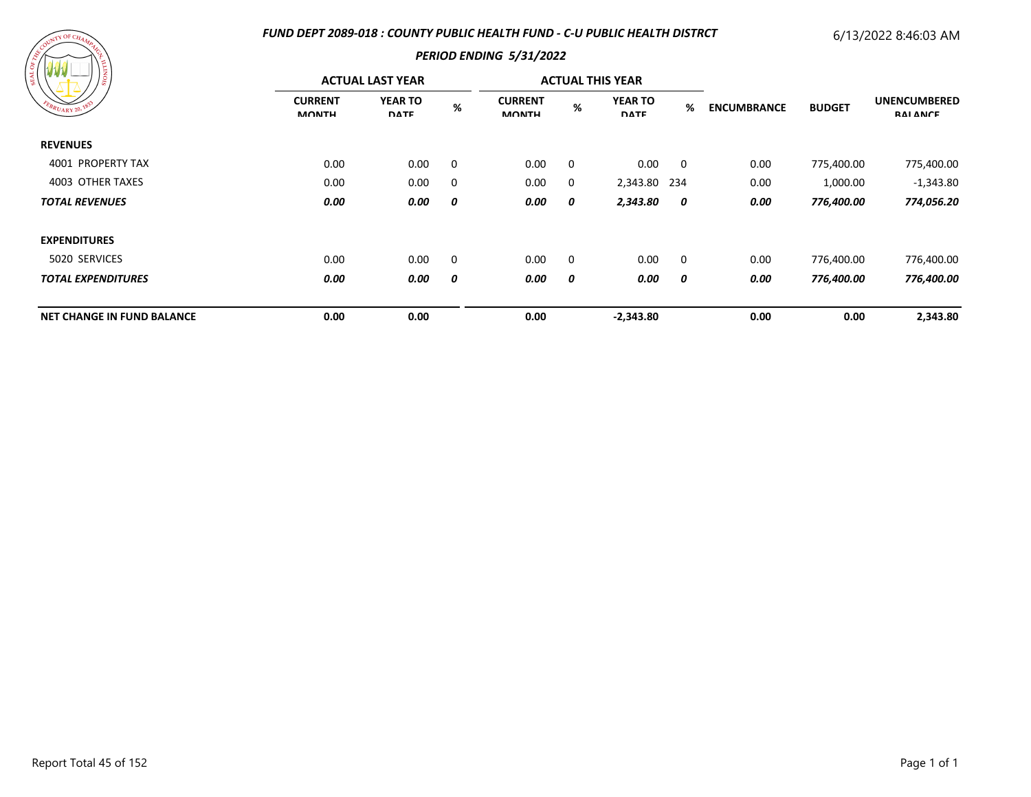### *FUND DEPT 2089-018 : COUNTY PUBLIC HEALTH FUND - C-U PUBLIC HEALTH DISTRCT*

6/13/2022 8:46:03 AM

### *PERIOD ENDING 5/31/2022*

| | ACTUAL LAST YEAR | | | ACTUAL THIS YEAR | | | | | | |
|---|---|---|---|---|---|---|---|---|---|---|
| | CURRENT MONTH | YEAR TO DATE | % | CURRENT MONTH | % | YEAR TO DATE | % | ENCUMBRANCE | BUDGET | UNENCUMBERED BALANCE |
| **REVENUES** | | | | | | | | | | |
| 4001 PROPERTY TAX | 0.00 | 0.00 | 0 | 0.00 | 0 | 0.00 | 0 | 0.00 | 775,400.00 | 775,400.00 |
| 4003 OTHER TAXES | 0.00 | 0.00 | 0 | 0.00 | 0 | 2,343.80 | 234 | 0.00 | 1,000.00 | -1,343.80 |
| ***TOTAL REVENUES*** | ***0.00*** | ***0.00*** | ***0*** | ***0.00*** | ***0*** | ***2,343.80*** | ***0*** | ***0.00*** | ***776,400.00*** | ***774,056.20*** |
| **EXPENDITURES** | | | | | | | | | | |
| 5020 SERVICES | 0.00 | 0.00 | 0 | 0.00 | 0 | 0.00 | 0 | 0.00 | 776,400.00 | 776,400.00 |
| ***TOTAL EXPENDITURES*** | ***0.00*** | ***0.00*** | ***0*** | ***0.00*** | ***0*** | ***0.00*** | ***0*** | ***0.00*** | ***776,400.00*** | ***776,400.00*** |
| **NET CHANGE IN FUND BALANCE** | **0.00** | **0.00** | | **0.00** | | **-2,343.80** | | **0.00** | **0.00** | **2,343.80** |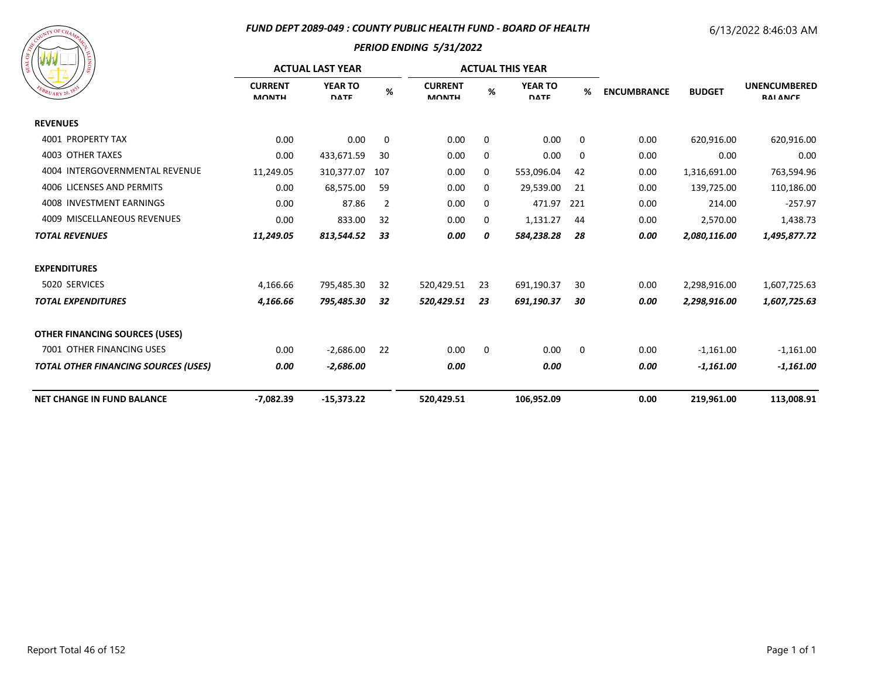### FUND DEPT 2089-049 : COUNTY PUBLIC HEALTH FUND - BOARD OF HEALTH

6/13/2022 8:46:03 AM

### PERIOD ENDING 5/31/2022

| | ACTUAL LAST YEAR | | | ACTUAL THIS YEAR | | | | | | |
|---|---|---|---|---|---|---|---|---|---|---|
| | CURRENT MONTH | YEAR TO DATE | % | CURRENT MONTH | % | YEAR TO DATE | % | ENCUMBRANCE | BUDGET | UNENCUMBERED BALANCE |
| **REVENUES** | | | | | | | | | | |
| 4001 PROPERTY TAX | 0.00 | 0.00 | 0 | 0.00 | 0 | 0.00 | 0 | 0.00 | 620,916.00 | 620,916.00 |
| 4003 OTHER TAXES | 0.00 | 433,671.59 | 30 | 0.00 | 0 | 0.00 | 0 | 0.00 | 0.00 | 0.00 |
| 4004 INTERGOVERNMENTAL REVENUE | 11,249.05 | 310,377.07 | 107 | 0.00 | 0 | 553,096.04 | 42 | 0.00 | 1,316,691.00 | 763,594.96 |
| 4006 LICENSES AND PERMITS | 0.00 | 68,575.00 | 59 | 0.00 | 0 | 29,539.00 | 21 | 0.00 | 139,725.00 | 110,186.00 |
| 4008 INVESTMENT EARNINGS | 0.00 | 87.86 | 2 | 0.00 | 0 | 471.97 | 221 | 0.00 | 214.00 | -257.97 |
| 4009 MISCELLANEOUS REVENUES | 0.00 | 833.00 | 32 | 0.00 | 0 | 1,131.27 | 44 | 0.00 | 2,570.00 | 1,438.73 |
| ***TOTAL REVENUES*** | ***11,249.05*** | ***813,544.52*** | ***33*** | ***0.00*** | ***0*** | ***584,238.28*** | ***28*** | ***0.00*** | ***2,080,116.00*** | ***1,495,877.72*** |
| **EXPENDITURES** | | | | | | | | | | |
| 5020 SERVICES | 4,166.66 | 795,485.30 | 32 | 520,429.51 | 23 | 691,190.37 | 30 | 0.00 | 2,298,916.00 | 1,607,725.63 |
| ***TOTAL EXPENDITURES*** | ***4,166.66*** | ***795,485.30*** | ***32*** | ***520,429.51*** | ***23*** | ***691,190.37*** | ***30*** | ***0.00*** | ***2,298,916.00*** | ***1,607,725.63*** |
| **OTHER FINANCING SOURCES (USES)** | | | | | | | | | | |
| 7001 OTHER FINANCING USES | 0.00 | -2,686.00 | 22 | 0.00 | 0 | 0.00 | 0 | 0.00 | -1,161.00 | -1,161.00 |
| ***TOTAL OTHER FINANCING SOURCES (USES)*** | ***0.00*** | ***-2,686.00*** | | ***0.00*** | | ***0.00*** | | ***0.00*** | ***-1,161.00*** | ***-1,161.00*** |
| **NET CHANGE IN FUND BALANCE** | **-7,082.39** | **-15,373.22** | | **520,429.51** | | **106,952.09** | | **0.00** | **219,961.00** | **113,008.91** |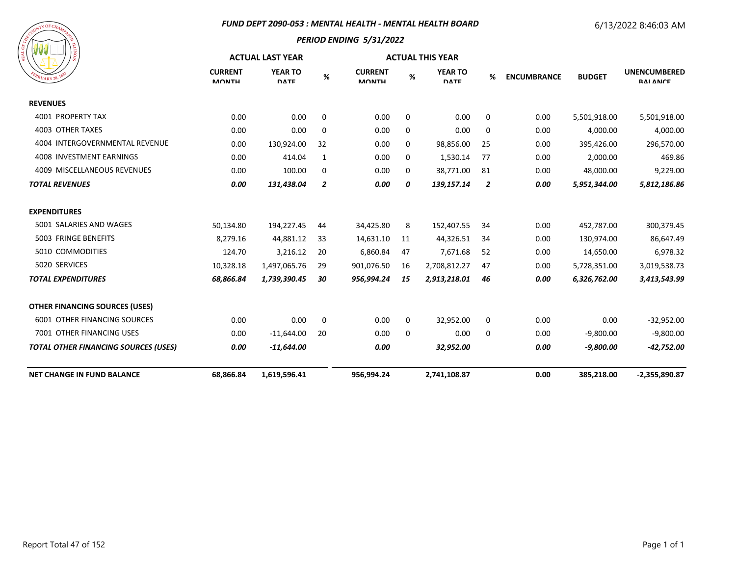## FUND DEPT 2090-053 : MENTAL HEALTH - MENTAL HEALTH BOARD

6/13/2022 8:46:03 AM

### PERIOD ENDING 5/31/2022

| | ACTUAL LAST YEAR | | | ACTUAL THIS YEAR | | | | | | |
|---|---|---|---|---|---|---|---|---|---|---|
| | CURRENT MONTH | YEAR TO DATE | % | CURRENT MONTH | % | YEAR TO DATE | % | ENCUMBRANCE | BUDGET | UNENCUMBERED BALANCE |
| **REVENUES** | | | | | | | | | | |
| 4001 PROPERTY TAX | 0.00 | 0.00 | 0 | 0.00 | 0 | 0.00 | 0 | 0.00 | 5,501,918.00 | 5,501,918.00 |
| 4003 OTHER TAXES | 0.00 | 0.00 | 0 | 0.00 | 0 | 0.00 | 0 | 0.00 | 4,000.00 | 4,000.00 |
| 4004 INTERGOVERNMENTAL REVENUE | 0.00 | 130,924.00 | 32 | 0.00 | 0 | 98,856.00 | 25 | 0.00 | 395,426.00 | 296,570.00 |
| 4008 INVESTMENT EARNINGS | 0.00 | 414.04 | 1 | 0.00 | 0 | 1,530.14 | 77 | 0.00 | 2,000.00 | 469.86 |
| 4009 MISCELLANEOUS REVENUES | 0.00 | 100.00 | 0 | 0.00 | 0 | 38,771.00 | 81 | 0.00 | 48,000.00 | 9,229.00 |
| ***TOTAL REVENUES*** | ***0.00*** | ***131,438.04*** | ***2*** | ***0.00*** | ***0*** | ***139,157.14*** | ***2*** | ***0.00*** | ***5,951,344.00*** | ***5,812,186.86*** |
| **EXPENDITURES** | | | | | | | | | | |
| 5001 SALARIES AND WAGES | 50,134.80 | 194,227.45 | 44 | 34,425.80 | 8 | 152,407.55 | 34 | 0.00 | 452,787.00 | 300,379.45 |
| 5003 FRINGE BENEFITS | 8,279.16 | 44,881.12 | 33 | 14,631.10 | 11 | 44,326.51 | 34 | 0.00 | 130,974.00 | 86,647.49 |
| 5010 COMMODITIES | 124.70 | 3,216.12 | 20 | 6,860.84 | 47 | 7,671.68 | 52 | 0.00 | 14,650.00 | 6,978.32 |
| 5020 SERVICES | 10,328.18 | 1,497,065.76 | 29 | 901,076.50 | 16 | 2,708,812.27 | 47 | 0.00 | 5,728,351.00 | 3,019,538.73 |
| ***TOTAL EXPENDITURES*** | ***68,866.84*** | ***1,739,390.45*** | ***30*** | ***956,994.24*** | ***15*** | ***2,913,218.01*** | ***46*** | ***0.00*** | ***6,326,762.00*** | ***3,413,543.99*** |
| **OTHER FINANCING SOURCES (USES)** | | | | | | | | | | |
| 6001 OTHER FINANCING SOURCES | 0.00 | 0.00 | 0 | 0.00 | 0 | 32,952.00 | 0 | 0.00 | 0.00 | -32,952.00 |
| 7001 OTHER FINANCING USES | 0.00 | -11,644.00 | 20 | 0.00 | 0 | 0.00 | 0 | 0.00 | -9,800.00 | -9,800.00 |
| ***TOTAL OTHER FINANCING SOURCES (USES)*** | ***0.00*** | ***-11,644.00*** | | ***0.00*** | | ***32,952.00*** | | ***0.00*** | ***-9,800.00*** | ***-42,752.00*** |
| **NET CHANGE IN FUND BALANCE** | **68,866.84** | **1,619,596.41** | | **956,994.24** | | **2,741,108.87** | | **0.00** | **385,218.00** | **-2,355,890.87** |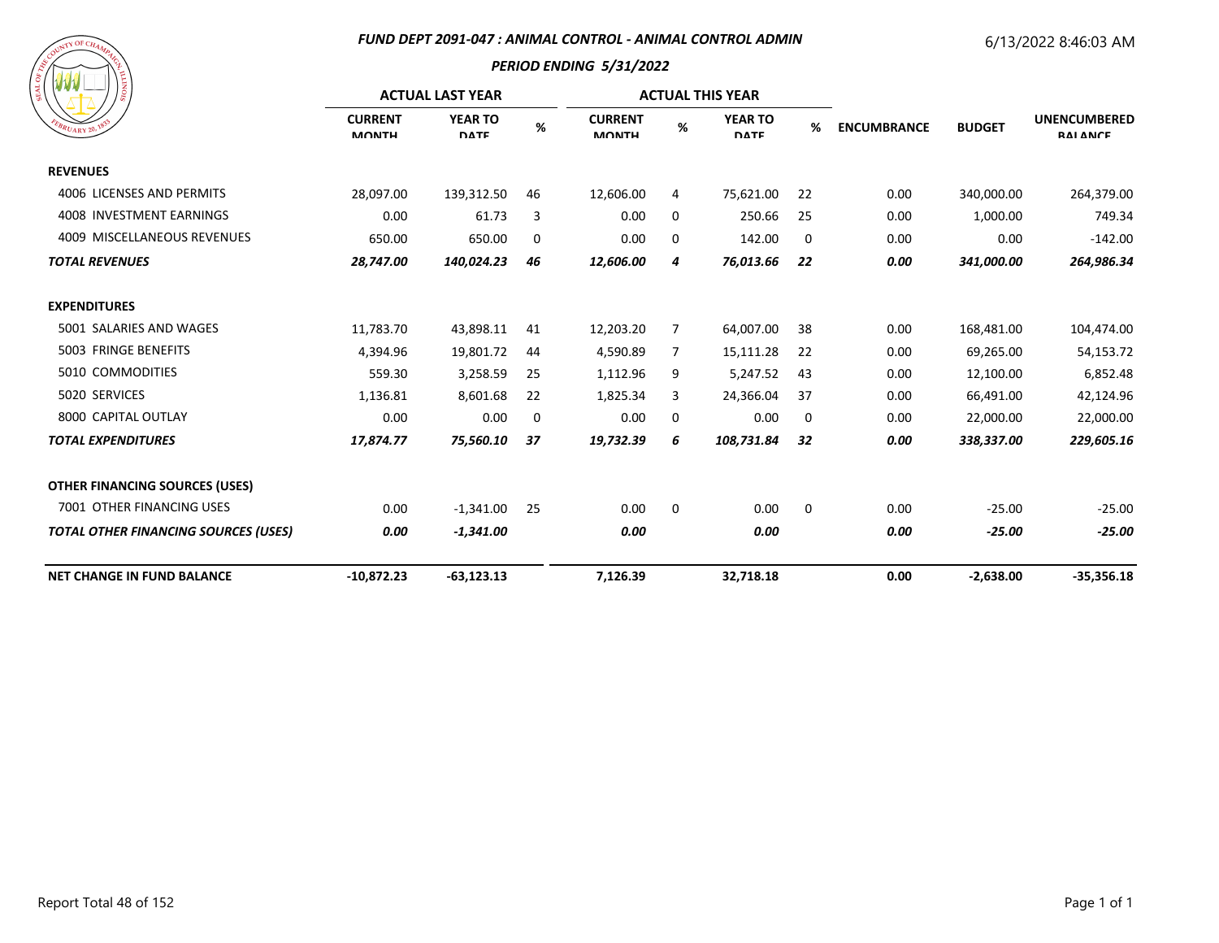## FUND DEPT 2091-047 : ANIMAL CONTROL - ANIMAL CONTROL ADMIN

6/13/2022 8:46:03 AM

### PERIOD ENDING 5/31/2022

| | ACTUAL LAST YEAR | | | ACTUAL THIS YEAR | | | | | | |
|---|---|---|---|---|---|---|---|---|---|---|
| | CURRENT MONTH | YEAR TO DATE | % | CURRENT MONTH | % | YEAR TO DATE | % | ENCUMBRANCE | BUDGET | UNENCUMBERED BALANCE |
| **REVENUES** | | | | | | | | | | |
| 4006 LICENSES AND PERMITS | 28,097.00 | 139,312.50 | 46 | 12,606.00 | 4 | 75,621.00 | 22 | 0.00 | 340,000.00 | 264,379.00 |
| 4008 INVESTMENT EARNINGS | 0.00 | 61.73 | 3 | 0.00 | 0 | 250.66 | 25 | 0.00 | 1,000.00 | 749.34 |
| 4009 MISCELLANEOUS REVENUES | 650.00 | 650.00 | 0 | 0.00 | 0 | 142.00 | 0 | 0.00 | 0.00 | -142.00 |
| ***TOTAL REVENUES*** | ***28,747.00*** | ***140,024.23*** | ***46*** | ***12,606.00*** | ***4*** | ***76,013.66*** | ***22*** | ***0.00*** | ***341,000.00*** | ***264,986.34*** |
| **EXPENDITURES** | | | | | | | | | | |
| 5001 SALARIES AND WAGES | 11,783.70 | 43,898.11 | 41 | 12,203.20 | 7 | 64,007.00 | 38 | 0.00 | 168,481.00 | 104,474.00 |
| 5003 FRINGE BENEFITS | 4,394.96 | 19,801.72 | 44 | 4,590.89 | 7 | 15,111.28 | 22 | 0.00 | 69,265.00 | 54,153.72 |
| 5010 COMMODITIES | 559.30 | 3,258.59 | 25 | 1,112.96 | 9 | 5,247.52 | 43 | 0.00 | 12,100.00 | 6,852.48 |
| 5020 SERVICES | 1,136.81 | 8,601.68 | 22 | 1,825.34 | 3 | 24,366.04 | 37 | 0.00 | 66,491.00 | 42,124.96 |
| 8000 CAPITAL OUTLAY | 0.00 | 0.00 | 0 | 0.00 | 0 | 0.00 | 0 | 0.00 | 22,000.00 | 22,000.00 |
| ***TOTAL EXPENDITURES*** | ***17,874.77*** | ***75,560.10*** | ***37*** | ***19,732.39*** | ***6*** | ***108,731.84*** | ***32*** | ***0.00*** | ***338,337.00*** | ***229,605.16*** |
| **OTHER FINANCING SOURCES (USES)** | | | | | | | | | | |
| 7001 OTHER FINANCING USES | 0.00 | -1,341.00 | 25 | 0.00 | 0 | 0.00 | 0 | 0.00 | -25.00 | -25.00 |
| ***TOTAL OTHER FINANCING SOURCES (USES)*** | ***0.00*** | ***-1,341.00*** | | ***0.00*** | | ***0.00*** | | ***0.00*** | ***-25.00*** | ***-25.00*** |
| **NET CHANGE IN FUND BALANCE** | **-10,872.23** | **-63,123.13** | | **7,126.39** | | **32,718.18** | | **0.00** | **-2,638.00** | **-35,356.18** |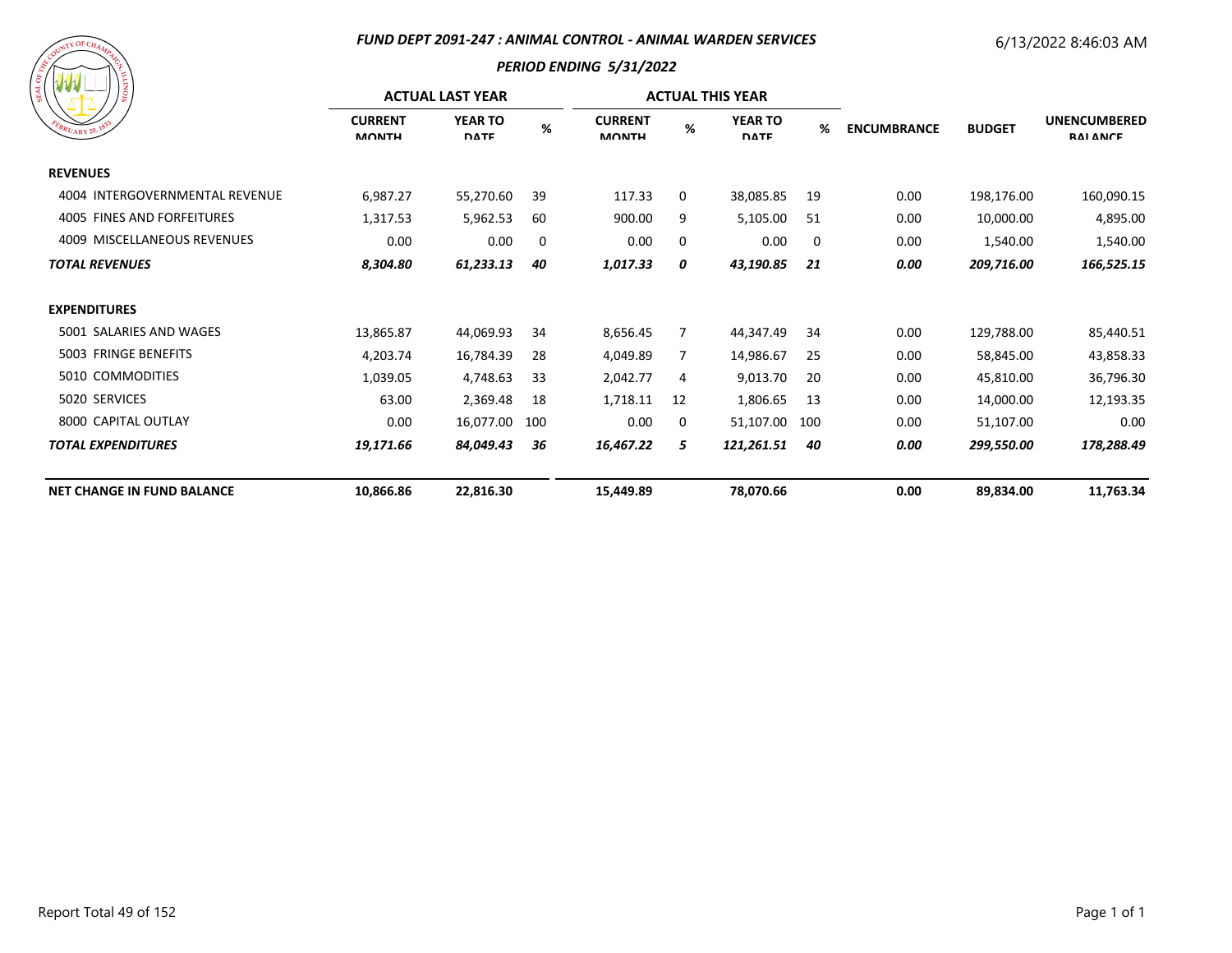### FUND DEPT 2091-247 : ANIMAL CONTROL - ANIMAL WARDEN SERVICES

6/13/2022 8:46:03 AM

#### PERIOD ENDING 5/31/2022

| | ACTUAL LAST YEAR | | | ACTUAL THIS YEAR | | | | | | |
|---|---|---|---|---|---|---|---|---|---|---|
| | CURRENT MONTH | YEAR TO DATE | % | CURRENT MONTH | % | YEAR TO DATE | % | ENCUMBRANCE | BUDGET | UNENCUMBERED BALANCE |
| **REVENUES** | | | | | | | | | | |
| 4004 INTERGOVERNMENTAL REVENUE | 6,987.27 | 55,270.60 | 39 | 117.33 | 0 | 38,085.85 | 19 | 0.00 | 198,176.00 | 160,090.15 |
| 4005 FINES AND FORFEITURES | 1,317.53 | 5,962.53 | 60 | 900.00 | 9 | 5,105.00 | 51 | 0.00 | 10,000.00 | 4,895.00 |
| 4009 MISCELLANEOUS REVENUES | 0.00 | 0.00 | 0 | 0.00 | 0 | 0.00 | 0 | 0.00 | 1,540.00 | 1,540.00 |
| ***TOTAL REVENUES*** | ***8,304.80*** | ***61,233.13*** | ***40*** | ***1,017.33*** | ***0*** | ***43,190.85*** | ***21*** | ***0.00*** | ***209,716.00*** | ***166,525.15*** |
| **EXPENDITURES** | | | | | | | | | | |
| 5001 SALARIES AND WAGES | 13,865.87 | 44,069.93 | 34 | 8,656.45 | 7 | 44,347.49 | 34 | 0.00 | 129,788.00 | 85,440.51 |
| 5003 FRINGE BENEFITS | 4,203.74 | 16,784.39 | 28 | 4,049.89 | 7 | 14,986.67 | 25 | 0.00 | 58,845.00 | 43,858.33 |
| 5010 COMMODITIES | 1,039.05 | 4,748.63 | 33 | 2,042.77 | 4 | 9,013.70 | 20 | 0.00 | 45,810.00 | 36,796.30 |
| 5020 SERVICES | 63.00 | 2,369.48 | 18 | 1,718.11 | 12 | 1,806.65 | 13 | 0.00 | 14,000.00 | 12,193.35 |
| 8000 CAPITAL OUTLAY | 0.00 | 16,077.00 | 100 | 0.00 | 0 | 51,107.00 | 100 | 0.00 | 51,107.00 | 0.00 |
| ***TOTAL EXPENDITURES*** | ***19,171.66*** | ***84,049.43*** | ***36*** | ***16,467.22*** | ***5*** | ***121,261.51*** | ***40*** | ***0.00*** | ***299,550.00*** | ***178,288.49*** |
| **NET CHANGE IN FUND BALANCE** | **10,866.86** | **22,816.30** | | **15,449.89** | | **78,070.66** | | **0.00** | **89,834.00** | **11,763.34** |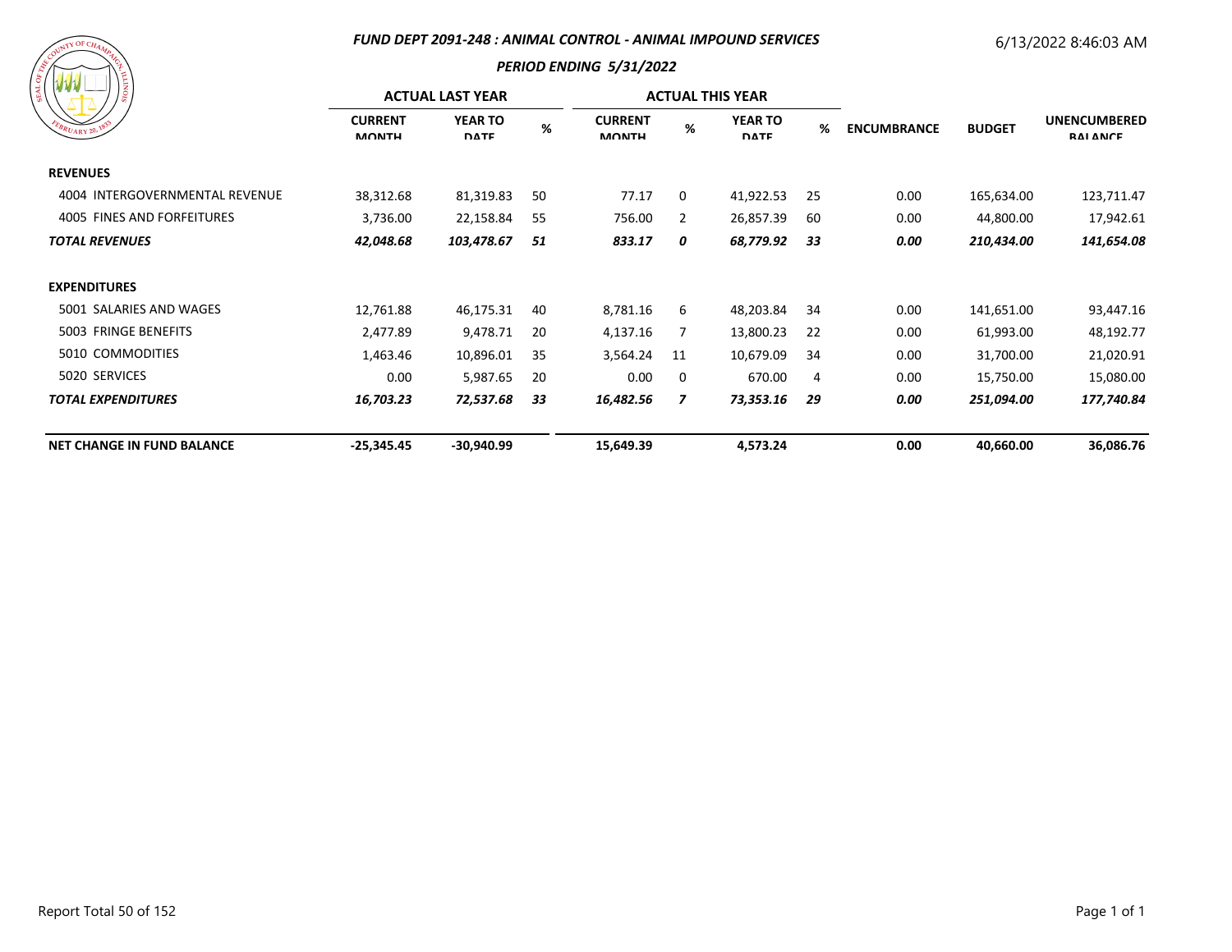**FUND DEPT 2091-248 : ANIMAL CONTROL - ANIMAL IMPOUND SERVICES**

6/13/2022 8:46:03 AM

**PERIOD ENDING 5/31/2022**

| | ACTUAL LAST YEAR | | | ACTUAL THIS YEAR | | | | | | |
|---|---|---|---|---|---|---|---|---|---|---|
| | CURRENT MONTH | YEAR TO DATE | % | CURRENT MONTH | % | YEAR TO DATE | % | ENCUMBRANCE | BUDGET | UNENCUMBERED BALANCE |
| **REVENUES** | | | | | | | | | | |
| 4004 INTERGOVERNMENTAL REVENUE | 38,312.68 | 81,319.83 | 50 | 77.17 | 0 | 41,922.53 | 25 | 0.00 | 165,634.00 | 123,711.47 |
| 4005 FINES AND FORFEITURES | 3,736.00 | 22,158.84 | 55 | 756.00 | 2 | 26,857.39 | 60 | 0.00 | 44,800.00 | 17,942.61 |
| ***TOTAL REVENUES*** | ***42,048.68*** | ***103,478.67*** | ***51*** | ***833.17*** | ***0*** | ***68,779.92*** | ***33*** | ***0.00*** | ***210,434.00*** | ***141,654.08*** |
| **EXPENDITURES** | | | | | | | | | | |
| 5001 SALARIES AND WAGES | 12,761.88 | 46,175.31 | 40 | 8,781.16 | 6 | 48,203.84 | 34 | 0.00 | 141,651.00 | 93,447.16 |
| 5003 FRINGE BENEFITS | 2,477.89 | 9,478.71 | 20 | 4,137.16 | 7 | 13,800.23 | 22 | 0.00 | 61,993.00 | 48,192.77 |
| 5010 COMMODITIES | 1,463.46 | 10,896.01 | 35 | 3,564.24 | 11 | 10,679.09 | 34 | 0.00 | 31,700.00 | 21,020.91 |
| 5020 SERVICES | 0.00 | 5,987.65 | 20 | 0.00 | 0 | 670.00 | 4 | 0.00 | 15,750.00 | 15,080.00 |
| ***TOTAL EXPENDITURES*** | ***16,703.23*** | ***72,537.68*** | ***33*** | ***16,482.56*** | ***7*** | ***73,353.16*** | ***29*** | ***0.00*** | ***251,094.00*** | ***177,740.84*** |
| **NET CHANGE IN FUND BALANCE** | **-25,345.45** | **-30,940.99** | | **15,649.39** | | **4,573.24** | | **0.00** | **40,660.00** | **36,086.76** |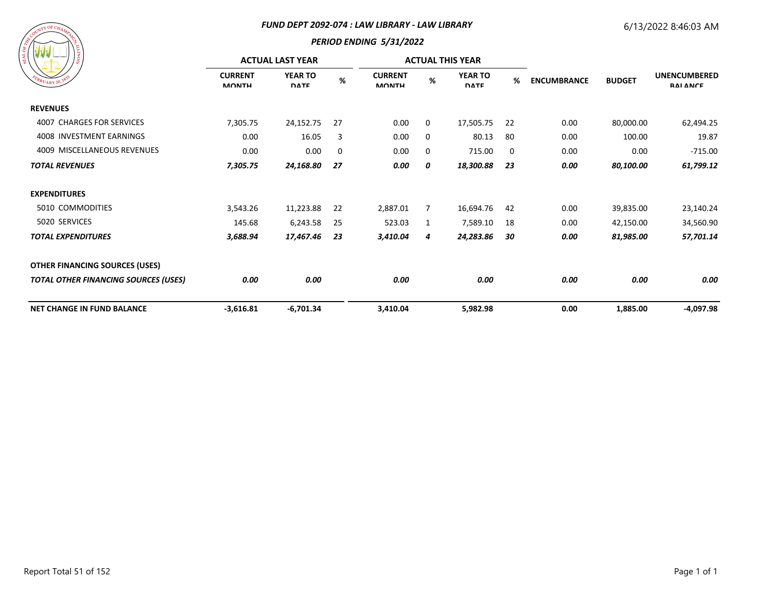### *FUND DEPT 2092-074 : LAW LIBRARY - LAW LIBRARY*

### *PERIOD ENDING 5/31/2022*

6/13/2022 8:46:03 AM

| | ACTUAL LAST YEAR | | | ACTUAL THIS YEAR | | | | | | |
|---|---|---|---|---|---|---|---|---|---|---|
| | CURRENT MONTH | YEAR TO DATE | % | CURRENT MONTH | % | YEAR TO DATE | % | ENCUMBRANCE | BUDGET | UNENCUMBERED BALANCE |
| **REVENUES** | | | | | | | | | | |
| 4007 CHARGES FOR SERVICES | 7,305.75 | 24,152.75 | 27 | 0.00 | 0 | 17,505.75 | 22 | 0.00 | 80,000.00 | 62,494.25 |
| 4008 INVESTMENT EARNINGS | 0.00 | 16.05 | 3 | 0.00 | 0 | 80.13 | 80 | 0.00 | 100.00 | 19.87 |
| 4009 MISCELLANEOUS REVENUES | 0.00 | 0.00 | 0 | 0.00 | 0 | 715.00 | 0 | 0.00 | 0.00 | -715.00 |
| ***TOTAL REVENUES*** | ***7,305.75*** | ***24,168.80*** | ***27*** | ***0.00*** | ***0*** | ***18,300.88*** | ***23*** | ***0.00*** | ***80,100.00*** | ***61,799.12*** |
| **EXPENDITURES** | | | | | | | | | | |
| 5010 COMMODITIES | 3,543.26 | 11,223.88 | 22 | 2,887.01 | 7 | 16,694.76 | 42 | 0.00 | 39,835.00 | 23,140.24 |
| 5020 SERVICES | 145.68 | 6,243.58 | 25 | 523.03 | 1 | 7,589.10 | 18 | 0.00 | 42,150.00 | 34,560.90 |
| ***TOTAL EXPENDITURES*** | ***3,688.94*** | ***17,467.46*** | ***23*** | ***3,410.04*** | ***4*** | ***24,283.86*** | ***30*** | ***0.00*** | ***81,985.00*** | ***57,701.14*** |
| **OTHER FINANCING SOURCES (USES)** | | | | | | | | | | |
| ***TOTAL OTHER FINANCING SOURCES (USES)*** | ***0.00*** | ***0.00*** | | ***0.00*** | | ***0.00*** | | ***0.00*** | ***0.00*** | ***0.00*** |
| **NET CHANGE IN FUND BALANCE** | **-3,616.81** | **-6,701.34** | | **3,410.04** | | **5,982.98** | | **0.00** | **1,885.00** | **-4,097.98** |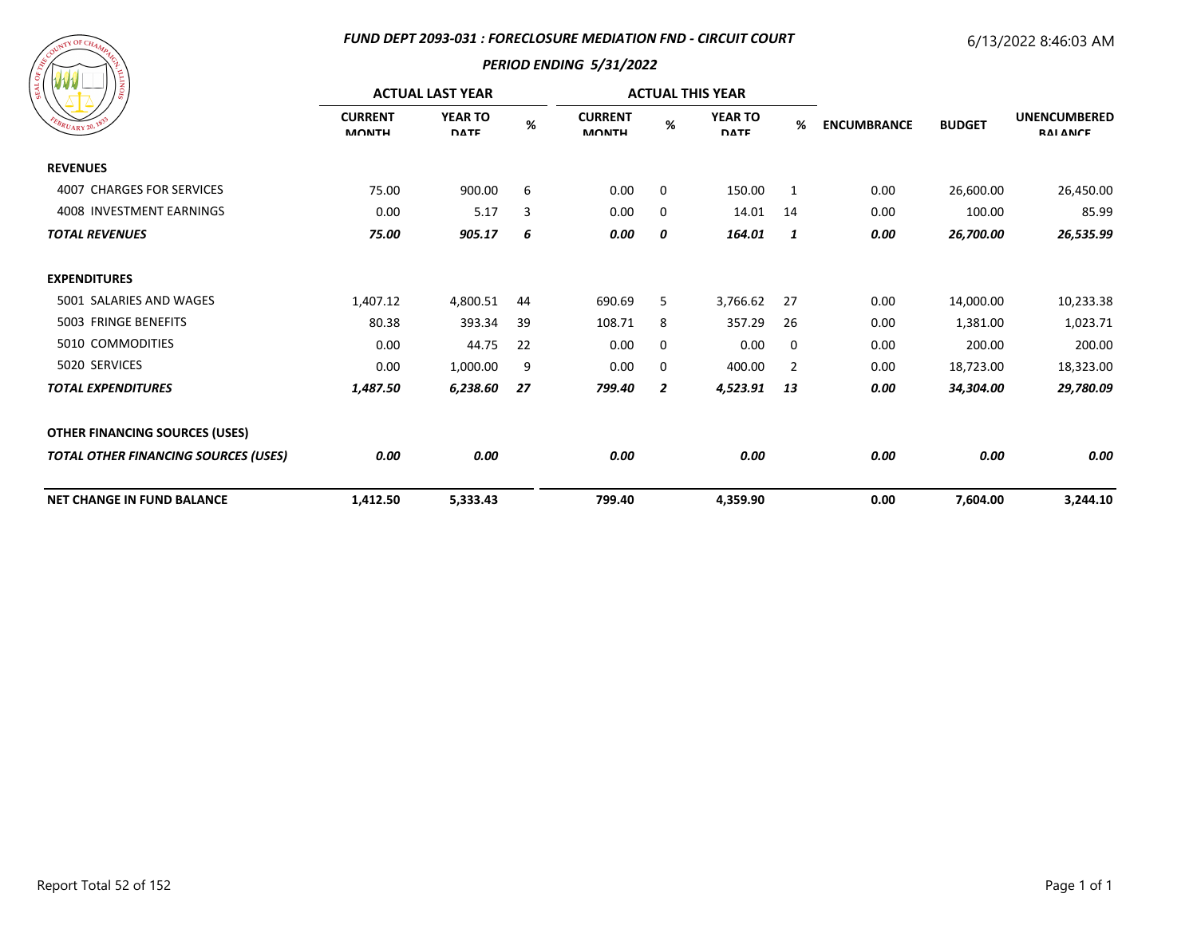## *FUND DEPT 2093-031 : FORECLOSURE MEDIATION FND - CIRCUIT COURT*

### *PERIOD ENDING 5/31/2022*

6/13/2022 8:46:03 AM

| | ACTUAL LAST YEAR | | | ACTUAL THIS YEAR | | | | | | |
|---|---|---|---|---|---|---|---|---|---|---|
| | CURRENT MONTH | YEAR TO DATE | % | CURRENT MONTH | % | YEAR TO DATE | % | ENCUMBRANCE | BUDGET | UNENCUMBERED BALANCE |
| **REVENUES** | | | | | | | | | | |
| 4007 CHARGES FOR SERVICES | 75.00 | 900.00 | 6 | 0.00 | 0 | 150.00 | 1 | 0.00 | 26,600.00 | 26,450.00 |
| 4008 INVESTMENT EARNINGS | 0.00 | 5.17 | 3 | 0.00 | 0 | 14.01 | 14 | 0.00 | 100.00 | 85.99 |
| ***TOTAL REVENUES*** | ***75.00*** | ***905.17*** | ***6*** | ***0.00*** | ***0*** | ***164.01*** | ***1*** | ***0.00*** | ***26,700.00*** | ***26,535.99*** |
| **EXPENDITURES** | | | | | | | | | | |
| 5001 SALARIES AND WAGES | 1,407.12 | 4,800.51 | 44 | 690.69 | 5 | 3,766.62 | 27 | 0.00 | 14,000.00 | 10,233.38 |
| 5003 FRINGE BENEFITS | 80.38 | 393.34 | 39 | 108.71 | 8 | 357.29 | 26 | 0.00 | 1,381.00 | 1,023.71 |
| 5010 COMMODITIES | 0.00 | 44.75 | 22 | 0.00 | 0 | 0.00 | 0 | 0.00 | 200.00 | 200.00 |
| 5020 SERVICES | 0.00 | 1,000.00 | 9 | 0.00 | 0 | 400.00 | 2 | 0.00 | 18,723.00 | 18,323.00 |
| ***TOTAL EXPENDITURES*** | ***1,487.50*** | ***6,238.60*** | ***27*** | ***799.40*** | ***2*** | ***4,523.91*** | ***13*** | ***0.00*** | ***34,304.00*** | ***29,780.09*** |
| **OTHER FINANCING SOURCES (USES)** | | | | | | | | | | |
| ***TOTAL OTHER FINANCING SOURCES (USES)*** | ***0.00*** | ***0.00*** | | ***0.00*** | | ***0.00*** | | ***0.00*** | ***0.00*** | ***0.00*** |
| **NET CHANGE IN FUND BALANCE** | **1,412.50** | **5,333.43** | | **799.40** | | **4,359.90** | | **0.00** | **7,604.00** | **3,244.10** |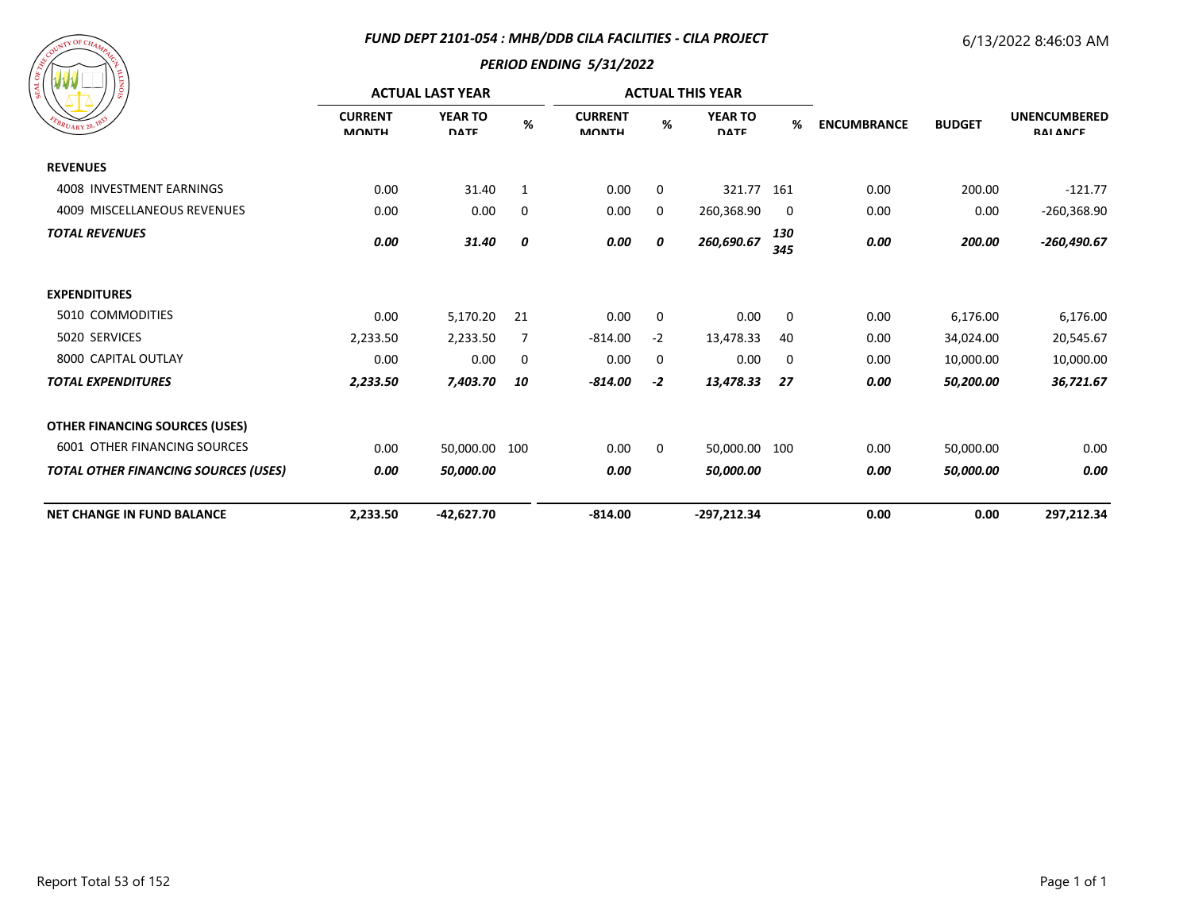## FUND DEPT 2101-054 : MHB/DDB CILA FACILITIES - CILA PROJECT

### PERIOD ENDING 5/31/2022

6/13/2022 8:46:03 AM

| | ACTUAL LAST YEAR | | | ACTUAL THIS YEAR | | | | | | |
|---|---|---|---|---|---|---|---|---|---|---|
| | CURRENT MONTH | YEAR TO DATE | % | CURRENT MONTH | % | YEAR TO DATE | % | ENCUMBRANCE | BUDGET | UNENCUMBERED BALANCE |
| **REVENUES** | | | | | | | | | | |
| 4008 INVESTMENT EARNINGS | 0.00 | 31.40 | 1 | 0.00 | 0 | 321.77 | 161 | 0.00 | 200.00 | -121.77 |
| 4009 MISCELLANEOUS REVENUES | 0.00 | 0.00 | 0 | 0.00 | 0 | 260,368.90 | 0 | 0.00 | 0.00 | -260,368.90 |
| ***TOTAL REVENUES*** | ***0.00*** | ***31.40*** | ***0*** | ***0.00*** | ***0*** | ***260,690.67*** | ***130 345*** | ***0.00*** | ***200.00*** | ***-260,490.67*** |
| **EXPENDITURES** | | | | | | | | | | |
| 5010 COMMODITIES | 0.00 | 5,170.20 | 21 | 0.00 | 0 | 0.00 | 0 | 0.00 | 6,176.00 | 6,176.00 |
| 5020 SERVICES | 2,233.50 | 2,233.50 | 7 | -814.00 | -2 | 13,478.33 | 40 | 0.00 | 34,024.00 | 20,545.67 |
| 8000 CAPITAL OUTLAY | 0.00 | 0.00 | 0 | 0.00 | 0 | 0.00 | 0 | 0.00 | 10,000.00 | 10,000.00 |
| ***TOTAL EXPENDITURES*** | ***2,233.50*** | ***7,403.70*** | ***10*** | ***-814.00*** | ***-2*** | ***13,478.33*** | ***27*** | ***0.00*** | ***50,200.00*** | ***36,721.67*** |
| **OTHER FINANCING SOURCES (USES)** | | | | | | | | | | |
| 6001 OTHER FINANCING SOURCES | 0.00 | 50,000.00 | 100 | 0.00 | 0 | 50,000.00 | 100 | 0.00 | 50,000.00 | 0.00 |
| ***TOTAL OTHER FINANCING SOURCES (USES)*** | ***0.00*** | ***50,000.00*** | | ***0.00*** | | ***50,000.00*** | | ***0.00*** | ***50,000.00*** | ***0.00*** |
| **NET CHANGE IN FUND BALANCE** | **2,233.50** | **-42,627.70** | | **-814.00** | | **-297,212.34** | | **0.00** | **0.00** | **297,212.34** |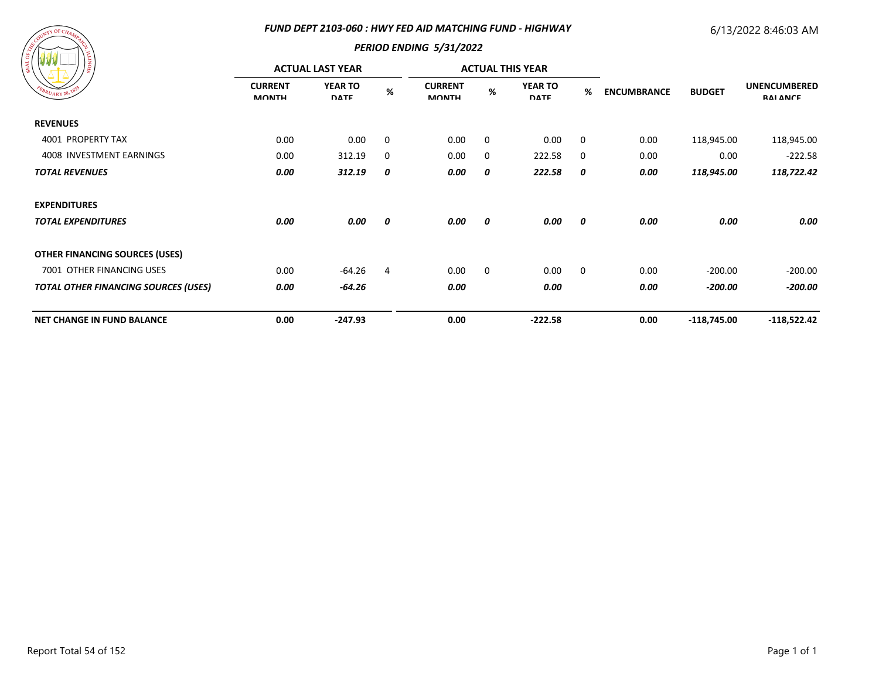## *FUND DEPT 2103-060 : HWY FED AID MATCHING FUND - HIGHWAY*

6/13/2022 8:46:03 AM

### *PERIOD ENDING 5/31/2022*

| | ACTUAL LAST YEAR | | | ACTUAL THIS YEAR | | | | | | |
|---|---|---|---|---|---|---|---|---|---|---|
| | CURRENT MONTH | YEAR TO DATE | % | CURRENT MONTH | % | YEAR TO DATE | % | ENCUMBRANCE | BUDGET | UNENCUMBERED BALANCE |
| **REVENUES** | | | | | | | | | | |
| 4001 PROPERTY TAX | 0.00 | 0.00 | 0 | 0.00 | 0 | 0.00 | 0 | 0.00 | 118,945.00 | 118,945.00 |
| 4008 INVESTMENT EARNINGS | 0.00 | 312.19 | 0 | 0.00 | 0 | 222.58 | 0 | 0.00 | 0.00 | -222.58 |
| ***TOTAL REVENUES*** | ***0.00*** | ***312.19*** | ***0*** | ***0.00*** | ***0*** | ***222.58*** | ***0*** | ***0.00*** | ***118,945.00*** | ***118,722.42*** |
| **EXPENDITURES** | | | | | | | | | | |
| ***TOTAL EXPENDITURES*** | ***0.00*** | ***0.00*** | ***0*** | ***0.00*** | ***0*** | ***0.00*** | ***0*** | ***0.00*** | ***0.00*** | ***0.00*** |
| **OTHER FINANCING SOURCES (USES)** | | | | | | | | | | |
| 7001 OTHER FINANCING USES | 0.00 | -64.26 | 4 | 0.00 | 0 | 0.00 | 0 | 0.00 | -200.00 | -200.00 |
| ***TOTAL OTHER FINANCING SOURCES (USES)*** | ***0.00*** | ***-64.26*** | | ***0.00*** | | ***0.00*** | | ***0.00*** | ***-200.00*** | ***-200.00*** |
| **NET CHANGE IN FUND BALANCE** | **0.00** | **-247.93** | | **0.00** | | **-222.58** | | **0.00** | **-118,745.00** | **-118,522.42** |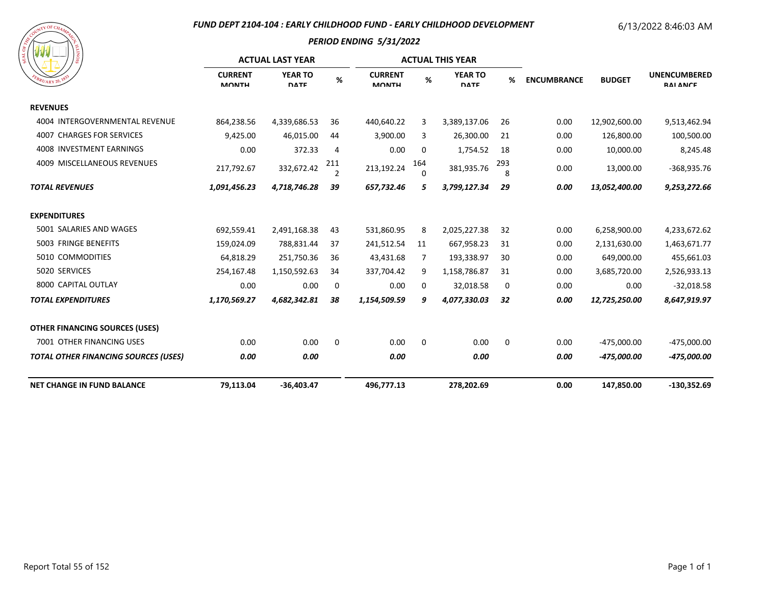## FUND DEPT 2104-104 : EARLY CHILDHOOD FUND - EARLY CHILDHOOD DEVELOPMENT

6/13/2022 8:46:03 AM

### PERIOD ENDING 5/31/2022

| | ACTUAL LAST YEAR | | | ACTUAL THIS YEAR | | | | | | |
|---|---|---|---|---|---|---|---|---|---|---|
| | CURRENT MONTH | YEAR TO DATE | % | CURRENT MONTH | % | YEAR TO DATE | % | ENCUMBRANCE | BUDGET | UNENCUMBERED BALANCE |
| **REVENUES** | | | | | | | | | | |
| 4004 INTERGOVERNMENTAL REVENUE | 864,238.56 | 4,339,686.53 | 36 | 440,640.22 | 3 | 3,389,137.06 | 26 | 0.00 | 12,902,600.00 | 9,513,462.94 |
| 4007 CHARGES FOR SERVICES | 9,425.00 | 46,015.00 | 44 | 3,900.00 | 3 | 26,300.00 | 21 | 0.00 | 126,800.00 | 100,500.00 |
| 4008 INVESTMENT EARNINGS | 0.00 | 372.33 | 4 | 0.00 | 0 | 1,754.52 | 18 | 0.00 | 10,000.00 | 8,245.48 |
| 4009 MISCELLANEOUS REVENUES | 217,792.67 | 332,672.42 | 2112 | 213,192.24 | 1640 | 381,935.76 | 2938 | 0.00 | 13,000.00 | -368,935.76 |
| ***TOTAL REVENUES*** | ***1,091,456.23*** | ***4,718,746.28*** | ***39*** | ***657,732.46*** | ***5*** | ***3,799,127.34*** | ***29*** | ***0.00*** | ***13,052,400.00*** | ***9,253,272.66*** |
| **EXPENDITURES** | | | | | | | | | | |
| 5001 SALARIES AND WAGES | 692,559.41 | 2,491,168.38 | 43 | 531,860.95 | 8 | 2,025,227.38 | 32 | 0.00 | 6,258,900.00 | 4,233,672.62 |
| 5003 FRINGE BENEFITS | 159,024.09 | 788,831.44 | 37 | 241,512.54 | 11 | 667,958.23 | 31 | 0.00 | 2,131,630.00 | 1,463,671.77 |
| 5010 COMMODITIES | 64,818.29 | 251,750.36 | 36 | 43,431.68 | 7 | 193,338.97 | 30 | 0.00 | 649,000.00 | 455,661.03 |
| 5020 SERVICES | 254,167.48 | 1,150,592.63 | 34 | 337,704.42 | 9 | 1,158,786.87 | 31 | 0.00 | 3,685,720.00 | 2,526,933.13 |
| 8000 CAPITAL OUTLAY | 0.00 | 0.00 | 0 | 0.00 | 0 | 32,018.58 | 0 | 0.00 | 0.00 | -32,018.58 |
| ***TOTAL EXPENDITURES*** | ***1,170,569.27*** | ***4,682,342.81*** | ***38*** | ***1,154,509.59*** | ***9*** | ***4,077,330.03*** | ***32*** | ***0.00*** | ***12,725,250.00*** | ***8,647,919.97*** |
| **OTHER FINANCING SOURCES (USES)** | | | | | | | | | | |
| 7001 OTHER FINANCING USES | 0.00 | 0.00 | 0 | 0.00 | 0 | 0.00 | 0 | 0.00 | -475,000.00 | -475,000.00 |
| ***TOTAL OTHER FINANCING SOURCES (USES)*** | ***0.00*** | ***0.00*** | | ***0.00*** | | ***0.00*** | | ***0.00*** | ***-475,000.00*** | ***-475,000.00*** |
| **NET CHANGE IN FUND BALANCE** | **79,113.04** | **-36,403.47** | | **496,777.13** | | **278,202.69** | | **0.00** | **147,850.00** | **-130,352.69** |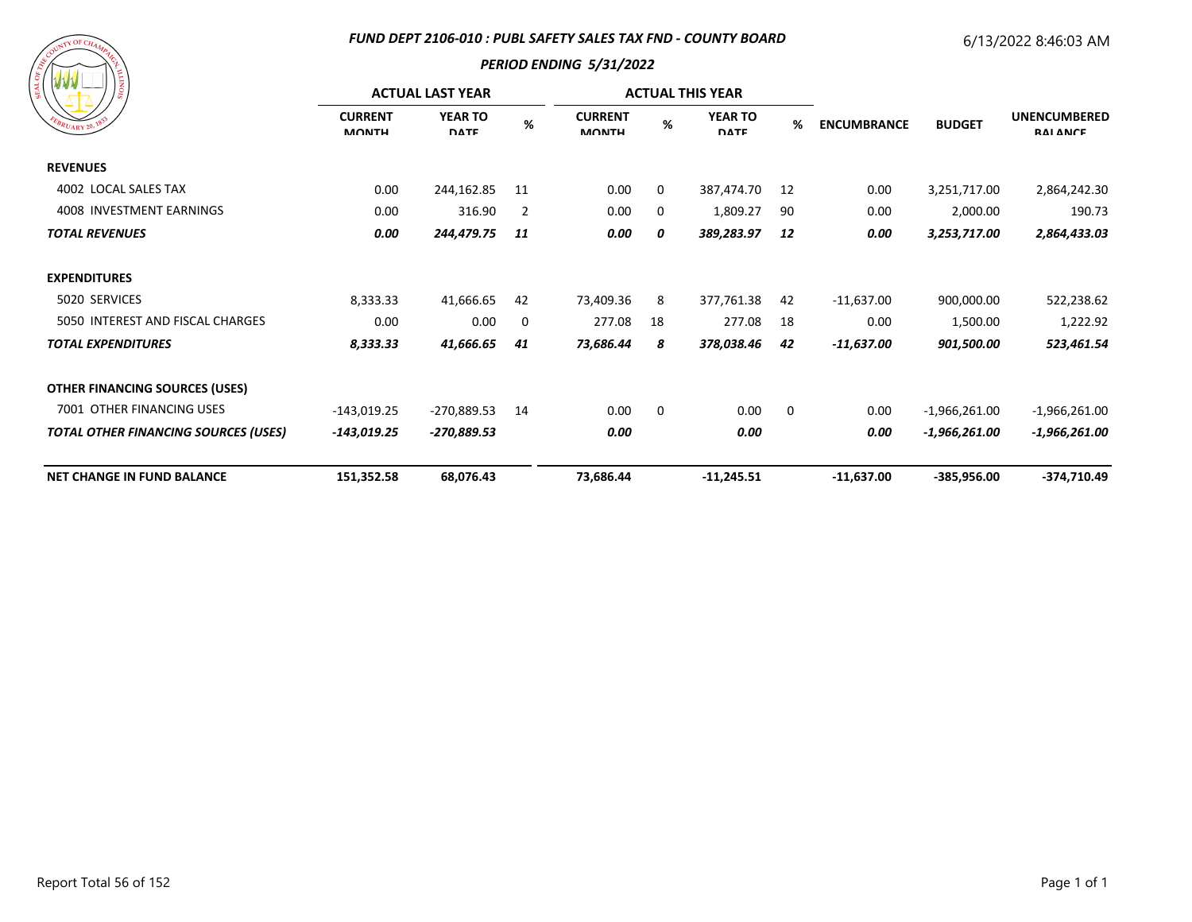## FUND DEPT 2106-010 : PUBL SAFETY SALES TAX FND - COUNTY BOARD

### PERIOD ENDING 5/31/2022

6/13/2022 8:46:03 AM

| | ACTUAL LAST YEAR | | | ACTUAL THIS YEAR | | | | | | |
|---|---|---|---|---|---|---|---|---|---|---|
| | CURRENT MONTH | YEAR TO DATE | % | CURRENT MONTH | % | YEAR TO DATE | % | ENCUMBRANCE | BUDGET | UNENCUMBERED BALANCE |
| **REVENUES** | | | | | | | | | | |
| 4002 LOCAL SALES TAX | 0.00 | 244,162.85 | 11 | 0.00 | 0 | 387,474.70 | 12 | 0.00 | 3,251,717.00 | 2,864,242.30 |
| 4008 INVESTMENT EARNINGS | 0.00 | 316.90 | 2 | 0.00 | 0 | 1,809.27 | 90 | 0.00 | 2,000.00 | 190.73 |
| ***TOTAL REVENUES*** | ***0.00*** | ***244,479.75*** | ***11*** | ***0.00*** | ***0*** | ***389,283.97*** | ***12*** | ***0.00*** | ***3,253,717.00*** | ***2,864,433.03*** |
| **EXPENDITURES** | | | | | | | | | | |
| 5020 SERVICES | 8,333.33 | 41,666.65 | 42 | 73,409.36 | 8 | 377,761.38 | 42 | -11,637.00 | 900,000.00 | 522,238.62 |
| 5050 INTEREST AND FISCAL CHARGES | 0.00 | 0.00 | 0 | 277.08 | 18 | 277.08 | 18 | 0.00 | 1,500.00 | 1,222.92 |
| ***TOTAL EXPENDITURES*** | ***8,333.33*** | ***41,666.65*** | ***41*** | ***73,686.44*** | ***8*** | ***378,038.46*** | ***42*** | ***-11,637.00*** | ***901,500.00*** | ***523,461.54*** |
| **OTHER FINANCING SOURCES (USES)** | | | | | | | | | | |
| 7001 OTHER FINANCING USES | -143,019.25 | -270,889.53 | 14 | 0.00 | 0 | 0.00 | 0 | 0.00 | -1,966,261.00 | -1,966,261.00 |
| ***TOTAL OTHER FINANCING SOURCES (USES)*** | ***-143,019.25*** | ***-270,889.53*** | | ***0.00*** | | ***0.00*** | | ***0.00*** | ***-1,966,261.00*** | ***-1,966,261.00*** |
| **NET CHANGE IN FUND BALANCE** | **151,352.58** | **68,076.43** | | **73,686.44** | | **-11,245.51** | | **-11,637.00** | **-385,956.00** | **-374,710.49** |

Report Total 56 of 152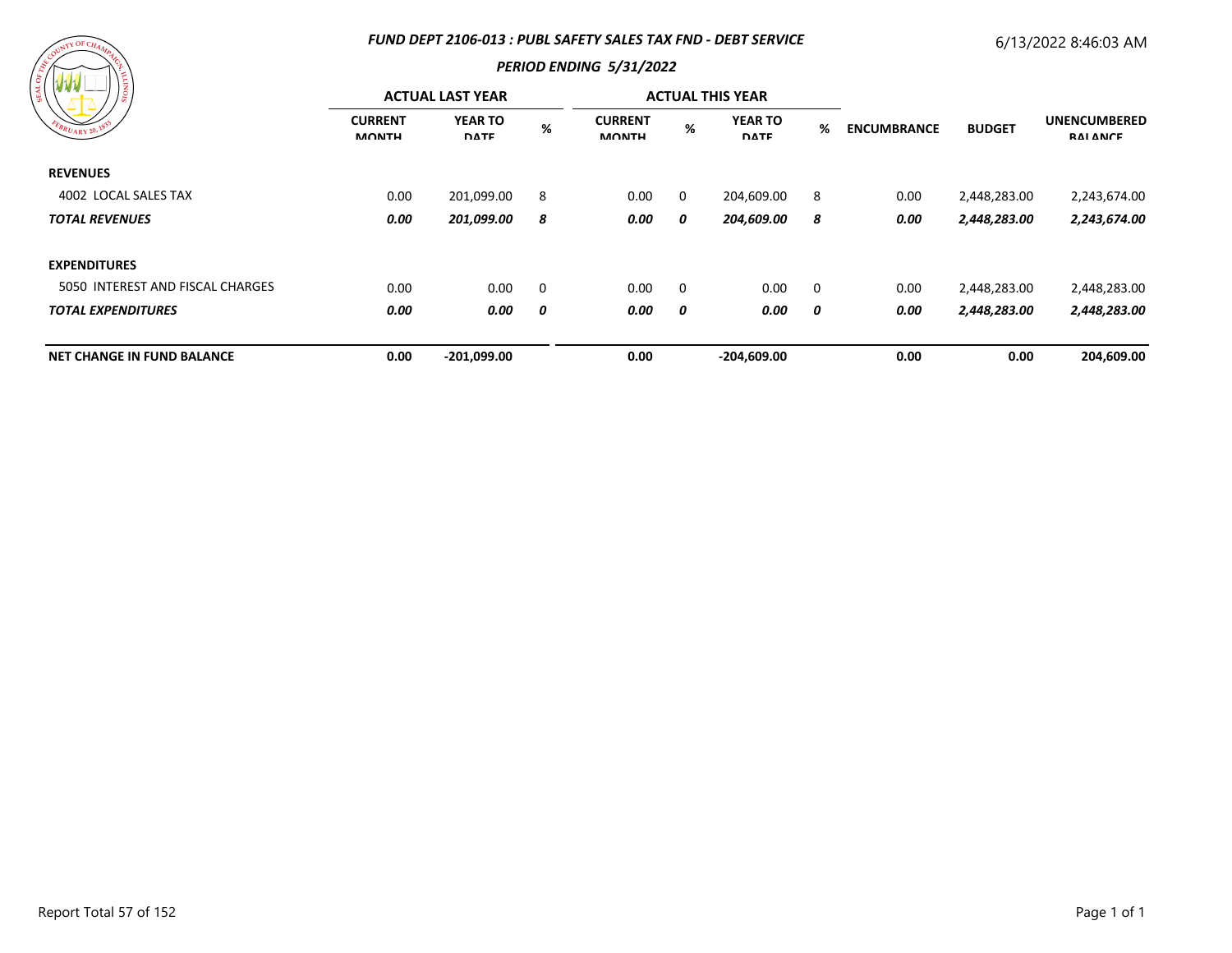### FUND DEPT 2106-013 : PUBL SAFETY SALES TAX FND - DEBT SERVICE

6/13/2022 8:46:03 AM

### PERIOD ENDING 5/31/2022

| | ACTUAL LAST YEAR | | | ACTUAL THIS YEAR | | | | | | |
|---|---|---|---|---|---|---|---|---|---|---|
| | CURRENT MONTH | YEAR TO DATE | % | CURRENT MONTH | % | YEAR TO DATE | % | ENCUMBRANCE | BUDGET | UNENCUMBERED BALANCE |
| **REVENUES** | | | | | | | | | | |
| 4002 LOCAL SALES TAX | 0.00 | 201,099.00 | 8 | 0.00 | 0 | 204,609.00 | 8 | 0.00 | 2,448,283.00 | 2,243,674.00 |
| ***TOTAL REVENUES*** | ***0.00*** | ***201,099.00*** | ***8*** | ***0.00*** | ***0*** | ***204,609.00*** | ***8*** | ***0.00*** | ***2,448,283.00*** | ***2,243,674.00*** |
| **EXPENDITURES** | | | | | | | | | | |
| 5050 INTEREST AND FISCAL CHARGES | 0.00 | 0.00 | 0 | 0.00 | 0 | 0.00 | 0 | 0.00 | 2,448,283.00 | 2,448,283.00 |
| ***TOTAL EXPENDITURES*** | ***0.00*** | ***0.00*** | ***0*** | ***0.00*** | ***0*** | ***0.00*** | ***0*** | ***0.00*** | ***2,448,283.00*** | ***2,448,283.00*** |
| **NET CHANGE IN FUND BALANCE** | **0.00** | **-201,099.00** | | **0.00** | | **-204,609.00** | | **0.00** | **0.00** | **204,609.00** |

Report Total 57 of 152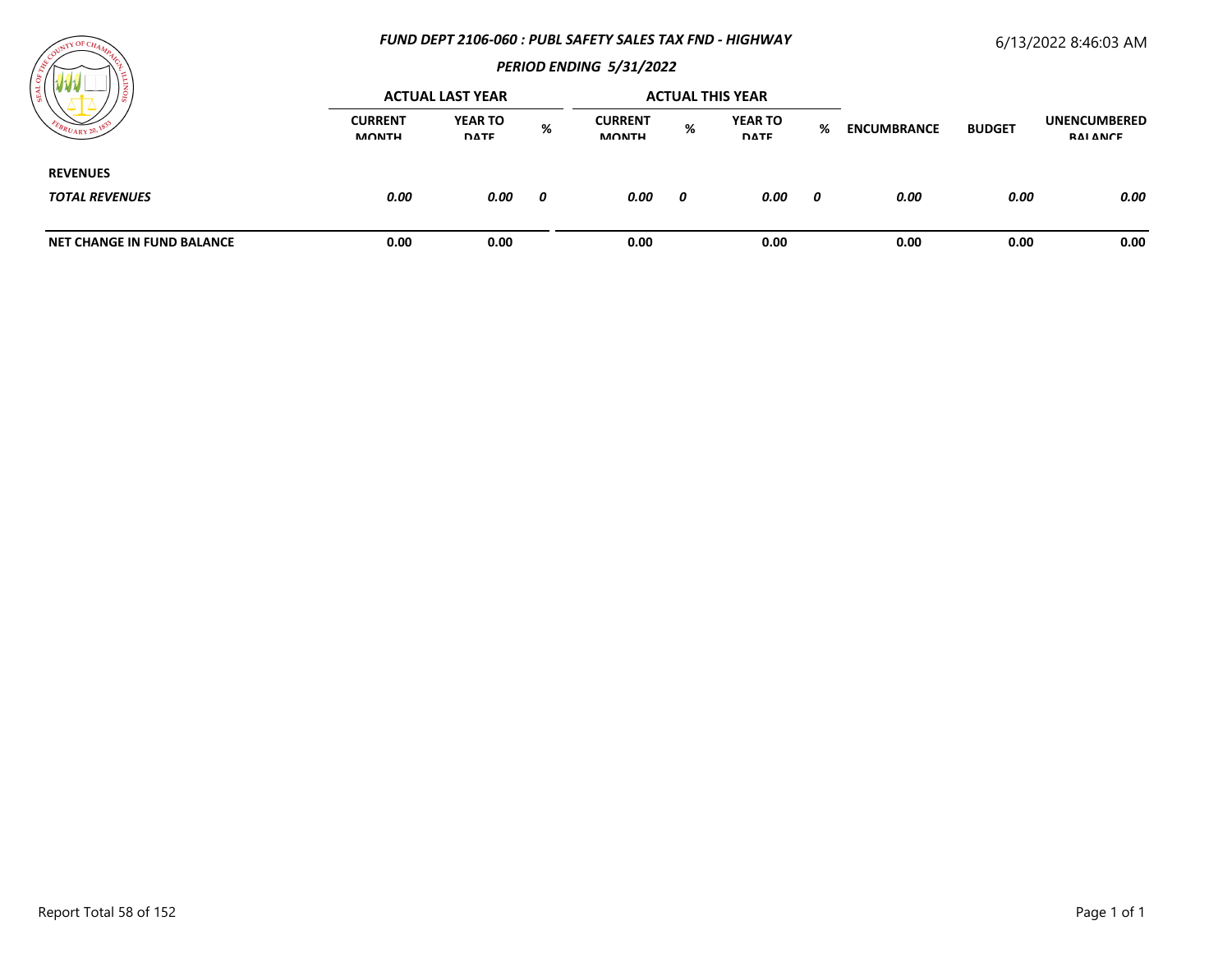# FUND DEPT 2106-060 : PUBL SAFETY SALES TAX FND - HIGHWAY

## PERIOD ENDING 5/31/2022

6/13/2022 8:46:03 AM

| | ACTUAL LAST YEAR | | | ACTUAL THIS YEAR | | | | | | |
|---|---|---|---|---|---|---|---|---|---|---|
| | CURRENT MONTH | YEAR TO DATE | % | CURRENT MONTH | % | YEAR TO DATE | % | ENCUMBRANCE | BUDGET | UNENCUMBERED BALANCE |
| **REVENUES** | | | | | | | | | | |
| ***TOTAL REVENUES*** | ***0.00*** | ***0.00*** | ***0*** | ***0.00*** | ***0*** | ***0.00*** | ***0*** | ***0.00*** | ***0.00*** | ***0.00*** |
| **NET CHANGE IN FUND BALANCE** | **0.00** | **0.00** | | **0.00** | | **0.00** | | **0.00** | **0.00** | **0.00** |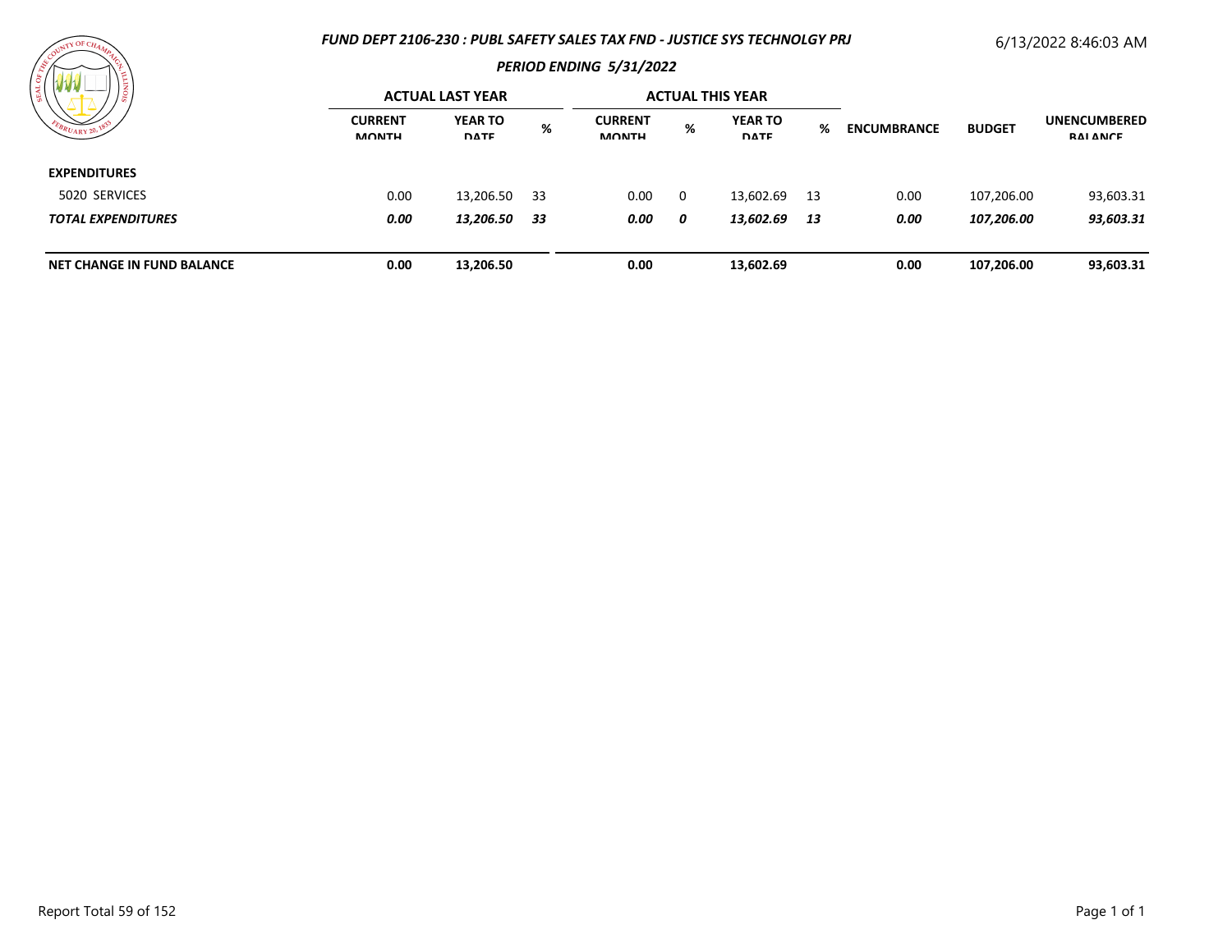## FUND DEPT 2106-230 : PUBL SAFETY SALES TAX FND - JUSTICE SYS TECHNOLGY PRJ

6/13/2022 8:46:03 AM

### PERIOD ENDING 5/31/2022

| | ACTUAL LAST YEAR | | | ACTUAL THIS YEAR | | | | | | |
|---|---|---|---|---|---|---|---|---|---|---|
| | CURRENT MONTH | YEAR TO DATE | % | CURRENT MONTH | % | YEAR TO DATE | % | ENCUMBRANCE | BUDGET | UNENCUMBERED BALANCE |
| **EXPENDITURES** | | | | | | | | | | |
| 5020 SERVICES | 0.00 | 13,206.50 | 33 | 0.00 | 0 | 13,602.69 | 13 | 0.00 | 107,206.00 | 93,603.31 |
| ***TOTAL EXPENDITURES*** | ***0.00*** | ***13,206.50*** | ***33*** | ***0.00*** | ***0*** | ***13,602.69*** | ***13*** | ***0.00*** | ***107,206.00*** | ***93,603.31*** |
| **NET CHANGE IN FUND BALANCE** | **0.00** | **13,206.50** | | **0.00** | | **13,602.69** | | **0.00** | **107,206.00** | **93,603.31** |

Report Total 59 of 152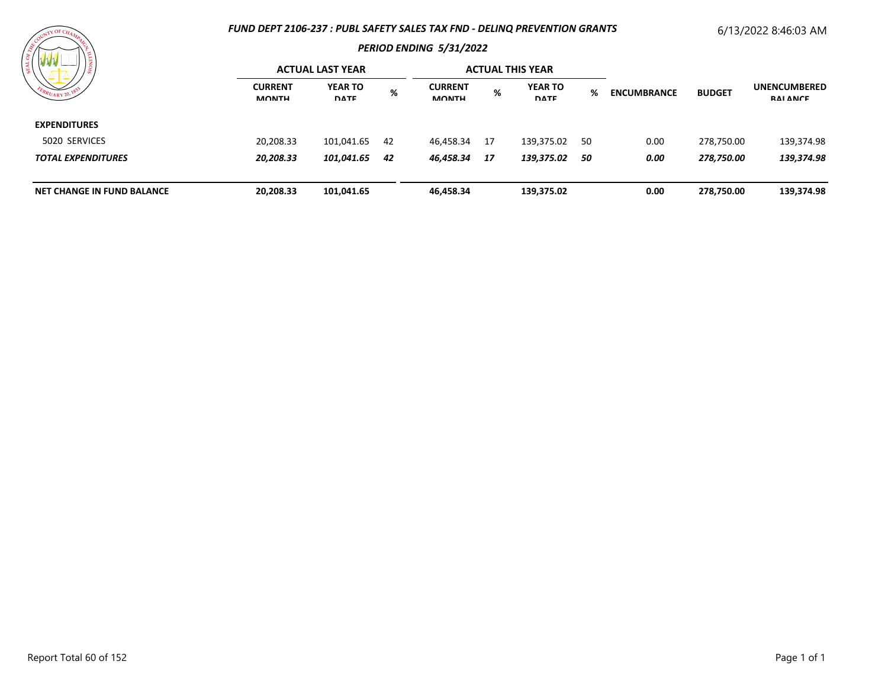## FUND DEPT 2106-237 : PUBL SAFETY SALES TAX FND - DELINQ PREVENTION GRANTS

6/13/2022 8:46:03 AM

### PERIOD ENDING 5/31/2022

| | ACTUAL LAST YEAR | | | ACTUAL THIS YEAR | | | | | | |
|---|---|---|---|---|---|---|---|---|---|---|
| | CURRENT MONTH | YEAR TO DATE | % | CURRENT MONTH | % | YEAR TO DATE | % | ENCUMBRANCE | BUDGET | UNENCUMBERED BALANCE |
| **EXPENDITURES** | | | | | | | | | | |
| 5020 SERVICES | 20,208.33 | 101,041.65 | 42 | 46,458.34 | 17 | 139,375.02 | 50 | 0.00 | 278,750.00 | 139,374.98 |
| ***TOTAL EXPENDITURES*** | ***20,208.33*** | ***101,041.65*** | ***42*** | ***46,458.34*** | ***17*** | ***139,375.02*** | ***50*** | ***0.00*** | ***278,750.00*** | ***139,374.98*** |
| **NET CHANGE IN FUND BALANCE** | **20,208.33** | **101,041.65** | | **46,458.34** | | **139,375.02** | | **0.00** | **278,750.00** | **139,374.98** |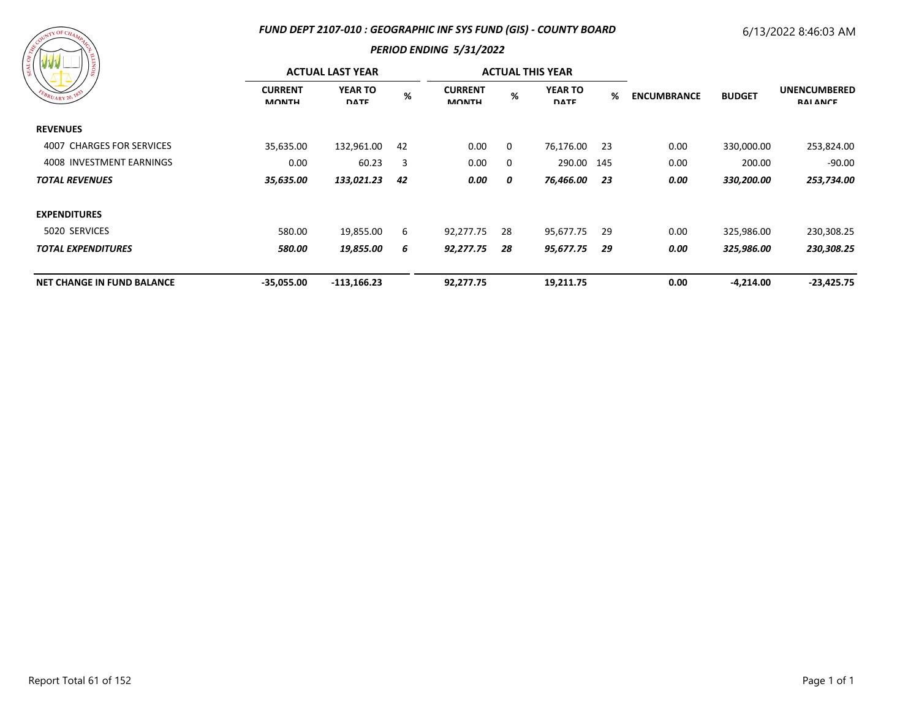## FUND DEPT 2107-010 : GEOGRAPHIC INF SYS FUND (GIS) - COUNTY BOARD

6/13/2022 8:46:03 AM

### PERIOD ENDING 5/31/2022

| | ACTUAL LAST YEAR | | | ACTUAL THIS YEAR | | | | | | |
|---|---|---|---|---|---|---|---|---|---|---|
| | CURRENT MONTH | YEAR TO DATE | % | CURRENT MONTH | % | YEAR TO DATE | % | ENCUMBRANCE | BUDGET | UNENCUMBERED BALANCE |
| **REVENUES** | | | | | | | | | | |
| 4007 CHARGES FOR SERVICES | 35,635.00 | 132,961.00 | 42 | 0.00 | 0 | 76,176.00 | 23 | 0.00 | 330,000.00 | 253,824.00 |
| 4008 INVESTMENT EARNINGS | 0.00 | 60.23 | 3 | 0.00 | 0 | 290.00 | 145 | 0.00 | 200.00 | -90.00 |
| ***TOTAL REVENUES*** | ***35,635.00*** | ***133,021.23*** | ***42*** | ***0.00*** | ***0*** | ***76,466.00*** | ***23*** | ***0.00*** | ***330,200.00*** | ***253,734.00*** |
| **EXPENDITURES** | | | | | | | | | | |
| 5020 SERVICES | 580.00 | 19,855.00 | 6 | 92,277.75 | 28 | 95,677.75 | 29 | 0.00 | 325,986.00 | 230,308.25 |
| ***TOTAL EXPENDITURES*** | ***580.00*** | ***19,855.00*** | ***6*** | ***92,277.75*** | ***28*** | ***95,677.75*** | ***29*** | ***0.00*** | ***325,986.00*** | ***230,308.25*** |
| **NET CHANGE IN FUND BALANCE** | **-35,055.00** | **-113,166.23** | | **92,277.75** | | **19,211.75** | | **0.00** | **-4,214.00** | **-23,425.75** |

Report Total 61 of 152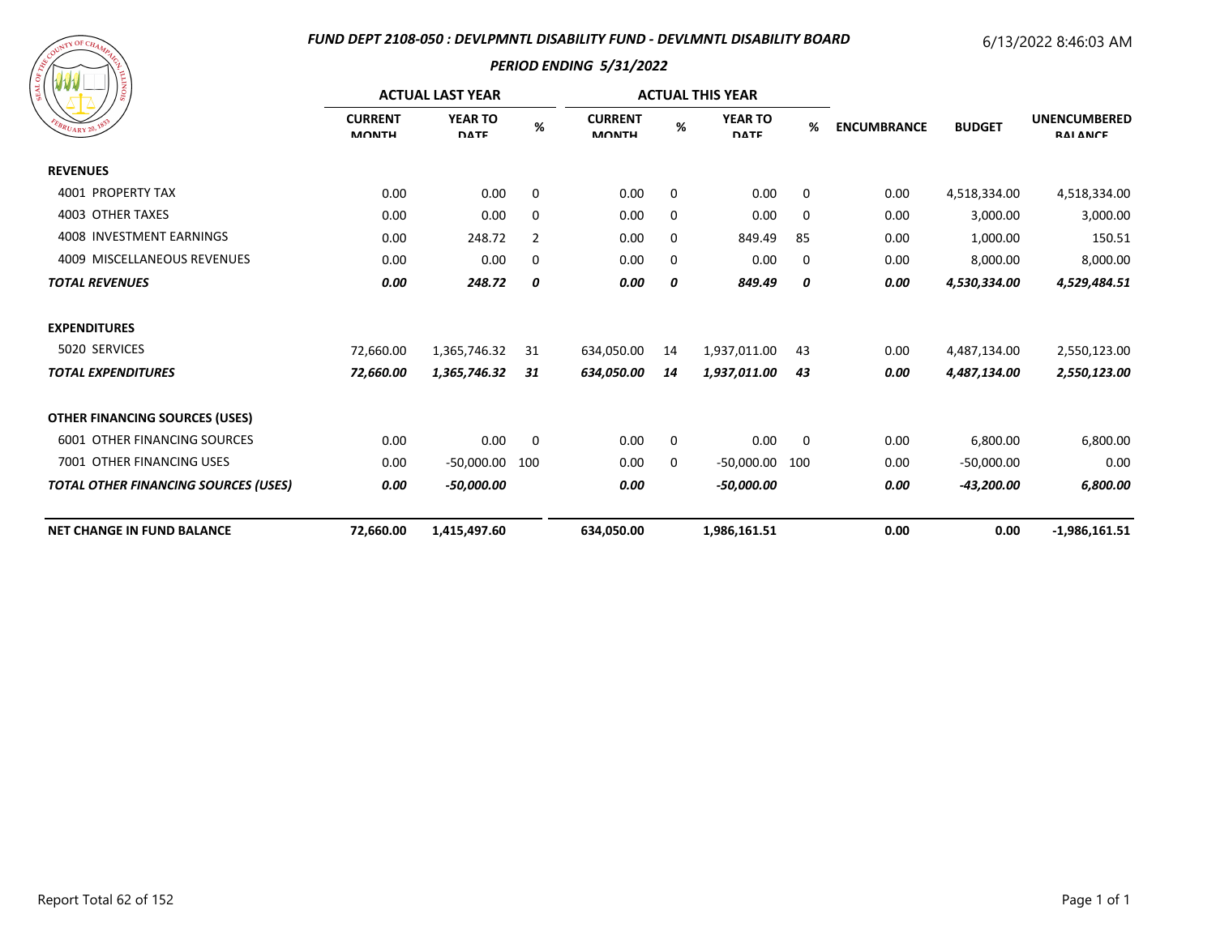## FUND DEPT 2108-050 : DEVLPMNTL DISABILITY FUND - DEVLMNTL DISABILITY BOARD

6/13/2022 8:46:03 AM

### PERIOD ENDING 5/31/2022

| | ACTUAL LAST YEAR | | | ACTUAL THIS YEAR | | | | | | |
|---|---|---|---|---|---|---|---|---|---|---|
| | CURRENT MONTH | YEAR TO DATE | % | CURRENT MONTH | % | YEAR TO DATE | % | ENCUMBRANCE | BUDGET | UNENCUMBERED BALANCE |
| **REVENUES** | | | | | | | | | | |
| 4001 PROPERTY TAX | 0.00 | 0.00 | 0 | 0.00 | 0 | 0.00 | 0 | 0.00 | 4,518,334.00 | 4,518,334.00 |
| 4003 OTHER TAXES | 0.00 | 0.00 | 0 | 0.00 | 0 | 0.00 | 0 | 0.00 | 3,000.00 | 3,000.00 |
| 4008 INVESTMENT EARNINGS | 0.00 | 248.72 | 2 | 0.00 | 0 | 849.49 | 85 | 0.00 | 1,000.00 | 150.51 |
| 4009 MISCELLANEOUS REVENUES | 0.00 | 0.00 | 0 | 0.00 | 0 | 0.00 | 0 | 0.00 | 8,000.00 | 8,000.00 |
| ***TOTAL REVENUES*** | ***0.00*** | ***248.72*** | ***0*** | ***0.00*** | ***0*** | ***849.49*** | ***0*** | ***0.00*** | ***4,530,334.00*** | ***4,529,484.51*** |
| **EXPENDITURES** | | | | | | | | | | |
| 5020 SERVICES | 72,660.00 | 1,365,746.32 | 31 | 634,050.00 | 14 | 1,937,011.00 | 43 | 0.00 | 4,487,134.00 | 2,550,123.00 |
| ***TOTAL EXPENDITURES*** | ***72,660.00*** | ***1,365,746.32*** | ***31*** | ***634,050.00*** | ***14*** | ***1,937,011.00*** | ***43*** | ***0.00*** | ***4,487,134.00*** | ***2,550,123.00*** |
| **OTHER FINANCING SOURCES (USES)** | | | | | | | | | | |
| 6001 OTHER FINANCING SOURCES | 0.00 | 0.00 | 0 | 0.00 | 0 | 0.00 | 0 | 0.00 | 6,800.00 | 6,800.00 |
| 7001 OTHER FINANCING USES | 0.00 | -50,000.00 | 100 | 0.00 | 0 | -50,000.00 | 100 | 0.00 | -50,000.00 | 0.00 |
| ***TOTAL OTHER FINANCING SOURCES (USES)*** | ***0.00*** | ***-50,000.00*** | | ***0.00*** | | ***-50,000.00*** | | ***0.00*** | ***-43,200.00*** | ***6,800.00*** |
| **NET CHANGE IN FUND BALANCE** | **72,660.00** | **1,415,497.60** | | **634,050.00** | | **1,986,161.51** | | **0.00** | **0.00** | **-1,986,161.51** |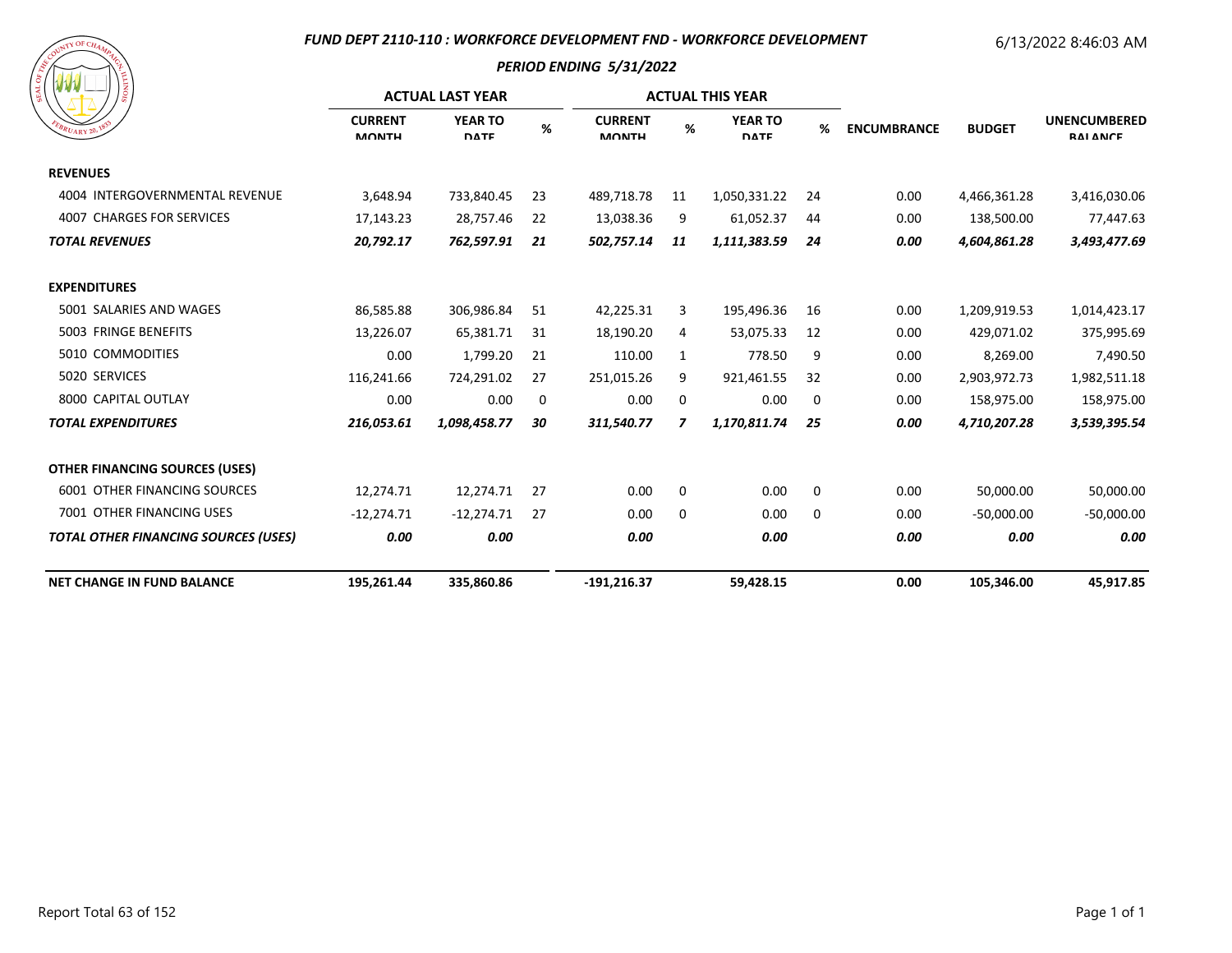## FUND DEPT 2110-110 : WORKFORCE DEVELOPMENT FND - WORKFORCE DEVELOPMENT

6/13/2022 8:46:03 AM

### PERIOD ENDING 5/31/2022

| | ACTUAL LAST YEAR | | | ACTUAL THIS YEAR | | | | | | |
|---|---|---|---|---|---|---|---|---|---|---|
| | CURRENT MONTH | YEAR TO DATE | % | CURRENT MONTH | % | YEAR TO DATE | % | ENCUMBRANCE | BUDGET | UNENCUMBERED BALANCE |
| **REVENUES** | | | | | | | | | | |
| 4004 INTERGOVERNMENTAL REVENUE | 3,648.94 | 733,840.45 | 23 | 489,718.78 | 11 | 1,050,331.22 | 24 | 0.00 | 4,466,361.28 | 3,416,030.06 |
| 4007 CHARGES FOR SERVICES | 17,143.23 | 28,757.46 | 22 | 13,038.36 | 9 | 61,052.37 | 44 | 0.00 | 138,500.00 | 77,447.63 |
| ***TOTAL REVENUES*** | ***20,792.17*** | ***762,597.91*** | ***21*** | ***502,757.14*** | ***11*** | ***1,111,383.59*** | ***24*** | ***0.00*** | ***4,604,861.28*** | ***3,493,477.69*** |
| **EXPENDITURES** | | | | | | | | | | |
| 5001 SALARIES AND WAGES | 86,585.88 | 306,986.84 | 51 | 42,225.31 | 3 | 195,496.36 | 16 | 0.00 | 1,209,919.53 | 1,014,423.17 |
| 5003 FRINGE BENEFITS | 13,226.07 | 65,381.71 | 31 | 18,190.20 | 4 | 53,075.33 | 12 | 0.00 | 429,071.02 | 375,995.69 |
| 5010 COMMODITIES | 0.00 | 1,799.20 | 21 | 110.00 | 1 | 778.50 | 9 | 0.00 | 8,269.00 | 7,490.50 |
| 5020 SERVICES | 116,241.66 | 724,291.02 | 27 | 251,015.26 | 9 | 921,461.55 | 32 | 0.00 | 2,903,972.73 | 1,982,511.18 |
| 8000 CAPITAL OUTLAY | 0.00 | 0.00 | 0 | 0.00 | 0 | 0.00 | 0 | 0.00 | 158,975.00 | 158,975.00 |
| ***TOTAL EXPENDITURES*** | ***216,053.61*** | ***1,098,458.77*** | ***30*** | ***311,540.77*** | ***7*** | ***1,170,811.74*** | ***25*** | ***0.00*** | ***4,710,207.28*** | ***3,539,395.54*** |
| **OTHER FINANCING SOURCES (USES)** | | | | | | | | | | |
| 6001 OTHER FINANCING SOURCES | 12,274.71 | 12,274.71 | 27 | 0.00 | 0 | 0.00 | 0 | 0.00 | 50,000.00 | 50,000.00 |
| 7001 OTHER FINANCING USES | -12,274.71 | -12,274.71 | 27 | 0.00 | 0 | 0.00 | 0 | 0.00 | -50,000.00 | -50,000.00 |
| ***TOTAL OTHER FINANCING SOURCES (USES)*** | ***0.00*** | ***0.00*** | | ***0.00*** | | ***0.00*** | | ***0.00*** | ***0.00*** | ***0.00*** |
| **NET CHANGE IN FUND BALANCE** | **195,261.44** | **335,860.86** | | **-191,216.37** | | **59,428.15** | | **0.00** | **105,346.00** | **45,917.85** |

Report Total 63 of 152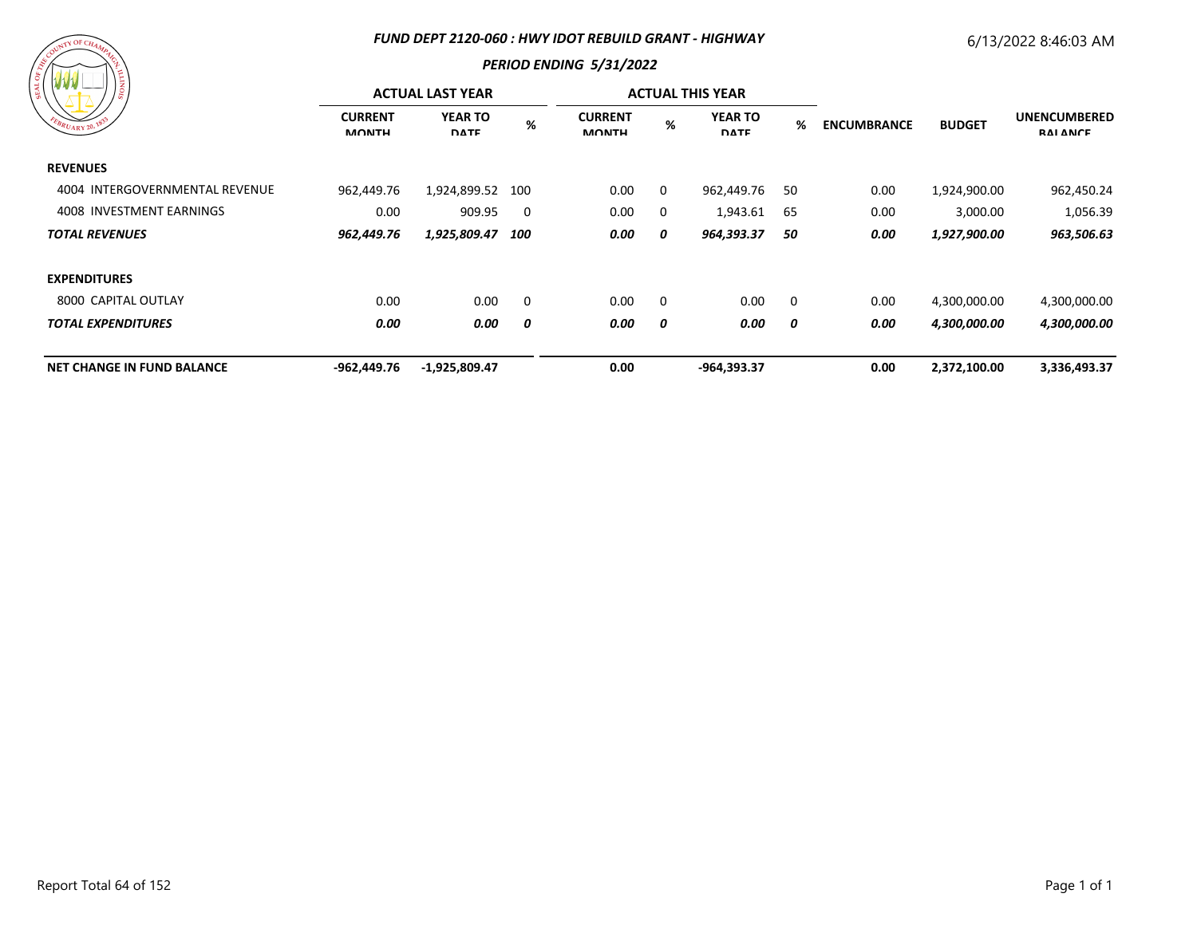## FUND DEPT 2120-060 : HWY IDOT REBUILD GRANT - HIGHWAY

### PERIOD ENDING 5/31/2022

6/13/2022 8:46:03 AM

| | ACTUAL LAST YEAR | | | ACTUAL THIS YEAR | | | | | | |
|---|---|---|---|---|---|---|---|---|---|---|
| | CURRENT MONTH | YEAR TO DATE | % | CURRENT MONTH | % | YEAR TO DATE | % | ENCUMBRANCE | BUDGET | UNENCUMBERED BALANCE |
| **REVENUES** | | | | | | | | | | |
| 4004 INTERGOVERNMENTAL REVENUE | 962,449.76 | 1,924,899.52 | 100 | 0.00 | 0 | 962,449.76 | 50 | 0.00 | 1,924,900.00 | 962,450.24 |
| 4008 INVESTMENT EARNINGS | 0.00 | 909.95 | 0 | 0.00 | 0 | 1,943.61 | 65 | 0.00 | 3,000.00 | 1,056.39 |
| ***TOTAL REVENUES*** | ***962,449.76*** | ***1,925,809.47*** | ***100*** | ***0.00*** | ***0*** | ***964,393.37*** | ***50*** | ***0.00*** | ***1,927,900.00*** | ***963,506.63*** |
| **EXPENDITURES** | | | | | | | | | | |
| 8000 CAPITAL OUTLAY | 0.00 | 0.00 | 0 | 0.00 | 0 | 0.00 | 0 | 0.00 | 4,300,000.00 | 4,300,000.00 |
| ***TOTAL EXPENDITURES*** | ***0.00*** | ***0.00*** | ***0*** | ***0.00*** | ***0*** | ***0.00*** | ***0*** | ***0.00*** | ***4,300,000.00*** | ***4,300,000.00*** |
| **NET CHANGE IN FUND BALANCE** | **-962,449.76** | **-1,925,809.47** | | **0.00** | | **-964,393.37** | | **0.00** | **2,372,100.00** | **3,336,493.37** |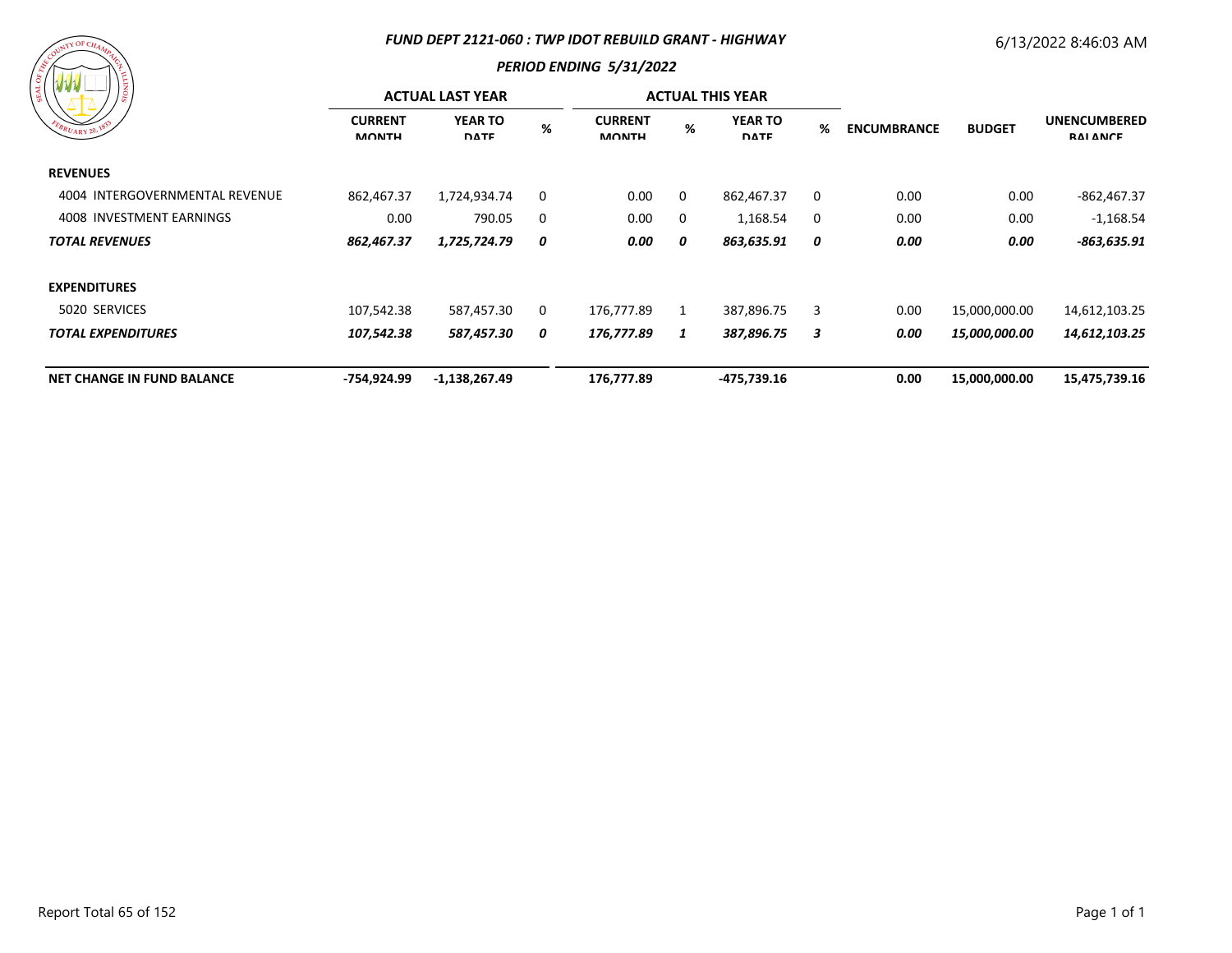### FUND DEPT 2121-060 : TWP IDOT REBUILD GRANT - HIGHWAY

### PERIOD ENDING 5/31/2022

6/13/2022 8:46:03 AM

| | ACTUAL LAST YEAR | | | ACTUAL THIS YEAR | | | | | | |
|---|---|---|---|---|---|---|---|---|---|---|
| | CURRENT MONTH | YEAR TO DATE | % | CURRENT MONTH | % | YEAR TO DATE | % | ENCUMBRANCE | BUDGET | UNENCUMBERED BALANCE |
| **REVENUES** | | | | | | | | | | |
| 4004 INTERGOVERNMENTAL REVENUE | 862,467.37 | 1,724,934.74 | 0 | 0.00 | 0 | 862,467.37 | 0 | 0.00 | 0.00 | -862,467.37 |
| 4008 INVESTMENT EARNINGS | 0.00 | 790.05 | 0 | 0.00 | 0 | 1,168.54 | 0 | 0.00 | 0.00 | -1,168.54 |
| ***TOTAL REVENUES*** | ***862,467.37*** | ***1,725,724.79*** | ***0*** | ***0.00*** | ***0*** | ***863,635.91*** | ***0*** | ***0.00*** | ***0.00*** | ***-863,635.91*** |
| **EXPENDITURES** | | | | | | | | | | |
| 5020 SERVICES | 107,542.38 | 587,457.30 | 0 | 176,777.89 | 1 | 387,896.75 | 3 | 0.00 | 15,000,000.00 | 14,612,103.25 |
| ***TOTAL EXPENDITURES*** | ***107,542.38*** | ***587,457.30*** | ***0*** | ***176,777.89*** | ***1*** | ***387,896.75*** | ***3*** | ***0.00*** | ***15,000,000.00*** | ***14,612,103.25*** |
| **NET CHANGE IN FUND BALANCE** | **-754,924.99** | **-1,138,267.49** | | **176,777.89** | | **-475,739.16** | | **0.00** | **15,000,000.00** | **15,475,739.16** |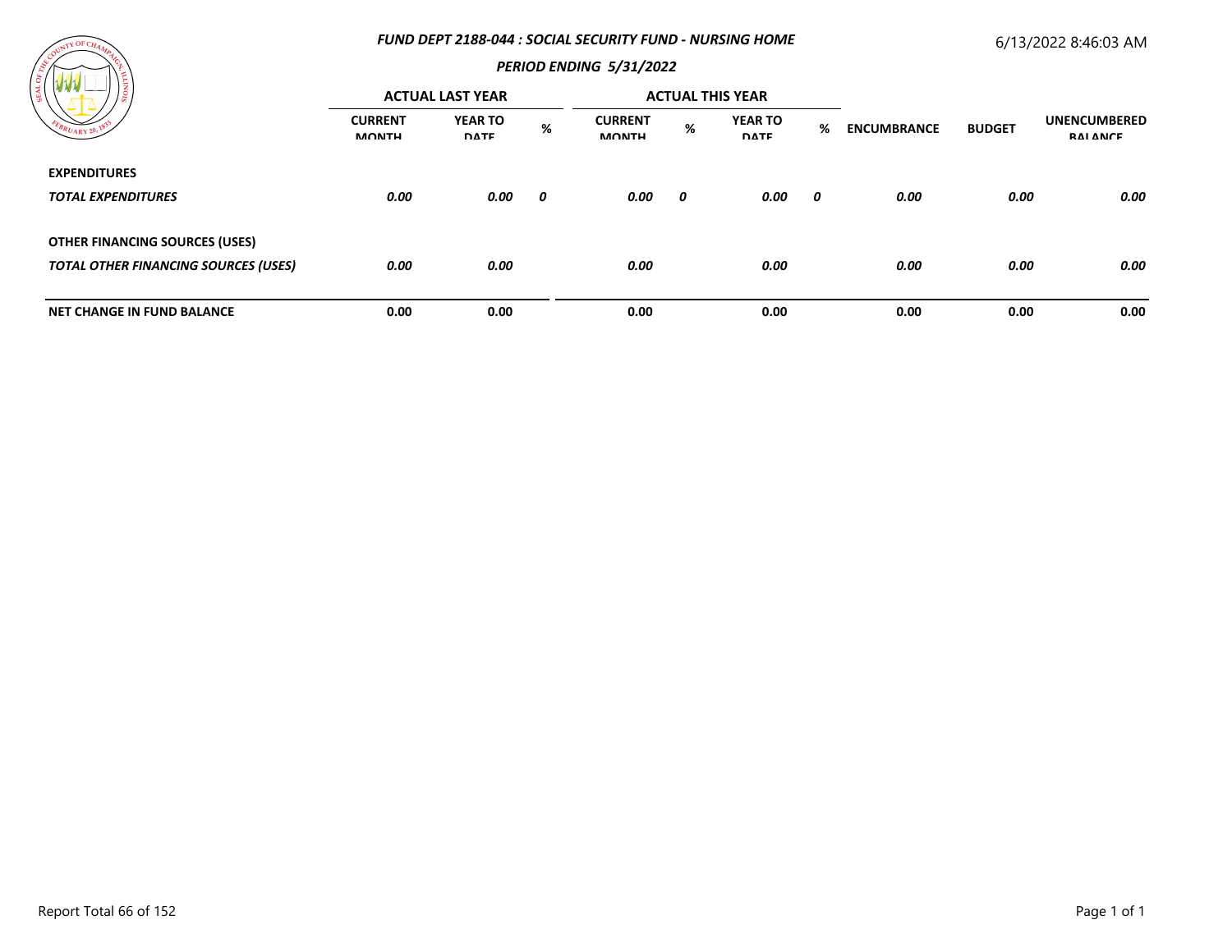### FUND DEPT 2188-044 : SOCIAL SECURITY FUND - NURSING HOME

### PERIOD ENDING 5/31/2022

6/13/2022 8:46:03 AM

| | ACTUAL LAST YEAR | | | ACTUAL THIS YEAR | | | | | | |
|---|---|---|---|---|---|---|---|---|---|---|
| | CURRENT MONTH | YEAR TO DATE | % | CURRENT MONTH | % | YEAR TO DATE | % | ENCUMBRANCE | BUDGET | UNENCUMBERED BALANCE |
| **EXPENDITURES** | | | | | | | | | | |
| ***TOTAL EXPENDITURES*** | ***0.00*** | ***0.00*** | ***0*** | ***0.00*** | ***0*** | ***0.00*** | ***0*** | ***0.00*** | ***0.00*** | ***0.00*** |
| **OTHER FINANCING SOURCES (USES)** | | | | | | | | | | |
| ***TOTAL OTHER FINANCING SOURCES (USES)*** | ***0.00*** | ***0.00*** | | ***0.00*** | | ***0.00*** | | ***0.00*** | ***0.00*** | ***0.00*** |
| **NET CHANGE IN FUND BALANCE** | **0.00** | **0.00** | | **0.00** | | **0.00** | | **0.00** | **0.00** | **0.00** |

Report Total 66 of 152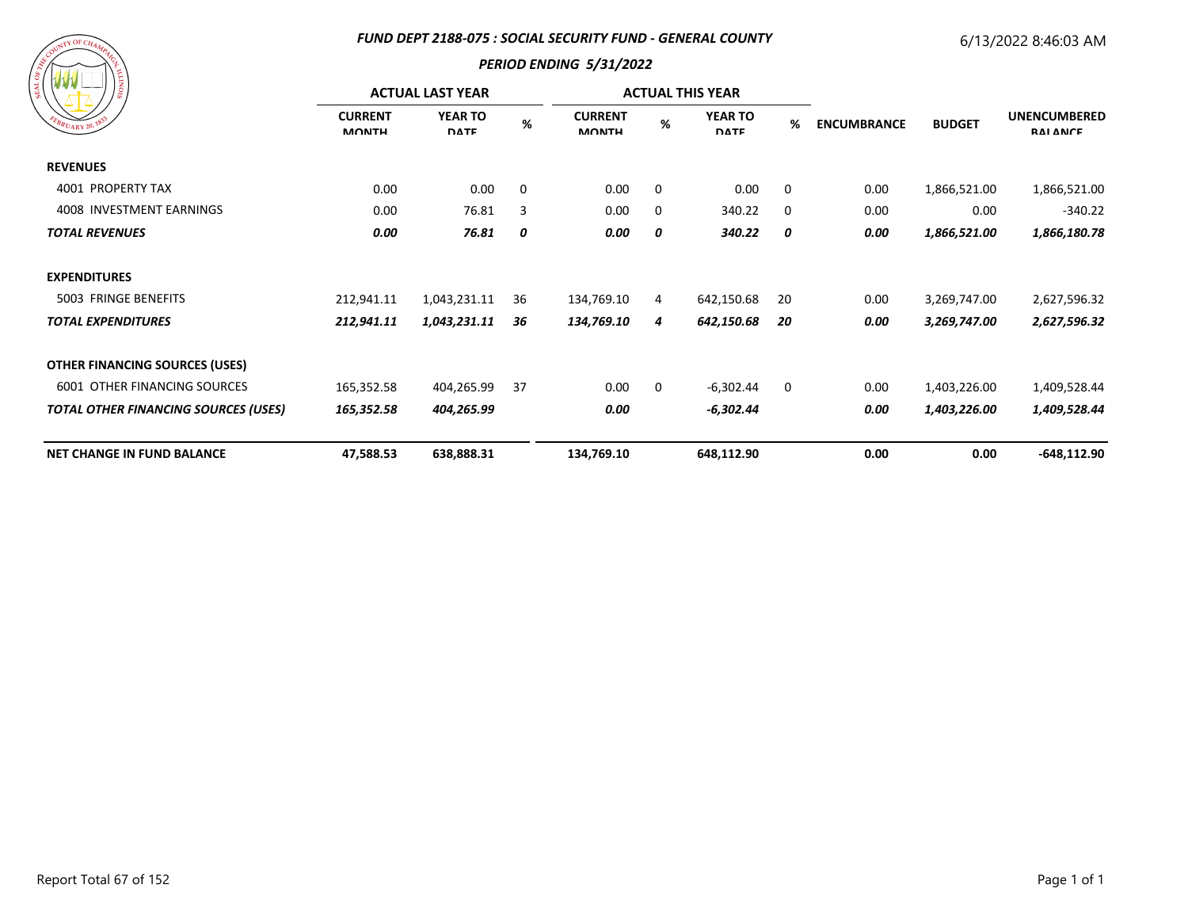# FUND DEPT 2188-075 : SOCIAL SECURITY FUND - GENERAL COUNTY

## PERIOD ENDING 5/31/2022

6/13/2022 8:46:03 AM

| | ACTUAL LAST YEAR | | | ACTUAL THIS YEAR | | | | | | |
|---|---|---|---|---|---|---|---|---|---|---|
| | CURRENT MONTH | YEAR TO DATE | % | CURRENT MONTH | % | YEAR TO DATE | % | ENCUMBRANCE | BUDGET | UNENCUMBERED BALANCE |
| **REVENUES** | | | | | | | | | | |
| 4001 PROPERTY TAX | 0.00 | 0.00 | 0 | 0.00 | 0 | 0.00 | 0 | 0.00 | 1,866,521.00 | 1,866,521.00 |
| 4008 INVESTMENT EARNINGS | 0.00 | 76.81 | 3 | 0.00 | 0 | 340.22 | 0 | 0.00 | 0.00 | -340.22 |
| ***TOTAL REVENUES*** | ***0.00*** | ***76.81*** | ***0*** | ***0.00*** | ***0*** | ***340.22*** | ***0*** | ***0.00*** | ***1,866,521.00*** | ***1,866,180.78*** |
| **EXPENDITURES** | | | | | | | | | | |
| 5003 FRINGE BENEFITS | 212,941.11 | 1,043,231.11 | 36 | 134,769.10 | 4 | 642,150.68 | 20 | 0.00 | 3,269,747.00 | 2,627,596.32 |
| ***TOTAL EXPENDITURES*** | ***212,941.11*** | ***1,043,231.11*** | ***36*** | ***134,769.10*** | ***4*** | ***642,150.68*** | ***20*** | ***0.00*** | ***3,269,747.00*** | ***2,627,596.32*** |
| **OTHER FINANCING SOURCES (USES)** | | | | | | | | | | |
| 6001 OTHER FINANCING SOURCES | 165,352.58 | 404,265.99 | 37 | 0.00 | 0 | -6,302.44 | 0 | 0.00 | 1,403,226.00 | 1,409,528.44 |
| ***TOTAL OTHER FINANCING SOURCES (USES)*** | ***165,352.58*** | ***404,265.99*** | | ***0.00*** | | ***-6,302.44*** | | ***0.00*** | ***1,403,226.00*** | ***1,409,528.44*** |
| **NET CHANGE IN FUND BALANCE** | **47,588.53** | **638,888.31** | | **134,769.10** | | **648,112.90** | | **0.00** | **0.00** | **-648,112.90** |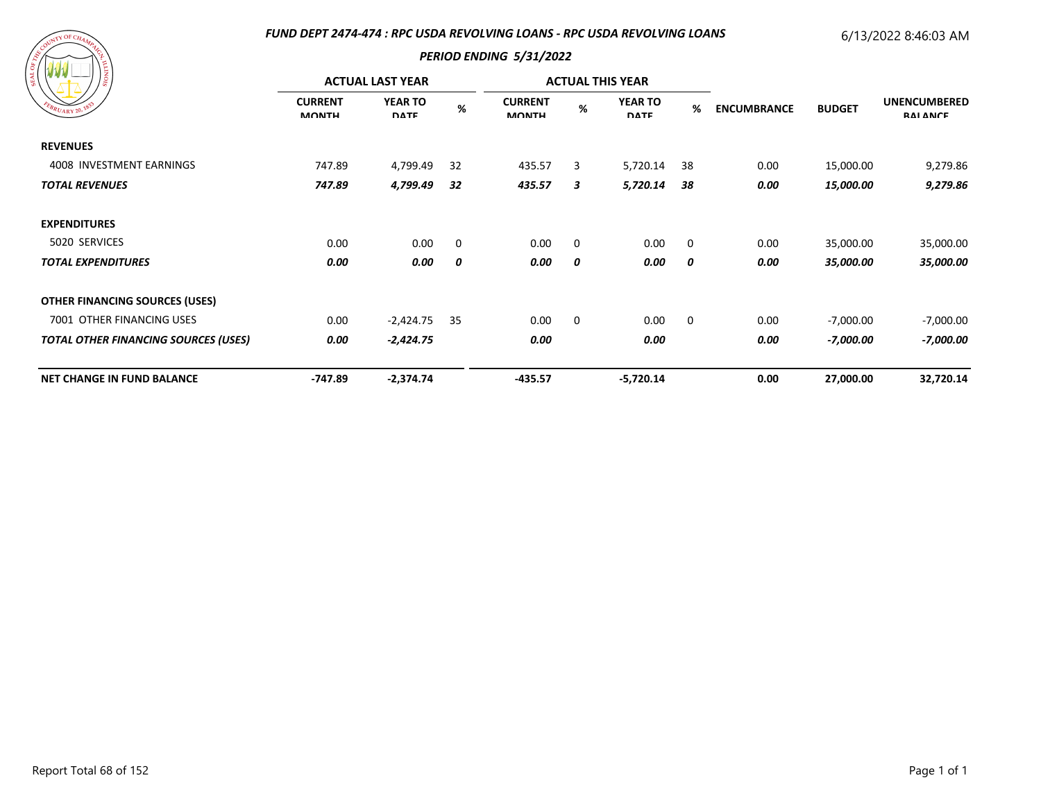### FUND DEPT 2474-474 : RPC USDA REVOLVING LOANS - RPC USDA REVOLVING LOANS

6/13/2022 8:46:03 AM

### PERIOD ENDING 5/31/2022

| | ACTUAL LAST YEAR | | | ACTUAL THIS YEAR | | | | | | |
|---|---|---|---|---|---|---|---|---|---|---|
| | CURRENT MONTH | YEAR TO DATE | % | CURRENT MONTH | % | YEAR TO DATE | % | ENCUMBRANCE | BUDGET | UNENCUMBERED BALANCE |
| **REVENUES** | | | | | | | | | | |
| 4008 INVESTMENT EARNINGS | 747.89 | 4,799.49 | 32 | 435.57 | 3 | 5,720.14 | 38 | 0.00 | 15,000.00 | 9,279.86 |
| ***TOTAL REVENUES*** | ***747.89*** | ***4,799.49*** | ***32*** | ***435.57*** | ***3*** | ***5,720.14*** | ***38*** | ***0.00*** | ***15,000.00*** | ***9,279.86*** |
| **EXPENDITURES** | | | | | | | | | | |
| 5020 SERVICES | 0.00 | 0.00 | 0 | 0.00 | 0 | 0.00 | 0 | 0.00 | 35,000.00 | 35,000.00 |
| ***TOTAL EXPENDITURES*** | ***0.00*** | ***0.00*** | ***0*** | ***0.00*** | ***0*** | ***0.00*** | ***0*** | ***0.00*** | ***35,000.00*** | ***35,000.00*** |
| **OTHER FINANCING SOURCES (USES)** | | | | | | | | | | |
| 7001 OTHER FINANCING USES | 0.00 | -2,424.75 | 35 | 0.00 | 0 | 0.00 | 0 | 0.00 | -7,000.00 | -7,000.00 |
| ***TOTAL OTHER FINANCING SOURCES (USES)*** | ***0.00*** | ***-2,424.75*** | | ***0.00*** | | ***0.00*** | | ***0.00*** | ***-7,000.00*** | ***-7,000.00*** |
| **NET CHANGE IN FUND BALANCE** | **-747.89** | **-2,374.74** | | **-435.57** | | **-5,720.14** | | **0.00** | **27,000.00** | **32,720.14** |

Report Total 68 of 152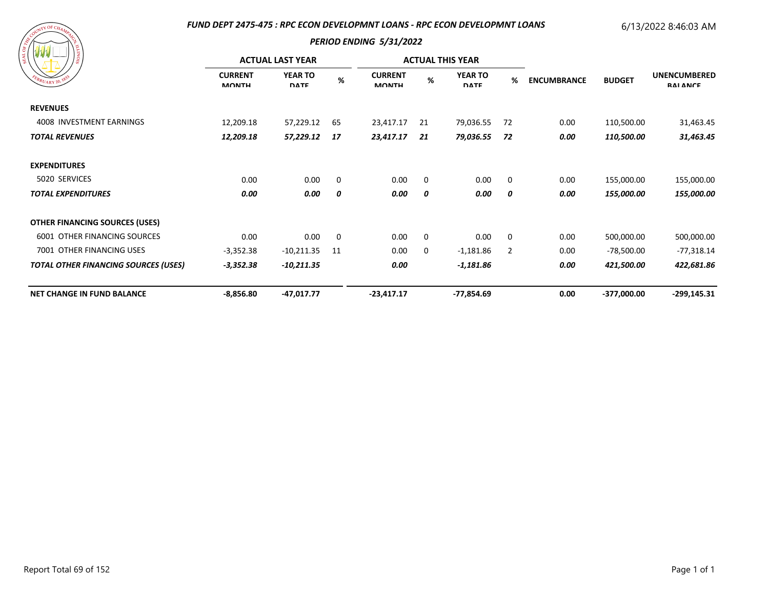## FUND DEPT 2475-475 : RPC ECON DEVELOPMNT LOANS - RPC ECON DEVELOPMNT LOANS

6/13/2022 8:46:03 AM

### PERIOD ENDING 5/31/2022

| | ACTUAL LAST YEAR | | | ACTUAL THIS YEAR | | | | | | |
|---|---|---|---|---|---|---|---|---|---|---|
| | CURRENT MONTH | YEAR TO DATE | % | CURRENT MONTH | % | YEAR TO DATE | % | ENCUMBRANCE | BUDGET | UNENCUMBERED BALANCE |
| **REVENUES** | | | | | | | | | | |
| 4008 INVESTMENT EARNINGS | 12,209.18 | 57,229.12 | 65 | 23,417.17 | 21 | 79,036.55 | 72 | 0.00 | 110,500.00 | 31,463.45 |
| ***TOTAL REVENUES*** | ***12,209.18*** | ***57,229.12*** | ***17*** | ***23,417.17*** | ***21*** | ***79,036.55*** | ***72*** | ***0.00*** | ***110,500.00*** | ***31,463.45*** |
| **EXPENDITURES** | | | | | | | | | | |
| 5020 SERVICES | 0.00 | 0.00 | 0 | 0.00 | 0 | 0.00 | 0 | 0.00 | 155,000.00 | 155,000.00 |
| ***TOTAL EXPENDITURES*** | ***0.00*** | ***0.00*** | ***0*** | ***0.00*** | ***0*** | ***0.00*** | ***0*** | ***0.00*** | ***155,000.00*** | ***155,000.00*** |
| **OTHER FINANCING SOURCES (USES)** | | | | | | | | | | |
| 6001 OTHER FINANCING SOURCES | 0.00 | 0.00 | 0 | 0.00 | 0 | 0.00 | 0 | 0.00 | 500,000.00 | 500,000.00 |
| 7001 OTHER FINANCING USES | -3,352.38 | -10,211.35 | 11 | 0.00 | 0 | -1,181.86 | 2 | 0.00 | -78,500.00 | -77,318.14 |
| ***TOTAL OTHER FINANCING SOURCES (USES)*** | ***-3,352.38*** | ***-10,211.35*** | | ***0.00*** | | ***-1,181.86*** | | ***0.00*** | ***421,500.00*** | ***422,681.86*** |
| **NET CHANGE IN FUND BALANCE** | **-8,856.80** | **-47,017.77** | | **-23,417.17** | | **-77,854.69** | | **0.00** | **-377,000.00** | **-299,145.31** |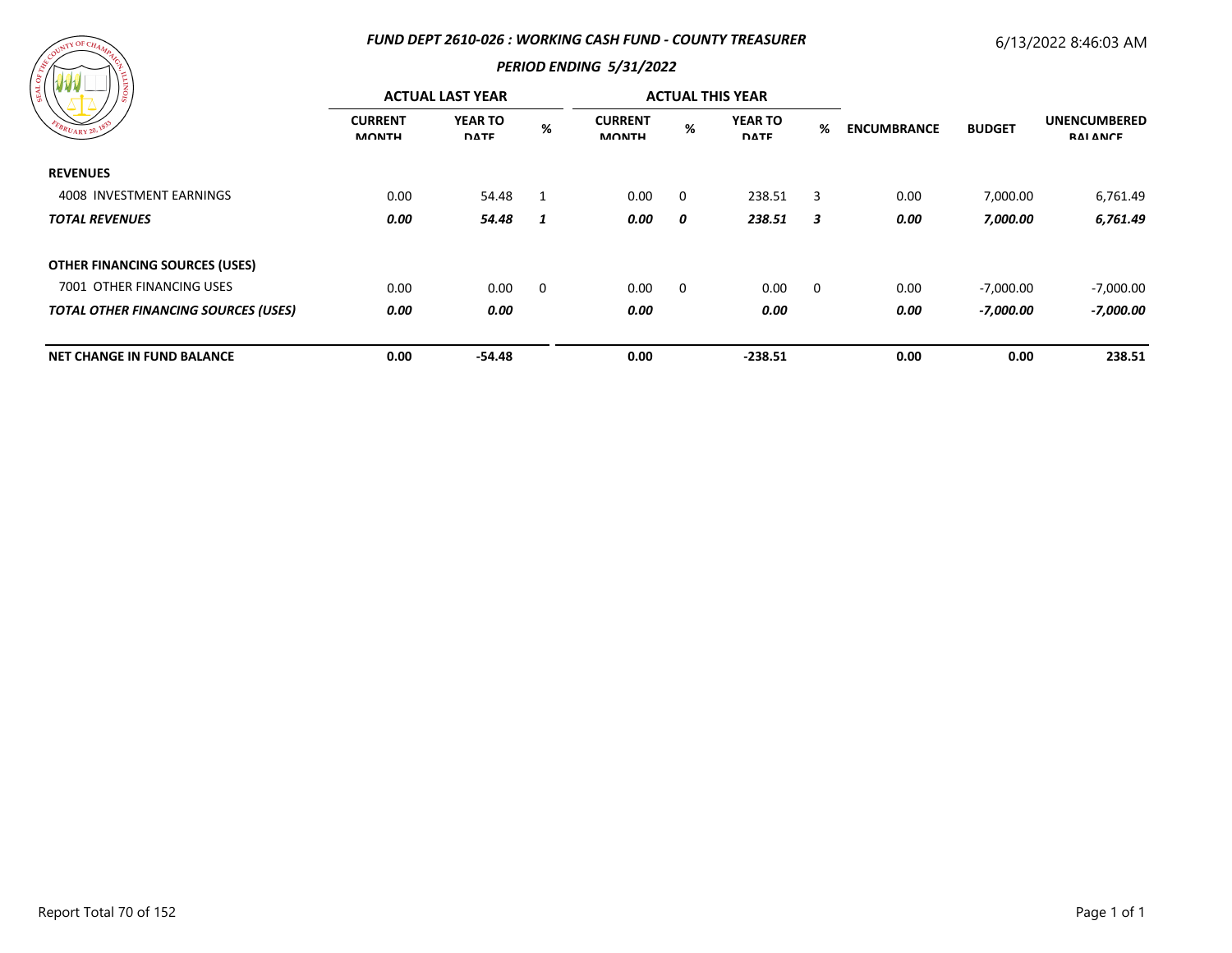### *FUND DEPT 2610-026 : WORKING CASH FUND - COUNTY TREASURER*

6/13/2022 8:46:03 AM

### *PERIOD ENDING 5/31/2022*

| | ACTUAL LAST YEAR | | | ACTUAL THIS YEAR | | | | | | |
|---|---|---|---|---|---|---|---|---|---|---|
| | CURRENT MONTH | YEAR TO DATE | % | CURRENT MONTH | % | YEAR TO DATE | % | ENCUMBRANCE | BUDGET | UNENCUMBERED BALANCE |
| **REVENUES** | | | | | | | | | | |
| 4008 INVESTMENT EARNINGS | 0.00 | 54.48 | 1 | 0.00 | 0 | 238.51 | 3 | 0.00 | 7,000.00 | 6,761.49 |
| ***TOTAL REVENUES*** | ***0.00*** | ***54.48*** | ***1*** | ***0.00*** | ***0*** | ***238.51*** | ***3*** | ***0.00*** | ***7,000.00*** | ***6,761.49*** |
| **OTHER FINANCING SOURCES (USES)** | | | | | | | | | | |
| 7001 OTHER FINANCING USES | 0.00 | 0.00 | 0 | 0.00 | 0 | 0.00 | 0 | 0.00 | -7,000.00 | -7,000.00 |
| ***TOTAL OTHER FINANCING SOURCES (USES)*** | ***0.00*** | ***0.00*** | | ***0.00*** | | ***0.00*** | | ***0.00*** | ***-7,000.00*** | ***-7,000.00*** |
| **NET CHANGE IN FUND BALANCE** | **0.00** | **-54.48** | | **0.00** | | **-238.51** | | **0.00** | **0.00** | **238.51** |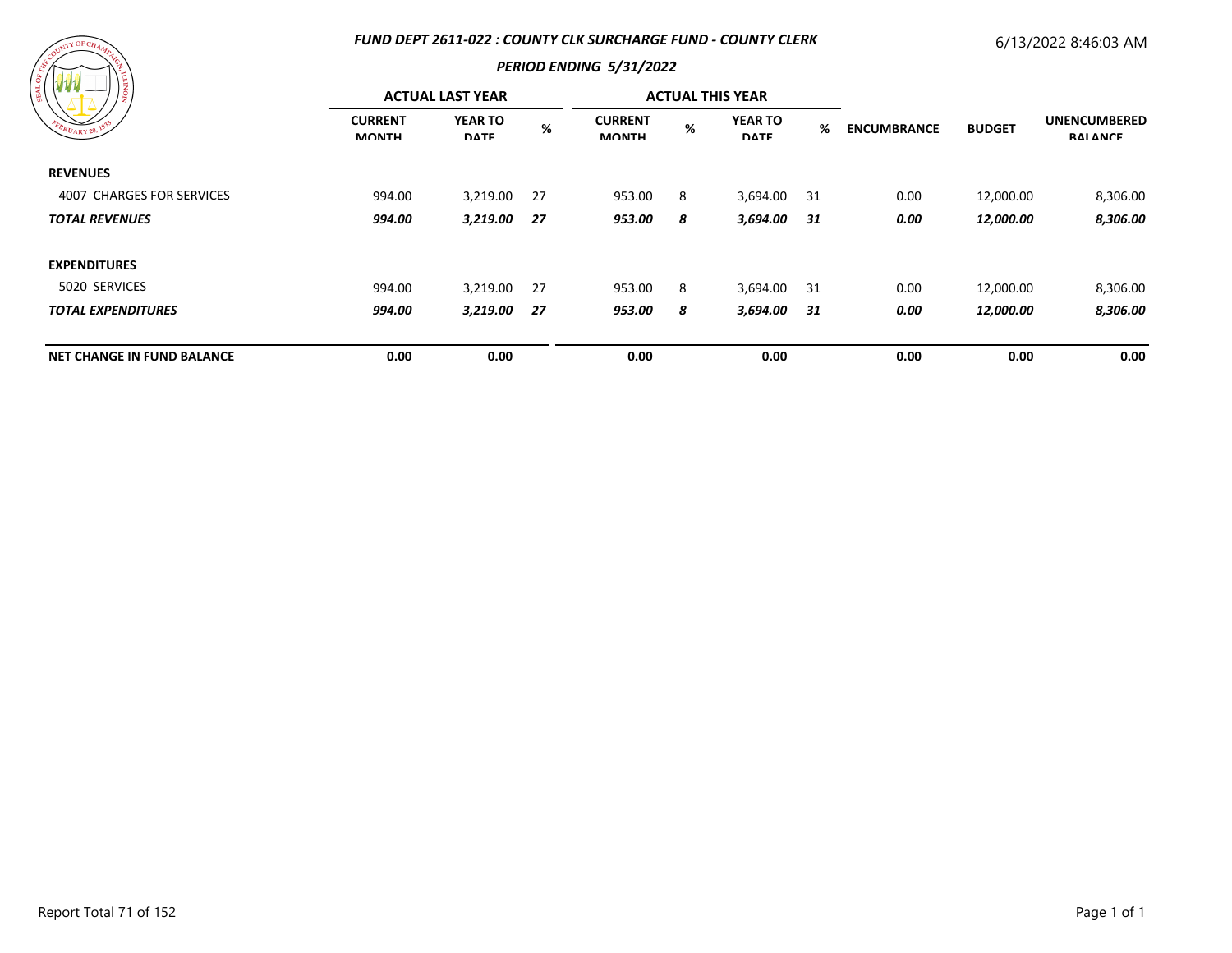**FUND DEPT 2611-022 : COUNTY CLK SURCHARGE FUND - COUNTY CLERK**

6/13/2022 8:46:03 AM

**PERIOD ENDING 5/31/2022**

| | ACTUAL LAST YEAR | | | ACTUAL THIS YEAR | | | | | | |
|---|---|---|---|---|---|---|---|---|---|---|
| | CURRENT MONTH | YEAR TO DATE | % | CURRENT MONTH | % | YEAR TO DATE | % | ENCUMBRANCE | BUDGET | UNENCUMBERED BALANCE |
| **REVENUES** | | | | | | | | | | |
| 4007 CHARGES FOR SERVICES | 994.00 | 3,219.00 | 27 | 953.00 | 8 | 3,694.00 | 31 | 0.00 | 12,000.00 | 8,306.00 |
| ***TOTAL REVENUES*** | ***994.00*** | ***3,219.00*** | ***27*** | ***953.00*** | ***8*** | ***3,694.00*** | ***31*** | ***0.00*** | ***12,000.00*** | ***8,306.00*** |
| **EXPENDITURES** | | | | | | | | | | |
| 5020 SERVICES | 994.00 | 3,219.00 | 27 | 953.00 | 8 | 3,694.00 | 31 | 0.00 | 12,000.00 | 8,306.00 |
| ***TOTAL EXPENDITURES*** | ***994.00*** | ***3,219.00*** | ***27*** | ***953.00*** | ***8*** | ***3,694.00*** | ***31*** | ***0.00*** | ***12,000.00*** | ***8,306.00*** |
| **NET CHANGE IN FUND BALANCE** | **0.00** | **0.00** | | **0.00** | | **0.00** | | **0.00** | **0.00** | **0.00** |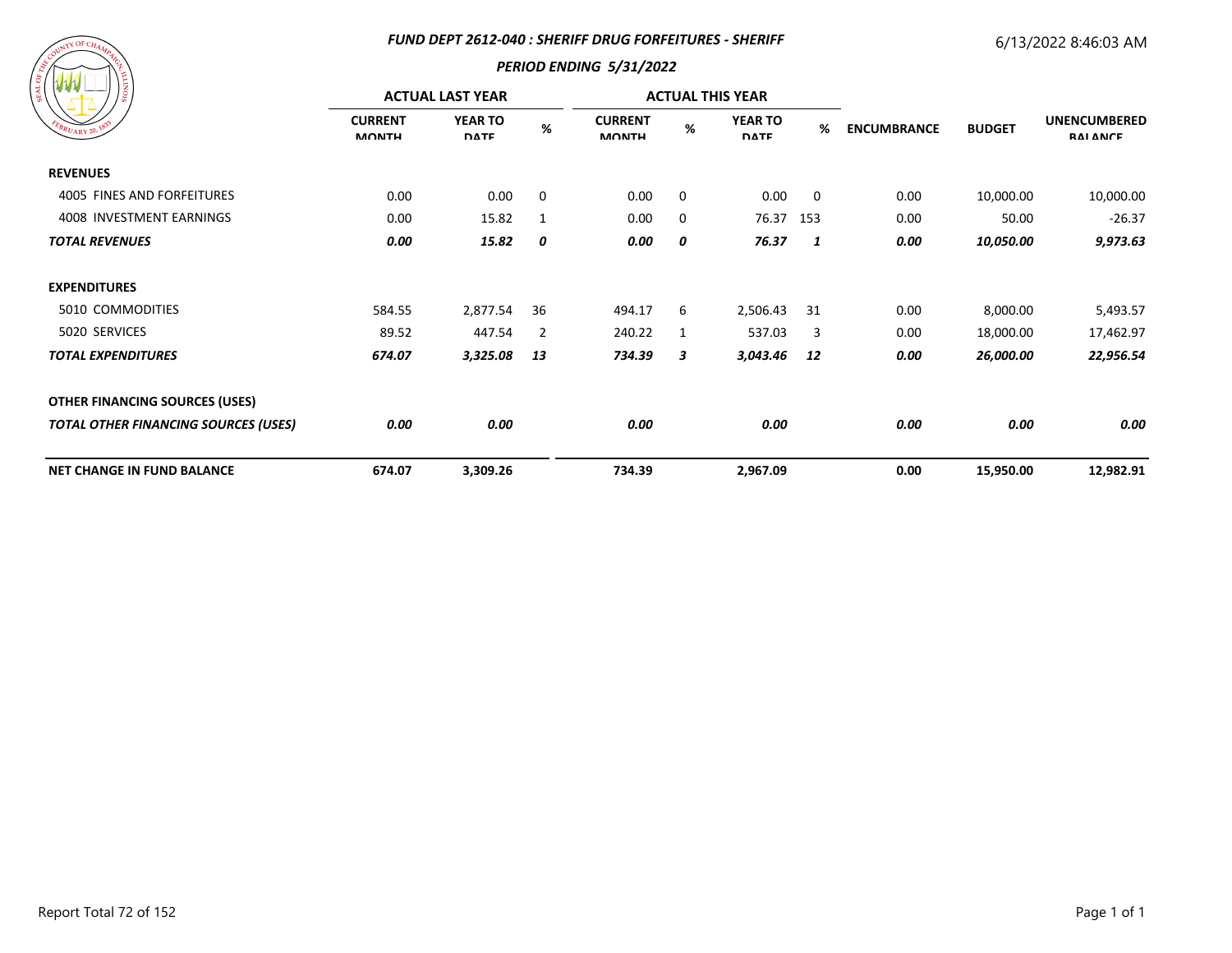### *FUND DEPT 2612-040 : SHERIFF DRUG FORFEITURES - SHERIFF*

6/13/2022 8:46:03 AM

### *PERIOD ENDING 5/31/2022*

| | ACTUAL LAST YEAR | | | ACTUAL THIS YEAR | | | | | | |
|---|---|---|---|---|---|---|---|---|---|---|
| | CURRENT MONTH | YEAR TO DATE | % | CURRENT MONTH | % | YEAR TO DATE | % | ENCUMBRANCE | BUDGET | UNENCUMBERED BALANCE |
| **REVENUES** | | | | | | | | | | |
| 4005 FINES AND FORFEITURES | 0.00 | 0.00 | 0 | 0.00 | 0 | 0.00 | 0 | 0.00 | 10,000.00 | 10,000.00 |
| 4008 INVESTMENT EARNINGS | 0.00 | 15.82 | 1 | 0.00 | 0 | 76.37 | 153 | 0.00 | 50.00 | -26.37 |
| ***TOTAL REVENUES*** | ***0.00*** | ***15.82*** | ***0*** | ***0.00*** | ***0*** | ***76.37*** | ***1*** | ***0.00*** | ***10,050.00*** | ***9,973.63*** |
| **EXPENDITURES** | | | | | | | | | | |
| 5010 COMMODITIES | 584.55 | 2,877.54 | 36 | 494.17 | 6 | 2,506.43 | 31 | 0.00 | 8,000.00 | 5,493.57 |
| 5020 SERVICES | 89.52 | 447.54 | 2 | 240.22 | 1 | 537.03 | 3 | 0.00 | 18,000.00 | 17,462.97 |
| ***TOTAL EXPENDITURES*** | ***674.07*** | ***3,325.08*** | ***13*** | ***734.39*** | ***3*** | ***3,043.46*** | ***12*** | ***0.00*** | ***26,000.00*** | ***22,956.54*** |
| **OTHER FINANCING SOURCES (USES)** | | | | | | | | | | |
| ***TOTAL OTHER FINANCING SOURCES (USES)*** | ***0.00*** | ***0.00*** | | ***0.00*** | | ***0.00*** | | ***0.00*** | ***0.00*** | ***0.00*** |
| **NET CHANGE IN FUND BALANCE** | **674.07** | **3,309.26** | | **734.39** | | **2,967.09** | | **0.00** | **15,950.00** | **12,982.91** |

Report Total 72 of 152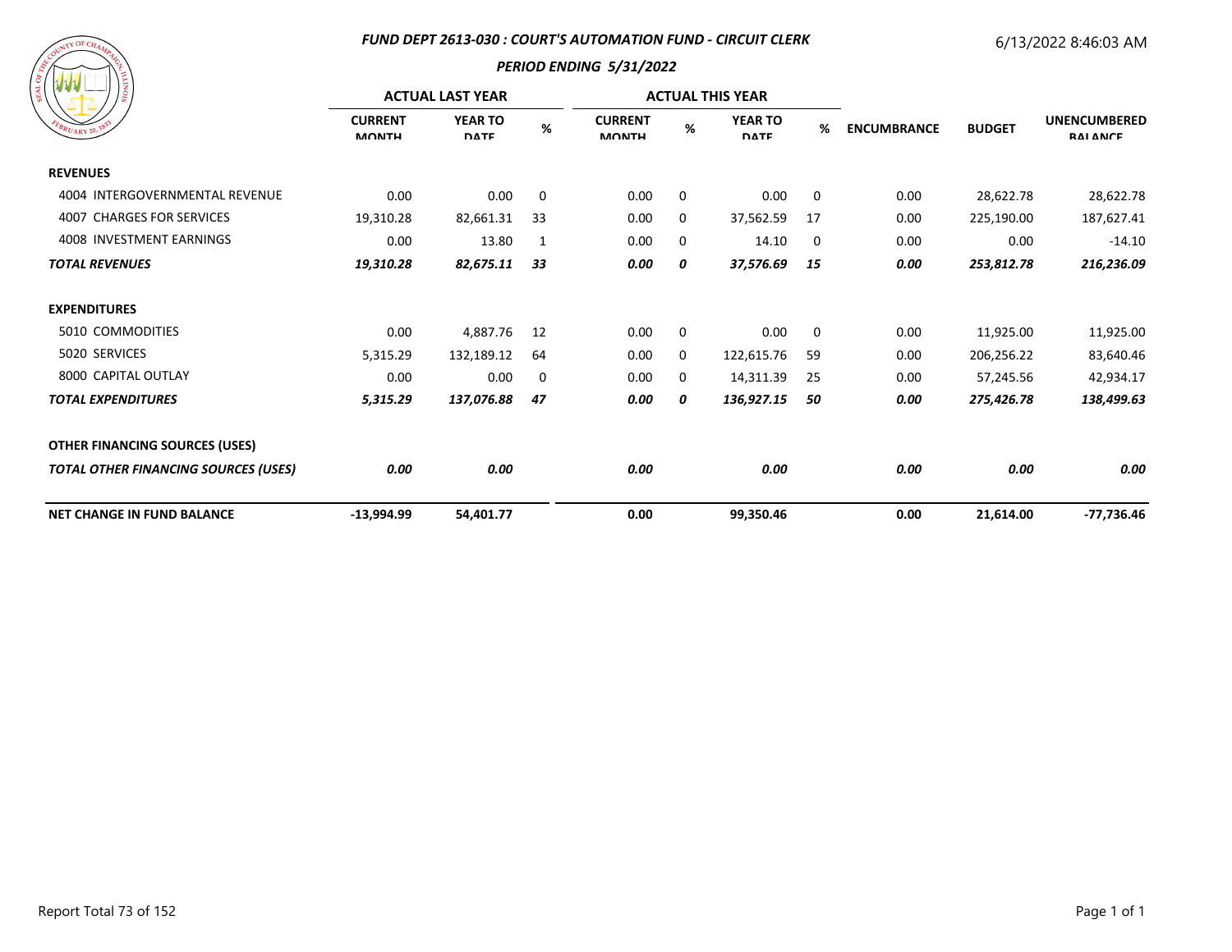## FUND DEPT 2613-030 : COURT'S AUTOMATION FUND - CIRCUIT CLERK

6/13/2022 8:46:03 AM

### PERIOD ENDING 5/31/2022

| | ACTUAL LAST YEAR | | | ACTUAL THIS YEAR | | | | | | |
|---|---|---|---|---|---|---|---|---|---|---|
| | CURRENT MONTH | YEAR TO DATE | % | CURRENT MONTH | % | YEAR TO DATE | % | ENCUMBRANCE | BUDGET | UNENCUMBERED BALANCE |
| **REVENUES** | | | | | | | | | | |
| 4004 INTERGOVERNMENTAL REVENUE | 0.00 | 0.00 | 0 | 0.00 | 0 | 0.00 | 0 | 0.00 | 28,622.78 | 28,622.78 |
| 4007 CHARGES FOR SERVICES | 19,310.28 | 82,661.31 | 33 | 0.00 | 0 | 37,562.59 | 17 | 0.00 | 225,190.00 | 187,627.41 |
| 4008 INVESTMENT EARNINGS | 0.00 | 13.80 | 1 | 0.00 | 0 | 14.10 | 0 | 0.00 | 0.00 | -14.10 |
| ***TOTAL REVENUES*** | ***19,310.28*** | ***82,675.11*** | ***33*** | ***0.00*** | ***0*** | ***37,576.69*** | ***15*** | ***0.00*** | ***253,812.78*** | ***216,236.09*** |
| **EXPENDITURES** | | | | | | | | | | |
| 5010 COMMODITIES | 0.00 | 4,887.76 | 12 | 0.00 | 0 | 0.00 | 0 | 0.00 | 11,925.00 | 11,925.00 |
| 5020 SERVICES | 5,315.29 | 132,189.12 | 64 | 0.00 | 0 | 122,615.76 | 59 | 0.00 | 206,256.22 | 83,640.46 |
| 8000 CAPITAL OUTLAY | 0.00 | 0.00 | 0 | 0.00 | 0 | 14,311.39 | 25 | 0.00 | 57,245.56 | 42,934.17 |
| ***TOTAL EXPENDITURES*** | ***5,315.29*** | ***137,076.88*** | ***47*** | ***0.00*** | ***0*** | ***136,927.15*** | ***50*** | ***0.00*** | ***275,426.78*** | ***138,499.63*** |
| **OTHER FINANCING SOURCES (USES)** | | | | | | | | | | |
| ***TOTAL OTHER FINANCING SOURCES (USES)*** | ***0.00*** | ***0.00*** | | ***0.00*** | | ***0.00*** | | ***0.00*** | ***0.00*** | ***0.00*** |
| **NET CHANGE IN FUND BALANCE** | **-13,994.99** | **54,401.77** | | **0.00** | | **99,350.46** | | **0.00** | **21,614.00** | **-77,736.46** |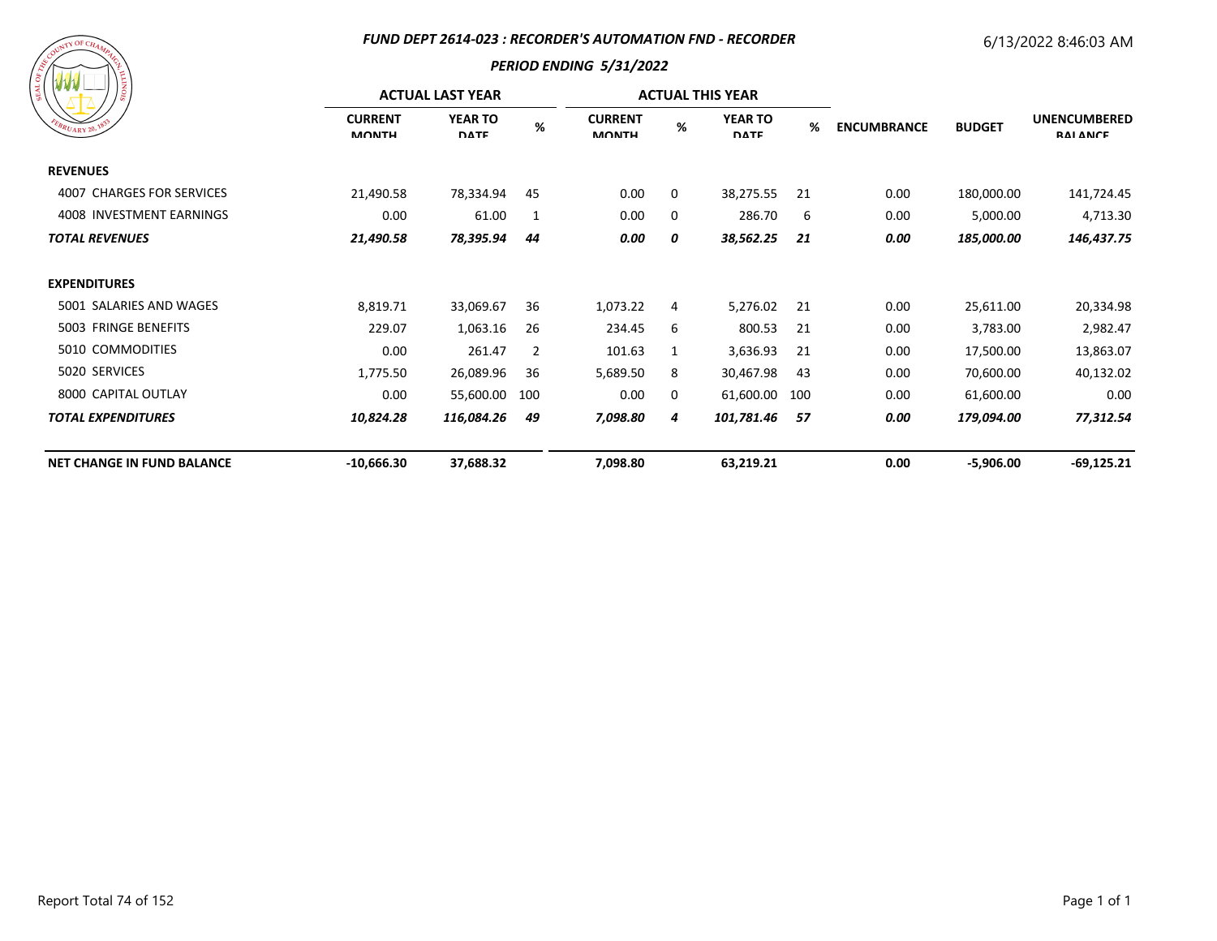## FUND DEPT 2614-023 : RECORDER'S AUTOMATION FND - RECORDER

6/13/2022 8:46:03 AM

### PERIOD ENDING 5/31/2022

| | ACTUAL LAST YEAR | | | ACTUAL THIS YEAR | | | | | | |
|---|---|---|---|---|---|---|---|---|---|---|
| | CURRENT MONTH | YEAR TO DATE | % | CURRENT MONTH | % | YEAR TO DATE | % | ENCUMBRANCE | BUDGET | UNENCUMBERED BALANCE |
| **REVENUES** | | | | | | | | | | |
| 4007 CHARGES FOR SERVICES | 21,490.58 | 78,334.94 | 45 | 0.00 | 0 | 38,275.55 | 21 | 0.00 | 180,000.00 | 141,724.45 |
| 4008 INVESTMENT EARNINGS | 0.00 | 61.00 | 1 | 0.00 | 0 | 286.70 | 6 | 0.00 | 5,000.00 | 4,713.30 |
| ***TOTAL REVENUES*** | ***21,490.58*** | ***78,395.94*** | ***44*** | ***0.00*** | ***0*** | ***38,562.25*** | ***21*** | ***0.00*** | ***185,000.00*** | ***146,437.75*** |
| **EXPENDITURES** | | | | | | | | | | |
| 5001 SALARIES AND WAGES | 8,819.71 | 33,069.67 | 36 | 1,073.22 | 4 | 5,276.02 | 21 | 0.00 | 25,611.00 | 20,334.98 |
| 5003 FRINGE BENEFITS | 229.07 | 1,063.16 | 26 | 234.45 | 6 | 800.53 | 21 | 0.00 | 3,783.00 | 2,982.47 |
| 5010 COMMODITIES | 0.00 | 261.47 | 2 | 101.63 | 1 | 3,636.93 | 21 | 0.00 | 17,500.00 | 13,863.07 |
| 5020 SERVICES | 1,775.50 | 26,089.96 | 36 | 5,689.50 | 8 | 30,467.98 | 43 | 0.00 | 70,600.00 | 40,132.02 |
| 8000 CAPITAL OUTLAY | 0.00 | 55,600.00 | 100 | 0.00 | 0 | 61,600.00 | 100 | 0.00 | 61,600.00 | 0.00 |
| ***TOTAL EXPENDITURES*** | ***10,824.28*** | ***116,084.26*** | ***49*** | ***7,098.80*** | ***4*** | ***101,781.46*** | ***57*** | ***0.00*** | ***179,094.00*** | ***77,312.54*** |
| **NET CHANGE IN FUND BALANCE** | **-10,666.30** | **37,688.32** | | **7,098.80** | | **63,219.21** | | **0.00** | **-5,906.00** | **-69,125.21** |

Report Total 74 of 152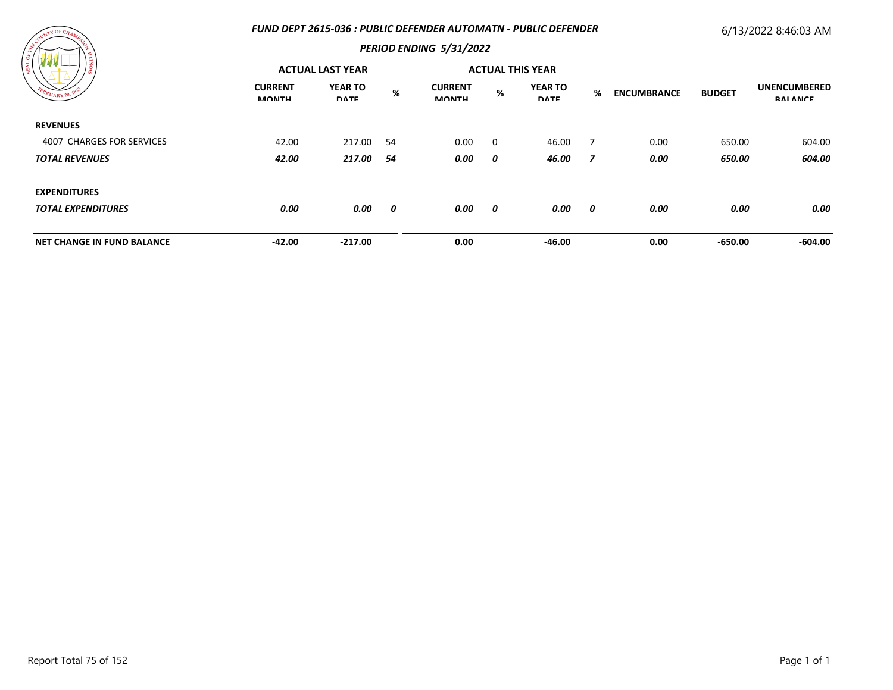## *FUND DEPT 2615-036 : PUBLIC DEFENDER AUTOMATN - PUBLIC DEFENDER*

6/13/2022 8:46:03 AM

### *PERIOD ENDING 5/31/2022*

| | ACTUAL LAST YEAR | | | ACTUAL THIS YEAR | | | | | | |
|---|---|---|---|---|---|---|---|---|---|---|
| | CURRENT MONTH | YEAR TO DATE | % | CURRENT MONTH | % | YEAR TO DATE | % | ENCUMBRANCE | BUDGET | UNENCUMBERED BALANCE |
| **REVENUES** | | | | | | | | | | |
| 4007 CHARGES FOR SERVICES | 42.00 | 217.00 | 54 | 0.00 | 0 | 46.00 | 7 | 0.00 | 650.00 | 604.00 |
| ***TOTAL REVENUES*** | ***42.00*** | ***217.00*** | ***54*** | ***0.00*** | ***0*** | ***46.00*** | ***7*** | ***0.00*** | ***650.00*** | ***604.00*** |
| **EXPENDITURES** | | | | | | | | | | |
| ***TOTAL EXPENDITURES*** | ***0.00*** | ***0.00*** | ***0*** | ***0.00*** | ***0*** | ***0.00*** | ***0*** | ***0.00*** | ***0.00*** | ***0.00*** |
| **NET CHANGE IN FUND BALANCE** | **-42.00** | **-217.00** | | **0.00** | | **-46.00** | | **0.00** | **-650.00** | **-604.00** |

Report Total 75 of 152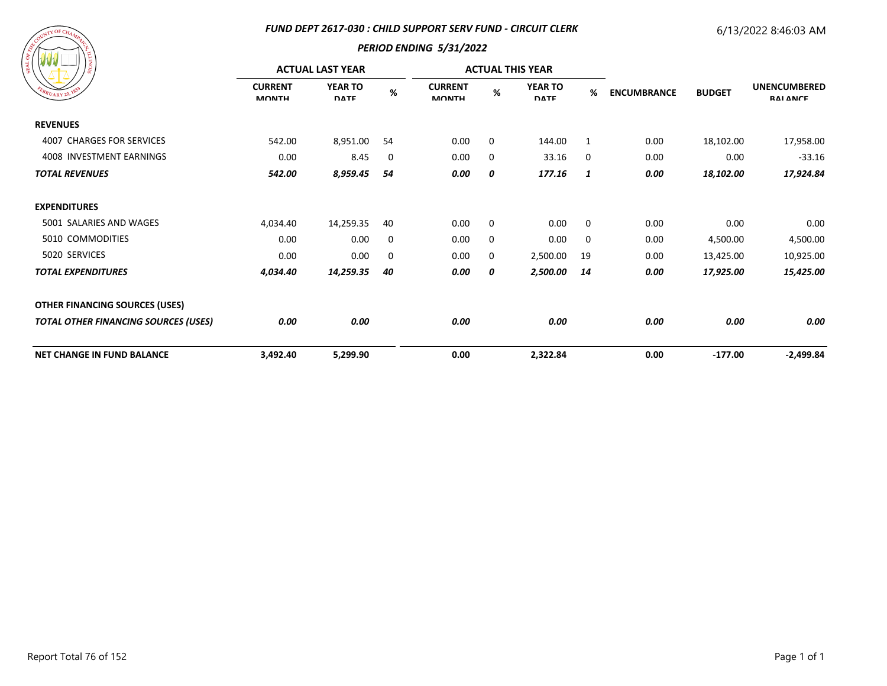### FUND DEPT 2617-030 : CHILD SUPPORT SERV FUND - CIRCUIT CLERK

6/13/2022 8:46:03 AM

### PERIOD ENDING 5/31/2022

| | ACTUAL LAST YEAR | | | ACTUAL THIS YEAR | | | | | | |
|---|---|---|---|---|---|---|---|---|---|---|
| | CURRENT MONTH | YEAR TO DATE | % | CURRENT MONTH | % | YEAR TO DATE | % | ENCUMBRANCE | BUDGET | UNENCUMBERED BALANCE |
| **REVENUES** | | | | | | | | | | |
| 4007 CHARGES FOR SERVICES | 542.00 | 8,951.00 | 54 | 0.00 | 0 | 144.00 | 1 | 0.00 | 18,102.00 | 17,958.00 |
| 4008 INVESTMENT EARNINGS | 0.00 | 8.45 | 0 | 0.00 | 0 | 33.16 | 0 | 0.00 | 0.00 | -33.16 |
| ***TOTAL REVENUES*** | ***542.00*** | ***8,959.45*** | ***54*** | ***0.00*** | ***0*** | ***177.16*** | ***1*** | ***0.00*** | ***18,102.00*** | ***17,924.84*** |
| **EXPENDITURES** | | | | | | | | | | |
| 5001 SALARIES AND WAGES | 4,034.40 | 14,259.35 | 40 | 0.00 | 0 | 0.00 | 0 | 0.00 | 0.00 | 0.00 |
| 5010 COMMODITIES | 0.00 | 0.00 | 0 | 0.00 | 0 | 0.00 | 0 | 0.00 | 4,500.00 | 4,500.00 |
| 5020 SERVICES | 0.00 | 0.00 | 0 | 0.00 | 0 | 2,500.00 | 19 | 0.00 | 13,425.00 | 10,925.00 |
| ***TOTAL EXPENDITURES*** | ***4,034.40*** | ***14,259.35*** | ***40*** | ***0.00*** | ***0*** | ***2,500.00*** | ***14*** | ***0.00*** | ***17,925.00*** | ***15,425.00*** |
| **OTHER FINANCING SOURCES (USES)** | | | | | | | | | | |
| ***TOTAL OTHER FINANCING SOURCES (USES)*** | ***0.00*** | ***0.00*** | | ***0.00*** | | ***0.00*** | | ***0.00*** | ***0.00*** | ***0.00*** |
| **NET CHANGE IN FUND BALANCE** | **3,492.40** | **5,299.90** | | **0.00** | | **2,322.84** | | **0.00** | **-177.00** | **-2,499.84** |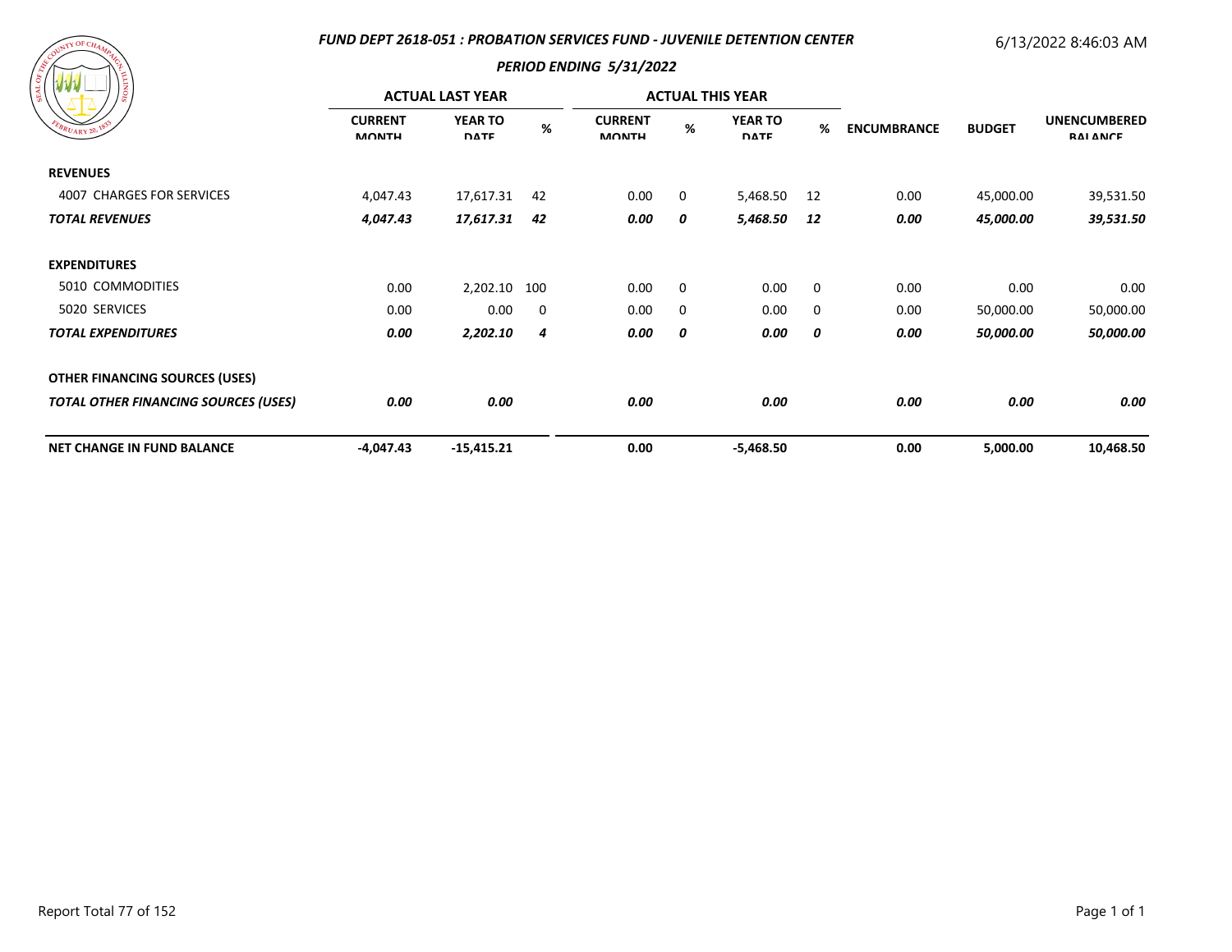# FUND DEPT 2618-051 : PROBATION SERVICES FUND - JUVENILE DETENTION CENTER

6/13/2022 8:46:03 AM

## PERIOD ENDING 5/31/2022

| | ACTUAL LAST YEAR | | | ACTUAL THIS YEAR | | | | | | |
|---|---|---|---|---|---|---|---|---|---|---|
| | CURRENT MONTH | YEAR TO DATE | % | CURRENT MONTH | % | YEAR TO DATE | % | ENCUMBRANCE | BUDGET | UNENCUMBERED BALANCE |
| **REVENUES** | | | | | | | | | | |
| 4007 CHARGES FOR SERVICES | 4,047.43 | 17,617.31 | 42 | 0.00 | 0 | 5,468.50 | 12 | 0.00 | 45,000.00 | 39,531.50 |
| ***TOTAL REVENUES*** | ***4,047.43*** | ***17,617.31*** | ***42*** | ***0.00*** | ***0*** | ***5,468.50*** | ***12*** | ***0.00*** | ***45,000.00*** | ***39,531.50*** |
| **EXPENDITURES** | | | | | | | | | | |
| 5010 COMMODITIES | 0.00 | 2,202.10 | 100 | 0.00 | 0 | 0.00 | 0 | 0.00 | 0.00 | 0.00 |
| 5020 SERVICES | 0.00 | 0.00 | 0 | 0.00 | 0 | 0.00 | 0 | 0.00 | 50,000.00 | 50,000.00 |
| ***TOTAL EXPENDITURES*** | ***0.00*** | ***2,202.10*** | ***4*** | ***0.00*** | ***0*** | ***0.00*** | ***0*** | ***0.00*** | ***50,000.00*** | ***50,000.00*** |
| **OTHER FINANCING SOURCES (USES)** | | | | | | | | | | |
| ***TOTAL OTHER FINANCING SOURCES (USES)*** | ***0.00*** | ***0.00*** | | ***0.00*** | | ***0.00*** | | ***0.00*** | ***0.00*** | ***0.00*** |
| **NET CHANGE IN FUND BALANCE** | **-4,047.43** | **-15,415.21** | | **0.00** | | **-5,468.50** | | **0.00** | **5,000.00** | **10,468.50** |

Report Total 77 of 152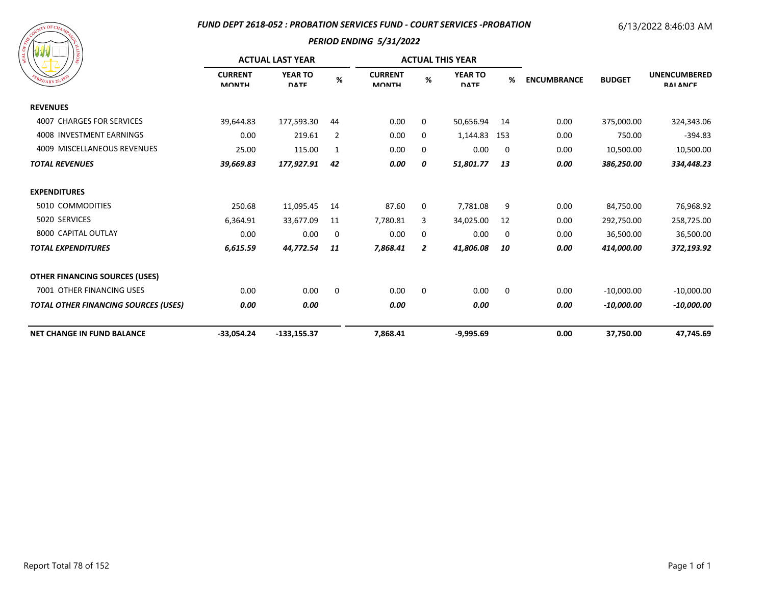### FUND DEPT 2618-052 : PROBATION SERVICES FUND - COURT SERVICES -PROBATION

6/13/2022 8:46:03 AM

### PERIOD ENDING 5/31/2022

| | ACTUAL LAST YEAR | | | ACTUAL THIS YEAR | | | | | | |
|---|---|---|---|---|---|---|---|---|---|---|
| | CURRENT MONTH | YEAR TO DATE | % | CURRENT MONTH | % | YEAR TO DATE | % | ENCUMBRANCE | BUDGET | UNENCUMBERED BALANCE |
| **REVENUES** | | | | | | | | | | |
| 4007 CHARGES FOR SERVICES | 39,644.83 | 177,593.30 | 44 | 0.00 | 0 | 50,656.94 | 14 | 0.00 | 375,000.00 | 324,343.06 |
| 4008 INVESTMENT EARNINGS | 0.00 | 219.61 | 2 | 0.00 | 0 | 1,144.83 | 153 | 0.00 | 750.00 | -394.83 |
| 4009 MISCELLANEOUS REVENUES | 25.00 | 115.00 | 1 | 0.00 | 0 | 0.00 | 0 | 0.00 | 10,500.00 | 10,500.00 |
| ***TOTAL REVENUES*** | ***39,669.83*** | ***177,927.91*** | ***42*** | ***0.00*** | ***0*** | ***51,801.77*** | ***13*** | ***0.00*** | ***386,250.00*** | ***334,448.23*** |
| **EXPENDITURES** | | | | | | | | | | |
| 5010 COMMODITIES | 250.68 | 11,095.45 | 14 | 87.60 | 0 | 7,781.08 | 9 | 0.00 | 84,750.00 | 76,968.92 |
| 5020 SERVICES | 6,364.91 | 33,677.09 | 11 | 7,780.81 | 3 | 34,025.00 | 12 | 0.00 | 292,750.00 | 258,725.00 |
| 8000 CAPITAL OUTLAY | 0.00 | 0.00 | 0 | 0.00 | 0 | 0.00 | 0 | 0.00 | 36,500.00 | 36,500.00 |
| ***TOTAL EXPENDITURES*** | ***6,615.59*** | ***44,772.54*** | ***11*** | ***7,868.41*** | ***2*** | ***41,806.08*** | ***10*** | ***0.00*** | ***414,000.00*** | ***372,193.92*** |
| **OTHER FINANCING SOURCES (USES)** | | | | | | | | | | |
| 7001 OTHER FINANCING USES | 0.00 | 0.00 | 0 | 0.00 | 0 | 0.00 | 0 | 0.00 | -10,000.00 | -10,000.00 |
| ***TOTAL OTHER FINANCING SOURCES (USES)*** | ***0.00*** | ***0.00*** | | ***0.00*** | | ***0.00*** | | ***0.00*** | ***-10,000.00*** | ***-10,000.00*** |
| **NET CHANGE IN FUND BALANCE** | **-33,054.24** | **-133,155.37** | | **7,868.41** | | **-9,995.69** | | **0.00** | **37,750.00** | **47,745.69** |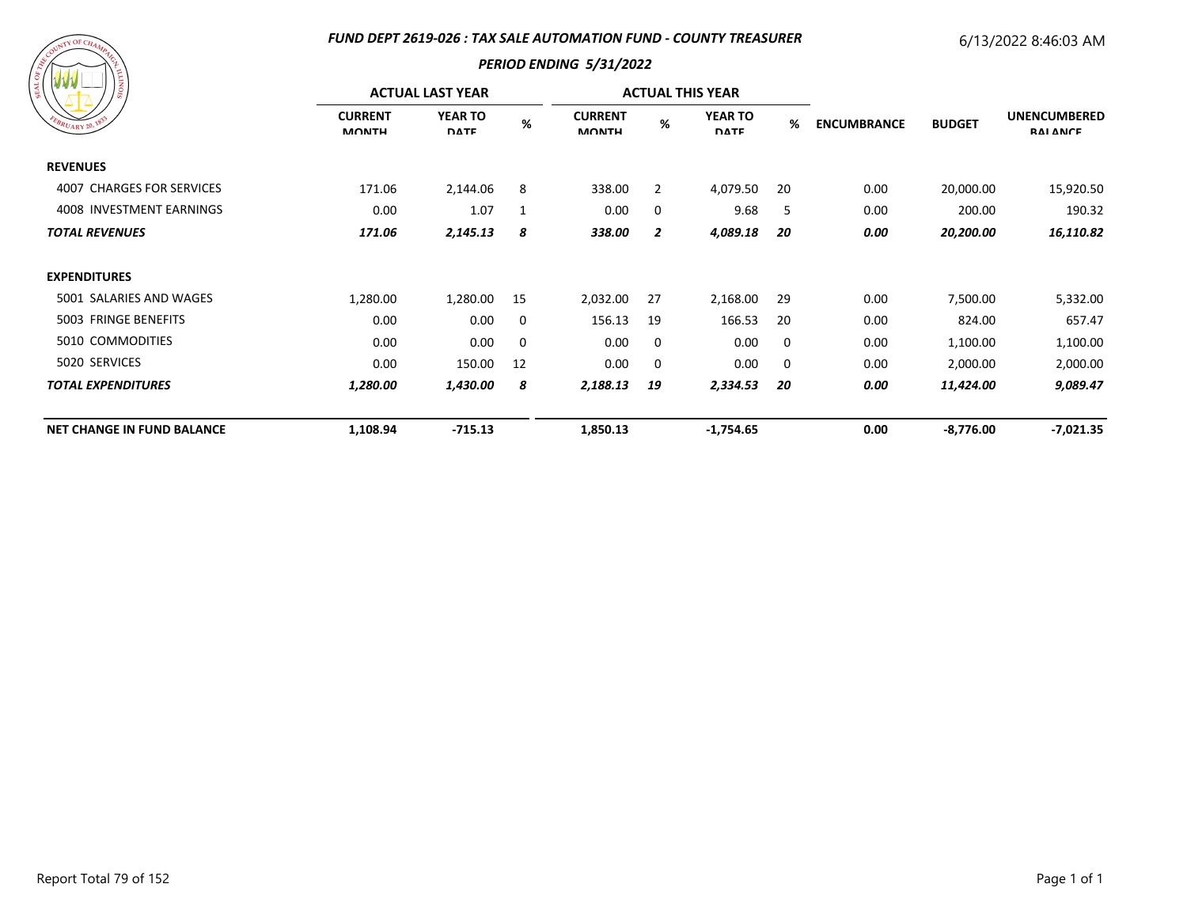# FUND DEPT 2619-026 : TAX SALE AUTOMATION FUND - COUNTY TREASURER

6/13/2022 8:46:03 AM

## PERIOD ENDING 5/31/2022

| | ACTUAL LAST YEAR | | | ACTUAL THIS YEAR | | | | | | |
|---|---|---|---|---|---|---|---|---|---|---|
| | CURRENT MONTH | YEAR TO DATE | % | CURRENT MONTH | % | YEAR TO DATE | % | ENCUMBRANCE | BUDGET | UNENCUMBERED BALANCE |
| **REVENUES** | | | | | | | | | | |
| 4007 CHARGES FOR SERVICES | 171.06 | 2,144.06 | 8 | 338.00 | 2 | 4,079.50 | 20 | 0.00 | 20,000.00 | 15,920.50 |
| 4008 INVESTMENT EARNINGS | 0.00 | 1.07 | 1 | 0.00 | 0 | 9.68 | 5 | 0.00 | 200.00 | 190.32 |
| ***TOTAL REVENUES*** | ***171.06*** | ***2,145.13*** | ***8*** | ***338.00*** | ***2*** | ***4,089.18*** | ***20*** | ***0.00*** | ***20,200.00*** | ***16,110.82*** |
| **EXPENDITURES** | | | | | | | | | | |
| 5001 SALARIES AND WAGES | 1,280.00 | 1,280.00 | 15 | 2,032.00 | 27 | 2,168.00 | 29 | 0.00 | 7,500.00 | 5,332.00 |
| 5003 FRINGE BENEFITS | 0.00 | 0.00 | 0 | 156.13 | 19 | 166.53 | 20 | 0.00 | 824.00 | 657.47 |
| 5010 COMMODITIES | 0.00 | 0.00 | 0 | 0.00 | 0 | 0.00 | 0 | 0.00 | 1,100.00 | 1,100.00 |
| 5020 SERVICES | 0.00 | 150.00 | 12 | 0.00 | 0 | 0.00 | 0 | 0.00 | 2,000.00 | 2,000.00 |
| ***TOTAL EXPENDITURES*** | ***1,280.00*** | ***1,430.00*** | ***8*** | ***2,188.13*** | ***19*** | ***2,334.53*** | ***20*** | ***0.00*** | ***11,424.00*** | ***9,089.47*** |
| **NET CHANGE IN FUND BALANCE** | **1,108.94** | **-715.13** | | **1,850.13** | | **-1,754.65** | | **0.00** | **-8,776.00** | **-7,021.35** |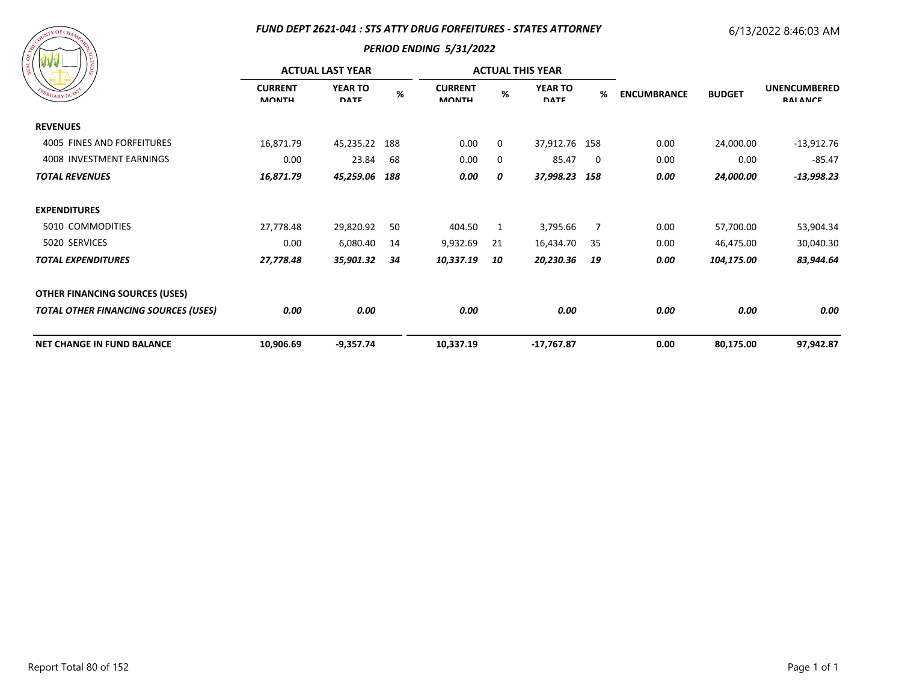### *FUND DEPT 2621-041 : STS ATTY DRUG FORFEITURES - STATES ATTORNEY*

6/13/2022 8:46:03 AM

### *PERIOD ENDING 5/31/2022*

| | ACTUAL LAST YEAR | | | ACTUAL THIS YEAR | | | | | | |
|---|---|---|---|---|---|---|---|---|---|---|
| | CURRENT MONTH | YEAR TO DATE | % | CURRENT MONTH | % | YEAR TO DATE | % | ENCUMBRANCE | BUDGET | UNENCUMBERED BALANCE |
| **REVENUES** | | | | | | | | | | |
| 4005 FINES AND FORFEITURES | 16,871.79 | 45,235.22 | 188 | 0.00 | 0 | 37,912.76 | 158 | 0.00 | 24,000.00 | -13,912.76 |
| 4008 INVESTMENT EARNINGS | 0.00 | 23.84 | 68 | 0.00 | 0 | 85.47 | 0 | 0.00 | 0.00 | -85.47 |
| ***TOTAL REVENUES*** | ***16,871.79*** | ***45,259.06*** | ***188*** | ***0.00*** | ***0*** | ***37,998.23*** | ***158*** | ***0.00*** | ***24,000.00*** | ***-13,998.23*** |
| **EXPENDITURES** | | | | | | | | | | |
| 5010 COMMODITIES | 27,778.48 | 29,820.92 | 50 | 404.50 | 1 | 3,795.66 | 7 | 0.00 | 57,700.00 | 53,904.34 |
| 5020 SERVICES | 0.00 | 6,080.40 | 14 | 9,932.69 | 21 | 16,434.70 | 35 | 0.00 | 46,475.00 | 30,040.30 |
| ***TOTAL EXPENDITURES*** | ***27,778.48*** | ***35,901.32*** | ***34*** | ***10,337.19*** | ***10*** | ***20,230.36*** | ***19*** | ***0.00*** | ***104,175.00*** | ***83,944.64*** |
| **OTHER FINANCING SOURCES (USES)** | | | | | | | | | | |
| ***TOTAL OTHER FINANCING SOURCES (USES)*** | ***0.00*** | ***0.00*** | | ***0.00*** | | ***0.00*** | | ***0.00*** | ***0.00*** | ***0.00*** |
| **NET CHANGE IN FUND BALANCE** | **10,906.69** | **-9,357.74** | | **10,337.19** | | **-17,767.87** | | **0.00** | **80,175.00** | **97,942.87** |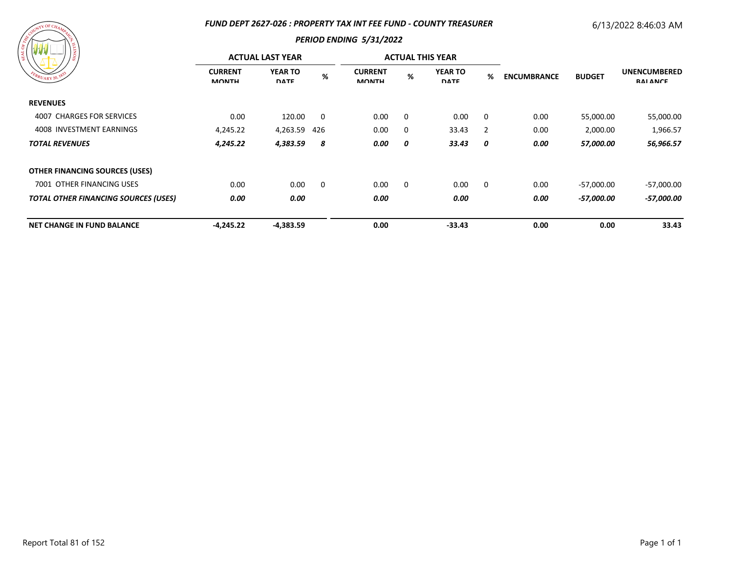### *FUND DEPT 2627-026 : PROPERTY TAX INT FEE FUND - COUNTY TREASURER*

6/13/2022 8:46:03 AM

### *PERIOD ENDING 5/31/2022*

| | ACTUAL LAST YEAR | | | ACTUAL THIS YEAR | | | | | | |
|---|---|---|---|---|---|---|---|---|---|---|
| | CURRENT MONTH | YEAR TO DATE | % | CURRENT MONTH | % | YEAR TO DATE | % | ENCUMBRANCE | BUDGET | UNENCUMBERED BALANCE |
| **REVENUES** | | | | | | | | | | |
| 4007 CHARGES FOR SERVICES | 0.00 | 120.00 | 0 | 0.00 | 0 | 0.00 | 0 | 0.00 | 55,000.00 | 55,000.00 |
| 4008 INVESTMENT EARNINGS | 4,245.22 | 4,263.59 | 426 | 0.00 | 0 | 33.43 | 2 | 0.00 | 2,000.00 | 1,966.57 |
| ***TOTAL REVENUES*** | ***4,245.22*** | ***4,383.59*** | ***8*** | ***0.00*** | ***0*** | ***33.43*** | ***0*** | ***0.00*** | ***57,000.00*** | ***56,966.57*** |
| **OTHER FINANCING SOURCES (USES)** | | | | | | | | | | |
| 7001 OTHER FINANCING USES | 0.00 | 0.00 | 0 | 0.00 | 0 | 0.00 | 0 | 0.00 | -57,000.00 | -57,000.00 |
| ***TOTAL OTHER FINANCING SOURCES (USES)*** | ***0.00*** | ***0.00*** | | ***0.00*** | | ***0.00*** | | ***0.00*** | ***-57,000.00*** | ***-57,000.00*** |
| **NET CHANGE IN FUND BALANCE** | **-4,245.22** | **-4,383.59** | | **0.00** | | **-33.43** | | **0.00** | **0.00** | **33.43** |

Report Total 81 of 152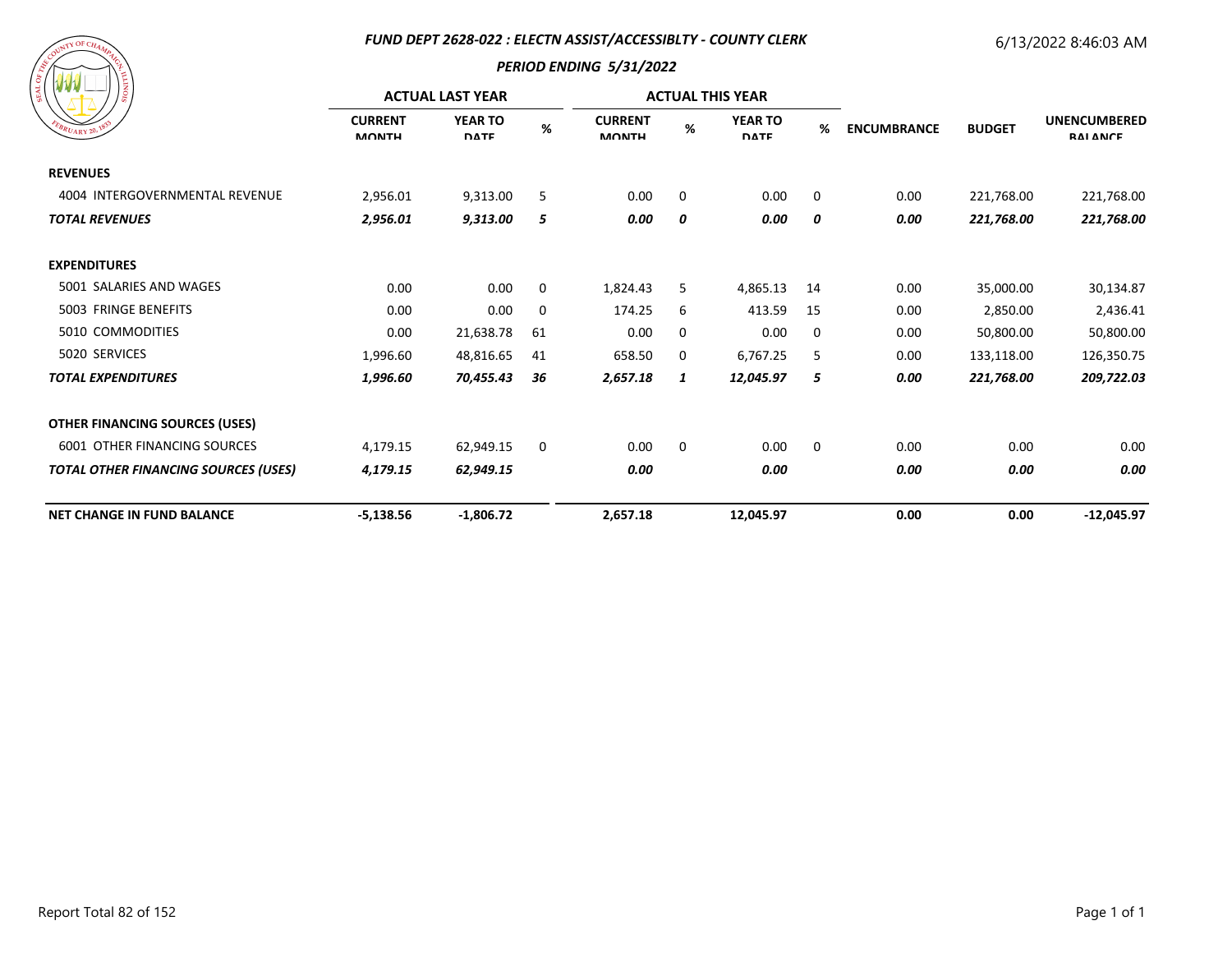## FUND DEPT 2628-022 : ELECTN ASSIST/ACCESSIBLTY - COUNTY CLERK

6/13/2022 8:46:03 AM

### PERIOD ENDING 5/31/2022

| | ACTUAL LAST YEAR | | | ACTUAL THIS YEAR | | | | | | |
|---|---|---|---|---|---|---|---|---|---|---|
| | CURRENT MONTH | YEAR TO DATE | % | CURRENT MONTH | % | YEAR TO DATE | % | ENCUMBRANCE | BUDGET | UNENCUMBERED BALANCE |
| **REVENUES** | | | | | | | | | | |
| 4004 INTERGOVERNMENTAL REVENUE | 2,956.01 | 9,313.00 | 5 | 0.00 | 0 | 0.00 | 0 | 0.00 | 221,768.00 | 221,768.00 |
| ***TOTAL REVENUES*** | ***2,956.01*** | ***9,313.00*** | ***5*** | ***0.00*** | ***0*** | ***0.00*** | ***0*** | ***0.00*** | ***221,768.00*** | ***221,768.00*** |
| **EXPENDITURES** | | | | | | | | | | |
| 5001 SALARIES AND WAGES | 0.00 | 0.00 | 0 | 1,824.43 | 5 | 4,865.13 | 14 | 0.00 | 35,000.00 | 30,134.87 |
| 5003 FRINGE BENEFITS | 0.00 | 0.00 | 0 | 174.25 | 6 | 413.59 | 15 | 0.00 | 2,850.00 | 2,436.41 |
| 5010 COMMODITIES | 0.00 | 21,638.78 | 61 | 0.00 | 0 | 0.00 | 0 | 0.00 | 50,800.00 | 50,800.00 |
| 5020 SERVICES | 1,996.60 | 48,816.65 | 41 | 658.50 | 0 | 6,767.25 | 5 | 0.00 | 133,118.00 | 126,350.75 |
| ***TOTAL EXPENDITURES*** | ***1,996.60*** | ***70,455.43*** | ***36*** | ***2,657.18*** | ***1*** | ***12,045.97*** | ***5*** | ***0.00*** | ***221,768.00*** | ***209,722.03*** |
| **OTHER FINANCING SOURCES (USES)** | | | | | | | | | | |
| 6001 OTHER FINANCING SOURCES | 4,179.15 | 62,949.15 | 0 | 0.00 | 0 | 0.00 | 0 | 0.00 | 0.00 | 0.00 |
| ***TOTAL OTHER FINANCING SOURCES (USES)*** | ***4,179.15*** | ***62,949.15*** | | ***0.00*** | | ***0.00*** | | ***0.00*** | ***0.00*** | ***0.00*** |
| **NET CHANGE IN FUND BALANCE** | **-5,138.56** | **-1,806.72** | | **2,657.18** | | **12,045.97** | | **0.00** | **0.00** | **-12,045.97** |

Report Total 82 of 152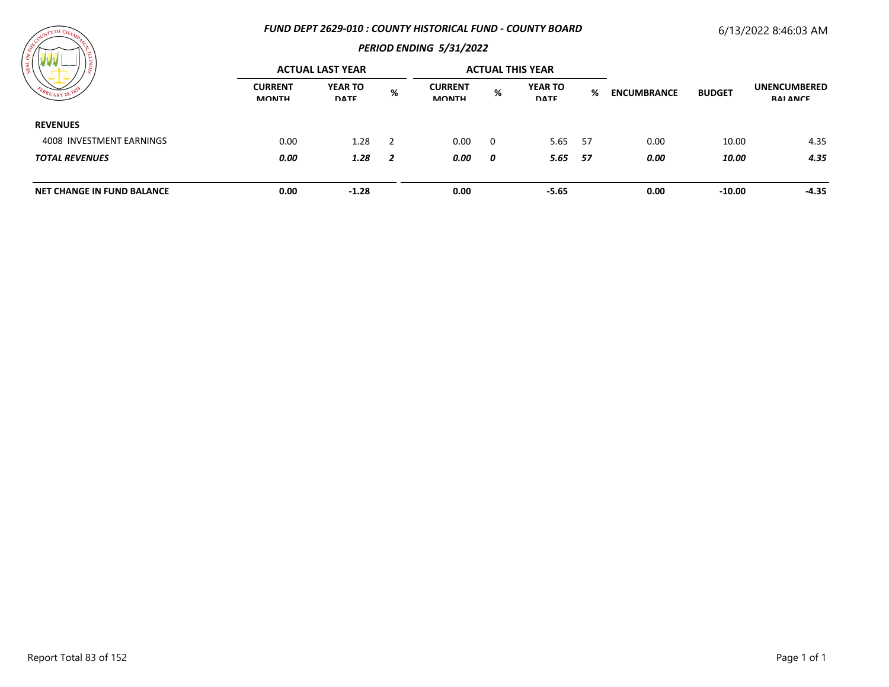## FUND DEPT 2629-010 : COUNTY HISTORICAL FUND - COUNTY BOARD

6/13/2022 8:46:03 AM

### PERIOD ENDING 5/31/2022

| | ACTUAL LAST YEAR | | | ACTUAL THIS YEAR | | | | | | |
|---|---|---|---|---|---|---|---|---|---|---|
| | CURRENT MONTH | YEAR TO DATE | % | CURRENT MONTH | % | YEAR TO DATE | % | ENCUMBRANCE | BUDGET | UNENCUMBERED BALANCE |
| **REVENUES** | | | | | | | | | | |
| 4008 INVESTMENT EARNINGS | 0.00 | 1.28 | 2 | 0.00 | 0 | 5.65 | 57 | 0.00 | 10.00 | 4.35 |
| ***TOTAL REVENUES*** | ***0.00*** | ***1.28*** | ***2*** | ***0.00*** | ***0*** | ***5.65*** | ***57*** | ***0.00*** | ***10.00*** | ***4.35*** |
| **NET CHANGE IN FUND BALANCE** | **0.00** | **-1.28** | | **0.00** | | **-5.65** | | **0.00** | **-10.00** | **-4.35** |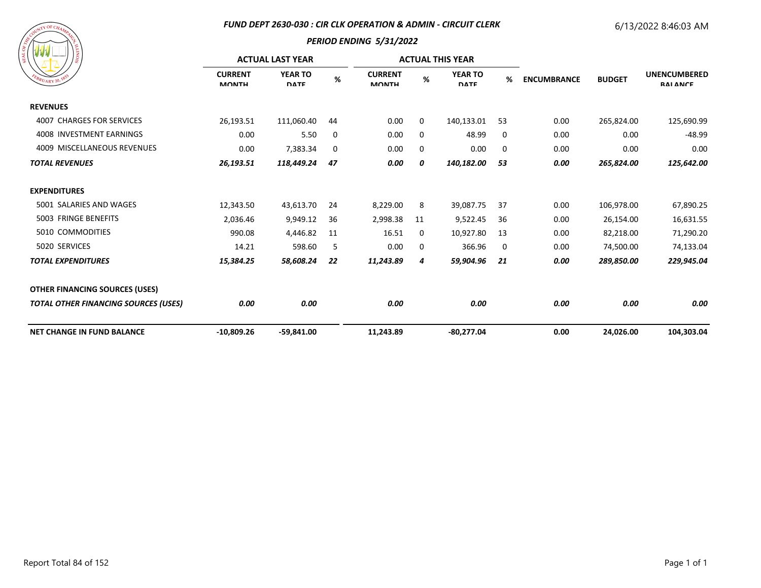## FUND DEPT 2630-030 : CIR CLK OPERATION & ADMIN - CIRCUIT CLERK

6/13/2022 8:46:03 AM

### PERIOD ENDING 5/31/2022

| | ACTUAL LAST YEAR | | | ACTUAL THIS YEAR | | | | | | |
|---|---|---|---|---|---|---|---|---|---|---|
| | CURRENT MONTH | YEAR TO DATE | % | CURRENT MONTH | % | YEAR TO DATE | % | ENCUMBRANCE | BUDGET | UNENCUMBERED BALANCE |
| **REVENUES** | | | | | | | | | | |
| 4007 CHARGES FOR SERVICES | 26,193.51 | 111,060.40 | 44 | 0.00 | 0 | 140,133.01 | 53 | 0.00 | 265,824.00 | 125,690.99 |
| 4008 INVESTMENT EARNINGS | 0.00 | 5.50 | 0 | 0.00 | 0 | 48.99 | 0 | 0.00 | 0.00 | -48.99 |
| 4009 MISCELLANEOUS REVENUES | 0.00 | 7,383.34 | 0 | 0.00 | 0 | 0.00 | 0 | 0.00 | 0.00 | 0.00 |
| ***TOTAL REVENUES*** | ***26,193.51*** | ***118,449.24*** | ***47*** | ***0.00*** | ***0*** | ***140,182.00*** | ***53*** | ***0.00*** | ***265,824.00*** | ***125,642.00*** |
| **EXPENDITURES** | | | | | | | | | | |
| 5001 SALARIES AND WAGES | 12,343.50 | 43,613.70 | 24 | 8,229.00 | 8 | 39,087.75 | 37 | 0.00 | 106,978.00 | 67,890.25 |
| 5003 FRINGE BENEFITS | 2,036.46 | 9,949.12 | 36 | 2,998.38 | 11 | 9,522.45 | 36 | 0.00 | 26,154.00 | 16,631.55 |
| 5010 COMMODITIES | 990.08 | 4,446.82 | 11 | 16.51 | 0 | 10,927.80 | 13 | 0.00 | 82,218.00 | 71,290.20 |
| 5020 SERVICES | 14.21 | 598.60 | 5 | 0.00 | 0 | 366.96 | 0 | 0.00 | 74,500.00 | 74,133.04 |
| ***TOTAL EXPENDITURES*** | ***15,384.25*** | ***58,608.24*** | ***22*** | ***11,243.89*** | ***4*** | ***59,904.96*** | ***21*** | ***0.00*** | ***289,850.00*** | ***229,945.04*** |
| **OTHER FINANCING SOURCES (USES)** | | | | | | | | | | |
| ***TOTAL OTHER FINANCING SOURCES (USES)*** | ***0.00*** | ***0.00*** | | ***0.00*** | | ***0.00*** | | ***0.00*** | ***0.00*** | ***0.00*** |
| **NET CHANGE IN FUND BALANCE** | **-10,809.26** | **-59,841.00** | | **11,243.89** | | **-80,277.04** | | **0.00** | **24,026.00** | **104,303.04** |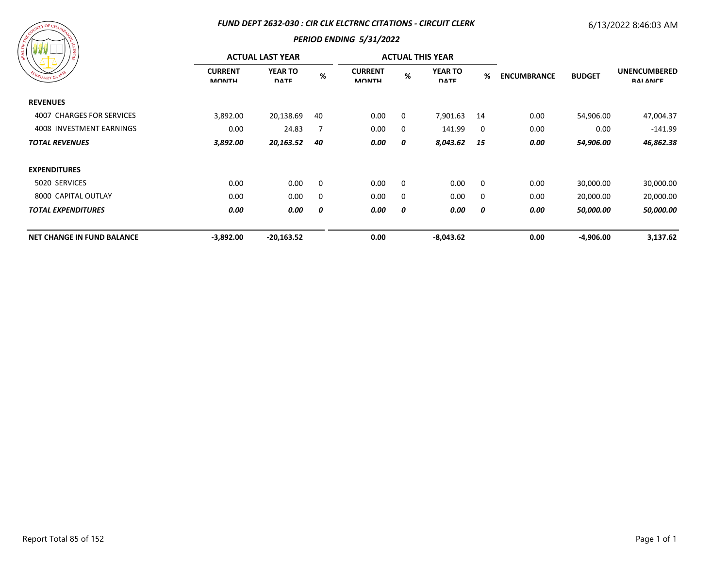# FUND DEPT 2632-030 : CIR CLK ELCTRNC CITATIONS - CIRCUIT CLERK

6/13/2022 8:46:03 AM

## PERIOD ENDING 5/31/2022

| | ACTUAL LAST YEAR | | | ACTUAL THIS YEAR | | | | | | |
|---|---|---|---|---|---|---|---|---|---|---|
| | CURRENT MONTH | YEAR TO DATE | % | CURRENT MONTH | % | YEAR TO DATE | % | ENCUMBRANCE | BUDGET | UNENCUMBERED BALANCE |
| **REVENUES** | | | | | | | | | | |
| 4007 CHARGES FOR SERVICES | 3,892.00 | 20,138.69 | 40 | 0.00 | 0 | 7,901.63 | 14 | 0.00 | 54,906.00 | 47,004.37 |
| 4008 INVESTMENT EARNINGS | 0.00 | 24.83 | 7 | 0.00 | 0 | 141.99 | 0 | 0.00 | 0.00 | -141.99 |
| ***TOTAL REVENUES*** | ***3,892.00*** | ***20,163.52*** | ***40*** | ***0.00*** | ***0*** | ***8,043.62*** | ***15*** | ***0.00*** | ***54,906.00*** | ***46,862.38*** |
| **EXPENDITURES** | | | | | | | | | | |
| 5020 SERVICES | 0.00 | 0.00 | 0 | 0.00 | 0 | 0.00 | 0 | 0.00 | 30,000.00 | 30,000.00 |
| 8000 CAPITAL OUTLAY | 0.00 | 0.00 | 0 | 0.00 | 0 | 0.00 | 0 | 0.00 | 20,000.00 | 20,000.00 |
| ***TOTAL EXPENDITURES*** | ***0.00*** | ***0.00*** | ***0*** | ***0.00*** | ***0*** | ***0.00*** | ***0*** | ***0.00*** | ***50,000.00*** | ***50,000.00*** |
| **NET CHANGE IN FUND BALANCE** | **-3,892.00** | **-20,163.52** | | **0.00** | | **-8,043.62** | | **0.00** | **-4,906.00** | **3,137.62** |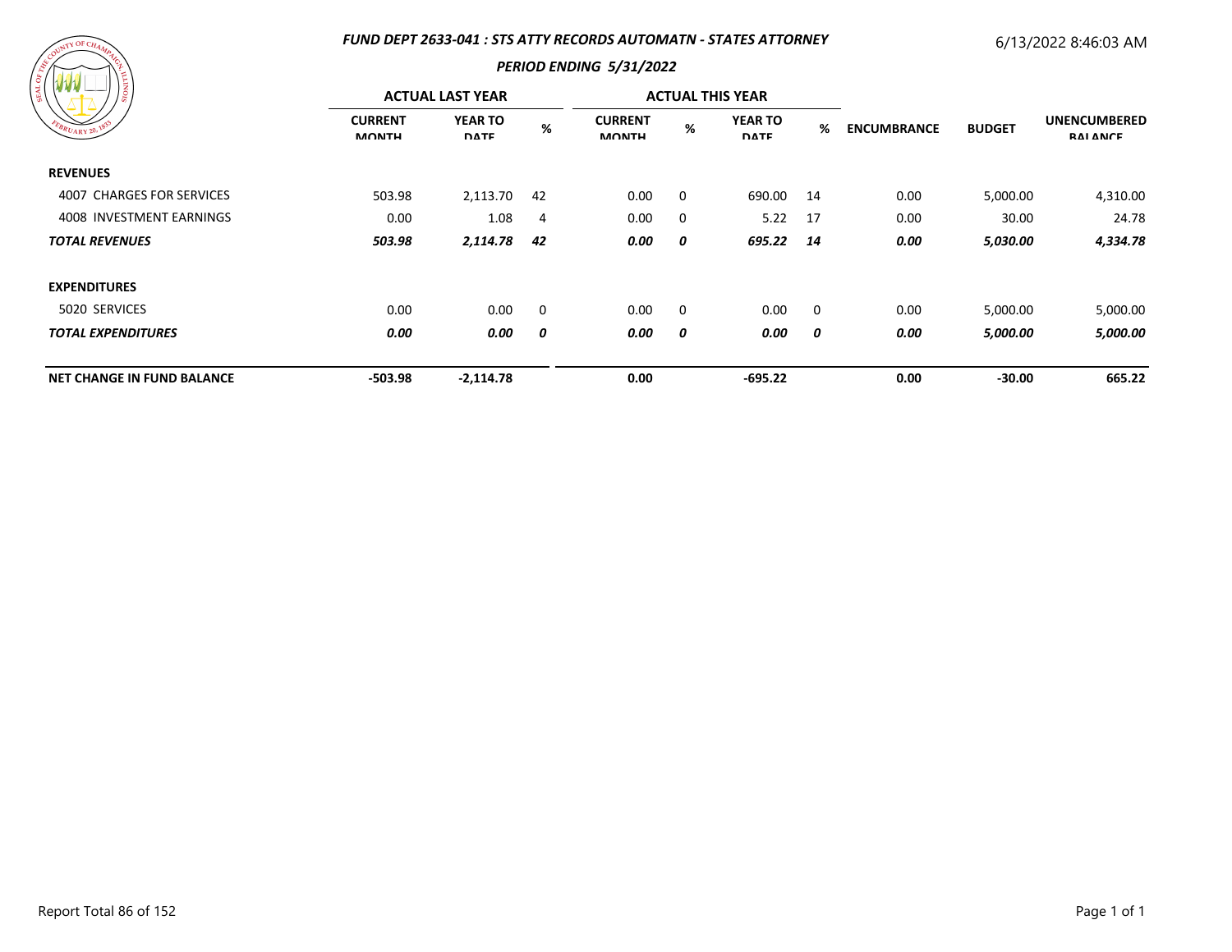## FUND DEPT 2633-041 : STS ATTY RECORDS AUTOMATN - STATES ATTORNEY

6/13/2022 8:46:03 AM

### PERIOD ENDING 5/31/2022

| | ACTUAL LAST YEAR | | | ACTUAL THIS YEAR | | | | | | |
|---|---|---|---|---|---|---|---|---|---|---|
| | CURRENT MONTH | YEAR TO DATE | % | CURRENT MONTH | % | YEAR TO DATE | % | ENCUMBRANCE | BUDGET | UNENCUMBERED BALANCE |
| **REVENUES** | | | | | | | | | | |
| 4007 CHARGES FOR SERVICES | 503.98 | 2,113.70 | 42 | 0.00 | 0 | 690.00 | 14 | 0.00 | 5,000.00 | 4,310.00 |
| 4008 INVESTMENT EARNINGS | 0.00 | 1.08 | 4 | 0.00 | 0 | 5.22 | 17 | 0.00 | 30.00 | 24.78 |
| ***TOTAL REVENUES*** | ***503.98*** | ***2,114.78*** | ***42*** | ***0.00*** | ***0*** | ***695.22*** | ***14*** | ***0.00*** | ***5,030.00*** | ***4,334.78*** |
| **EXPENDITURES** | | | | | | | | | | |
| 5020 SERVICES | 0.00 | 0.00 | 0 | 0.00 | 0 | 0.00 | 0 | 0.00 | 5,000.00 | 5,000.00 |
| ***TOTAL EXPENDITURES*** | ***0.00*** | ***0.00*** | ***0*** | ***0.00*** | ***0*** | ***0.00*** | ***0*** | ***0.00*** | ***5,000.00*** | ***5,000.00*** |
| **NET CHANGE IN FUND BALANCE** | **-503.98** | **-2,114.78** | | **0.00** | | **-695.22** | | **0.00** | **-30.00** | **665.22** |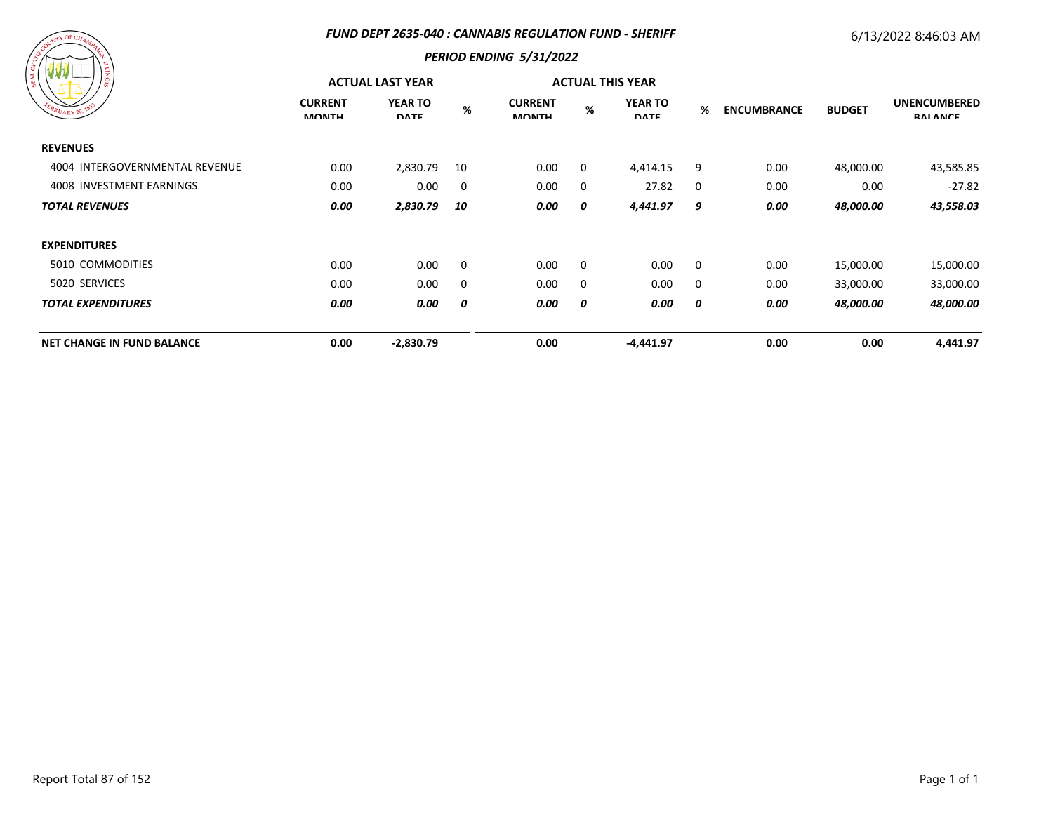## FUND DEPT 2635-040 : CANNABIS REGULATION FUND - SHERIFF

### PERIOD ENDING 5/31/2022

6/13/2022 8:46:03 AM

| | ACTUAL LAST YEAR | | | ACTUAL THIS YEAR | | | | | | |
|---|---|---|---|---|---|---|---|---|---|---|
| | CURRENT MONTH | YEAR TO DATE | % | CURRENT MONTH | % | YEAR TO DATE | % | ENCUMBRANCE | BUDGET | UNENCUMBERED BALANCE |
| **REVENUES** | | | | | | | | | | |
| 4004 INTERGOVERNMENTAL REVENUE | 0.00 | 2,830.79 | 10 | 0.00 | 0 | 4,414.15 | 9 | 0.00 | 48,000.00 | 43,585.85 |
| 4008 INVESTMENT EARNINGS | 0.00 | 0.00 | 0 | 0.00 | 0 | 27.82 | 0 | 0.00 | 0.00 | -27.82 |
| ***TOTAL REVENUES*** | ***0.00*** | ***2,830.79*** | ***10*** | ***0.00*** | ***0*** | ***4,441.97*** | ***9*** | ***0.00*** | ***48,000.00*** | ***43,558.03*** |
| **EXPENDITURES** | | | | | | | | | | |
| 5010 COMMODITIES | 0.00 | 0.00 | 0 | 0.00 | 0 | 0.00 | 0 | 0.00 | 15,000.00 | 15,000.00 |
| 5020 SERVICES | 0.00 | 0.00 | 0 | 0.00 | 0 | 0.00 | 0 | 0.00 | 33,000.00 | 33,000.00 |
| ***TOTAL EXPENDITURES*** | ***0.00*** | ***0.00*** | ***0*** | ***0.00*** | ***0*** | ***0.00*** | ***0*** | ***0.00*** | ***48,000.00*** | ***48,000.00*** |
| **NET CHANGE IN FUND BALANCE** | **0.00** | **-2,830.79** | | **0.00** | | **-4,441.97** | | **0.00** | **0.00** | **4,441.97** |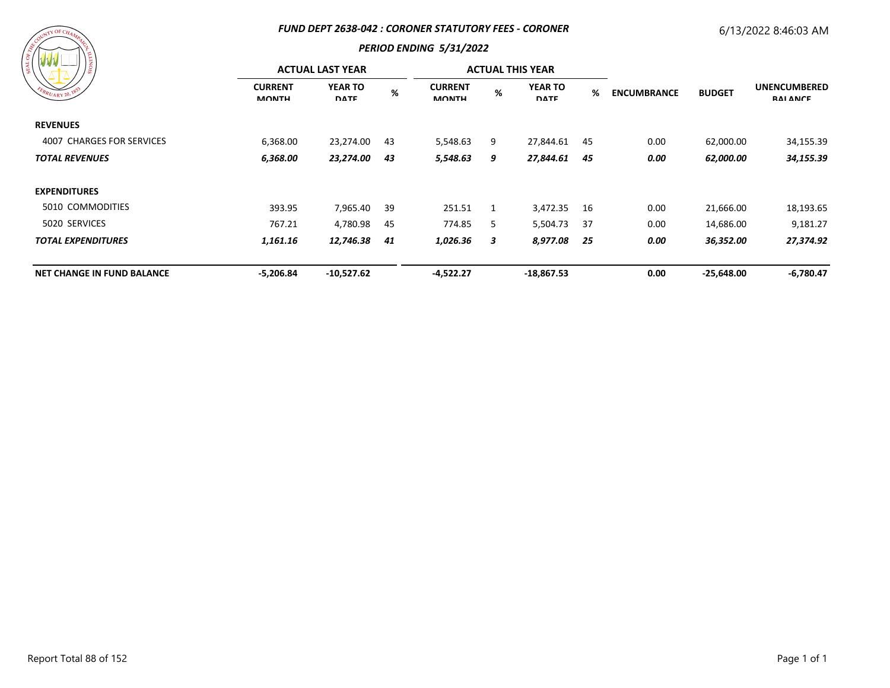### *FUND DEPT 2638-042 : CORONER STATUTORY FEES - CORONER*

6/13/2022 8:46:03 AM

### *PERIOD ENDING 5/31/2022*

| | ACTUAL LAST YEAR | | | ACTUAL THIS YEAR | | | | | | |
|---|---|---|---|---|---|---|---|---|---|---|
| | CURRENT MONTH | YEAR TO DATE | % | CURRENT MONTH | % | YEAR TO DATE | % | ENCUMBRANCE | BUDGET | UNENCUMBERED BALANCE |
| **REVENUES** | | | | | | | | | | |
| 4007 CHARGES FOR SERVICES | 6,368.00 | 23,274.00 | 43 | 5,548.63 | 9 | 27,844.61 | 45 | 0.00 | 62,000.00 | 34,155.39 |
| ***TOTAL REVENUES*** | ***6,368.00*** | ***23,274.00*** | ***43*** | ***5,548.63*** | ***9*** | ***27,844.61*** | ***45*** | ***0.00*** | ***62,000.00*** | ***34,155.39*** |
| **EXPENDITURES** | | | | | | | | | | |
| 5010 COMMODITIES | 393.95 | 7,965.40 | 39 | 251.51 | 1 | 3,472.35 | 16 | 0.00 | 21,666.00 | 18,193.65 |
| 5020 SERVICES | 767.21 | 4,780.98 | 45 | 774.85 | 5 | 5,504.73 | 37 | 0.00 | 14,686.00 | 9,181.27 |
| ***TOTAL EXPENDITURES*** | ***1,161.16*** | ***12,746.38*** | ***41*** | ***1,026.36*** | ***3*** | ***8,977.08*** | ***25*** | ***0.00*** | ***36,352.00*** | ***27,374.92*** |
| **NET CHANGE IN FUND BALANCE** | **-5,206.84** | **-10,527.62** | | **-4,522.27** | | **-18,867.53** | | **0.00** | **-25,648.00** | **-6,780.47** |

Report Total 88 of 152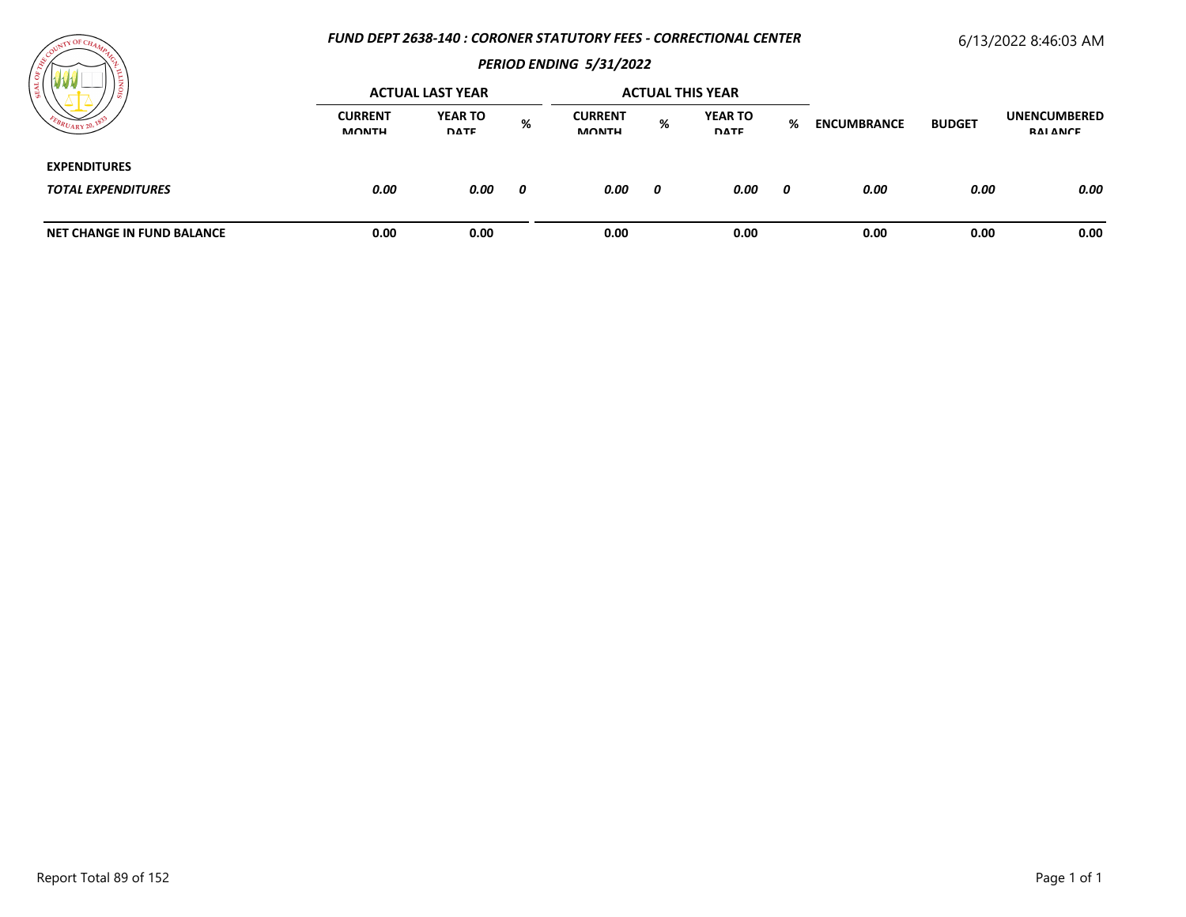# FUND DEPT 2638-140 : CORONER STATUTORY FEES - CORRECTIONAL CENTER

6/13/2022 8:46:03 AM

## PERIOD ENDING 5/31/2022

| | ACTUAL LAST YEAR | | | ACTUAL THIS YEAR | | | | | | |
|---|---|---|---|---|---|---|---|---|---|---|
| | CURRENT MONTH | YEAR TO DATE | % | CURRENT MONTH | % | YEAR TO DATE | % | ENCUMBRANCE | BUDGET | UNENCUMBERED BALANCE |
| **EXPENDITURES** | | | | | | | | | | |
| ***TOTAL EXPENDITURES*** | ***0.00*** | ***0.00*** | ***0*** | ***0.00*** | ***0*** | ***0.00*** | ***0*** | ***0.00*** | ***0.00*** | ***0.00*** |
| **NET CHANGE IN FUND BALANCE** | **0.00** | **0.00** | | **0.00** | | **0.00** | | **0.00** | **0.00** | **0.00** |

Report Total 89 of 152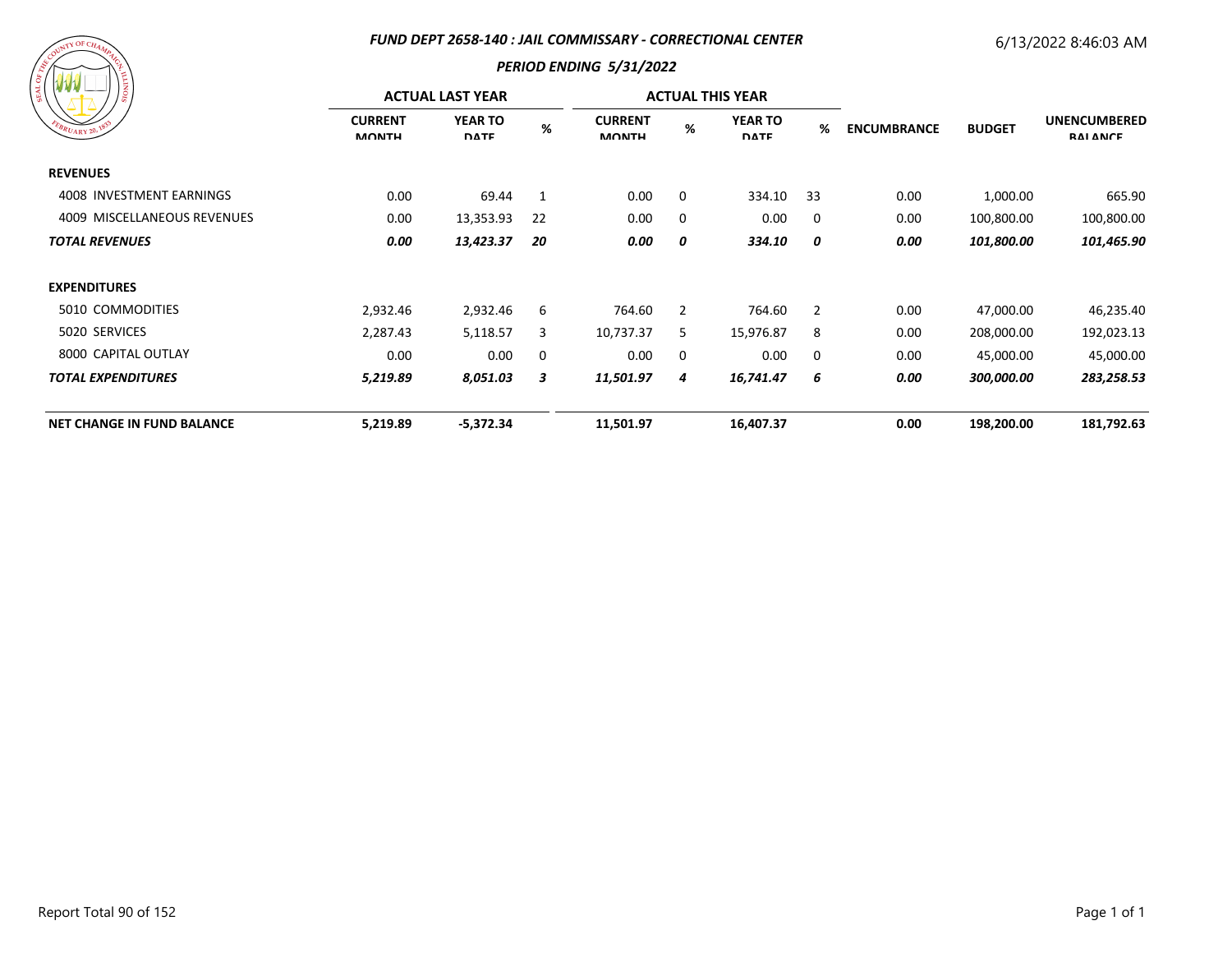## FUND DEPT 2658-140 : JAIL COMMISSARY - CORRECTIONAL CENTER

6/13/2022 8:46:03 AM

### PERIOD ENDING 5/31/2022

| | ACTUAL LAST YEAR | | | ACTUAL THIS YEAR | | | | | | |
|---|---|---|---|---|---|---|---|---|---|---|
| | CURRENT MONTH | YEAR TO DATE | % | CURRENT MONTH | % | YEAR TO DATE | % | ENCUMBRANCE | BUDGET | UNENCUMBERED BALANCE |
| **REVENUES** | | | | | | | | | | |
| 4008 INVESTMENT EARNINGS | 0.00 | 69.44 | 1 | 0.00 | 0 | 334.10 | 33 | 0.00 | 1,000.00 | 665.90 |
| 4009 MISCELLANEOUS REVENUES | 0.00 | 13,353.93 | 22 | 0.00 | 0 | 0.00 | 0 | 0.00 | 100,800.00 | 100,800.00 |
| ***TOTAL REVENUES*** | ***0.00*** | ***13,423.37*** | ***20*** | ***0.00*** | ***0*** | ***334.10*** | ***0*** | ***0.00*** | ***101,800.00*** | ***101,465.90*** |
| **EXPENDITURES** | | | | | | | | | | |
| 5010 COMMODITIES | 2,932.46 | 2,932.46 | 6 | 764.60 | 2 | 764.60 | 2 | 0.00 | 47,000.00 | 46,235.40 |
| 5020 SERVICES | 2,287.43 | 5,118.57 | 3 | 10,737.37 | 5 | 15,976.87 | 8 | 0.00 | 208,000.00 | 192,023.13 |
| 8000 CAPITAL OUTLAY | 0.00 | 0.00 | 0 | 0.00 | 0 | 0.00 | 0 | 0.00 | 45,000.00 | 45,000.00 |
| ***TOTAL EXPENDITURES*** | ***5,219.89*** | ***8,051.03*** | ***3*** | ***11,501.97*** | ***4*** | ***16,741.47*** | ***6*** | ***0.00*** | ***300,000.00*** | ***283,258.53*** |
| **NET CHANGE IN FUND BALANCE** | **5,219.89** | **-5,372.34** | | **11,501.97** | | **16,407.37** | | **0.00** | **198,200.00** | **181,792.63** |

Report Total 90 of 152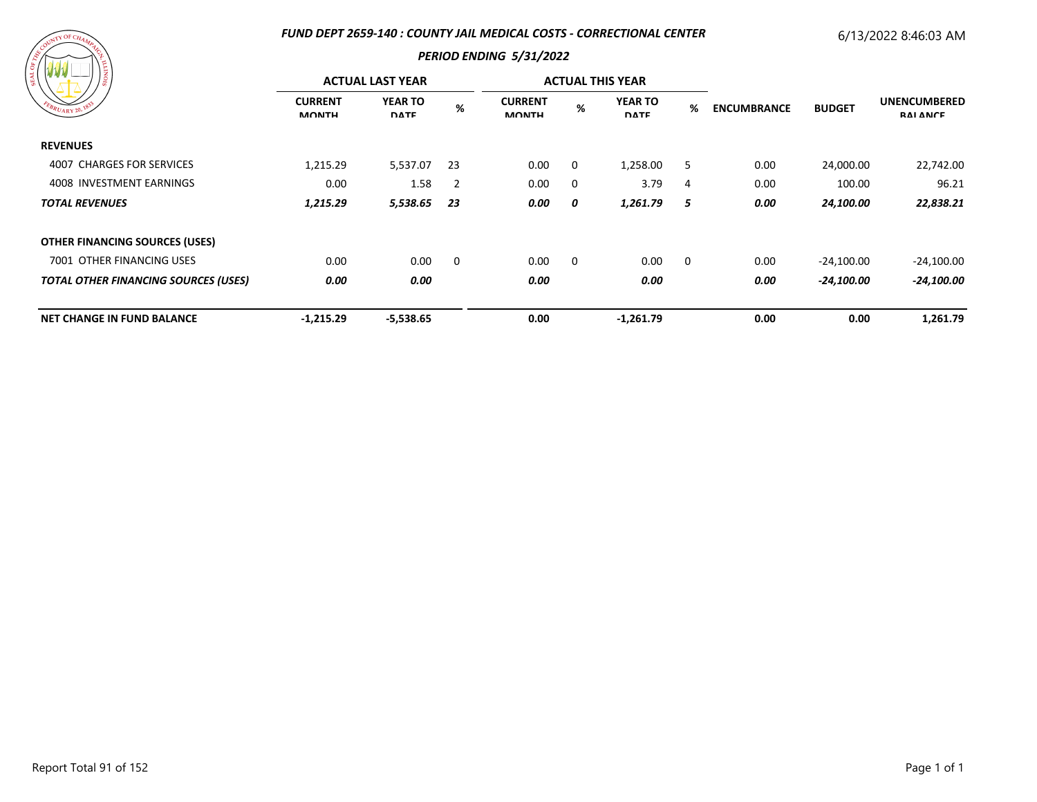**FUND DEPT 2659-140 : COUNTY JAIL MEDICAL COSTS - CORRECTIONAL CENTER**

6/13/2022 8:46:03 AM

**PERIOD ENDING 5/31/2022**

| | ACTUAL LAST YEAR | | | ACTUAL THIS YEAR | | | | | | |
|---|---|---|---|---|---|---|---|---|---|---|
| | CURRENT MONTH | YEAR TO DATE | % | CURRENT MONTH | % | YEAR TO DATE | % | ENCUMBRANCE | BUDGET | UNENCUMBERED BALANCE |
| **REVENUES** | | | | | | | | | | |
| 4007 CHARGES FOR SERVICES | 1,215.29 | 5,537.07 | 23 | 0.00 | 0 | 1,258.00 | 5 | 0.00 | 24,000.00 | 22,742.00 |
| 4008 INVESTMENT EARNINGS | 0.00 | 1.58 | 2 | 0.00 | 0 | 3.79 | 4 | 0.00 | 100.00 | 96.21 |
| ***TOTAL REVENUES*** | ***1,215.29*** | ***5,538.65*** | ***23*** | ***0.00*** | ***0*** | ***1,261.79*** | ***5*** | ***0.00*** | ***24,100.00*** | ***22,838.21*** |
| **OTHER FINANCING SOURCES (USES)** | | | | | | | | | | |
| 7001 OTHER FINANCING USES | 0.00 | 0.00 | 0 | 0.00 | 0 | 0.00 | 0 | 0.00 | -24,100.00 | -24,100.00 |
| ***TOTAL OTHER FINANCING SOURCES (USES)*** | ***0.00*** | ***0.00*** | | ***0.00*** | | ***0.00*** | | ***0.00*** | ***-24,100.00*** | ***-24,100.00*** |
| **NET CHANGE IN FUND BALANCE** | **-1,215.29** | **-5,538.65** | | **0.00** | | **-1,261.79** | | **0.00** | **0.00** | **1,261.79** |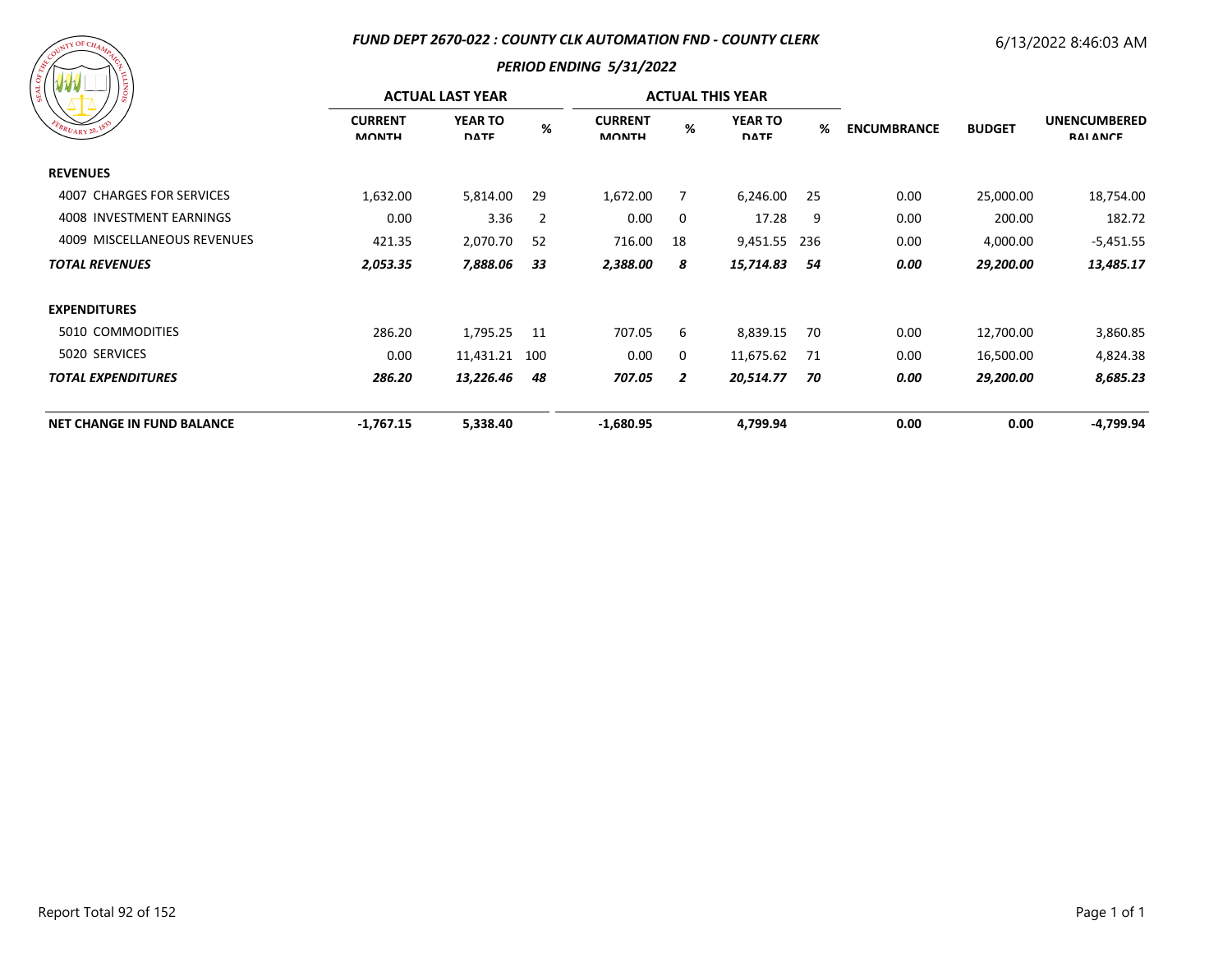## FUND DEPT 2670-022 : COUNTY CLK AUTOMATION FND - COUNTY CLERK

6/13/2022 8:46:03 AM

### PERIOD ENDING 5/31/2022

| | ACTUAL LAST YEAR | | | ACTUAL THIS YEAR | | | | | | |
|---|---|---|---|---|---|---|---|---|---|---|
| | CURRENT MONTH | YEAR TO DATE | % | CURRENT MONTH | % | YEAR TO DATE | % | ENCUMBRANCE | BUDGET | UNENCUMBERED BALANCE |
| **REVENUES** | | | | | | | | | | |
| 4007 CHARGES FOR SERVICES | 1,632.00 | 5,814.00 | 29 | 1,672.00 | 7 | 6,246.00 | 25 | 0.00 | 25,000.00 | 18,754.00 |
| 4008 INVESTMENT EARNINGS | 0.00 | 3.36 | 2 | 0.00 | 0 | 17.28 | 9 | 0.00 | 200.00 | 182.72 |
| 4009 MISCELLANEOUS REVENUES | 421.35 | 2,070.70 | 52 | 716.00 | 18 | 9,451.55 | 236 | 0.00 | 4,000.00 | -5,451.55 |
| ***TOTAL REVENUES*** | ***2,053.35*** | ***7,888.06*** | ***33*** | ***2,388.00*** | ***8*** | ***15,714.83*** | ***54*** | ***0.00*** | ***29,200.00*** | ***13,485.17*** |
| **EXPENDITURES** | | | | | | | | | | |
| 5010 COMMODITIES | 286.20 | 1,795.25 | 11 | 707.05 | 6 | 8,839.15 | 70 | 0.00 | 12,700.00 | 3,860.85 |
| 5020 SERVICES | 0.00 | 11,431.21 | 100 | 0.00 | 0 | 11,675.62 | 71 | 0.00 | 16,500.00 | 4,824.38 |
| ***TOTAL EXPENDITURES*** | ***286.20*** | ***13,226.46*** | ***48*** | ***707.05*** | ***2*** | ***20,514.77*** | ***70*** | ***0.00*** | ***29,200.00*** | ***8,685.23*** |
| **NET CHANGE IN FUND BALANCE** | **-1,767.15** | **5,338.40** | | **-1,680.95** | | **4,799.94** | | **0.00** | **0.00** | **-4,799.94** |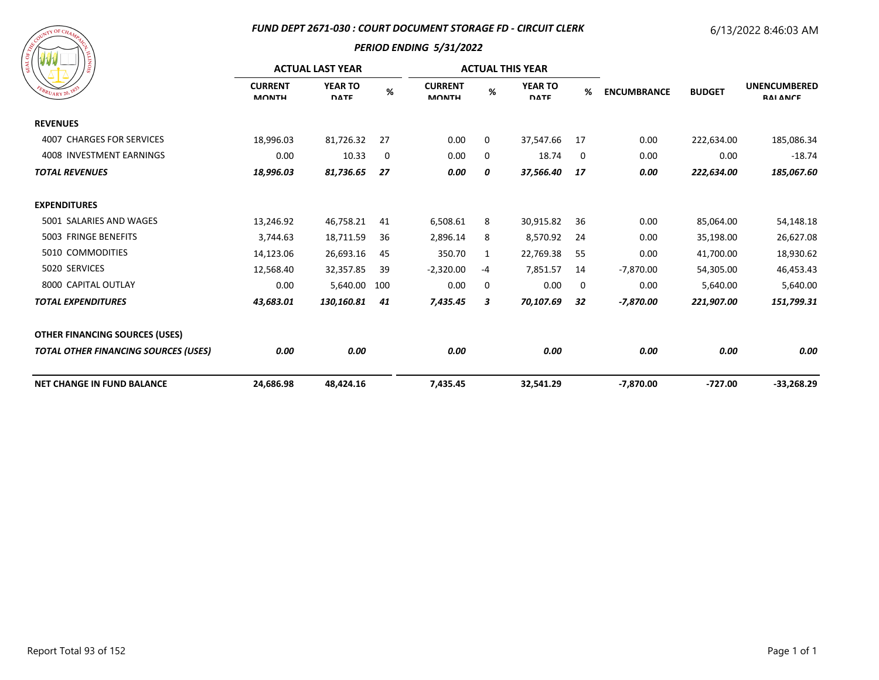## FUND DEPT 2671-030 : COURT DOCUMENT STORAGE FD - CIRCUIT CLERK

### PERIOD ENDING 5/31/2022

6/13/2022 8:46:03 AM

| | ACTUAL LAST YEAR | | | ACTUAL THIS YEAR | | | | | | |
|---|---|---|---|---|---|---|---|---|---|---|
| | CURRENT MONTH | YEAR TO DATE | % | CURRENT MONTH | % | YEAR TO DATE | % | ENCUMBRANCE | BUDGET | UNENCUMBERED BALANCE |
| **REVENUES** | | | | | | | | | | |
| 4007 CHARGES FOR SERVICES | 18,996.03 | 81,726.32 | 27 | 0.00 | 0 | 37,547.66 | 17 | 0.00 | 222,634.00 | 185,086.34 |
| 4008 INVESTMENT EARNINGS | 0.00 | 10.33 | 0 | 0.00 | 0 | 18.74 | 0 | 0.00 | 0.00 | -18.74 |
| ***TOTAL REVENUES*** | ***18,996.03*** | ***81,736.65*** | ***27*** | ***0.00*** | ***0*** | ***37,566.40*** | ***17*** | ***0.00*** | ***222,634.00*** | ***185,067.60*** |
| **EXPENDITURES** | | | | | | | | | | |
| 5001 SALARIES AND WAGES | 13,246.92 | 46,758.21 | 41 | 6,508.61 | 8 | 30,915.82 | 36 | 0.00 | 85,064.00 | 54,148.18 |
| 5003 FRINGE BENEFITS | 3,744.63 | 18,711.59 | 36 | 2,896.14 | 8 | 8,570.92 | 24 | 0.00 | 35,198.00 | 26,627.08 |
| 5010 COMMODITIES | 14,123.06 | 26,693.16 | 45 | 350.70 | 1 | 22,769.38 | 55 | 0.00 | 41,700.00 | 18,930.62 |
| 5020 SERVICES | 12,568.40 | 32,357.85 | 39 | -2,320.00 | -4 | 7,851.57 | 14 | -7,870.00 | 54,305.00 | 46,453.43 |
| 8000 CAPITAL OUTLAY | 0.00 | 5,640.00 | 100 | 0.00 | 0 | 0.00 | 0 | 0.00 | 5,640.00 | 5,640.00 |
| ***TOTAL EXPENDITURES*** | ***43,683.01*** | ***130,160.81*** | ***41*** | ***7,435.45*** | ***3*** | ***70,107.69*** | ***32*** | ***-7,870.00*** | ***221,907.00*** | ***151,799.31*** |
| **OTHER FINANCING SOURCES (USES)** | | | | | | | | | | |
| ***TOTAL OTHER FINANCING SOURCES (USES)*** | ***0.00*** | ***0.00*** | | ***0.00*** | | ***0.00*** | | ***0.00*** | ***0.00*** | ***0.00*** |
| **NET CHANGE IN FUND BALANCE** | **24,686.98** | **48,424.16** | | **7,435.45** | | **32,541.29** | | **-7,870.00** | **-727.00** | **-33,268.29** |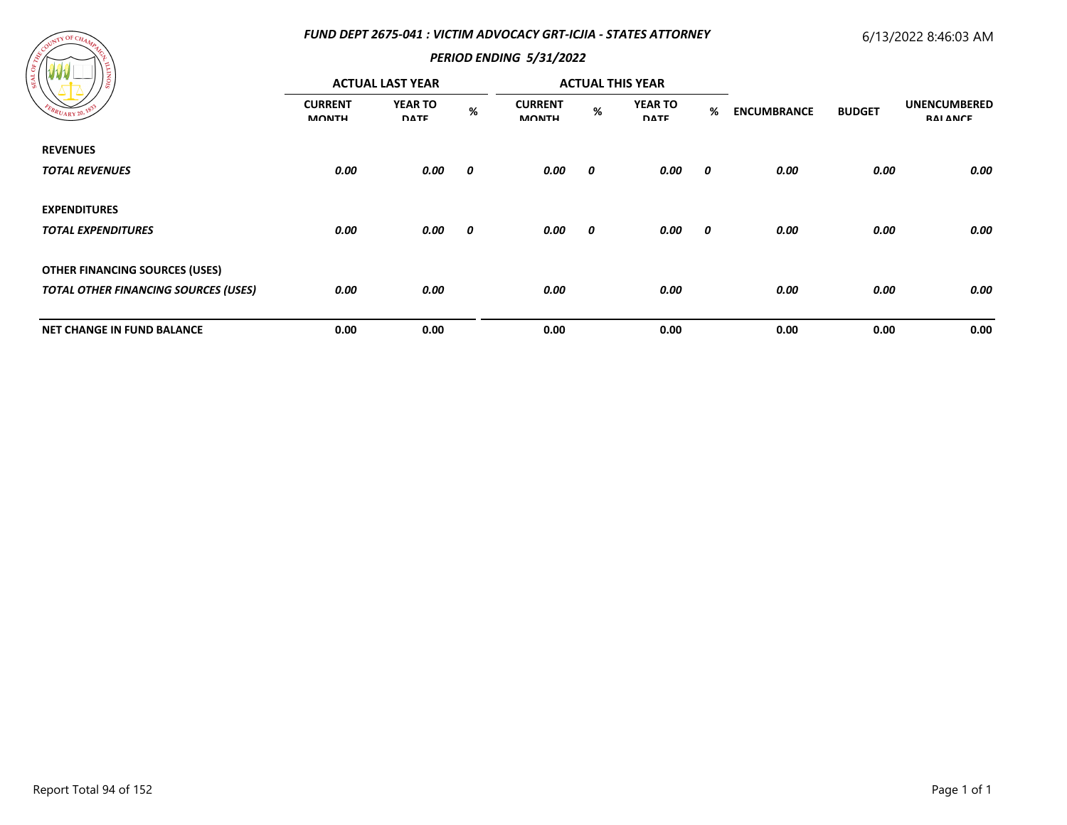## FUND DEPT 2675-041 : VICTIM ADVOCACY GRT-ICJIA - STATES ATTORNEY

6/13/2022 8:46:03 AM

### PERIOD ENDING 5/31/2022

| | ACTUAL LAST YEAR | | | ACTUAL THIS YEAR | | | | | | |
|---|---|---|---|---|---|---|---|---|---|---|
| | CURRENT MONTH | YEAR TO DATE | % | CURRENT MONTH | % | YEAR TO DATE | % | ENCUMBRANCE | BUDGET | UNENCUMBERED BALANCE |
| **REVENUES** | | | | | | | | | | |
| ***TOTAL REVENUES*** | ***0.00*** | ***0.00*** | ***0*** | ***0.00*** | ***0*** | ***0.00*** | ***0*** | ***0.00*** | ***0.00*** | ***0.00*** |
| **EXPENDITURES** | | | | | | | | | | |
| ***TOTAL EXPENDITURES*** | ***0.00*** | ***0.00*** | ***0*** | ***0.00*** | ***0*** | ***0.00*** | ***0*** | ***0.00*** | ***0.00*** | ***0.00*** |
| **OTHER FINANCING SOURCES (USES)** | | | | | | | | | | |
| ***TOTAL OTHER FINANCING SOURCES (USES)*** | ***0.00*** | ***0.00*** | | ***0.00*** | | ***0.00*** | | ***0.00*** | ***0.00*** | ***0.00*** |
| **NET CHANGE IN FUND BALANCE** | **0.00** | **0.00** | | **0.00** | | **0.00** | | **0.00** | **0.00** | **0.00** |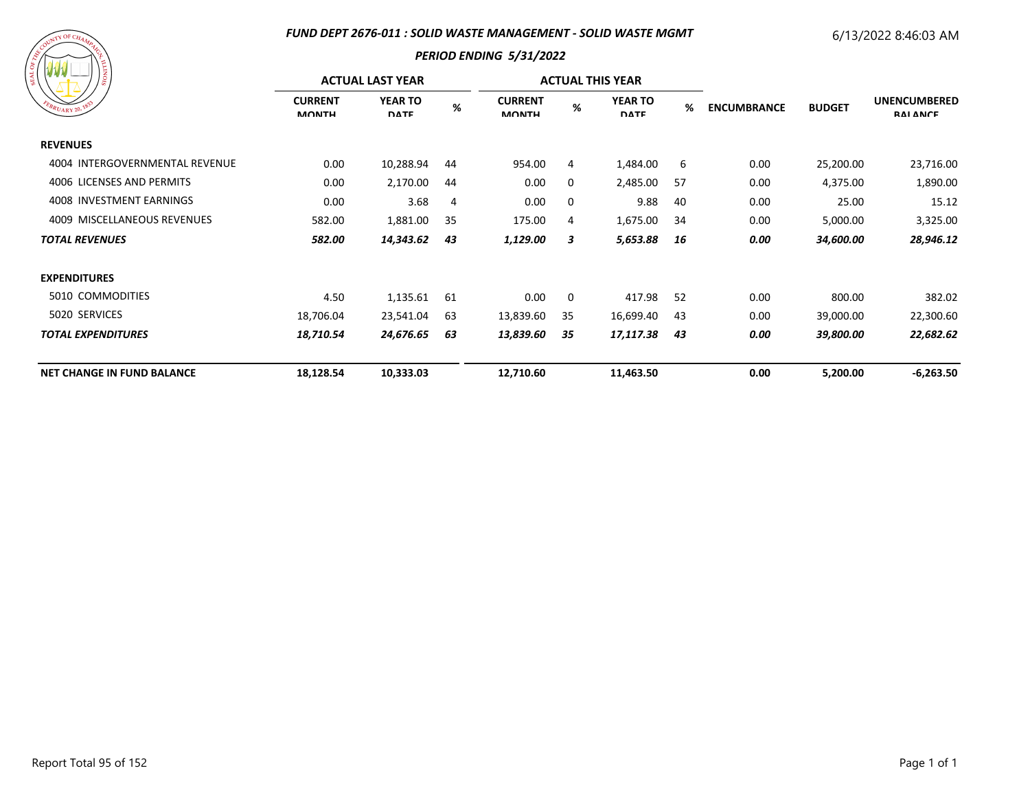### *FUND DEPT 2676-011 : SOLID WASTE MANAGEMENT - SOLID WASTE MGMT*

6/13/2022 8:46:03 AM

### *PERIOD ENDING 5/31/2022*

| | ACTUAL LAST YEAR | | | ACTUAL THIS YEAR | | | | | | |
|---|---|---|---|---|---|---|---|---|---|---|
| | CURRENT MONTH | YEAR TO DATE | % | CURRENT MONTH | % | YEAR TO DATE | % | ENCUMBRANCE | BUDGET | UNENCUMBERED BALANCE |
| **REVENUES** | | | | | | | | | | |
| 4004 INTERGOVERNMENTAL REVENUE | 0.00 | 10,288.94 | 44 | 954.00 | 4 | 1,484.00 | 6 | 0.00 | 25,200.00 | 23,716.00 |
| 4006 LICENSES AND PERMITS | 0.00 | 2,170.00 | 44 | 0.00 | 0 | 2,485.00 | 57 | 0.00 | 4,375.00 | 1,890.00 |
| 4008 INVESTMENT EARNINGS | 0.00 | 3.68 | 4 | 0.00 | 0 | 9.88 | 40 | 0.00 | 25.00 | 15.12 |
| 4009 MISCELLANEOUS REVENUES | 582.00 | 1,881.00 | 35 | 175.00 | 4 | 1,675.00 | 34 | 0.00 | 5,000.00 | 3,325.00 |
| ***TOTAL REVENUES*** | ***582.00*** | ***14,343.62*** | ***43*** | ***1,129.00*** | ***3*** | ***5,653.88*** | ***16*** | ***0.00*** | ***34,600.00*** | ***28,946.12*** |
| **EXPENDITURES** | | | | | | | | | | |
| 5010 COMMODITIES | 4.50 | 1,135.61 | 61 | 0.00 | 0 | 417.98 | 52 | 0.00 | 800.00 | 382.02 |
| 5020 SERVICES | 18,706.04 | 23,541.04 | 63 | 13,839.60 | 35 | 16,699.40 | 43 | 0.00 | 39,000.00 | 22,300.60 |
| ***TOTAL EXPENDITURES*** | ***18,710.54*** | ***24,676.65*** | ***63*** | ***13,839.60*** | ***35*** | ***17,117.38*** | ***43*** | ***0.00*** | ***39,800.00*** | ***22,682.62*** |
| **NET CHANGE IN FUND BALANCE** | **18,128.54** | **10,333.03** | | **12,710.60** | | **11,463.50** | | **0.00** | **5,200.00** | **-6,263.50** |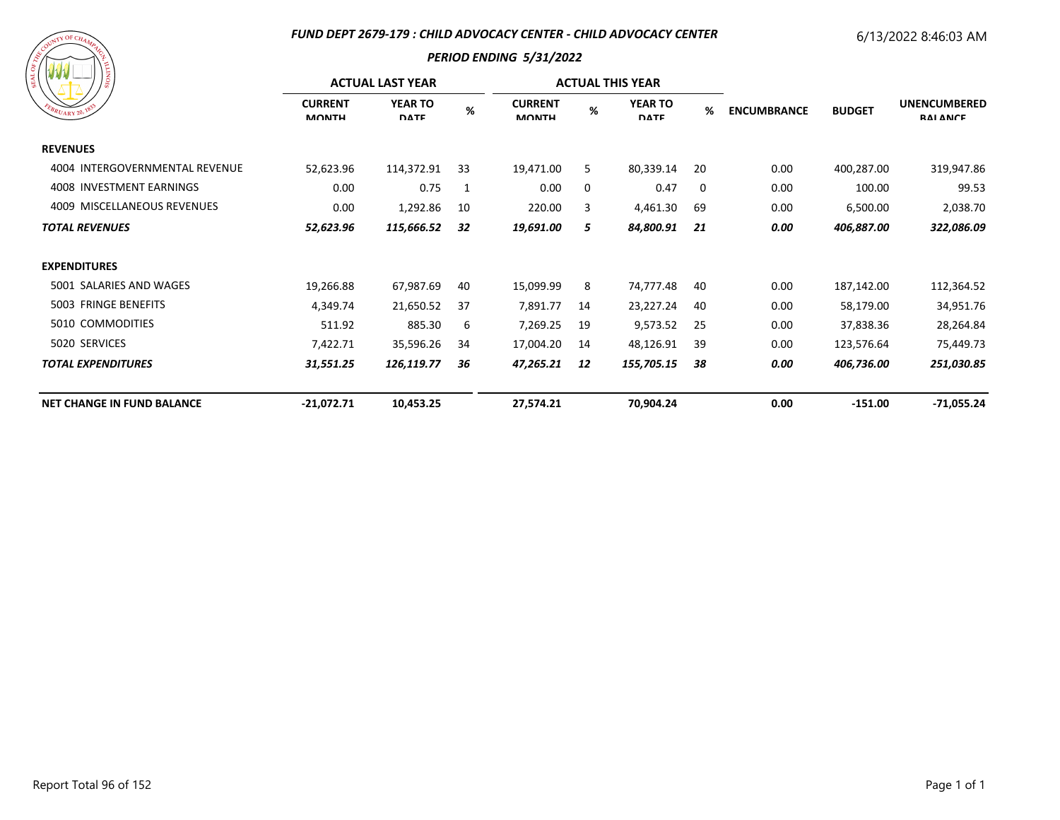## *FUND DEPT 2679-179 : CHILD ADVOCACY CENTER - CHILD ADVOCACY CENTER*

### *PERIOD ENDING 5/31/2022*

6/13/2022 8:46:03 AM

| | ACTUAL LAST YEAR | | | ACTUAL THIS YEAR | | | | | | |
|---|---|---|---|---|---|---|---|---|---|---|
| | CURRENT MONTH | YEAR TO DATE | % | CURRENT MONTH | % | YEAR TO DATE | % | ENCUMBRANCE | BUDGET | UNENCUMBERED BALANCE |
| **REVENUES** | | | | | | | | | | |
| 4004 INTERGOVERNMENTAL REVENUE | 52,623.96 | 114,372.91 | 33 | 19,471.00 | 5 | 80,339.14 | 20 | 0.00 | 400,287.00 | 319,947.86 |
| 4008 INVESTMENT EARNINGS | 0.00 | 0.75 | 1 | 0.00 | 0 | 0.47 | 0 | 0.00 | 100.00 | 99.53 |
| 4009 MISCELLANEOUS REVENUES | 0.00 | 1,292.86 | 10 | 220.00 | 3 | 4,461.30 | 69 | 0.00 | 6,500.00 | 2,038.70 |
| ***TOTAL REVENUES*** | ***52,623.96*** | ***115,666.52*** | ***32*** | ***19,691.00*** | ***5*** | ***84,800.91*** | ***21*** | ***0.00*** | ***406,887.00*** | ***322,086.09*** |
| **EXPENDITURES** | | | | | | | | | | |
| 5001 SALARIES AND WAGES | 19,266.88 | 67,987.69 | 40 | 15,099.99 | 8 | 74,777.48 | 40 | 0.00 | 187,142.00 | 112,364.52 |
| 5003 FRINGE BENEFITS | 4,349.74 | 21,650.52 | 37 | 7,891.77 | 14 | 23,227.24 | 40 | 0.00 | 58,179.00 | 34,951.76 |
| 5010 COMMODITIES | 511.92 | 885.30 | 6 | 7,269.25 | 19 | 9,573.52 | 25 | 0.00 | 37,838.36 | 28,264.84 |
| 5020 SERVICES | 7,422.71 | 35,596.26 | 34 | 17,004.20 | 14 | 48,126.91 | 39 | 0.00 | 123,576.64 | 75,449.73 |
| ***TOTAL EXPENDITURES*** | ***31,551.25*** | ***126,119.77*** | ***36*** | ***47,265.21*** | ***12*** | ***155,705.15*** | ***38*** | ***0.00*** | ***406,736.00*** | ***251,030.85*** |
| **NET CHANGE IN FUND BALANCE** | **-21,072.71** | **10,453.25** | | **27,574.21** | | **70,904.24** | | **0.00** | **-151.00** | **-71,055.24** |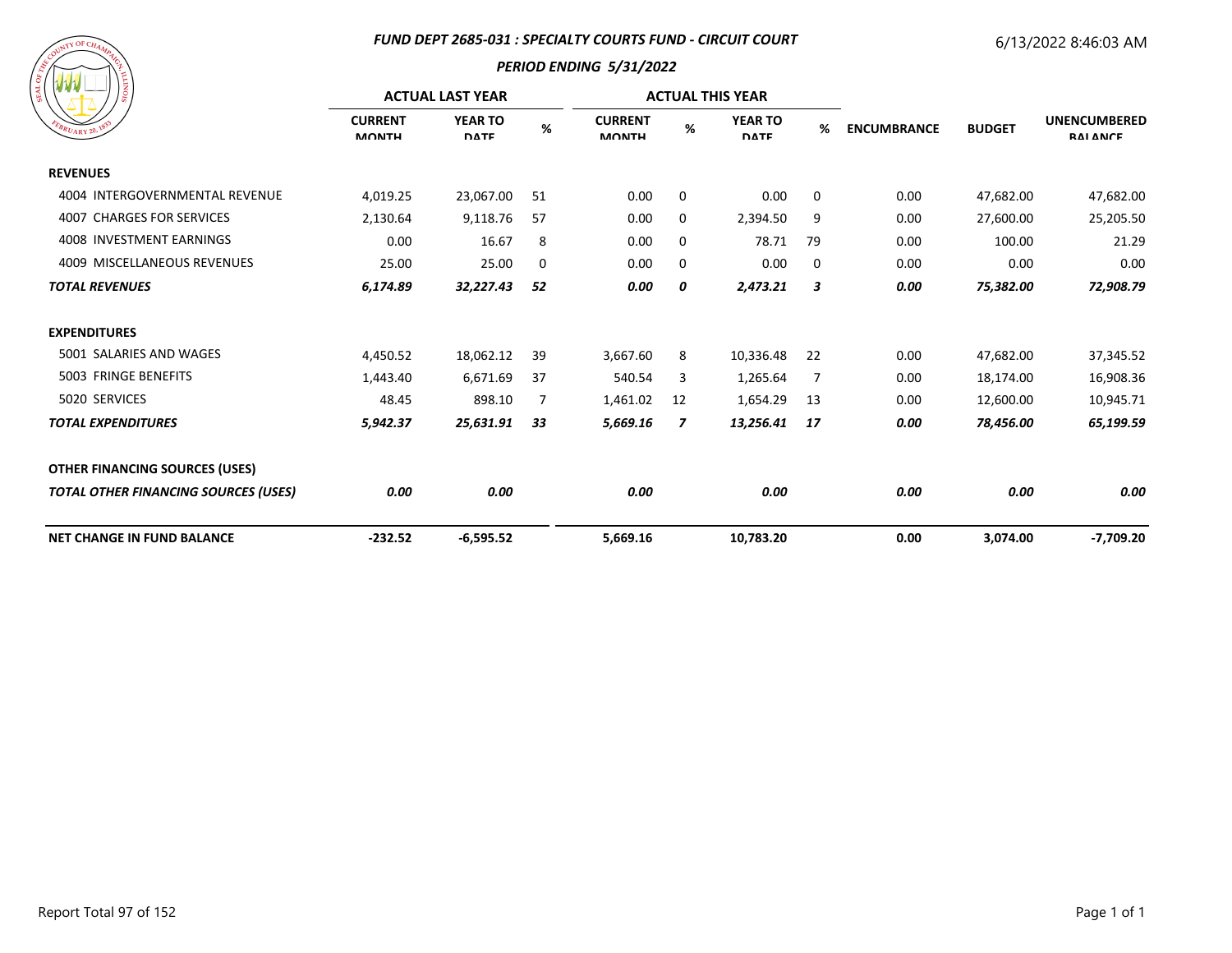### *FUND DEPT 2685-031 : SPECIALTY COURTS FUND - CIRCUIT COURT*

6/13/2022 8:46:03 AM

### *PERIOD ENDING 5/31/2022*

| | ACTUAL LAST YEAR | | | ACTUAL THIS YEAR | | | | | | |
|---|---|---|---|---|---|---|---|---|---|---|
| | CURRENT MONTH | YEAR TO DATE | % | CURRENT MONTH | % | YEAR TO DATE | % | ENCUMBRANCE | BUDGET | UNENCUMBERED BALANCE |
| **REVENUES** | | | | | | | | | | |
| 4004 INTERGOVERNMENTAL REVENUE | 4,019.25 | 23,067.00 | 51 | 0.00 | 0 | 0.00 | 0 | 0.00 | 47,682.00 | 47,682.00 |
| 4007 CHARGES FOR SERVICES | 2,130.64 | 9,118.76 | 57 | 0.00 | 0 | 2,394.50 | 9 | 0.00 | 27,600.00 | 25,205.50 |
| 4008 INVESTMENT EARNINGS | 0.00 | 16.67 | 8 | 0.00 | 0 | 78.71 | 79 | 0.00 | 100.00 | 21.29 |
| 4009 MISCELLANEOUS REVENUES | 25.00 | 25.00 | 0 | 0.00 | 0 | 0.00 | 0 | 0.00 | 0.00 | 0.00 |
| ***TOTAL REVENUES*** | ***6,174.89*** | ***32,227.43*** | ***52*** | ***0.00*** | ***0*** | ***2,473.21*** | ***3*** | ***0.00*** | ***75,382.00*** | ***72,908.79*** |
| **EXPENDITURES** | | | | | | | | | | |
| 5001 SALARIES AND WAGES | 4,450.52 | 18,062.12 | 39 | 3,667.60 | 8 | 10,336.48 | 22 | 0.00 | 47,682.00 | 37,345.52 |
| 5003 FRINGE BENEFITS | 1,443.40 | 6,671.69 | 37 | 540.54 | 3 | 1,265.64 | 7 | 0.00 | 18,174.00 | 16,908.36 |
| 5020 SERVICES | 48.45 | 898.10 | 7 | 1,461.02 | 12 | 1,654.29 | 13 | 0.00 | 12,600.00 | 10,945.71 |
| ***TOTAL EXPENDITURES*** | ***5,942.37*** | ***25,631.91*** | ***33*** | ***5,669.16*** | ***7*** | ***13,256.41*** | ***17*** | ***0.00*** | ***78,456.00*** | ***65,199.59*** |
| **OTHER FINANCING SOURCES (USES)** | | | | | | | | | | |
| ***TOTAL OTHER FINANCING SOURCES (USES)*** | ***0.00*** | ***0.00*** | | ***0.00*** | | ***0.00*** | | ***0.00*** | ***0.00*** | ***0.00*** |
| **NET CHANGE IN FUND BALANCE** | **-232.52** | **-6,595.52** | | **5,669.16** | | **10,783.20** | | **0.00** | **3,074.00** | **-7,709.20** |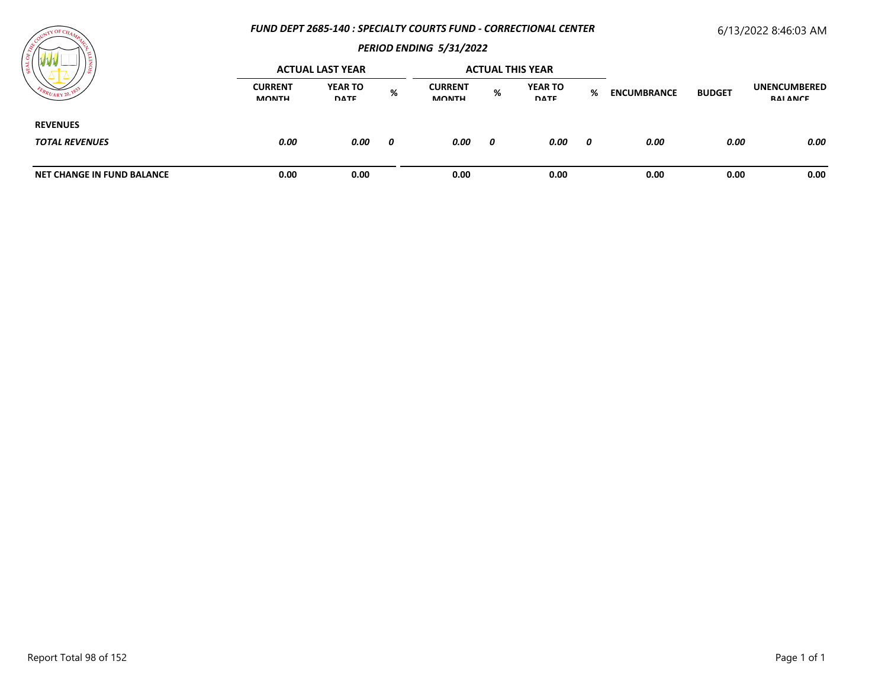## *FUND DEPT 2685-140 : SPECIALTY COURTS FUND - CORRECTIONAL CENTER*

6/13/2022 8:46:03 AM

### *PERIOD ENDING 5/31/2022*

| | ACTUAL LAST YEAR | | | ACTUAL THIS YEAR | | | | | | |
|---|---|---|---|---|---|---|---|---|---|---|
| | CURRENT MONTH | YEAR TO DATE | % | CURRENT MONTH | % | YEAR TO DATE | % | ENCUMBRANCE | BUDGET | UNENCUMBERED BALANCE |
| **REVENUES** | | | | | | | | | | |
| ***TOTAL REVENUES*** | ***0.00*** | ***0.00*** | ***0*** | ***0.00*** | ***0*** | ***0.00*** | ***0*** | ***0.00*** | ***0.00*** | ***0.00*** |
| **NET CHANGE IN FUND BALANCE** | **0.00** | **0.00** | | **0.00** | | **0.00** | | **0.00** | **0.00** | **0.00** |

Report Total 98 of 152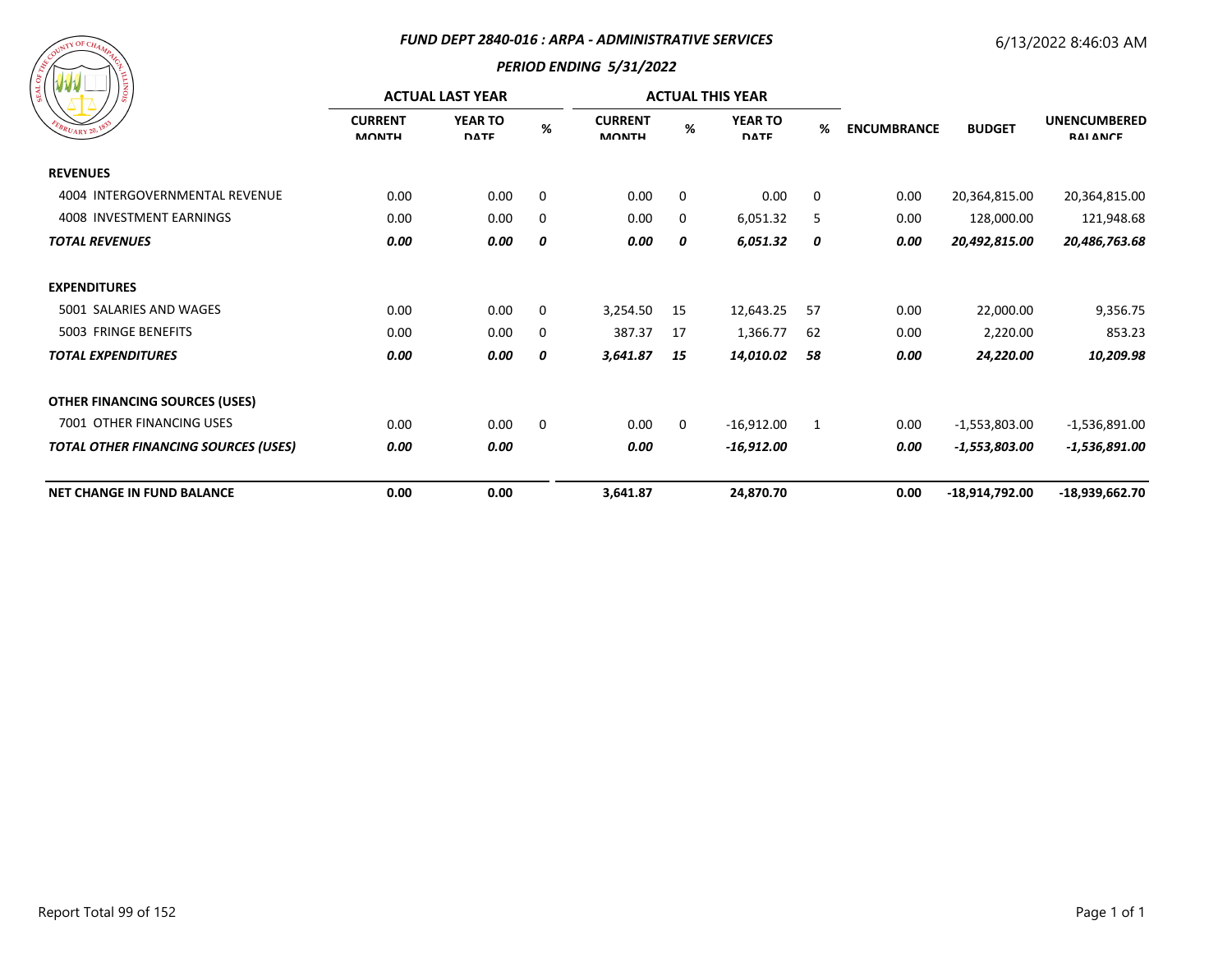## FUND DEPT 2840-016 : ARPA - ADMINISTRATIVE SERVICES

### PERIOD ENDING 5/31/2022

6/13/2022 8:46:03 AM

| | ACTUAL LAST YEAR | | | ACTUAL THIS YEAR | | | | | | |
|---|---|---|---|---|---|---|---|---|---|---|
| | CURRENT MONTH | YEAR TO DATE | % | CURRENT MONTH | % | YEAR TO DATE | % | ENCUMBRANCE | BUDGET | UNENCUMBERED BALANCE |
| **REVENUES** | | | | | | | | | | |
| 4004 INTERGOVERNMENTAL REVENUE | 0.00 | 0.00 | 0 | 0.00 | 0 | 0.00 | 0 | 0.00 | 20,364,815.00 | 20,364,815.00 |
| 4008 INVESTMENT EARNINGS | 0.00 | 0.00 | 0 | 0.00 | 0 | 6,051.32 | 5 | 0.00 | 128,000.00 | 121,948.68 |
| ***TOTAL REVENUES*** | ***0.00*** | ***0.00*** | ***0*** | ***0.00*** | ***0*** | ***6,051.32*** | ***0*** | ***0.00*** | ***20,492,815.00*** | ***20,486,763.68*** |
| **EXPENDITURES** | | | | | | | | | | |
| 5001 SALARIES AND WAGES | 0.00 | 0.00 | 0 | 3,254.50 | 15 | 12,643.25 | 57 | 0.00 | 22,000.00 | 9,356.75 |
| 5003 FRINGE BENEFITS | 0.00 | 0.00 | 0 | 387.37 | 17 | 1,366.77 | 62 | 0.00 | 2,220.00 | 853.23 |
| ***TOTAL EXPENDITURES*** | ***0.00*** | ***0.00*** | ***0*** | ***3,641.87*** | ***15*** | ***14,010.02*** | ***58*** | ***0.00*** | ***24,220.00*** | ***10,209.98*** |
| **OTHER FINANCING SOURCES (USES)** | | | | | | | | | | |
| 7001 OTHER FINANCING USES | 0.00 | 0.00 | 0 | 0.00 | 0 | -16,912.00 | 1 | 0.00 | -1,553,803.00 | -1,536,891.00 |
| ***TOTAL OTHER FINANCING SOURCES (USES)*** | ***0.00*** | ***0.00*** | | ***0.00*** | | ***-16,912.00*** | | ***0.00*** | ***-1,553,803.00*** | ***-1,536,891.00*** |
| **NET CHANGE IN FUND BALANCE** | **0.00** | **0.00** | | **3,641.87** | | **24,870.70** | | **0.00** | **-18,914,792.00** | **-18,939,662.70** |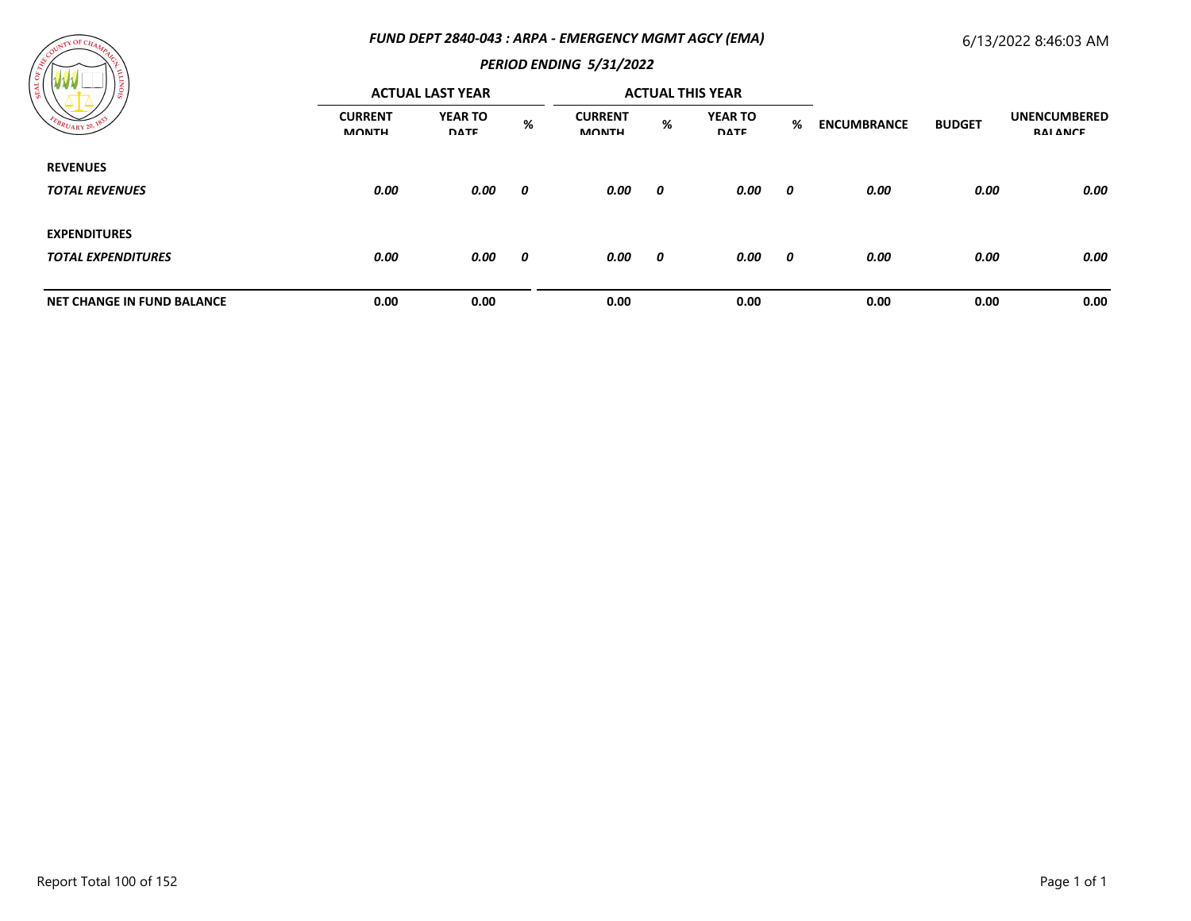## *FUND DEPT 2840-043 : ARPA - EMERGENCY MGMT AGCY (EMA)*

6/13/2022 8:46:03 AM

### *PERIOD ENDING 5/31/2022*

| | ACTUAL LAST YEAR | | | ACTUAL THIS YEAR | | | | | | |
|---|---|---|---|---|---|---|---|---|---|---|
| | CURRENT MONTH | YEAR TO DATE | % | CURRENT MONTH | % | YEAR TO DATE | % | ENCUMBRANCE | BUDGET | UNENCUMBERED BALANCE |
| **REVENUES** | | | | | | | | | | |
| ***TOTAL REVENUES*** | ***0.00*** | ***0.00*** | ***0*** | ***0.00*** | ***0*** | ***0.00*** | ***0*** | ***0.00*** | ***0.00*** | ***0.00*** |
| **EXPENDITURES** | | | | | | | | | | |
| ***TOTAL EXPENDITURES*** | ***0.00*** | ***0.00*** | ***0*** | ***0.00*** | ***0*** | ***0.00*** | ***0*** | ***0.00*** | ***0.00*** | ***0.00*** |
| **NET CHANGE IN FUND BALANCE** | **0.00** | **0.00** | | **0.00** | | **0.00** | | **0.00** | **0.00** | **0.00** |

Report Total 100 of 152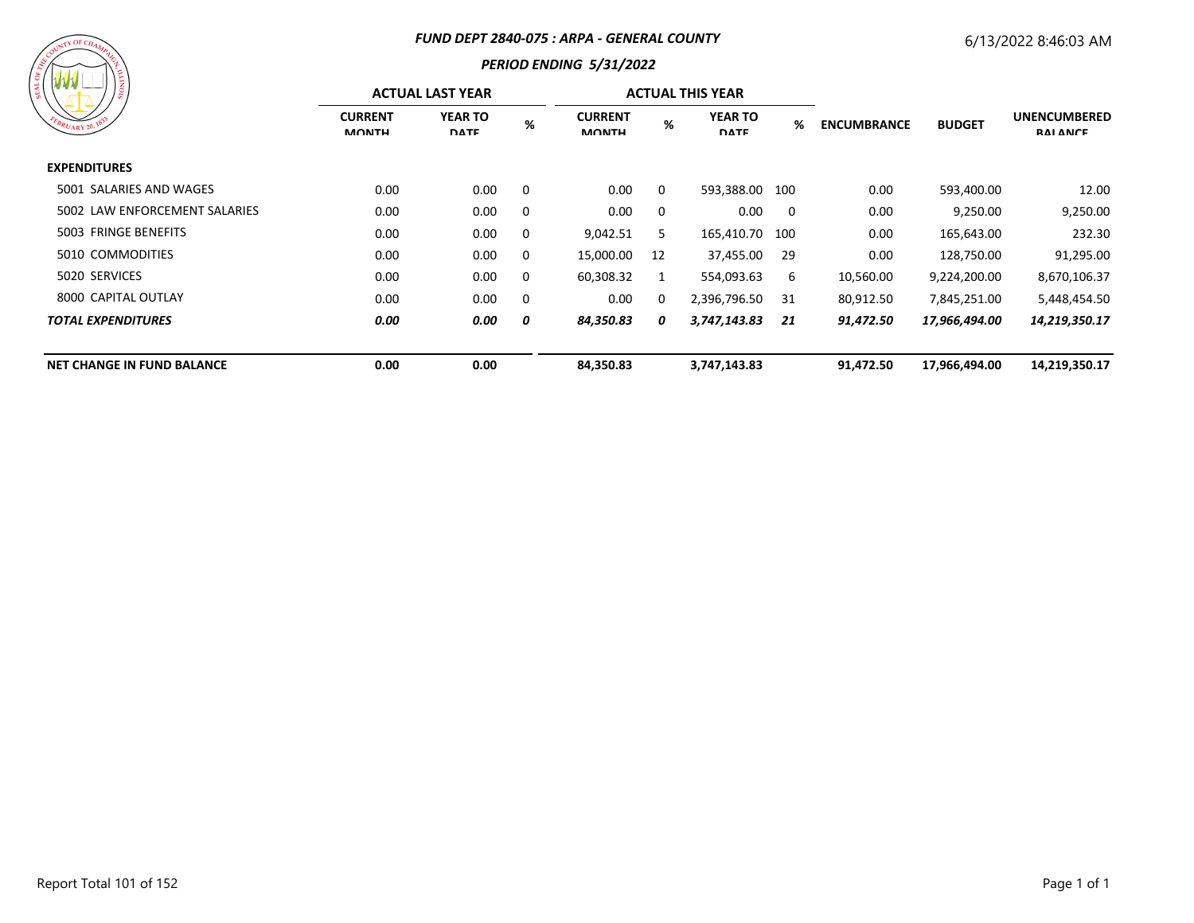# FUND DEPT 2840-075 : ARPA - GENERAL COUNTY

## PERIOD ENDING 5/31/2022

6/13/2022 8:46:03 AM

| | ACTUAL LAST YEAR | | | ACTUAL THIS YEAR | | | | | | |
|---|---|---|---|---|---|---|---|---|---|---|
| | CURRENT MONTH | YEAR TO DATE | % | CURRENT MONTH | % | YEAR TO DATE | % | ENCUMBRANCE | BUDGET | UNENCUMBERED BALANCE |
| **EXPENDITURES** | | | | | | | | | | |
| 5001 SALARIES AND WAGES | 0.00 | 0.00 | 0 | 0.00 | 0 | 593,388.00 | 100 | 0.00 | 593,400.00 | 12.00 |
| 5002 LAW ENFORCEMENT SALARIES | 0.00 | 0.00 | 0 | 0.00 | 0 | 0.00 | 0 | 0.00 | 9,250.00 | 9,250.00 |
| 5003 FRINGE BENEFITS | 0.00 | 0.00 | 0 | 9,042.51 | 5 | 165,410.70 | 100 | 0.00 | 165,643.00 | 232.30 |
| 5010 COMMODITIES | 0.00 | 0.00 | 0 | 15,000.00 | 12 | 37,455.00 | 29 | 0.00 | 128,750.00 | 91,295.00 |
| 5020 SERVICES | 0.00 | 0.00 | 0 | 60,308.32 | 1 | 554,093.63 | 6 | 10,560.00 | 9,224,200.00 | 8,670,106.37 |
| 8000 CAPITAL OUTLAY | 0.00 | 0.00 | 0 | 0.00 | 0 | 2,396,796.50 | 31 | 80,912.50 | 7,845,251.00 | 5,448,454.50 |
| ***TOTAL EXPENDITURES*** | ***0.00*** | ***0.00*** | ***0*** | ***84,350.83*** | ***0*** | ***3,747,143.83*** | ***21*** | ***91,472.50*** | ***17,966,494.00*** | ***14,219,350.17*** |
| **NET CHANGE IN FUND BALANCE** | **0.00** | **0.00** | | **84,350.83** | | **3,747,143.83** | | **91,472.50** | **17,966,494.00** | **14,219,350.17** |

Report Total 101 of 152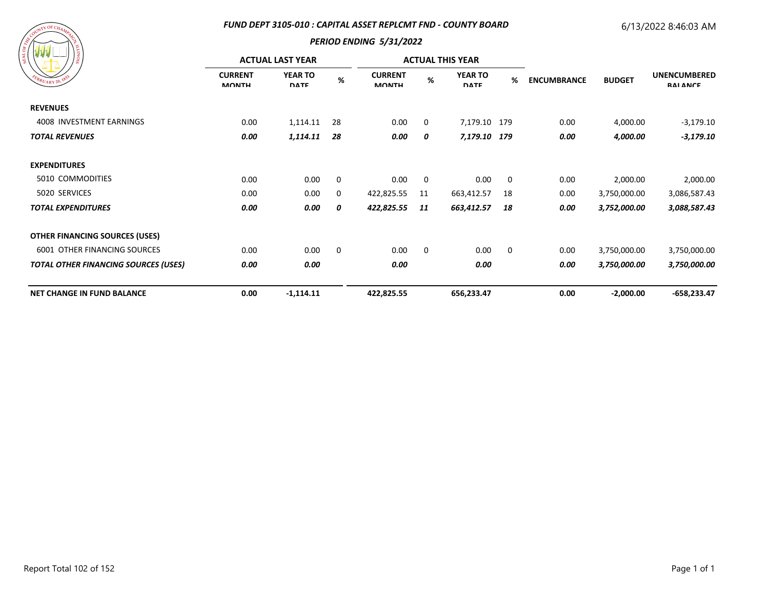## FUND DEPT 3105-010 : CAPITAL ASSET REPLCMT FND - COUNTY BOARD

6/13/2022 8:46:03 AM

### PERIOD ENDING 5/31/2022

| | ACTUAL LAST YEAR | | | ACTUAL THIS YEAR | | | | | | |
|---|---|---|---|---|---|---|---|---|---|---|
| | CURRENT MONTH | YEAR TO DATE | % | CURRENT MONTH | % | YEAR TO DATE | % | ENCUMBRANCE | BUDGET | UNENCUMBERED BALANCE |
| **REVENUES** | | | | | | | | | | |
| 4008 INVESTMENT EARNINGS | 0.00 | 1,114.11 | 28 | 0.00 | 0 | 7,179.10 | 179 | 0.00 | 4,000.00 | -3,179.10 |
| ***TOTAL REVENUES*** | ***0.00*** | ***1,114.11*** | ***28*** | ***0.00*** | ***0*** | ***7,179.10*** | ***179*** | ***0.00*** | ***4,000.00*** | ***-3,179.10*** |
| **EXPENDITURES** | | | | | | | | | | |
| 5010 COMMODITIES | 0.00 | 0.00 | 0 | 0.00 | 0 | 0.00 | 0 | 0.00 | 2,000.00 | 2,000.00 |
| 5020 SERVICES | 0.00 | 0.00 | 0 | 422,825.55 | 11 | 663,412.57 | 18 | 0.00 | 3,750,000.00 | 3,086,587.43 |
| ***TOTAL EXPENDITURES*** | ***0.00*** | ***0.00*** | ***0*** | ***422,825.55*** | ***11*** | ***663,412.57*** | ***18*** | ***0.00*** | ***3,752,000.00*** | ***3,088,587.43*** |
| **OTHER FINANCING SOURCES (USES)** | | | | | | | | | | |
| 6001 OTHER FINANCING SOURCES | 0.00 | 0.00 | 0 | 0.00 | 0 | 0.00 | 0 | 0.00 | 3,750,000.00 | 3,750,000.00 |
| ***TOTAL OTHER FINANCING SOURCES (USES)*** | ***0.00*** | ***0.00*** | | ***0.00*** | | ***0.00*** | | ***0.00*** | ***3,750,000.00*** | ***3,750,000.00*** |
| **NET CHANGE IN FUND BALANCE** | **0.00** | **-1,114.11** | | **422,825.55** | | **656,233.47** | | **0.00** | **-2,000.00** | **-658,233.47** |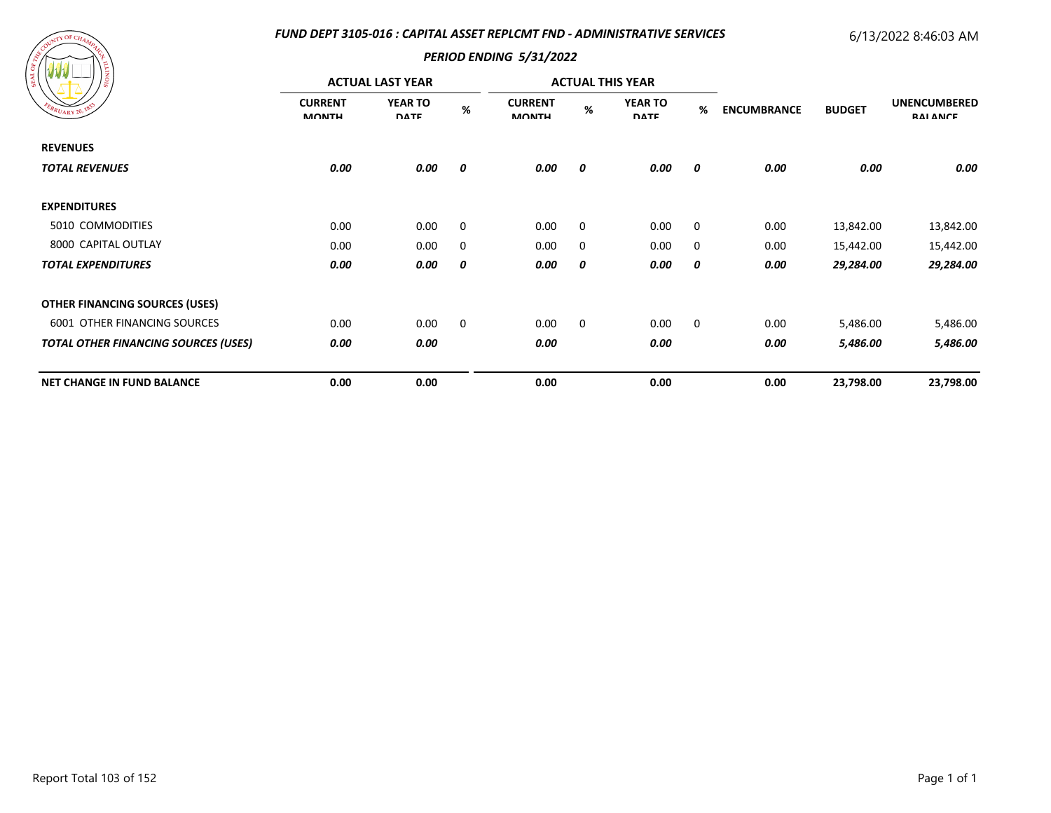# FUND DEPT 3105-016 : CAPITAL ASSET REPLCMT FND - ADMINISTRATIVE SERVICES

6/13/2022 8:46:03 AM

## PERIOD ENDING 5/31/2022

| | ACTUAL LAST YEAR | | | ACTUAL THIS YEAR | | | | | | |
|---|---|---|---|---|---|---|---|---|---|---|
| | CURRENT MONTH | YEAR TO DATE | % | CURRENT MONTH | % | YEAR TO DATE | % | ENCUMBRANCE | BUDGET | UNENCUMBERED BALANCE |
| **REVENUES** | | | | | | | | | | |
| ***TOTAL REVENUES*** | ***0.00*** | ***0.00*** | ***0*** | ***0.00*** | ***0*** | ***0.00*** | ***0*** | ***0.00*** | ***0.00*** | ***0.00*** |
| **EXPENDITURES** | | | | | | | | | | |
| 5010 COMMODITIES | 0.00 | 0.00 | 0 | 0.00 | 0 | 0.00 | 0 | 0.00 | 13,842.00 | 13,842.00 |
| 8000 CAPITAL OUTLAY | 0.00 | 0.00 | 0 | 0.00 | 0 | 0.00 | 0 | 0.00 | 15,442.00 | 15,442.00 |
| ***TOTAL EXPENDITURES*** | ***0.00*** | ***0.00*** | ***0*** | ***0.00*** | ***0*** | ***0.00*** | ***0*** | ***0.00*** | ***29,284.00*** | ***29,284.00*** |
| **OTHER FINANCING SOURCES (USES)** | | | | | | | | | | |
| 6001 OTHER FINANCING SOURCES | 0.00 | 0.00 | 0 | 0.00 | 0 | 0.00 | 0 | 0.00 | 5,486.00 | 5,486.00 |
| ***TOTAL OTHER FINANCING SOURCES (USES)*** | ***0.00*** | ***0.00*** | | ***0.00*** | | ***0.00*** | | ***0.00*** | ***5,486.00*** | ***5,486.00*** |
| **NET CHANGE IN FUND BALANCE** | **0.00** | **0.00** | | **0.00** | | **0.00** | | **0.00** | **23,798.00** | **23,798.00** |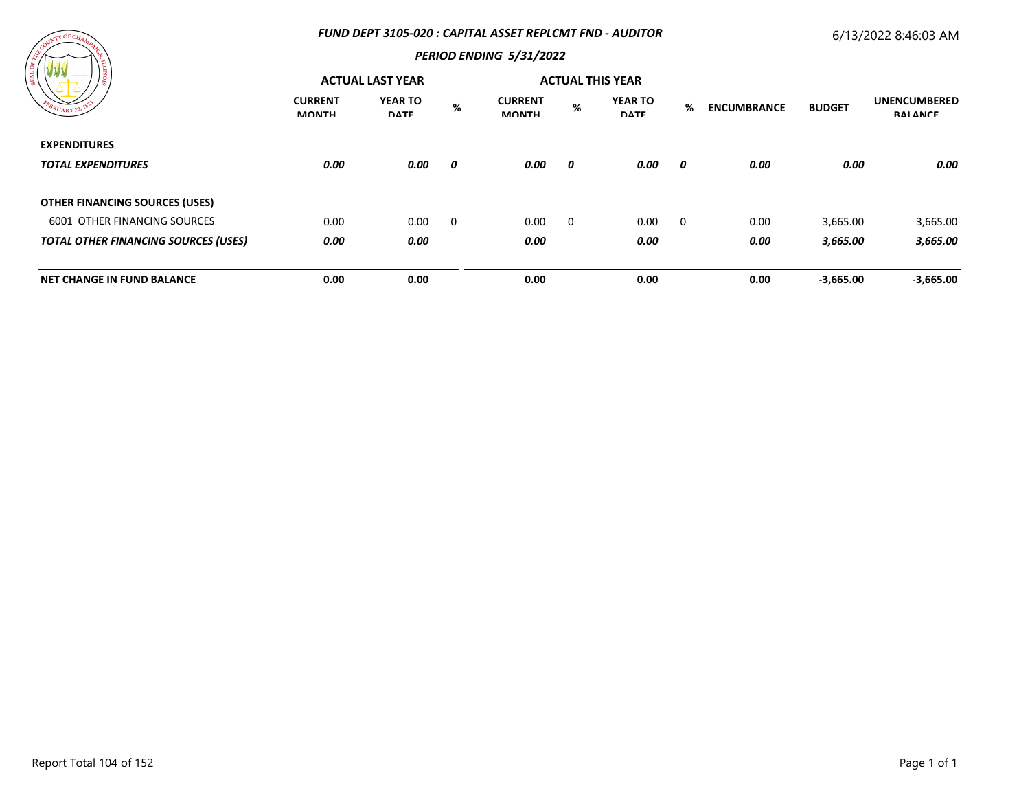## FUND DEPT 3105-020 : CAPITAL ASSET REPLCMT FND - AUDITOR

6/13/2022 8:46:03 AM

### PERIOD ENDING 5/31/2022

| | ACTUAL LAST YEAR | | | ACTUAL THIS YEAR | | | | | | |
|---|---|---|---|---|---|---|---|---|---|---|
| | CURRENT MONTH | YEAR TO DATE | % | CURRENT MONTH | % | YEAR TO DATE | % | ENCUMBRANCE | BUDGET | UNENCUMBERED BALANCE |
| **EXPENDITURES** | | | | | | | | | | |
| ***TOTAL EXPENDITURES*** | ***0.00*** | ***0.00*** | ***0*** | ***0.00*** | ***0*** | ***0.00*** | ***0*** | ***0.00*** | ***0.00*** | ***0.00*** |
| **OTHER FINANCING SOURCES (USES)** | | | | | | | | | | |
| 6001 OTHER FINANCING SOURCES | 0.00 | 0.00 | 0 | 0.00 | 0 | 0.00 | 0 | 0.00 | 3,665.00 | 3,665.00 |
| ***TOTAL OTHER FINANCING SOURCES (USES)*** | ***0.00*** | ***0.00*** | | ***0.00*** | | ***0.00*** | | ***0.00*** | ***3,665.00*** | ***3,665.00*** |
| **NET CHANGE IN FUND BALANCE** | **0.00** | **0.00** | | **0.00** | | **0.00** | | **0.00** | **-3,665.00** | **-3,665.00** |

Report Total 104 of 152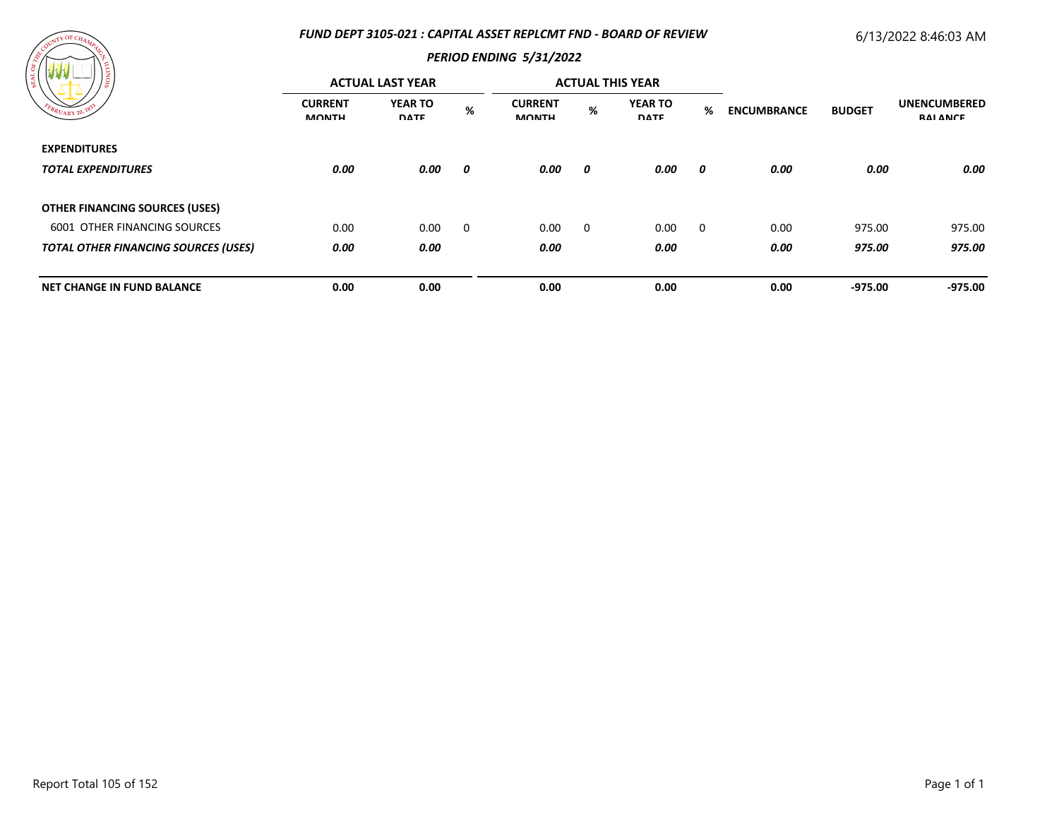## FUND DEPT 3105-021 : CAPITAL ASSET REPLCMT FND - BOARD OF REVIEW

6/13/2022 8:46:03 AM

### PERIOD ENDING 5/31/2022

| | ACTUAL LAST YEAR | | | ACTUAL THIS YEAR | | | | | | |
|---|---|---|---|---|---|---|---|---|---|---|
| | CURRENT MONTH | YEAR TO DATE | % | CURRENT MONTH | % | YEAR TO DATE | % | ENCUMBRANCE | BUDGET | UNENCUMBERED BALANCE |
| **EXPENDITURES** | | | | | | | | | | |
| ***TOTAL EXPENDITURES*** | ***0.00*** | ***0.00*** | ***0*** | ***0.00*** | ***0*** | ***0.00*** | ***0*** | ***0.00*** | ***0.00*** | ***0.00*** |
| **OTHER FINANCING SOURCES (USES)** | | | | | | | | | | |
| 6001 OTHER FINANCING SOURCES | 0.00 | 0.00 | 0 | 0.00 | 0 | 0.00 | 0 | 0.00 | 975.00 | 975.00 |
| ***TOTAL OTHER FINANCING SOURCES (USES)*** | ***0.00*** | ***0.00*** | | ***0.00*** | | ***0.00*** | | ***0.00*** | ***975.00*** | ***975.00*** |
| **NET CHANGE IN FUND BALANCE** | **0.00** | **0.00** | | **0.00** | | **0.00** | | **0.00** | **-975.00** | **-975.00** |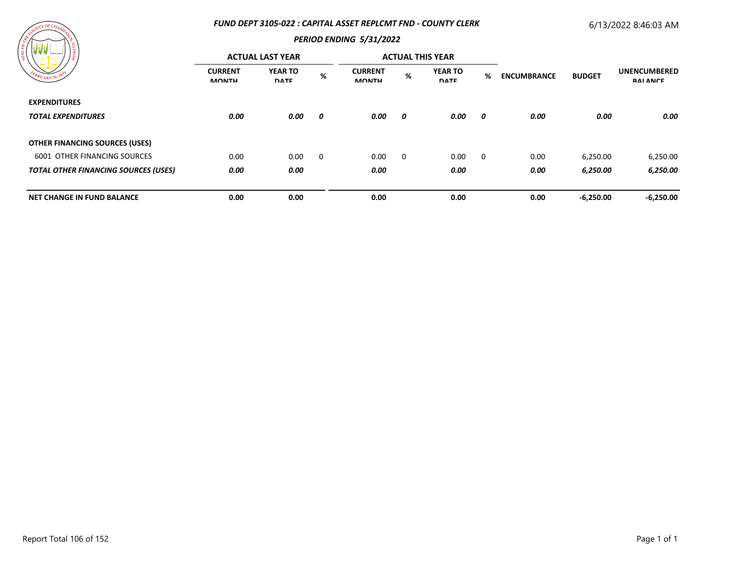# FUND DEPT 3105-022 : CAPITAL ASSET REPLCMT FND - COUNTY CLERK

6/13/2022 8:46:03 AM

## PERIOD ENDING 5/31/2022

| | ACTUAL LAST YEAR | | | ACTUAL THIS YEAR | | | | | | |
|---|---|---|---|---|---|---|---|---|---|---|
| | CURRENT MONTH | YEAR TO DATE | % | CURRENT MONTH | % | YEAR TO DATE | % | ENCUMBRANCE | BUDGET | UNENCUMBERED BALANCE |
| **EXPENDITURES** | | | | | | | | | | |
| ***TOTAL EXPENDITURES*** | ***0.00*** | ***0.00*** | ***0*** | ***0.00*** | ***0*** | ***0.00*** | ***0*** | ***0.00*** | ***0.00*** | ***0.00*** |
| **OTHER FINANCING SOURCES (USES)** | | | | | | | | | | |
| 6001 OTHER FINANCING SOURCES | 0.00 | 0.00 | 0 | 0.00 | 0 | 0.00 | 0 | 0.00 | 6,250.00 | 6,250.00 |
| ***TOTAL OTHER FINANCING SOURCES (USES)*** | ***0.00*** | ***0.00*** | | ***0.00*** | | ***0.00*** | | ***0.00*** | ***6,250.00*** | ***6,250.00*** |
| **NET CHANGE IN FUND BALANCE** | **0.00** | **0.00** | | **0.00** | | **0.00** | | **0.00** | **-6,250.00** | **-6,250.00** |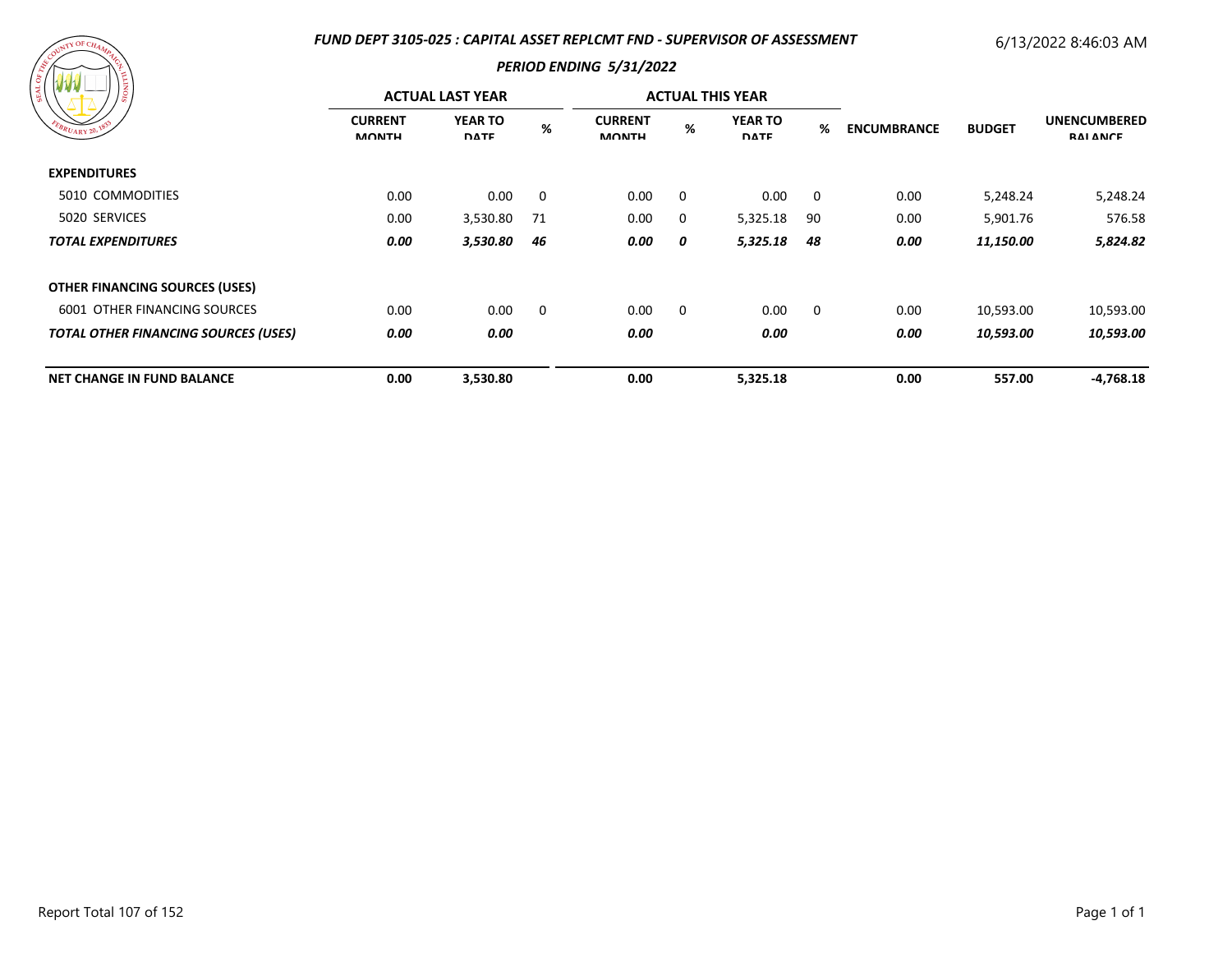## FUND DEPT 3105-025 : CAPITAL ASSET REPLCMT FND - SUPERVISOR OF ASSESSMENT

6/13/2022 8:46:03 AM

### PERIOD ENDING 5/31/2022

| | ACTUAL LAST YEAR | | | ACTUAL THIS YEAR | | | | | | |
|---|---|---|---|---|---|---|---|---|---|---|
| | CURRENT MONTH | YEAR TO DATE | % | CURRENT MONTH | % | YEAR TO DATE | % | ENCUMBRANCE | BUDGET | UNENCUMBERED BALANCE |
| **EXPENDITURES** | | | | | | | | | | |
| 5010 COMMODITIES | 0.00 | 0.00 | 0 | 0.00 | 0 | 0.00 | 0 | 0.00 | 5,248.24 | 5,248.24 |
| 5020 SERVICES | 0.00 | 3,530.80 | 71 | 0.00 | 0 | 5,325.18 | 90 | 0.00 | 5,901.76 | 576.58 |
| ***TOTAL EXPENDITURES*** | ***0.00*** | ***3,530.80*** | ***46*** | ***0.00*** | ***0*** | ***5,325.18*** | ***48*** | ***0.00*** | ***11,150.00*** | ***5,824.82*** |
| **OTHER FINANCING SOURCES (USES)** | | | | | | | | | | |
| 6001 OTHER FINANCING SOURCES | 0.00 | 0.00 | 0 | 0.00 | 0 | 0.00 | 0 | 0.00 | 10,593.00 | 10,593.00 |
| ***TOTAL OTHER FINANCING SOURCES (USES)*** | ***0.00*** | ***0.00*** | | ***0.00*** | | ***0.00*** | | ***0.00*** | ***10,593.00*** | ***10,593.00*** |
| **NET CHANGE IN FUND BALANCE** | **0.00** | **3,530.80** | | **0.00** | | **5,325.18** | | **0.00** | **557.00** | **-4,768.18** |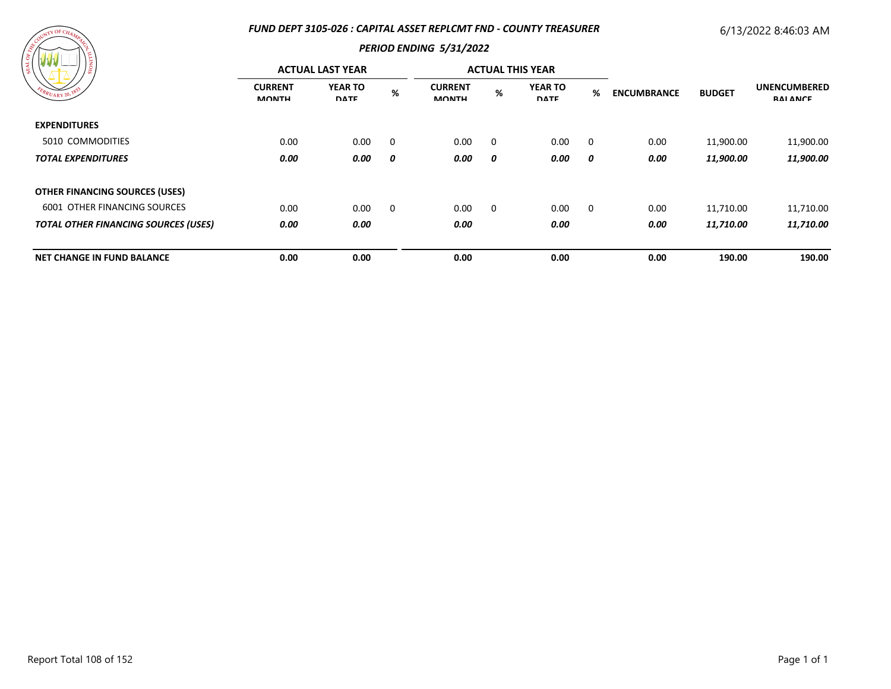# FUND DEPT 3105-026 : CAPITAL ASSET REPLCMT FND - COUNTY TREASURER

6/13/2022 8:46:03 AM

## PERIOD ENDING 5/31/2022

| | ACTUAL LAST YEAR | | | ACTUAL THIS YEAR | | | | | | |
|---|---|---|---|---|---|---|---|---|---|---|
| | CURRENT MONTH | YEAR TO DATE | % | CURRENT MONTH | % | YEAR TO DATE | % | ENCUMBRANCE | BUDGET | UNENCUMBERED BALANCE |
| **EXPENDITURES** | | | | | | | | | | |
| 5010 COMMODITIES | 0.00 | 0.00 | 0 | 0.00 | 0 | 0.00 | 0 | 0.00 | 11,900.00 | 11,900.00 |
| ***TOTAL EXPENDITURES*** | ***0.00*** | ***0.00*** | ***0*** | ***0.00*** | ***0*** | ***0.00*** | ***0*** | ***0.00*** | ***11,900.00*** | ***11,900.00*** |
| **OTHER FINANCING SOURCES (USES)** | | | | | | | | | | |
| 6001 OTHER FINANCING SOURCES | 0.00 | 0.00 | 0 | 0.00 | 0 | 0.00 | 0 | 0.00 | 11,710.00 | 11,710.00 |
| ***TOTAL OTHER FINANCING SOURCES (USES)*** | ***0.00*** | ***0.00*** | | ***0.00*** | | ***0.00*** | | ***0.00*** | ***11,710.00*** | ***11,710.00*** |
| **NET CHANGE IN FUND BALANCE** | **0.00** | **0.00** | | **0.00** | | **0.00** | | **0.00** | **190.00** | **190.00** |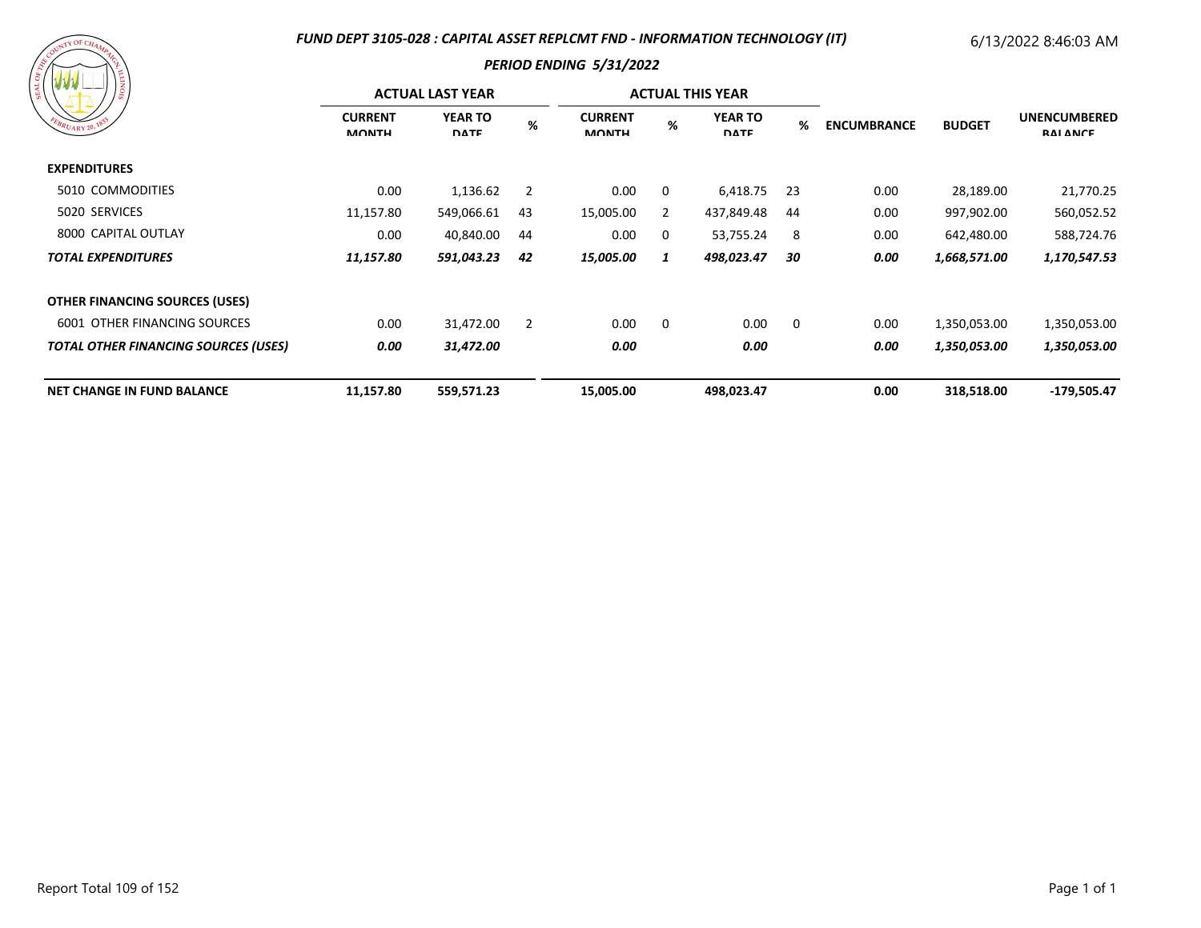# FUND DEPT 3105-028 : CAPITAL ASSET REPLCMT FND - INFORMATION TECHNOLOGY (IT)

6/13/2022 8:46:03 AM

## PERIOD ENDING 5/31/2022

| | ACTUAL LAST YEAR | | | ACTUAL THIS YEAR | | | | | | |
|---|---|---|---|---|---|---|---|---|---|---|
| | CURRENT MONTH | YEAR TO DATE | % | CURRENT MONTH | % | YEAR TO DATE | % | ENCUMBRANCE | BUDGET | UNENCUMBERED BALANCE |
| **EXPENDITURES** | | | | | | | | | | |
| 5010 COMMODITIES | 0.00 | 1,136.62 | 2 | 0.00 | 0 | 6,418.75 | 23 | 0.00 | 28,189.00 | 21,770.25 |
| 5020 SERVICES | 11,157.80 | 549,066.61 | 43 | 15,005.00 | 2 | 437,849.48 | 44 | 0.00 | 997,902.00 | 560,052.52 |
| 8000 CAPITAL OUTLAY | 0.00 | 40,840.00 | 44 | 0.00 | 0 | 53,755.24 | 8 | 0.00 | 642,480.00 | 588,724.76 |
| ***TOTAL EXPENDITURES*** | ***11,157.80*** | ***591,043.23*** | ***42*** | ***15,005.00*** | ***1*** | ***498,023.47*** | ***30*** | ***0.00*** | ***1,668,571.00*** | ***1,170,547.53*** |
| **OTHER FINANCING SOURCES (USES)** | | | | | | | | | | |
| 6001 OTHER FINANCING SOURCES | 0.00 | 31,472.00 | 2 | 0.00 | 0 | 0.00 | 0 | 0.00 | 1,350,053.00 | 1,350,053.00 |
| ***TOTAL OTHER FINANCING SOURCES (USES)*** | ***0.00*** | ***31,472.00*** | | ***0.00*** | | ***0.00*** | | ***0.00*** | ***1,350,053.00*** | ***1,350,053.00*** |
| **NET CHANGE IN FUND BALANCE** | **11,157.80** | **559,571.23** | | **15,005.00** | | **498,023.47** | | **0.00** | **318,518.00** | **-179,505.47** |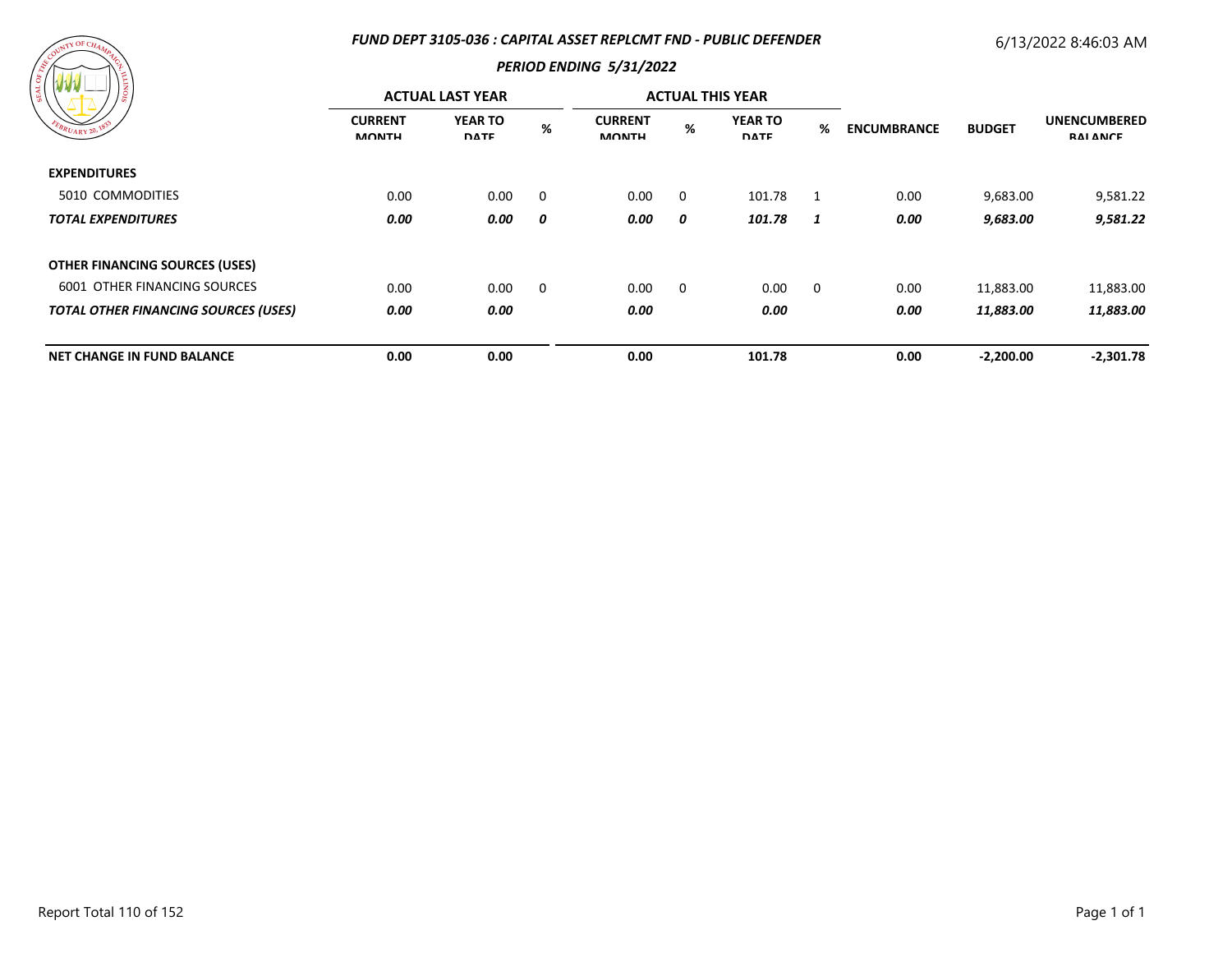## FUND DEPT 3105-036 : CAPITAL ASSET REPLCMT FND - PUBLIC DEFENDER

6/13/2022 8:46:03 AM

### PERIOD ENDING 5/31/2022

| | ACTUAL LAST YEAR | | | ACTUAL THIS YEAR | | | | | | |
|---|---|---|---|---|---|---|---|---|---|---|
| | CURRENT MONTH | YEAR TO DATE | % | CURRENT MONTH | % | YEAR TO DATE | % | ENCUMBRANCE | BUDGET | UNENCUMBERED BALANCE |
| **EXPENDITURES** | | | | | | | | | | |
| 5010 COMMODITIES | 0.00 | 0.00 | 0 | 0.00 | 0 | 101.78 | 1 | 0.00 | 9,683.00 | 9,581.22 |
| ***TOTAL EXPENDITURES*** | ***0.00*** | ***0.00*** | ***0*** | ***0.00*** | ***0*** | ***101.78*** | ***1*** | ***0.00*** | ***9,683.00*** | ***9,581.22*** |
| **OTHER FINANCING SOURCES (USES)** | | | | | | | | | | |
| 6001 OTHER FINANCING SOURCES | 0.00 | 0.00 | 0 | 0.00 | 0 | 0.00 | 0 | 0.00 | 11,883.00 | 11,883.00 |
| ***TOTAL OTHER FINANCING SOURCES (USES)*** | ***0.00*** | ***0.00*** | | ***0.00*** | | ***0.00*** | | ***0.00*** | ***11,883.00*** | ***11,883.00*** |
| **NET CHANGE IN FUND BALANCE** | **0.00** | **0.00** | | **0.00** | | **101.78** | | **0.00** | **-2,200.00** | **-2,301.78** |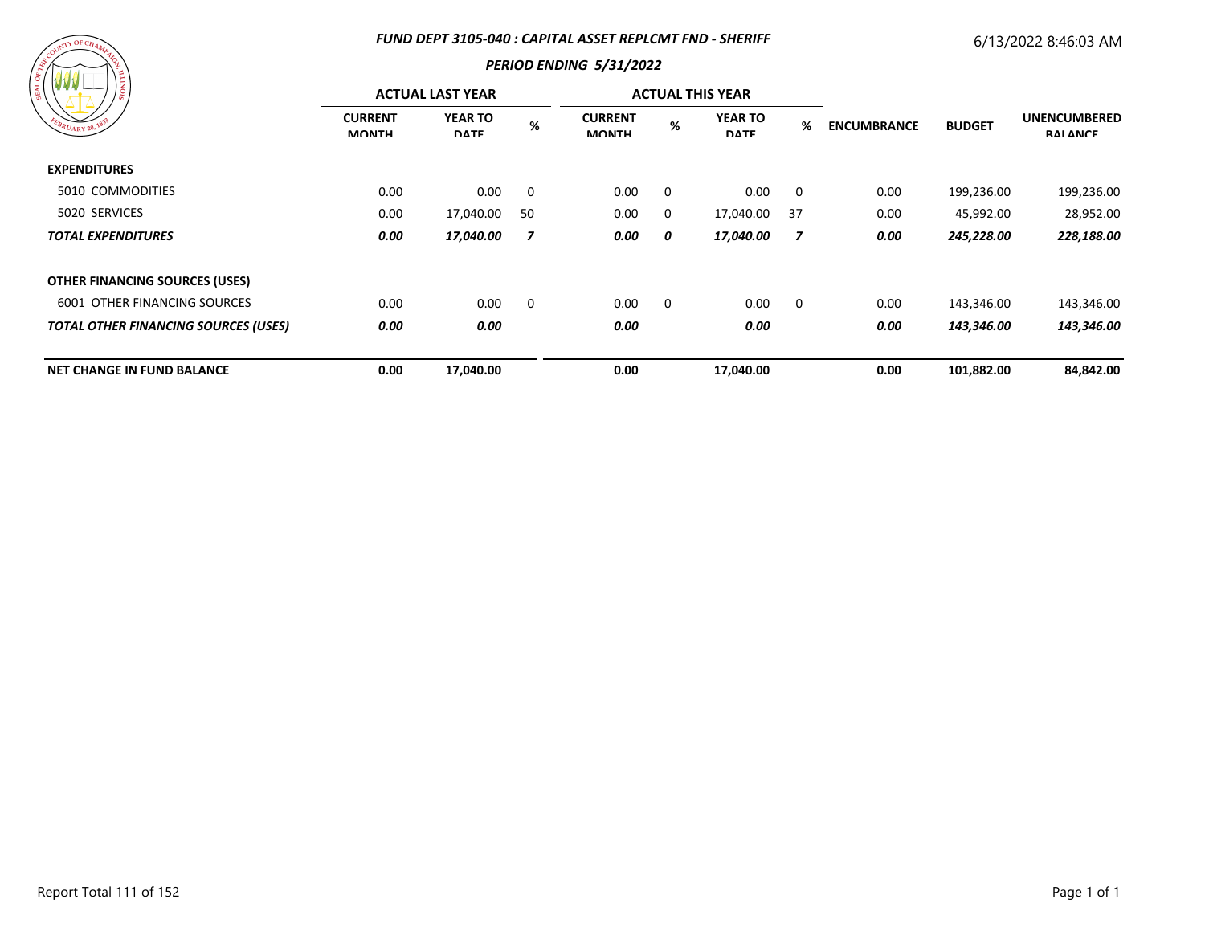# FUND DEPT 3105-040 : CAPITAL ASSET REPLCMT FND - SHERIFF

## PERIOD ENDING 5/31/2022

6/13/2022 8:46:03 AM

| | ACTUAL LAST YEAR | | | ACTUAL THIS YEAR | | | | | | |
|---|---|---|---|---|---|---|---|---|---|---|
| | CURRENT MONTH | YEAR TO DATE | % | CURRENT MONTH | % | YEAR TO DATE | % | ENCUMBRANCE | BUDGET | UNENCUMBERED BALANCE |
| **EXPENDITURES** | | | | | | | | | | |
| 5010 COMMODITIES | 0.00 | 0.00 | 0 | 0.00 | 0 | 0.00 | 0 | 0.00 | 199,236.00 | 199,236.00 |
| 5020 SERVICES | 0.00 | 17,040.00 | 50 | 0.00 | 0 | 17,040.00 | 37 | 0.00 | 45,992.00 | 28,952.00 |
| ***TOTAL EXPENDITURES*** | ***0.00*** | ***17,040.00*** | ***7*** | ***0.00*** | ***0*** | ***17,040.00*** | ***7*** | ***0.00*** | ***245,228.00*** | ***228,188.00*** |
| **OTHER FINANCING SOURCES (USES)** | | | | | | | | | | |
| 6001 OTHER FINANCING SOURCES | 0.00 | 0.00 | 0 | 0.00 | 0 | 0.00 | 0 | 0.00 | 143,346.00 | 143,346.00 |
| ***TOTAL OTHER FINANCING SOURCES (USES)*** | ***0.00*** | ***0.00*** | | ***0.00*** | | ***0.00*** | | ***0.00*** | ***143,346.00*** | ***143,346.00*** |
| **NET CHANGE IN FUND BALANCE** | **0.00** | **17,040.00** | | **0.00** | | **17,040.00** | | **0.00** | **101,882.00** | **84,842.00** |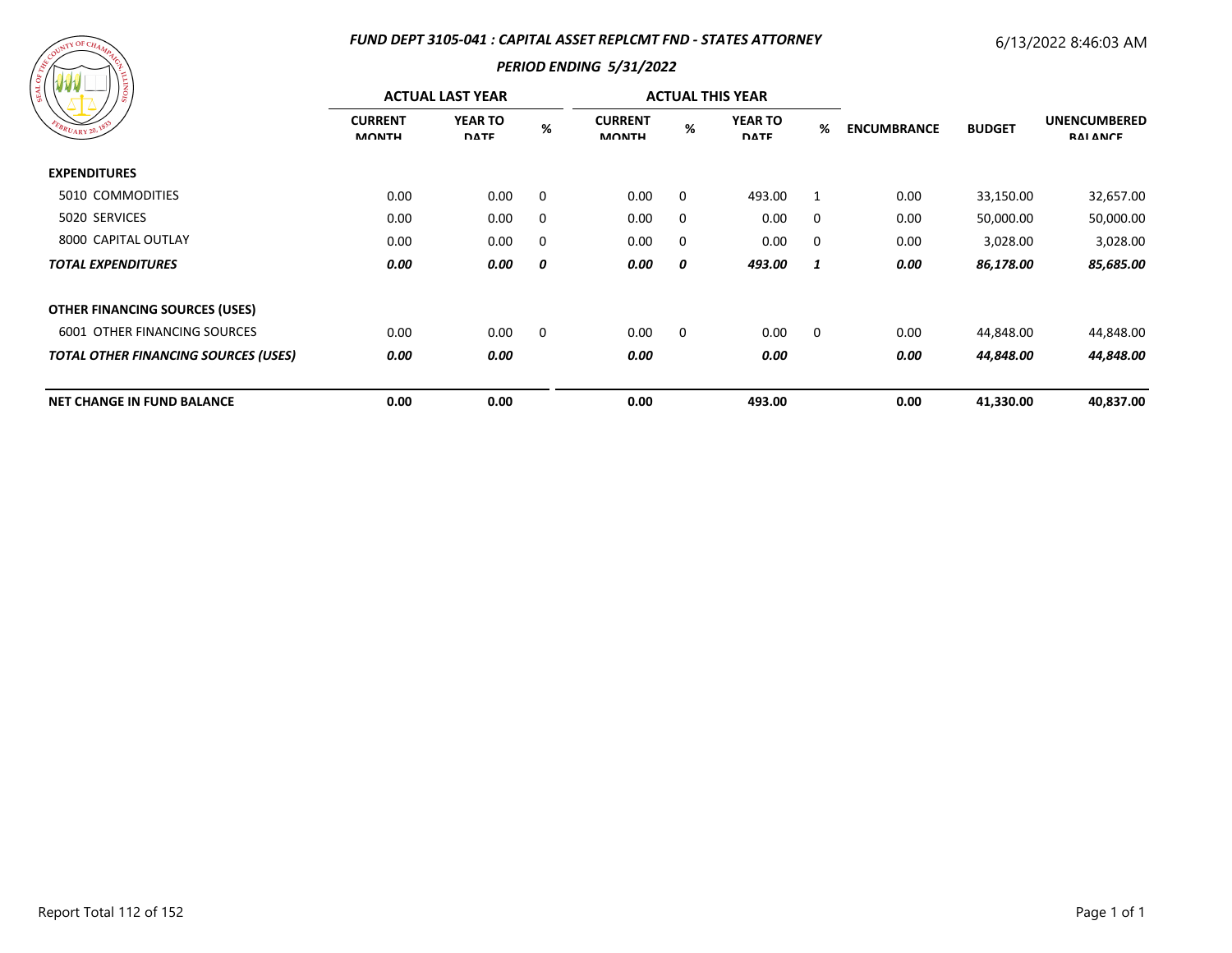## FUND DEPT 3105-041 : CAPITAL ASSET REPLCMT FND - STATES ATTORNEY

6/13/2022 8:46:03 AM

### PERIOD ENDING 5/31/2022

| | ACTUAL LAST YEAR | | | ACTUAL THIS YEAR | | | | | | |
|---|---|---|---|---|---|---|---|---|---|---|
| | CURRENT MONTH | YEAR TO DATE | % | CURRENT MONTH | % | YEAR TO DATE | % | ENCUMBRANCE | BUDGET | UNENCUMBERED BALANCE |
| **EXPENDITURES** | | | | | | | | | | |
| 5010 COMMODITIES | 0.00 | 0.00 | 0 | 0.00 | 0 | 493.00 | 1 | 0.00 | 33,150.00 | 32,657.00 |
| 5020 SERVICES | 0.00 | 0.00 | 0 | 0.00 | 0 | 0.00 | 0 | 0.00 | 50,000.00 | 50,000.00 |
| 8000 CAPITAL OUTLAY | 0.00 | 0.00 | 0 | 0.00 | 0 | 0.00 | 0 | 0.00 | 3,028.00 | 3,028.00 |
| ***TOTAL EXPENDITURES*** | ***0.00*** | ***0.00*** | ***0*** | ***0.00*** | ***0*** | ***493.00*** | ***1*** | ***0.00*** | ***86,178.00*** | ***85,685.00*** |
| **OTHER FINANCING SOURCES (USES)** | | | | | | | | | | |
| 6001 OTHER FINANCING SOURCES | 0.00 | 0.00 | 0 | 0.00 | 0 | 0.00 | 0 | 0.00 | 44,848.00 | 44,848.00 |
| ***TOTAL OTHER FINANCING SOURCES (USES)*** | ***0.00*** | ***0.00*** | | ***0.00*** | | ***0.00*** | | ***0.00*** | ***44,848.00*** | ***44,848.00*** |
| **NET CHANGE IN FUND BALANCE** | **0.00** | **0.00** | | **0.00** | | **493.00** | | **0.00** | **41,330.00** | **40,837.00** |

Report Total 112 of 152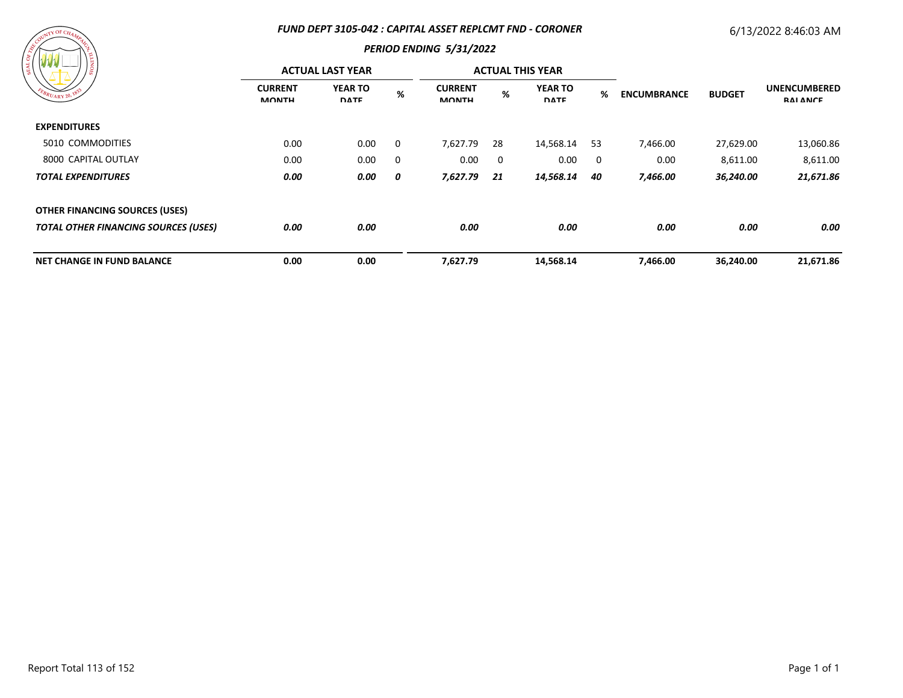### *FUND DEPT 3105-042 : CAPITAL ASSET REPLCMT FND - CORONER*

6/13/2022 8:46:03 AM

### *PERIOD ENDING 5/31/2022*

| | ACTUAL LAST YEAR | | | ACTUAL THIS YEAR | | | | | | |
|---|---|---|---|---|---|---|---|---|---|---|
| | CURRENT MONTH | YEAR TO DATE | % | CURRENT MONTH | % | YEAR TO DATE | % | ENCUMBRANCE | BUDGET | UNENCUMBERED BALANCE |
| **EXPENDITURES** | | | | | | | | | | |
| 5010 COMMODITIES | 0.00 | 0.00 | 0 | 7,627.79 | 28 | 14,568.14 | 53 | 7,466.00 | 27,629.00 | 13,060.86 |
| 8000 CAPITAL OUTLAY | 0.00 | 0.00 | 0 | 0.00 | 0 | 0.00 | 0 | 0.00 | 8,611.00 | 8,611.00 |
| ***TOTAL EXPENDITURES*** | ***0.00*** | ***0.00*** | ***0*** | ***7,627.79*** | ***21*** | ***14,568.14*** | ***40*** | ***7,466.00*** | ***36,240.00*** | ***21,671.86*** |
| **OTHER FINANCING SOURCES (USES)** | | | | | | | | | | |
| ***TOTAL OTHER FINANCING SOURCES (USES)*** | ***0.00*** | ***0.00*** | | ***0.00*** | | ***0.00*** | | ***0.00*** | ***0.00*** | ***0.00*** |
| **NET CHANGE IN FUND BALANCE** | **0.00** | **0.00** | | **7,627.79** | | **14,568.14** | | **7,466.00** | **36,240.00** | **21,671.86** |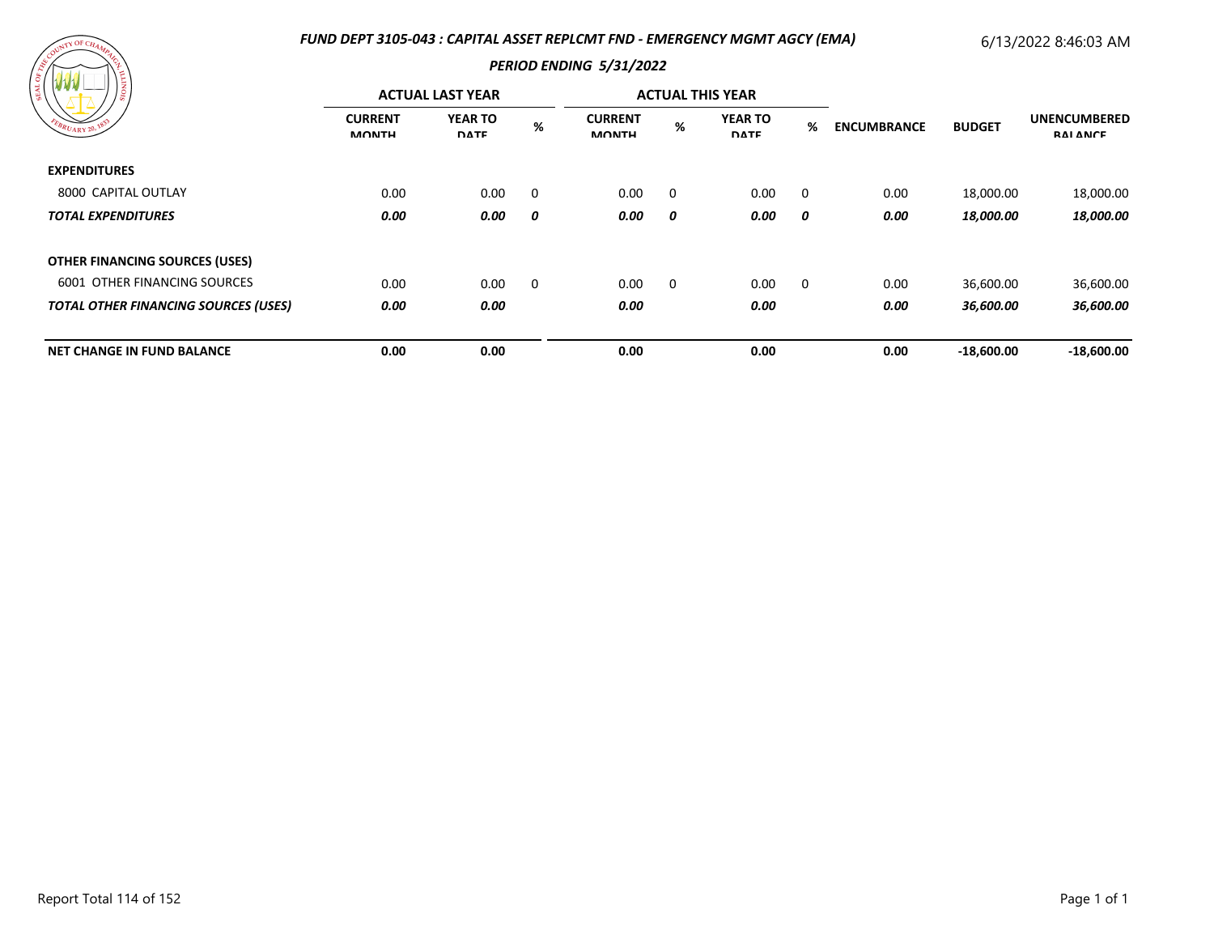## FUND DEPT 3105-043 : CAPITAL ASSET REPLCMT FND - EMERGENCY MGMT AGCY (EMA)

6/13/2022 8:46:03 AM

### PERIOD ENDING 5/31/2022

| | ACTUAL LAST YEAR | | | ACTUAL THIS YEAR | | | | | | |
|---|---|---|---|---|---|---|---|---|---|---|
| | CURRENT MONTH | YEAR TO DATE | % | CURRENT MONTH | % | YEAR TO DATE | % | ENCUMBRANCE | BUDGET | UNENCUMBERED BALANCE |
| **EXPENDITURES** | | | | | | | | | | |
| 8000 CAPITAL OUTLAY | 0.00 | 0.00 | 0 | 0.00 | 0 | 0.00 | 0 | 0.00 | 18,000.00 | 18,000.00 |
| ***TOTAL EXPENDITURES*** | ***0.00*** | ***0.00*** | ***0*** | ***0.00*** | ***0*** | ***0.00*** | ***0*** | ***0.00*** | ***18,000.00*** | ***18,000.00*** |
| **OTHER FINANCING SOURCES (USES)** | | | | | | | | | | |
| 6001 OTHER FINANCING SOURCES | 0.00 | 0.00 | 0 | 0.00 | 0 | 0.00 | 0 | 0.00 | 36,600.00 | 36,600.00 |
| ***TOTAL OTHER FINANCING SOURCES (USES)*** | ***0.00*** | ***0.00*** | | ***0.00*** | | ***0.00*** | | ***0.00*** | ***36,600.00*** | ***36,600.00*** |
| **NET CHANGE IN FUND BALANCE** | **0.00** | **0.00** | | **0.00** | | **0.00** | | **0.00** | **-18,600.00** | **-18,600.00** |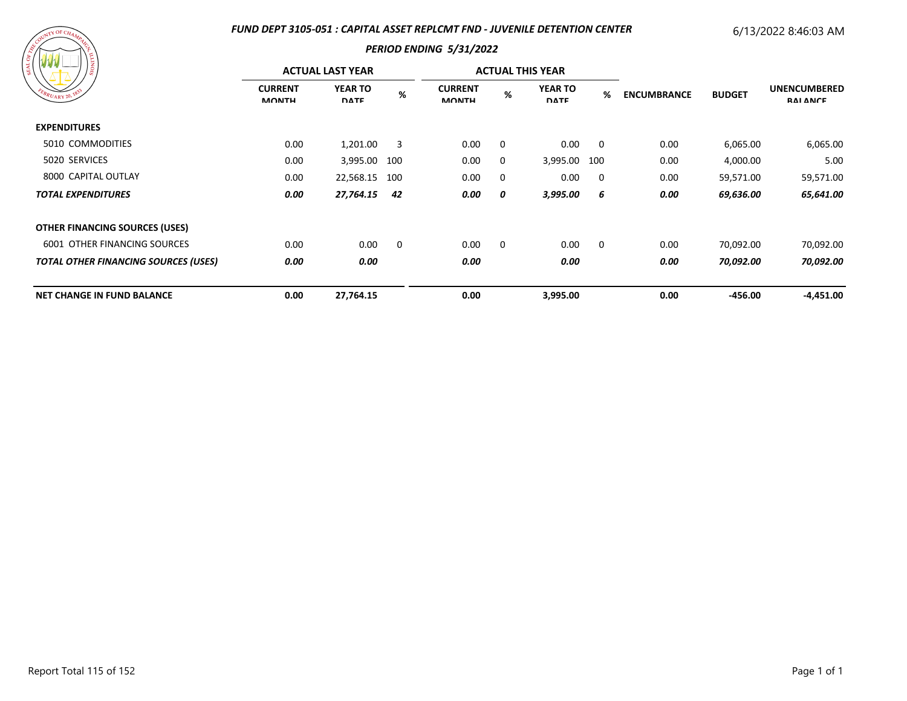### FUND DEPT 3105-051 : CAPITAL ASSET REPLCMT FND - JUVENILE DETENTION CENTER

6/13/2022 8:46:03 AM

#### PERIOD ENDING 5/31/2022

| | ACTUAL LAST YEAR | | | ACTUAL THIS YEAR | | | | | | |
|---|---|---|---|---|---|---|---|---|---|---|
| | CURRENT MONTH | YEAR TO DATE | % | CURRENT MONTH | % | YEAR TO DATE | % | ENCUMBRANCE | BUDGET | UNENCUMBERED BALANCE |
| **EXPENDITURES** | | | | | | | | | | |
| 5010 COMMODITIES | 0.00 | 1,201.00 | 3 | 0.00 | 0 | 0.00 | 0 | 0.00 | 6,065.00 | 6,065.00 |
| 5020 SERVICES | 0.00 | 3,995.00 | 100 | 0.00 | 0 | 3,995.00 | 100 | 0.00 | 4,000.00 | 5.00 |
| 8000 CAPITAL OUTLAY | 0.00 | 22,568.15 | 100 | 0.00 | 0 | 0.00 | 0 | 0.00 | 59,571.00 | 59,571.00 |
| ***TOTAL EXPENDITURES*** | ***0.00*** | ***27,764.15*** | ***42*** | ***0.00*** | ***0*** | ***3,995.00*** | ***6*** | ***0.00*** | ***69,636.00*** | ***65,641.00*** |
| **OTHER FINANCING SOURCES (USES)** | | | | | | | | | | |
| 6001 OTHER FINANCING SOURCES | 0.00 | 0.00 | 0 | 0.00 | 0 | 0.00 | 0 | 0.00 | 70,092.00 | 70,092.00 |
| ***TOTAL OTHER FINANCING SOURCES (USES)*** | ***0.00*** | ***0.00*** | | ***0.00*** | | ***0.00*** | | ***0.00*** | ***70,092.00*** | ***70,092.00*** |
| **NET CHANGE IN FUND BALANCE** | **0.00** | **27,764.15** | | **0.00** | | **3,995.00** | | **0.00** | **-456.00** | **-4,451.00** |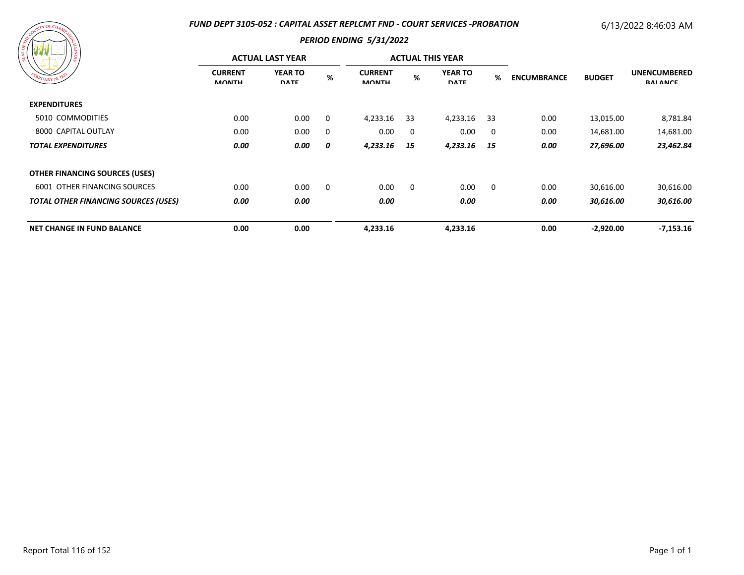# FUND DEPT 3105-052 : CAPITAL ASSET REPLCMT FND - COURT SERVICES -PROBATION

6/13/2022 8:46:03 AM

## PERIOD ENDING 5/31/2022

| | ACTUAL LAST YEAR | | | ACTUAL THIS YEAR | | | | | | |
|---|---|---|---|---|---|---|---|---|---|---|
| | CURRENT MONTH | YEAR TO DATE | % | CURRENT MONTH | % | YEAR TO DATE | % | ENCUMBRANCE | BUDGET | UNENCUMBERED BALANCE |
| **EXPENDITURES** | | | | | | | | | | |
| 5010 COMMODITIES | 0.00 | 0.00 | 0 | 4,233.16 | 33 | 4,233.16 | 33 | 0.00 | 13,015.00 | 8,781.84 |
| 8000 CAPITAL OUTLAY | 0.00 | 0.00 | 0 | 0.00 | 0 | 0.00 | 0 | 0.00 | 14,681.00 | 14,681.00 |
| ***TOTAL EXPENDITURES*** | ***0.00*** | ***0.00*** | ***0*** | ***4,233.16*** | ***15*** | ***4,233.16*** | ***15*** | ***0.00*** | ***27,696.00*** | ***23,462.84*** |
| **OTHER FINANCING SOURCES (USES)** | | | | | | | | | | |
| 6001 OTHER FINANCING SOURCES | 0.00 | 0.00 | 0 | 0.00 | 0 | 0.00 | 0 | 0.00 | 30,616.00 | 30,616.00 |
| ***TOTAL OTHER FINANCING SOURCES (USES)*** | ***0.00*** | ***0.00*** | | ***0.00*** | | ***0.00*** | | ***0.00*** | ***30,616.00*** | ***30,616.00*** |
| **NET CHANGE IN FUND BALANCE** | **0.00** | **0.00** | | **4,233.16** | | **4,233.16** | | **0.00** | **-2,920.00** | **-7,153.16** |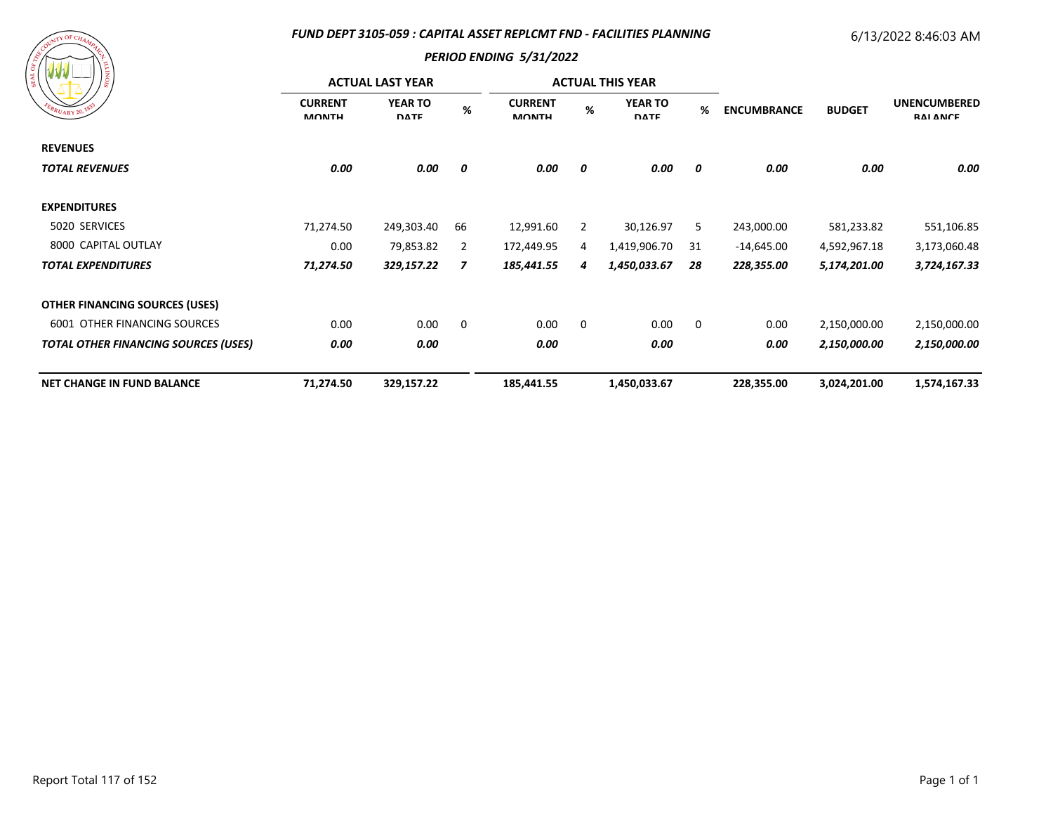## FUND DEPT 3105-059 : CAPITAL ASSET REPLCMT FND - FACILITIES PLANNING

6/13/2022 8:46:03 AM

### PERIOD ENDING 5/31/2022

| | ACTUAL LAST YEAR | | | ACTUAL THIS YEAR | | | | | | |
|---|---|---|---|---|---|---|---|---|---|---|
| | CURRENT MONTH | YEAR TO DATE | % | CURRENT MONTH | % | YEAR TO DATE | % | ENCUMBRANCE | BUDGET | UNENCUMBERED BALANCE |
| **REVENUES** | | | | | | | | | | |
| ***TOTAL REVENUES*** | ***0.00*** | ***0.00*** | ***0*** | ***0.00*** | ***0*** | ***0.00*** | ***0*** | ***0.00*** | ***0.00*** | ***0.00*** |
| **EXPENDITURES** | | | | | | | | | | |
| 5020 SERVICES | 71,274.50 | 249,303.40 | 66 | 12,991.60 | 2 | 30,126.97 | 5 | 243,000.00 | 581,233.82 | 551,106.85 |
| 8000 CAPITAL OUTLAY | 0.00 | 79,853.82 | 2 | 172,449.95 | 4 | 1,419,906.70 | 31 | -14,645.00 | 4,592,967.18 | 3,173,060.48 |
| ***TOTAL EXPENDITURES*** | ***71,274.50*** | ***329,157.22*** | ***7*** | ***185,441.55*** | ***4*** | ***1,450,033.67*** | ***28*** | ***228,355.00*** | ***5,174,201.00*** | ***3,724,167.33*** |
| **OTHER FINANCING SOURCES (USES)** | | | | | | | | | | |
| 6001 OTHER FINANCING SOURCES | 0.00 | 0.00 | 0 | 0.00 | 0 | 0.00 | 0 | 0.00 | 2,150,000.00 | 2,150,000.00 |
| ***TOTAL OTHER FINANCING SOURCES (USES)*** | ***0.00*** | ***0.00*** | | ***0.00*** | | ***0.00*** | | ***0.00*** | ***2,150,000.00*** | ***2,150,000.00*** |
| **NET CHANGE IN FUND BALANCE** | **71,274.50** | **329,157.22** | | **185,441.55** | | **1,450,033.67** | | **228,355.00** | **3,024,201.00** | **1,574,167.33** |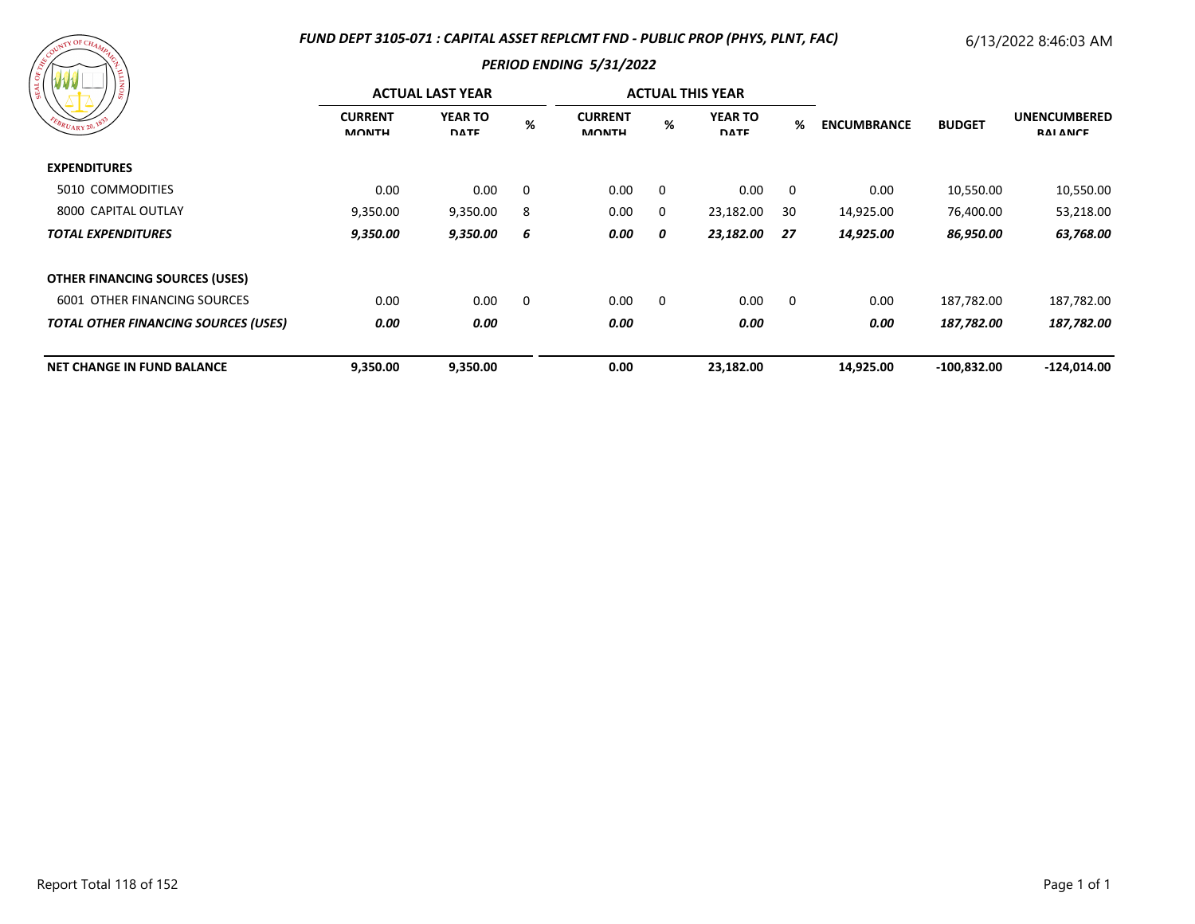**FUND DEPT 3105-071 : CAPITAL ASSET REPLCMT FND - PUBLIC PROP (PHYS, PLNT, FAC)**

6/13/2022 8:46:03 AM

**PERIOD ENDING 5/31/2022**

| | ACTUAL LAST YEAR | | | ACTUAL THIS YEAR | | | | | | |
|---|---|---|---|---|---|---|---|---|---|---|
| | CURRENT MONTH | YEAR TO DATE | % | CURRENT MONTH | % | YEAR TO DATE | % | ENCUMBRANCE | BUDGET | UNENCUMBERED BALANCE |
| **EXPENDITURES** | | | | | | | | | | |
| 5010 COMMODITIES | 0.00 | 0.00 | 0 | 0.00 | 0 | 0.00 | 0 | 0.00 | 10,550.00 | 10,550.00 |
| 8000 CAPITAL OUTLAY | 9,350.00 | 9,350.00 | 8 | 0.00 | 0 | 23,182.00 | 30 | 14,925.00 | 76,400.00 | 53,218.00 |
| ***TOTAL EXPENDITURES*** | ***9,350.00*** | ***9,350.00*** | ***6*** | ***0.00*** | ***0*** | ***23,182.00*** | ***27*** | ***14,925.00*** | ***86,950.00*** | ***63,768.00*** |
| **OTHER FINANCING SOURCES (USES)** | | | | | | | | | | |
| 6001 OTHER FINANCING SOURCES | 0.00 | 0.00 | 0 | 0.00 | 0 | 0.00 | 0 | 0.00 | 187,782.00 | 187,782.00 |
| ***TOTAL OTHER FINANCING SOURCES (USES)*** | ***0.00*** | ***0.00*** | | ***0.00*** | | ***0.00*** | | ***0.00*** | ***187,782.00*** | ***187,782.00*** |
| **NET CHANGE IN FUND BALANCE** | **9,350.00** | **9,350.00** | | **0.00** | | **23,182.00** | | **14,925.00** | **-100,832.00** | **-124,014.00** |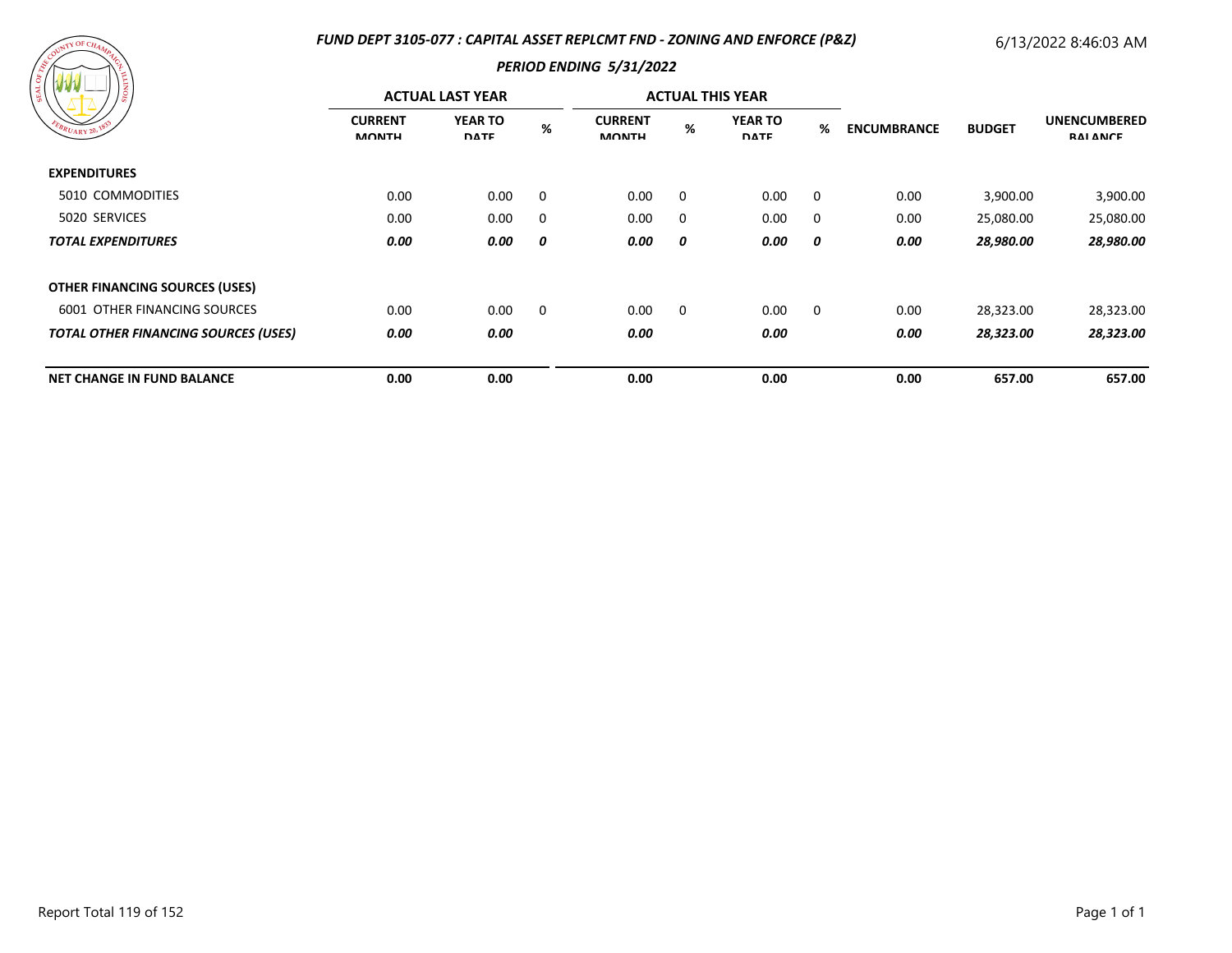# FUND DEPT 3105-077 : CAPITAL ASSET REPLCMT FND - ZONING AND ENFORCE (P&Z)

6/13/2022 8:46:03 AM

## PERIOD ENDING 5/31/2022

| | ACTUAL LAST YEAR | | | ACTUAL THIS YEAR | | | | | | |
|---|---|---|---|---|---|---|---|---|---|---|
| | CURRENT MONTH | YEAR TO DATE | % | CURRENT MONTH | % | YEAR TO DATE | % | ENCUMBRANCE | BUDGET | UNENCUMBERED BALANCE |
| **EXPENDITURES** | | | | | | | | | | |
| 5010 COMMODITIES | 0.00 | 0.00 | 0 | 0.00 | 0 | 0.00 | 0 | 0.00 | 3,900.00 | 3,900.00 |
| 5020 SERVICES | 0.00 | 0.00 | 0 | 0.00 | 0 | 0.00 | 0 | 0.00 | 25,080.00 | 25,080.00 |
| ***TOTAL EXPENDITURES*** | ***0.00*** | ***0.00*** | ***0*** | ***0.00*** | ***0*** | ***0.00*** | ***0*** | ***0.00*** | ***28,980.00*** | ***28,980.00*** |
| **OTHER FINANCING SOURCES (USES)** | | | | | | | | | | |
| 6001 OTHER FINANCING SOURCES | 0.00 | 0.00 | 0 | 0.00 | 0 | 0.00 | 0 | 0.00 | 28,323.00 | 28,323.00 |
| ***TOTAL OTHER FINANCING SOURCES (USES)*** | ***0.00*** | ***0.00*** | | ***0.00*** | | ***0.00*** | | ***0.00*** | ***28,323.00*** | ***28,323.00*** |
| **NET CHANGE IN FUND BALANCE** | **0.00** | **0.00** | | **0.00** | | **0.00** | | **0.00** | **657.00** | **657.00** |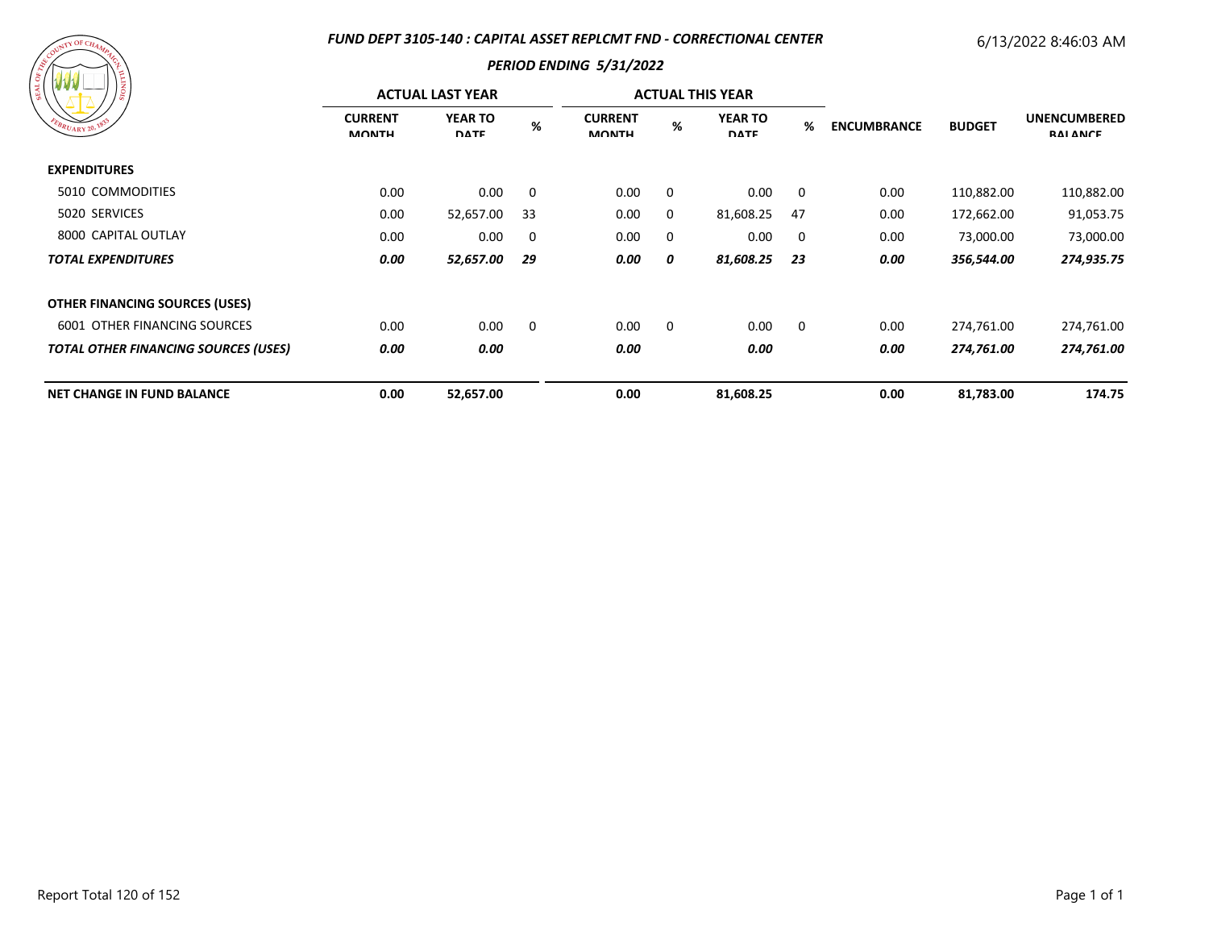# FUND DEPT 3105-140 : CAPITAL ASSET REPLCMT FND - CORRECTIONAL CENTER

6/13/2022 8:46:03 AM

## PERIOD ENDING 5/31/2022

| | ACTUAL LAST YEAR | | | ACTUAL THIS YEAR | | | | | | |
|---|---|---|---|---|---|---|---|---|---|---|
| | CURRENT MONTH | YEAR TO DATE | % | CURRENT MONTH | % | YEAR TO DATE | % | ENCUMBRANCE | BUDGET | UNENCUMBERED BALANCE |
| **EXPENDITURES** | | | | | | | | | | |
| 5010 COMMODITIES | 0.00 | 0.00 | 0 | 0.00 | 0 | 0.00 | 0 | 0.00 | 110,882.00 | 110,882.00 |
| 5020 SERVICES | 0.00 | 52,657.00 | 33 | 0.00 | 0 | 81,608.25 | 47 | 0.00 | 172,662.00 | 91,053.75 |
| 8000 CAPITAL OUTLAY | 0.00 | 0.00 | 0 | 0.00 | 0 | 0.00 | 0 | 0.00 | 73,000.00 | 73,000.00 |
| ***TOTAL EXPENDITURES*** | ***0.00*** | ***52,657.00*** | ***29*** | ***0.00*** | ***0*** | ***81,608.25*** | ***23*** | ***0.00*** | ***356,544.00*** | ***274,935.75*** |
| **OTHER FINANCING SOURCES (USES)** | | | | | | | | | | |
| 6001 OTHER FINANCING SOURCES | 0.00 | 0.00 | 0 | 0.00 | 0 | 0.00 | 0 | 0.00 | 274,761.00 | 274,761.00 |
| ***TOTAL OTHER FINANCING SOURCES (USES)*** | ***0.00*** | ***0.00*** | | ***0.00*** | | ***0.00*** | | ***0.00*** | ***274,761.00*** | ***274,761.00*** |
| **NET CHANGE IN FUND BALANCE** | **0.00** | **52,657.00** | | **0.00** | | **81,608.25** | | **0.00** | **81,783.00** | **174.75** |

Report Total 120 of 152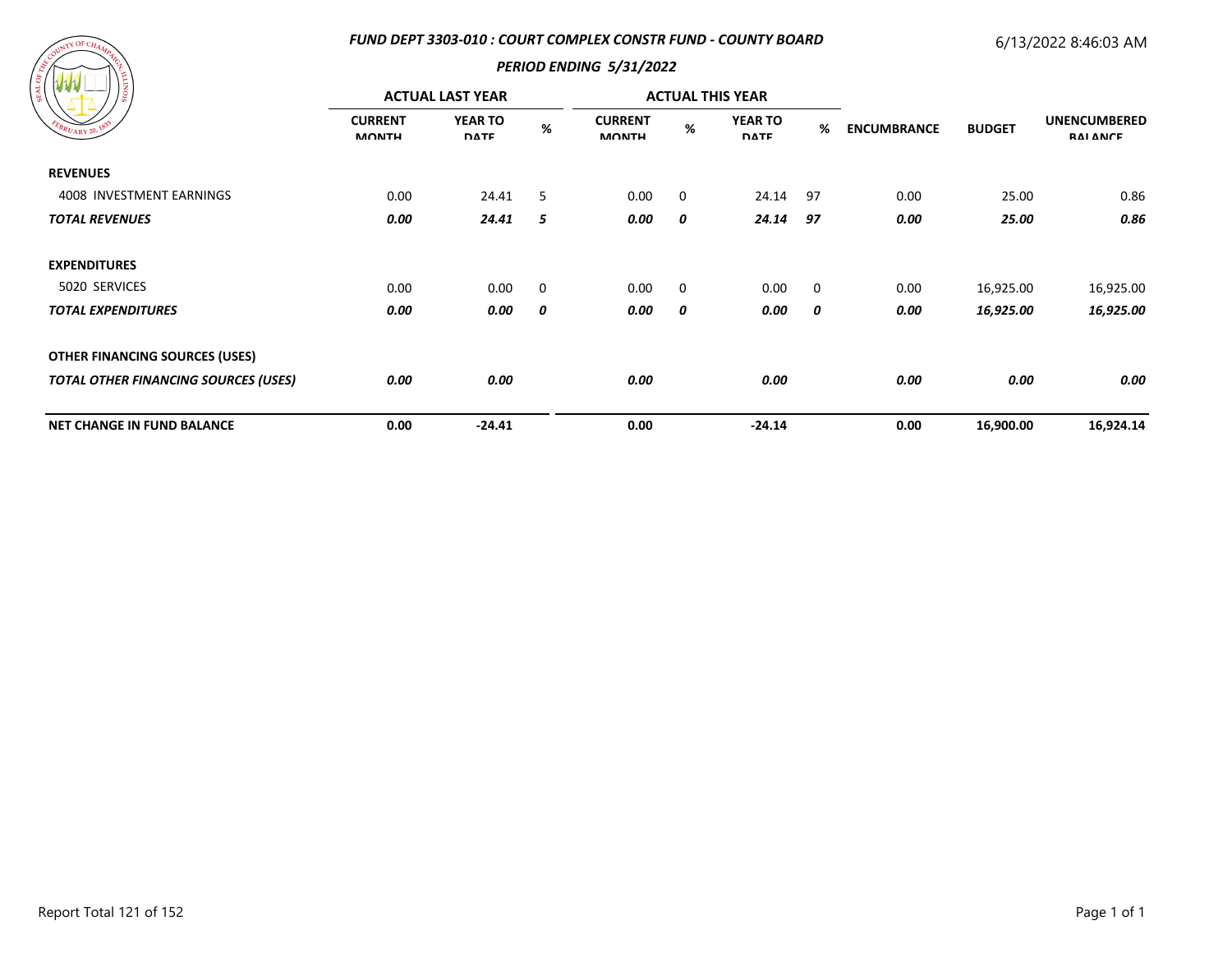## FUND DEPT 3303-010 : COURT COMPLEX CONSTR FUND - COUNTY BOARD

6/13/2022 8:46:03 AM

### PERIOD ENDING 5/31/2022

| | ACTUAL LAST YEAR | | | ACTUAL THIS YEAR | | | | | | |
|---|---|---|---|---|---|---|---|---|---|---|
| | CURRENT MONTH | YEAR TO DATE | % | CURRENT MONTH | % | YEAR TO DATE | % | ENCUMBRANCE | BUDGET | UNENCUMBERED BALANCE |
| **REVENUES** | | | | | | | | | | |
| 4008 INVESTMENT EARNINGS | 0.00 | 24.41 | 5 | 0.00 | 0 | 24.14 | 97 | 0.00 | 25.00 | 0.86 |
| ***TOTAL REVENUES*** | ***0.00*** | ***24.41*** | ***5*** | ***0.00*** | ***0*** | ***24.14*** | ***97*** | ***0.00*** | ***25.00*** | ***0.86*** |
| **EXPENDITURES** | | | | | | | | | | |
| 5020 SERVICES | 0.00 | 0.00 | 0 | 0.00 | 0 | 0.00 | 0 | 0.00 | 16,925.00 | 16,925.00 |
| ***TOTAL EXPENDITURES*** | ***0.00*** | ***0.00*** | ***0*** | ***0.00*** | ***0*** | ***0.00*** | ***0*** | ***0.00*** | ***16,925.00*** | ***16,925.00*** |
| **OTHER FINANCING SOURCES (USES)** | | | | | | | | | | |
| ***TOTAL OTHER FINANCING SOURCES (USES)*** | ***0.00*** | ***0.00*** | | ***0.00*** | | ***0.00*** | | ***0.00*** | ***0.00*** | ***0.00*** |
| **NET CHANGE IN FUND BALANCE** | **0.00** | **-24.41** | | **0.00** | | **-24.14** | | **0.00** | **16,900.00** | **16,924.14** |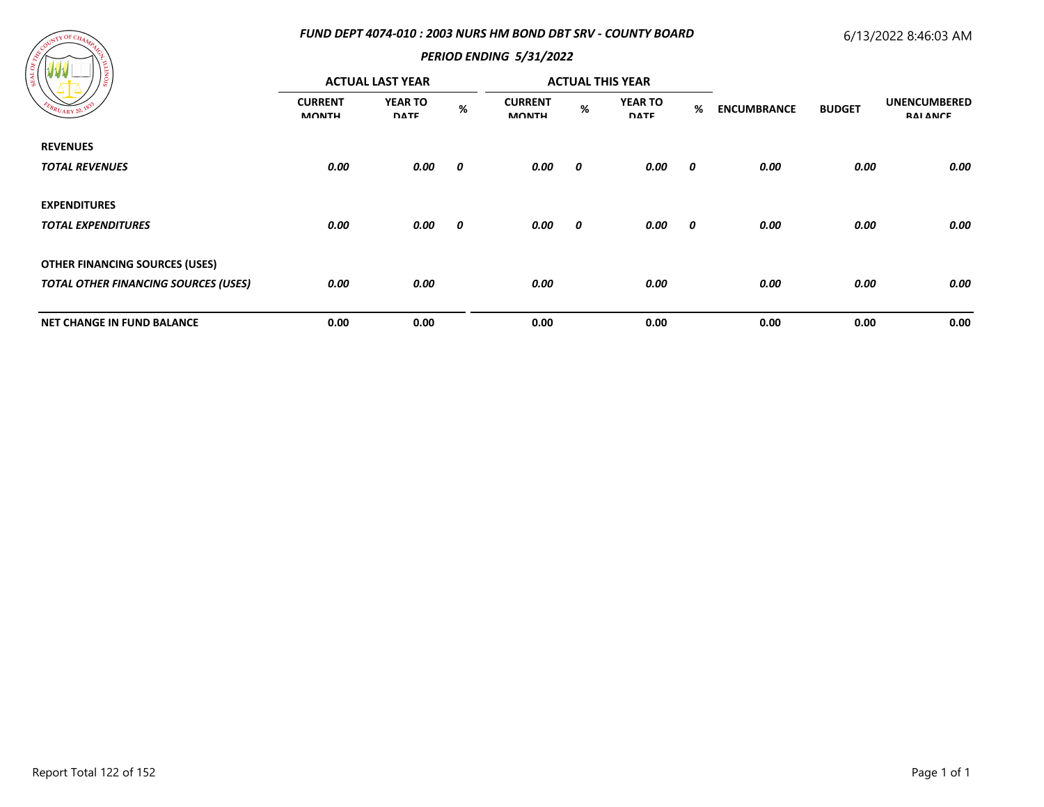## *FUND DEPT 4074-010 : 2003 NURS HM BOND DBT SRV - COUNTY BOARD*

6/13/2022 8:46:03 AM

### *PERIOD ENDING 5/31/2022*

| | ACTUAL LAST YEAR | | | ACTUAL THIS YEAR | | | | | | |
|---|---|---|---|---|---|---|---|---|---|---|
| | CURRENT MONTH | YEAR TO DATE | % | CURRENT MONTH | % | YEAR TO DATE | % | ENCUMBRANCE | BUDGET | UNENCUMBERED BALANCE |
| **REVENUES** | | | | | | | | | | |
| ***TOTAL REVENUES*** | ***0.00*** | ***0.00*** | ***0*** | ***0.00*** | ***0*** | ***0.00*** | ***0*** | ***0.00*** | ***0.00*** | ***0.00*** |
| **EXPENDITURES** | | | | | | | | | | |
| ***TOTAL EXPENDITURES*** | ***0.00*** | ***0.00*** | ***0*** | ***0.00*** | ***0*** | ***0.00*** | ***0*** | ***0.00*** | ***0.00*** | ***0.00*** |
| **OTHER FINANCING SOURCES (USES)** | | | | | | | | | | |
| ***TOTAL OTHER FINANCING SOURCES (USES)*** | ***0.00*** | ***0.00*** | | ***0.00*** | | ***0.00*** | | ***0.00*** | ***0.00*** | ***0.00*** |
| **NET CHANGE IN FUND BALANCE** | **0.00** | **0.00** | | **0.00** | | **0.00** | | **0.00** | **0.00** | **0.00** |

Report Total 122 of 152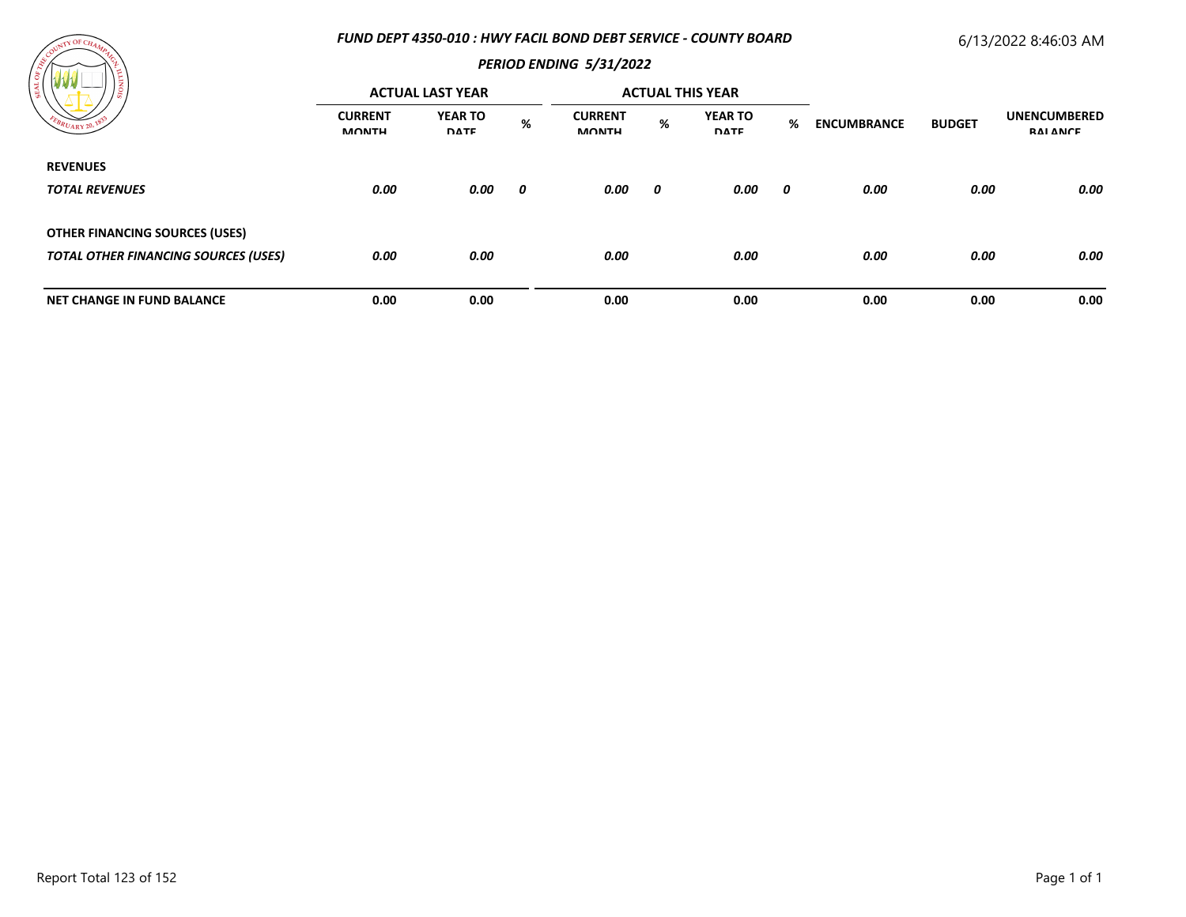## *FUND DEPT 4350-010 : HWY FACIL BOND DEBT SERVICE - COUNTY BOARD*

### *PERIOD ENDING 5/31/2022*

6/13/2022 8:46:03 AM

| | ACTUAL LAST YEAR | | | ACTUAL THIS YEAR | | | | | | |
|---|---|---|---|---|---|---|---|---|---|---|
| | CURRENT MONTH | YEAR TO DATE | % | CURRENT MONTH | % | YEAR TO DATE | % | ENCUMBRANCE | BUDGET | UNENCUMBERED BALANCE |
| **REVENUES** | | | | | | | | | | |
| ***TOTAL REVENUES*** | ***0.00*** | ***0.00*** | ***0*** | ***0.00*** | ***0*** | ***0.00*** | ***0*** | ***0.00*** | ***0.00*** | ***0.00*** |
| **OTHER FINANCING SOURCES (USES)** | | | | | | | | | | |
| ***TOTAL OTHER FINANCING SOURCES (USES)*** | ***0.00*** | ***0.00*** | | ***0.00*** | | ***0.00*** | | ***0.00*** | ***0.00*** | ***0.00*** |
| **NET CHANGE IN FUND BALANCE** | **0.00** | **0.00** | | **0.00** | | **0.00** | | **0.00** | **0.00** | **0.00** |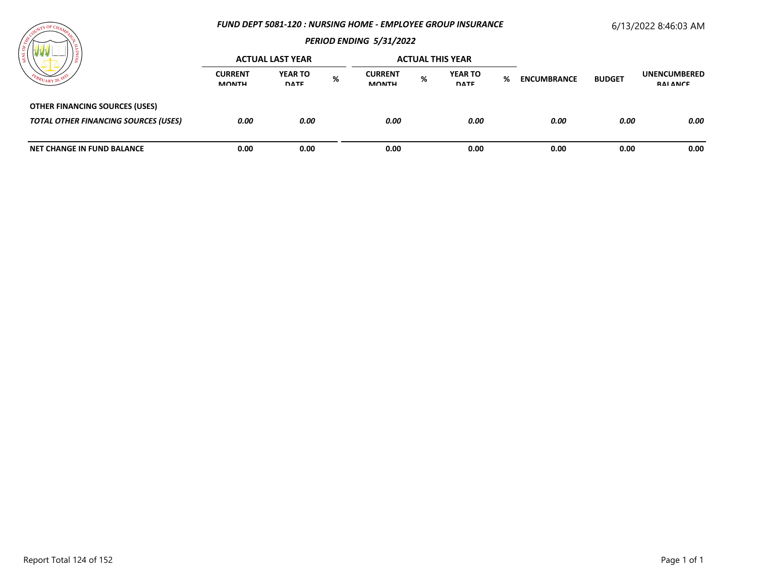*FUND DEPT 5081-120 : NURSING HOME - EMPLOYEE GROUP INSURANCE*

*PERIOD ENDING 5/31/2022*

6/13/2022 8:46:03 AM

| | ACTUAL LAST YEAR | | | ACTUAL THIS YEAR | | | | | | |
|---|---|---|---|---|---|---|---|---|---|---|
| | CURRENT MONTH | YEAR TO DATE | % | CURRENT MONTH | % | YEAR TO DATE | % | ENCUMBRANCE | BUDGET | UNENCUMBERED BALANCE |
| **OTHER FINANCING SOURCES (USES)** | | | | | | | | | | |
| ***TOTAL OTHER FINANCING SOURCES (USES)*** | ***0.00*** | ***0.00*** | | ***0.00*** | | ***0.00*** | | ***0.00*** | ***0.00*** | ***0.00*** |
| **NET CHANGE IN FUND BALANCE** | **0.00** | **0.00** | | **0.00** | | **0.00** | | **0.00** | **0.00** | **0.00** |

Report Total 124 of 152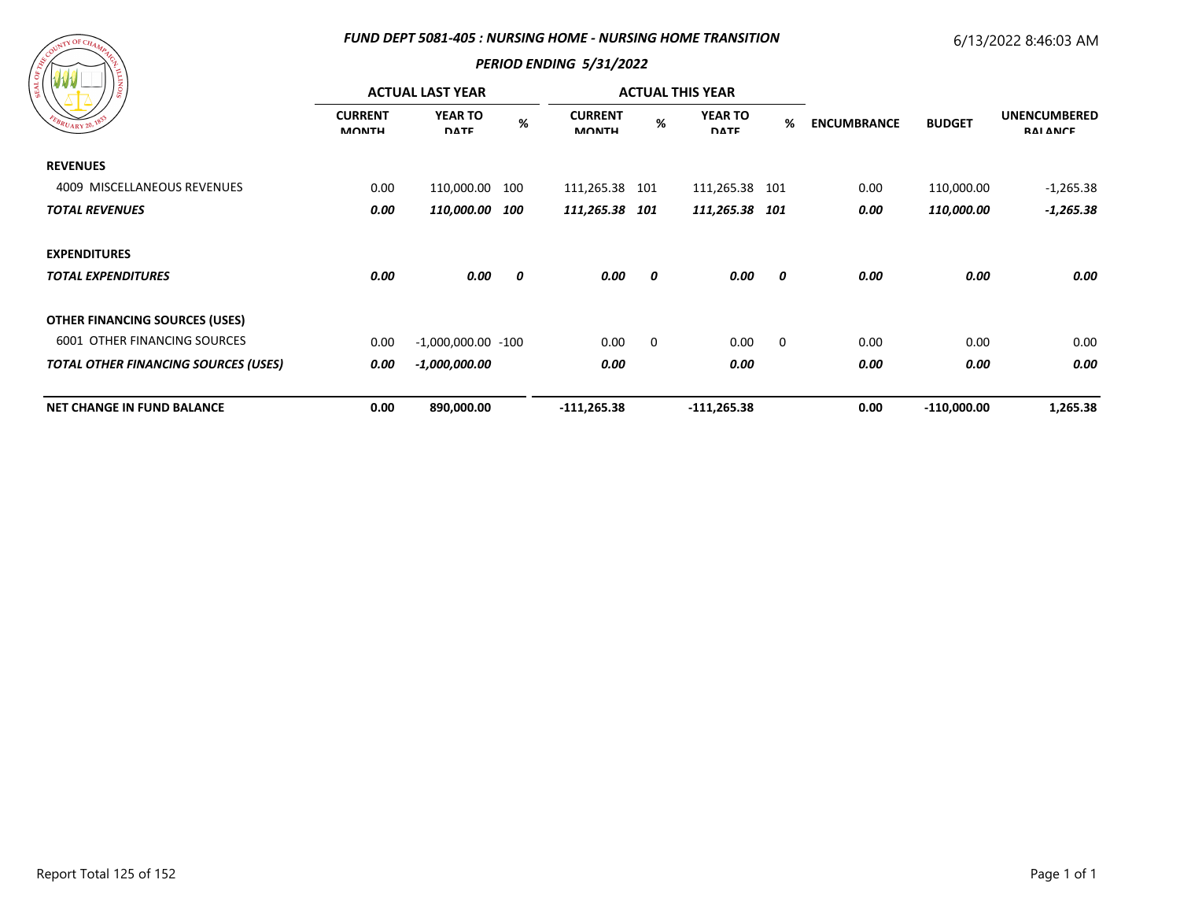**FUND DEPT 5081-405 : NURSING HOME - NURSING HOME TRANSITION**

**PERIOD ENDING 5/31/2022**

6/13/2022 8:46:03 AM

| | ACTUAL LAST YEAR | | | ACTUAL THIS YEAR | | | | | | |
|---|---|---|---|---|---|---|---|---|---|---|
| | CURRENT MONTH | YEAR TO DATE | % | CURRENT MONTH | % | YEAR TO DATE | % | ENCUMBRANCE | BUDGET | UNENCUMBERED BALANCE |
| **REVENUES** | | | | | | | | | | |
| 4009 MISCELLANEOUS REVENUES | 0.00 | 110,000.00 | 100 | 111,265.38 | 101 | 111,265.38 | 101 | 0.00 | 110,000.00 | -1,265.38 |
| ***TOTAL REVENUES*** | ***0.00*** | ***110,000.00*** | ***100*** | ***111,265.38*** | ***101*** | ***111,265.38*** | ***101*** | ***0.00*** | ***110,000.00*** | ***-1,265.38*** |
| **EXPENDITURES** | | | | | | | | | | |
| ***TOTAL EXPENDITURES*** | ***0.00*** | ***0.00*** | ***0*** | ***0.00*** | ***0*** | ***0.00*** | ***0*** | ***0.00*** | ***0.00*** | ***0.00*** |
| **OTHER FINANCING SOURCES (USES)** | | | | | | | | | | |
| 6001 OTHER FINANCING SOURCES | 0.00 | -1,000,000.00 | -100 | 0.00 | 0 | 0.00 | 0 | 0.00 | 0.00 | 0.00 |
| ***TOTAL OTHER FINANCING SOURCES (USES)*** | ***0.00*** | ***-1,000,000.00*** | | ***0.00*** | | ***0.00*** | | ***0.00*** | ***0.00*** | ***0.00*** |
| **NET CHANGE IN FUND BALANCE** | **0.00** | **890,000.00** | | **-111,265.38** | | **-111,265.38** | | **0.00** | **-110,000.00** | **1,265.38** |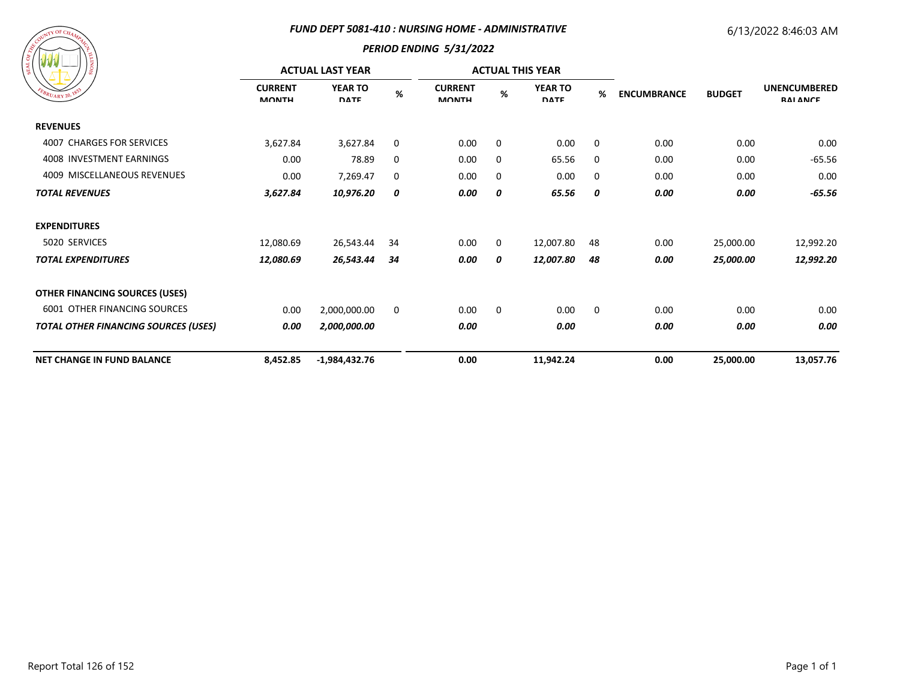### FUND DEPT 5081-410 : NURSING HOME - ADMINISTRATIVE

6/13/2022 8:46:03 AM

### PERIOD ENDING 5/31/2022

| | ACTUAL LAST YEAR | | | ACTUAL THIS YEAR | | | | | | |
|---|---|---|---|---|---|---|---|---|---|---|
| | CURRENT MONTH | YEAR TO DATE | % | CURRENT MONTH | % | YEAR TO DATE | % | ENCUMBRANCE | BUDGET | UNENCUMBERED BALANCE |
| **REVENUES** | | | | | | | | | | |
| 4007 CHARGES FOR SERVICES | 3,627.84 | 3,627.84 | 0 | 0.00 | 0 | 0.00 | 0 | 0.00 | 0.00 | 0.00 |
| 4008 INVESTMENT EARNINGS | 0.00 | 78.89 | 0 | 0.00 | 0 | 65.56 | 0 | 0.00 | 0.00 | -65.56 |
| 4009 MISCELLANEOUS REVENUES | 0.00 | 7,269.47 | 0 | 0.00 | 0 | 0.00 | 0 | 0.00 | 0.00 | 0.00 |
| ***TOTAL REVENUES*** | ***3,627.84*** | ***10,976.20*** | ***0*** | ***0.00*** | ***0*** | ***65.56*** | ***0*** | ***0.00*** | ***0.00*** | ***-65.56*** |
| **EXPENDITURES** | | | | | | | | | | |
| 5020 SERVICES | 12,080.69 | 26,543.44 | 34 | 0.00 | 0 | 12,007.80 | 48 | 0.00 | 25,000.00 | 12,992.20 |
| ***TOTAL EXPENDITURES*** | ***12,080.69*** | ***26,543.44*** | ***34*** | ***0.00*** | ***0*** | ***12,007.80*** | ***48*** | ***0.00*** | ***25,000.00*** | ***12,992.20*** |
| **OTHER FINANCING SOURCES (USES)** | | | | | | | | | | |
| 6001 OTHER FINANCING SOURCES | 0.00 | 2,000,000.00 | 0 | 0.00 | 0 | 0.00 | 0 | 0.00 | 0.00 | 0.00 |
| ***TOTAL OTHER FINANCING SOURCES (USES)*** | ***0.00*** | ***2,000,000.00*** | | ***0.00*** | | ***0.00*** | | ***0.00*** | ***0.00*** | ***0.00*** |
| **NET CHANGE IN FUND BALANCE** | **8,452.85** | **-1,984,432.76** | | **0.00** | | **11,942.24** | | **0.00** | **25,000.00** | **13,057.76** |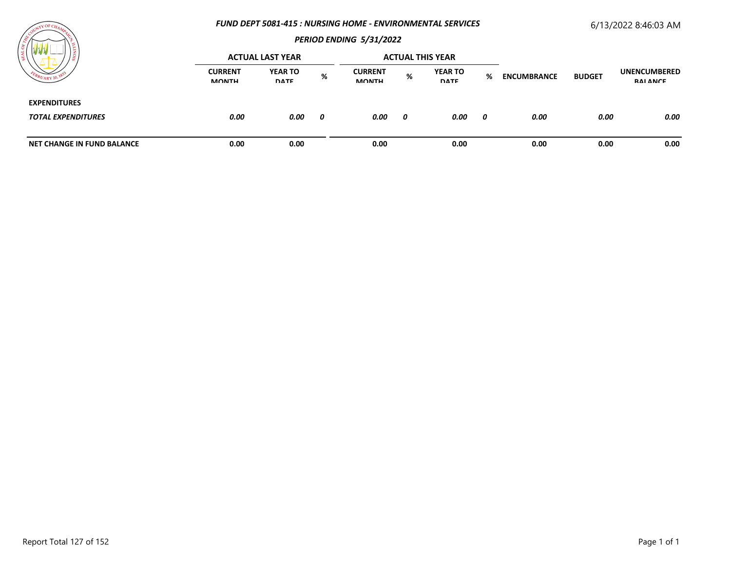### *FUND DEPT 5081-415 : NURSING HOME - ENVIRONMENTAL SERVICES*

6/13/2022 8:46:03 AM

### *PERIOD ENDING 5/31/2022*

| | ACTUAL LAST YEAR | | | ACTUAL THIS YEAR | | | | | | |
|---|---|---|---|---|---|---|---|---|---|---|
| | CURRENT MONTH | YEAR TO DATE | % | CURRENT MONTH | % | YEAR TO DATE | % | ENCUMBRANCE | BUDGET | UNENCUMBERED BALANCE |
| **EXPENDITURES** | | | | | | | | | | |
| ***TOTAL EXPENDITURES*** | ***0.00*** | ***0.00*** | ***0*** | ***0.00*** | ***0*** | ***0.00*** | ***0*** | ***0.00*** | ***0.00*** | ***0.00*** |
| **NET CHANGE IN FUND BALANCE** | **0.00** | **0.00** | | **0.00** | | **0.00** | | **0.00** | **0.00** | **0.00** |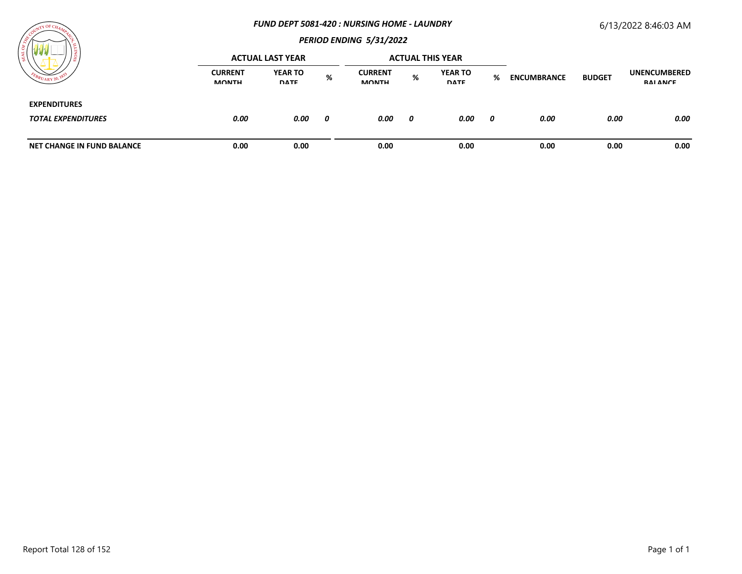# *FUND DEPT 5081-420 : NURSING HOME - LAUNDRY*

## *PERIOD ENDING 5/31/2022*

6/13/2022 8:46:03 AM

| | ACTUAL LAST YEAR | | | ACTUAL THIS YEAR | | | | | | |
|---|---|---|---|---|---|---|---|---|---|---|
| | CURRENT MONTH | YEAR TO DATE | % | CURRENT MONTH | % | YEAR TO DATE | % | ENCUMBRANCE | BUDGET | UNENCUMBERED BALANCE |
| **EXPENDITURES** | | | | | | | | | | |
| ***TOTAL EXPENDITURES*** | ***0.00*** | ***0.00*** | ***0*** | ***0.00*** | ***0*** | ***0.00*** | ***0*** | ***0.00*** | ***0.00*** | ***0.00*** |
| **NET CHANGE IN FUND BALANCE** | **0.00** | **0.00** | | **0.00** | | **0.00** | | **0.00** | **0.00** | **0.00** |

Report Total 128 of 152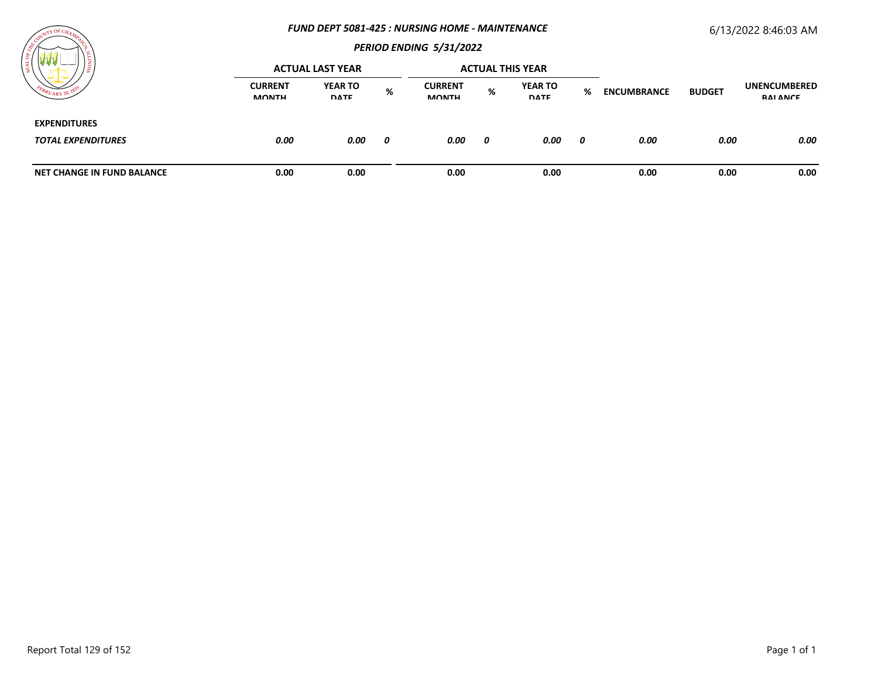### *FUND DEPT 5081-425 : NURSING HOME - MAINTENANCE*

### *PERIOD ENDING 5/31/2022*

6/13/2022 8:46:03 AM

| | ACTUAL LAST YEAR | | | ACTUAL THIS YEAR | | | | | | |
|---|---|---|---|---|---|---|---|---|---|---|
| | CURRENT MONTH | YEAR TO DATE | % | CURRENT MONTH | % | YEAR TO DATE | % | ENCUMBRANCE | BUDGET | UNENCUMBERED BALANCE |
| **EXPENDITURES** | | | | | | | | | | |
| ***TOTAL EXPENDITURES*** | ***0.00*** | ***0.00*** | ***0*** | ***0.00*** | ***0*** | ***0.00*** | ***0*** | ***0.00*** | ***0.00*** | ***0.00*** |
| **NET CHANGE IN FUND BALANCE** | **0.00** | **0.00** | | **0.00** | | **0.00** | | **0.00** | **0.00** | **0.00** |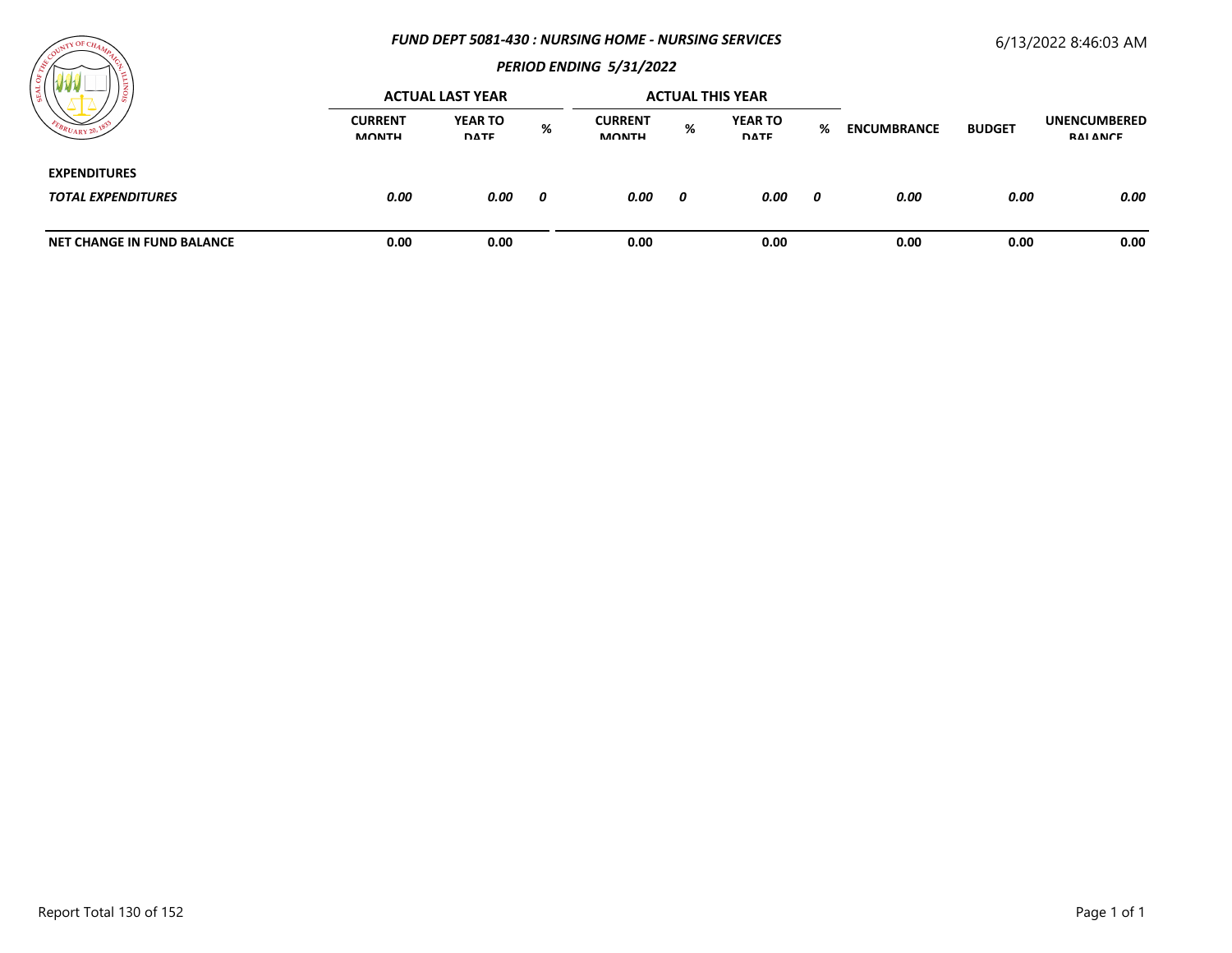### *FUND DEPT 5081-430 : NURSING HOME - NURSING SERVICES*

### *PERIOD ENDING 5/31/2022*

6/13/2022 8:46:03 AM

| | ACTUAL LAST YEAR | | | ACTUAL THIS YEAR | | | | | | |
|---|---|---|---|---|---|---|---|---|---|---|
| | CURRENT MONTH | YEAR TO DATE | % | CURRENT MONTH | % | YEAR TO DATE | % | ENCUMBRANCE | BUDGET | UNENCUMBERED BALANCE |
| **EXPENDITURES** | | | | | | | | | | |
| ***TOTAL EXPENDITURES*** | ***0.00*** | ***0.00*** | ***0*** | ***0.00*** | ***0*** | ***0.00*** | ***0*** | ***0.00*** | ***0.00*** | ***0.00*** |
| **NET CHANGE IN FUND BALANCE** | **0.00** | **0.00** | | **0.00** | | **0.00** | | **0.00** | **0.00** | **0.00** |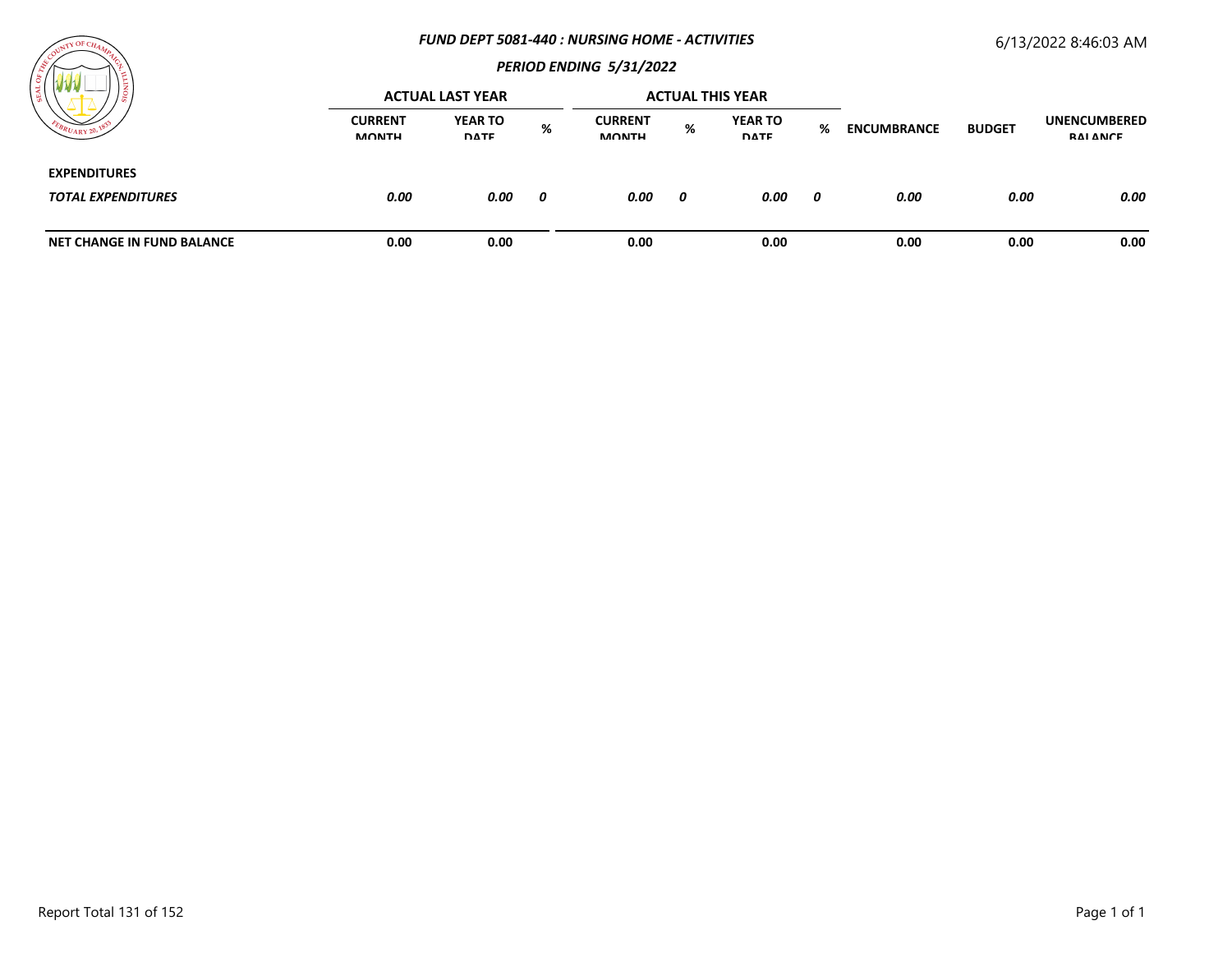*FUND DEPT 5081-440 : NURSING HOME - ACTIVITIES*

*PERIOD ENDING 5/31/2022*

6/13/2022 8:46:03 AM

| | ACTUAL LAST YEAR | | | ACTUAL THIS YEAR | | | | | | |
|---|---|---|---|---|---|---|---|---|---|---|
| | CURRENT MONTH | YEAR TO DATE | % | CURRENT MONTH | % | YEAR TO DATE | % | ENCUMBRANCE | BUDGET | UNENCUMBERED BALANCE |
| **EXPENDITURES** | | | | | | | | | | |
| ***TOTAL EXPENDITURES*** | ***0.00*** | ***0.00*** | ***0*** | ***0.00*** | ***0*** | ***0.00*** | ***0*** | ***0.00*** | ***0.00*** | ***0.00*** |
| **NET CHANGE IN FUND BALANCE** | **0.00** | **0.00** | | **0.00** | | **0.00** | | **0.00** | **0.00** | **0.00** |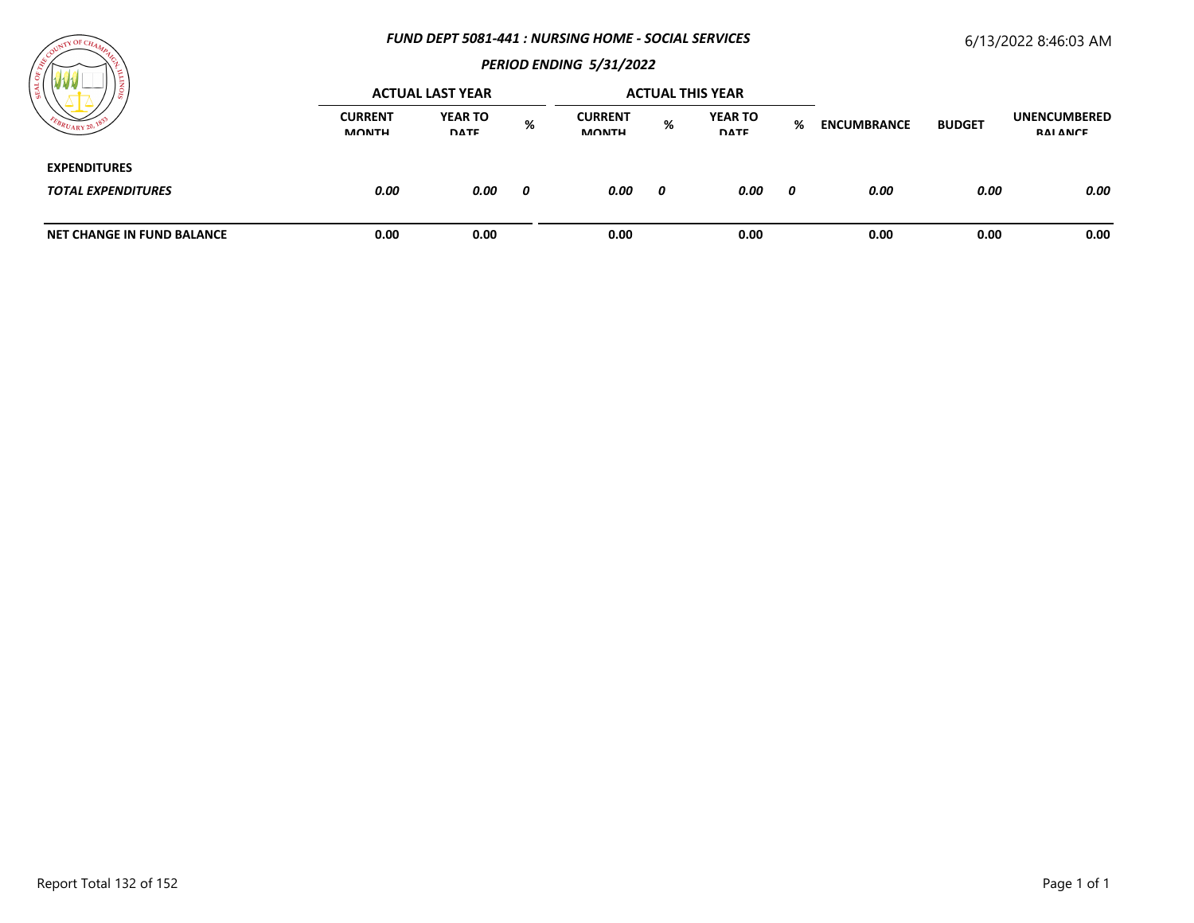*FUND DEPT 5081-441 : NURSING HOME - SOCIAL SERVICES*

6/13/2022 8:46:03 AM

*PERIOD ENDING 5/31/2022*

| | ACTUAL LAST YEAR | | | ACTUAL THIS YEAR | | | | | | |
|---|---|---|---|---|---|---|---|---|---|---|
| | CURRENT MONTH | YEAR TO DATE | % | CURRENT MONTH | % | YEAR TO DATE | % | ENCUMBRANCE | BUDGET | UNENCUMBERED BALANCE |
| **EXPENDITURES** | | | | | | | | | | |
| ***TOTAL EXPENDITURES*** | ***0.00*** | ***0.00*** | ***0*** | ***0.00*** | ***0*** | ***0.00*** | ***0*** | ***0.00*** | ***0.00*** | ***0.00*** |
| **NET CHANGE IN FUND BALANCE** | **0.00** | **0.00** | | **0.00** | | **0.00** | | **0.00** | **0.00** | **0.00** |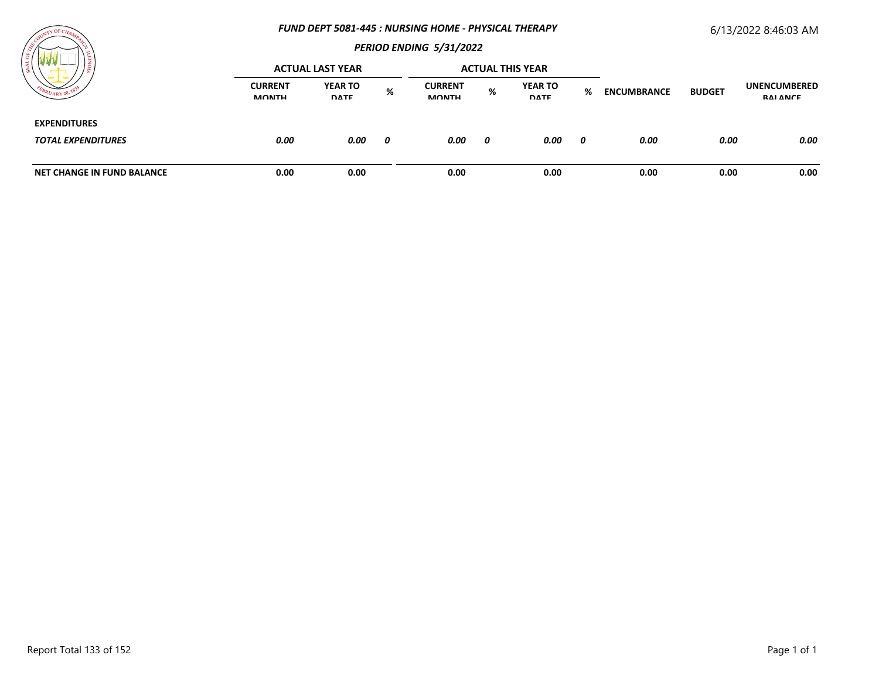# *FUND DEPT 5081-445 : NURSING HOME - PHYSICAL THERAPY*

## *PERIOD ENDING 5/31/2022*

6/13/2022 8:46:03 AM

| | ACTUAL LAST YEAR | | | ACTUAL THIS YEAR | | | | | | |
|---|---|---|---|---|---|---|---|---|---|---|
| | CURRENT MONTH | YEAR TO DATE | % | CURRENT MONTH | % | YEAR TO DATE | % | ENCUMBRANCE | BUDGET | UNENCUMBERED BALANCE |
| **EXPENDITURES** | | | | | | | | | | |
| ***TOTAL EXPENDITURES*** | ***0.00*** | ***0.00*** | ***0*** | ***0.00*** | ***0*** | ***0.00*** | ***0*** | ***0.00*** | ***0.00*** | ***0.00*** |
| **NET CHANGE IN FUND BALANCE** | **0.00** | **0.00** | | **0.00** | | **0.00** | | **0.00** | **0.00** | **0.00** |

Report Total 133 of 152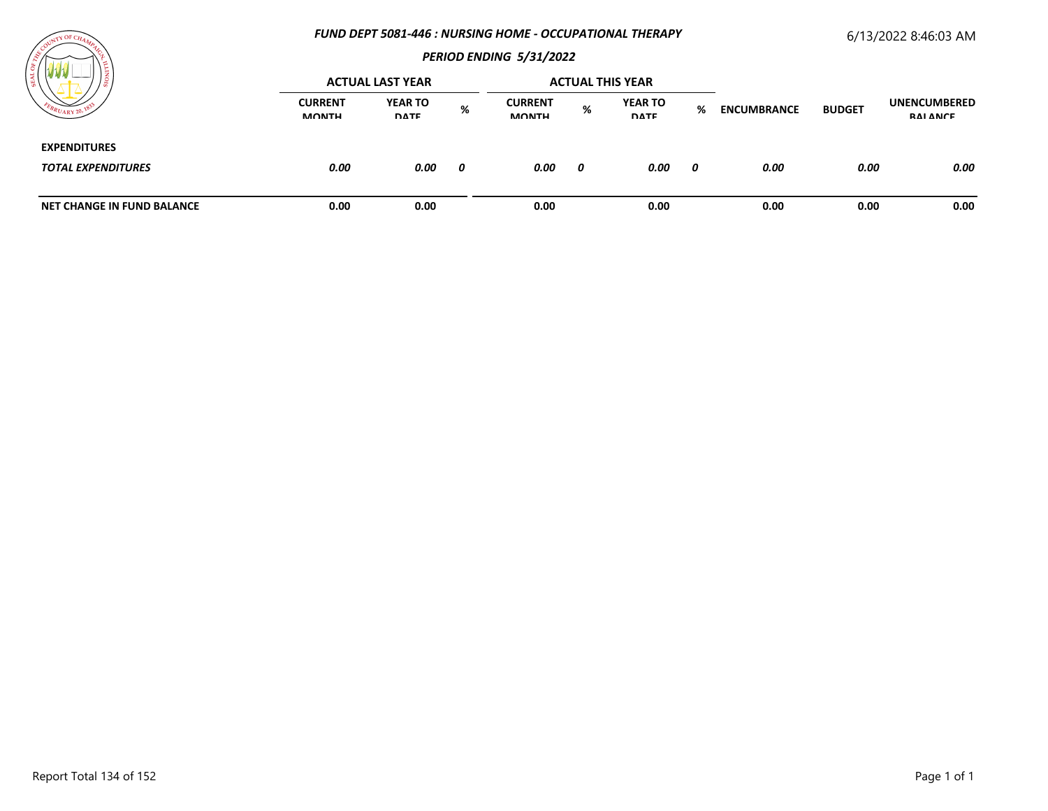***FUND DEPT 5081-446 : NURSING HOME - OCCUPATIONAL THERAPY***

***PERIOD ENDING 5/31/2022***

6/13/2022 8:46:03 AM

| | ACTUAL LAST YEAR | | | ACTUAL THIS YEAR | | | | | | |
|---|---|---|---|---|---|---|---|---|---|---|
| | CURRENT MONTH | YEAR TO DATE | % | CURRENT MONTH | % | YEAR TO DATE | % | ENCUMBRANCE | BUDGET | UNENCUMBERED BALANCE |
| **EXPENDITURES** | | | | | | | | | | |
| ***TOTAL EXPENDITURES*** | ***0.00*** | ***0.00*** | ***0*** | ***0.00*** | ***0*** | ***0.00*** | ***0*** | ***0.00*** | ***0.00*** | ***0.00*** |
| **NET CHANGE IN FUND BALANCE** | **0.00** | **0.00** | | **0.00** | | **0.00** | | **0.00** | **0.00** | **0.00** |

Report Total 134 of 152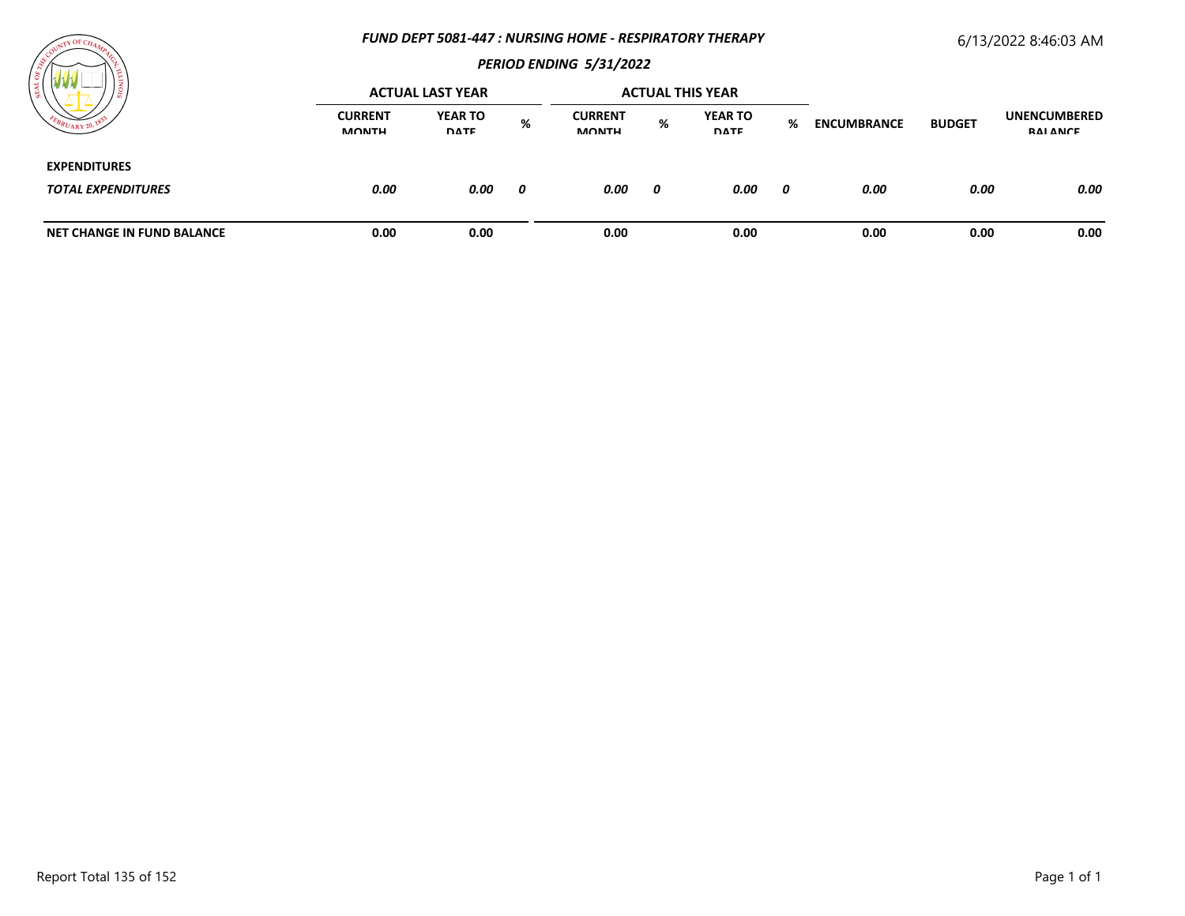# *FUND DEPT 5081-447 : NURSING HOME - RESPIRATORY THERAPY*

## *PERIOD ENDING 5/31/2022*

6/13/2022 8:46:03 AM

| | ACTUAL LAST YEAR | | | ACTUAL THIS YEAR | | | | | | |
|---|---|---|---|---|---|---|---|---|---|---|
| | CURRENT MONTH | YEAR TO DATE | % | CURRENT MONTH | % | YEAR TO DATE | % | ENCUMBRANCE | BUDGET | UNENCUMBERED BALANCE |
| **EXPENDITURES** | | | | | | | | | | |
| ***TOTAL EXPENDITURES*** | ***0.00*** | ***0.00*** | ***0*** | ***0.00*** | ***0*** | ***0.00*** | ***0*** | ***0.00*** | ***0.00*** | ***0.00*** |
| **NET CHANGE IN FUND BALANCE** | **0.00** | **0.00** | | **0.00** | | **0.00** | | **0.00** | **0.00** | **0.00** |

Report Total 135 of 152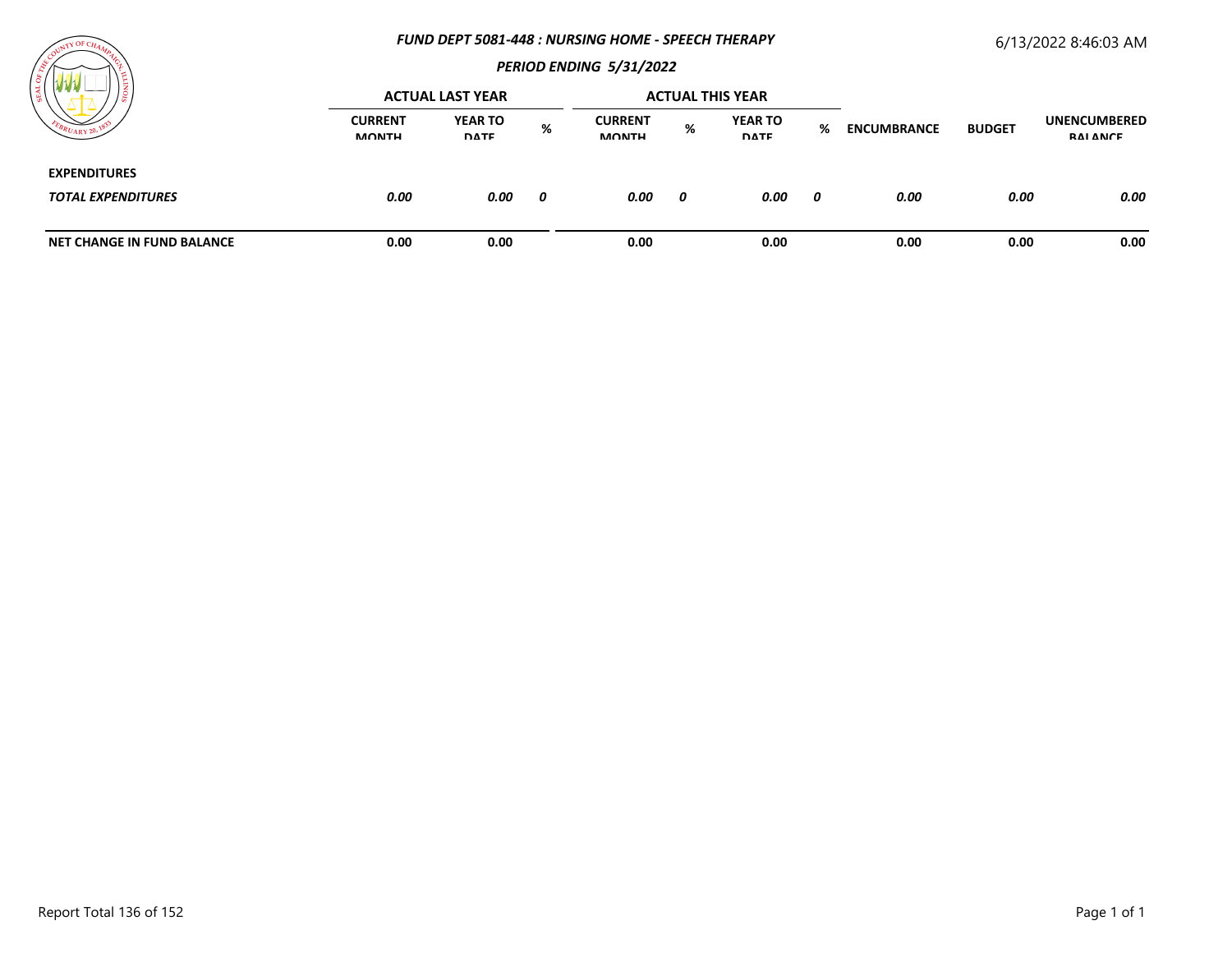# FUND DEPT 5081-448 : NURSING HOME - SPEECH THERAPY

## PERIOD ENDING 5/31/2022

6/13/2022 8:46:03 AM

| | ACTUAL LAST YEAR | | | ACTUAL THIS YEAR | | | | | | |
|---|---|---|---|---|---|---|---|---|---|---|
| | CURRENT MONTH | YEAR TO DATE | % | CURRENT MONTH | % | YEAR TO DATE | % | ENCUMBRANCE | BUDGET | UNENCUMBERED BALANCE |
| **EXPENDITURES** | | | | | | | | | | |
| ***TOTAL EXPENDITURES*** | ***0.00*** | ***0.00*** | ***0*** | ***0.00*** | ***0*** | ***0.00*** | ***0*** | ***0.00*** | ***0.00*** | ***0.00*** |
| **NET CHANGE IN FUND BALANCE** | **0.00** | **0.00** | | **0.00** | | **0.00** | | **0.00** | **0.00** | **0.00** |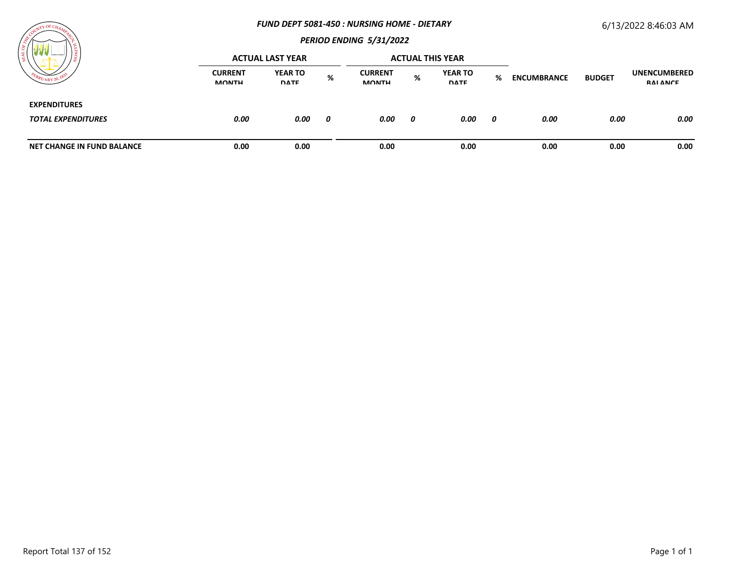*FUND DEPT 5081-450 : NURSING HOME - DIETARY*

*PERIOD ENDING 5/31/2022*

6/13/2022 8:46:03 AM

| | ACTUAL LAST YEAR | | | ACTUAL THIS YEAR | | | | | | |
|---|---|---|---|---|---|---|---|---|---|---|
| | CURRENT MONTH | YEAR TO DATE | % | CURRENT MONTH | % | YEAR TO DATE | % | ENCUMBRANCE | BUDGET | UNENCUMBERED BALANCE |
| **EXPENDITURES** | | | | | | | | | | |
| ***TOTAL EXPENDITURES*** | ***0.00*** | ***0.00*** | ***0*** | ***0.00*** | ***0*** | ***0.00*** | ***0*** | ***0.00*** | ***0.00*** | ***0.00*** |
| **NET CHANGE IN FUND BALANCE** | **0.00** | **0.00** | | **0.00** | | **0.00** | | **0.00** | **0.00** | **0.00** |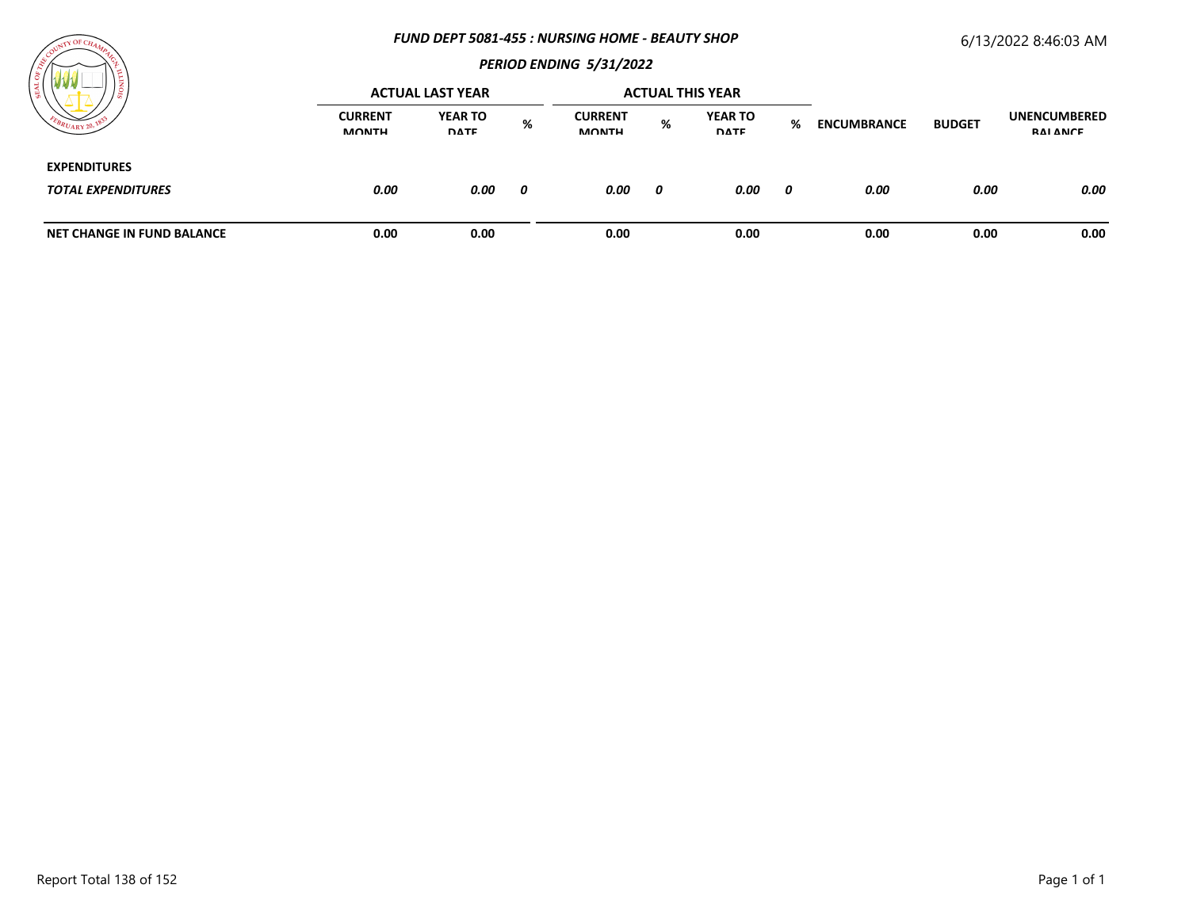### *FUND DEPT 5081-455 : NURSING HOME - BEAUTY SHOP*

### *PERIOD ENDING 5/31/2022*

6/13/2022 8:46:03 AM

| | ACTUAL LAST YEAR | | | ACTUAL THIS YEAR | | | | | | |
|---|---|---|---|---|---|---|---|---|---|---|
| | CURRENT MONTH | YEAR TO DATE | % | CURRENT MONTH | % | YEAR TO DATE | % | ENCUMBRANCE | BUDGET | UNENCUMBERED BALANCE |
| **EXPENDITURES** | | | | | | | | | | |
| ***TOTAL EXPENDITURES*** | ***0.00*** | ***0.00*** | ***0*** | ***0.00*** | ***0*** | ***0.00*** | ***0*** | ***0.00*** | ***0.00*** | ***0.00*** |
| **NET CHANGE IN FUND BALANCE** | **0.00** | **0.00** | | **0.00** | | **0.00** | | **0.00** | **0.00** | **0.00** |

Report Total 138 of 152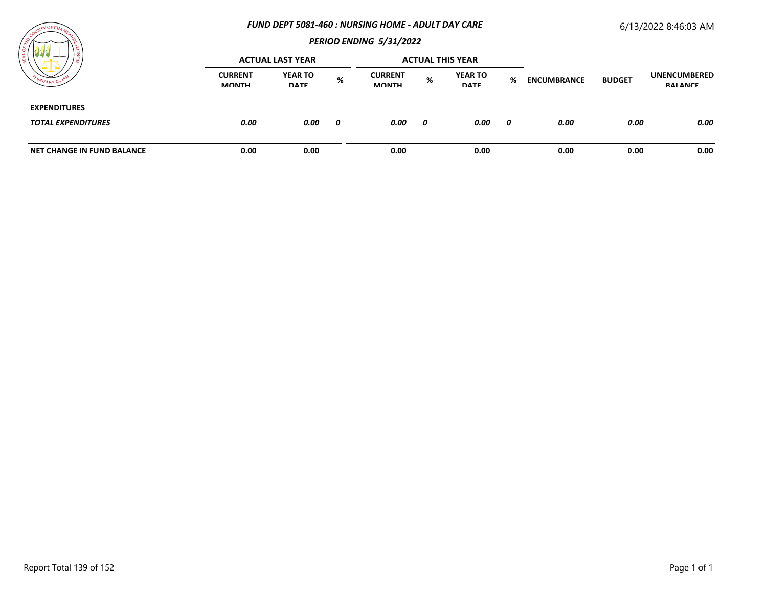### *FUND DEPT 5081-460 : NURSING HOME - ADULT DAY CARE*

### *PERIOD ENDING 5/31/2022*

6/13/2022 8:46:03 AM

| | ACTUAL LAST YEAR | | | ACTUAL THIS YEAR | | | | | | |
|---|---|---|---|---|---|---|---|---|---|---|
| | CURRENT MONTH | YEAR TO DATE | % | CURRENT MONTH | % | YEAR TO DATE | % | ENCUMBRANCE | BUDGET | UNENCUMBERED BALANCE |
| **EXPENDITURES** | | | | | | | | | | |
| ***TOTAL EXPENDITURES*** | ***0.00*** | ***0.00*** | ***0*** | ***0.00*** | ***0*** | ***0.00*** | ***0*** | ***0.00*** | ***0.00*** | ***0.00*** |
| **NET CHANGE IN FUND BALANCE** | **0.00** | **0.00** | | **0.00** | | **0.00** | | **0.00** | **0.00** | **0.00** |

Report Total 139 of 152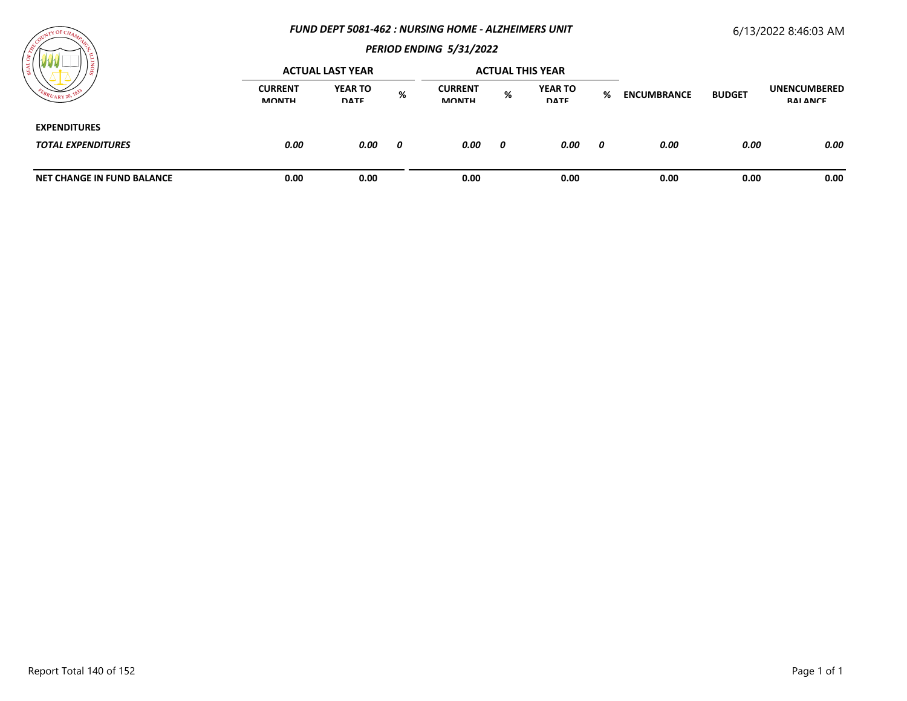*FUND DEPT 5081-462 : NURSING HOME - ALZHEIMERS UNIT*

*PERIOD ENDING 5/31/2022*

6/13/2022 8:46:03 AM

| | ACTUAL LAST YEAR | | | ACTUAL THIS YEAR | | | | | | |
|---|---|---|---|---|---|---|---|---|---|---|
| | CURRENT MONTH | YEAR TO DATE | % | CURRENT MONTH | % | YEAR TO DATE | % | ENCUMBRANCE | BUDGET | UNENCUMBERED BALANCE |
| **EXPENDITURES** | | | | | | | | | | |
| ***TOTAL EXPENDITURES*** | ***0.00*** | ***0.00*** | ***0*** | ***0.00*** | ***0*** | ***0.00*** | ***0*** | ***0.00*** | ***0.00*** | ***0.00*** |
| **NET CHANGE IN FUND BALANCE** | **0.00** | **0.00** | | **0.00** | | **0.00** | | **0.00** | **0.00** | **0.00** |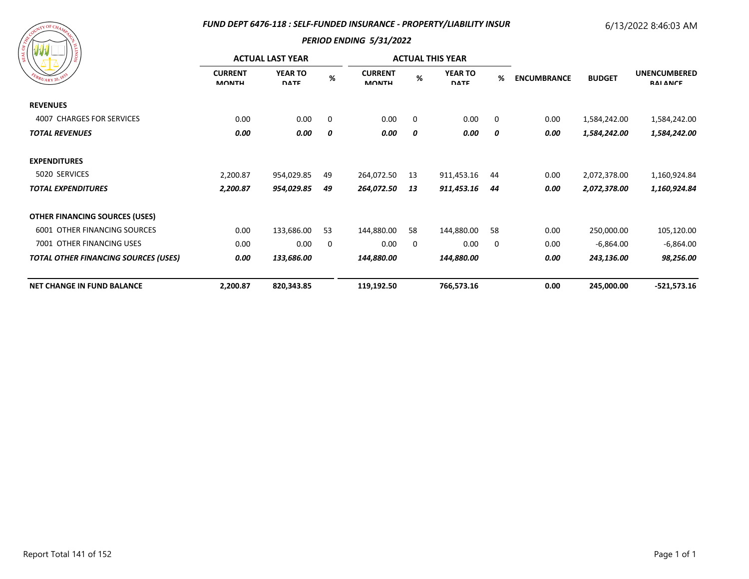### FUND DEPT 6476-118 : SELF-FUNDED INSURANCE - PROPERTY/LIABILITY INSUR

6/13/2022 8:46:03 AM

#### PERIOD ENDING 5/31/2022

| | ACTUAL LAST YEAR | | | ACTUAL THIS YEAR | | | | | | |
|---|---|---|---|---|---|---|---|---|---|---|
| | CURRENT MONTH | YEAR TO DATE | % | CURRENT MONTH | % | YEAR TO DATE | % | ENCUMBRANCE | BUDGET | UNENCUMBERED BALANCE |
| **REVENUES** | | | | | | | | | | |
| 4007 CHARGES FOR SERVICES | 0.00 | 0.00 | 0 | 0.00 | 0 | 0.00 | 0 | 0.00 | 1,584,242.00 | 1,584,242.00 |
| ***TOTAL REVENUES*** | ***0.00*** | ***0.00*** | ***0*** | ***0.00*** | ***0*** | ***0.00*** | ***0*** | ***0.00*** | ***1,584,242.00*** | ***1,584,242.00*** |
| **EXPENDITURES** | | | | | | | | | | |
| 5020 SERVICES | 2,200.87 | 954,029.85 | 49 | 264,072.50 | 13 | 911,453.16 | 44 | 0.00 | 2,072,378.00 | 1,160,924.84 |
| ***TOTAL EXPENDITURES*** | ***2,200.87*** | ***954,029.85*** | ***49*** | ***264,072.50*** | ***13*** | ***911,453.16*** | ***44*** | ***0.00*** | ***2,072,378.00*** | ***1,160,924.84*** |
| **OTHER FINANCING SOURCES (USES)** | | | | | | | | | | |
| 6001 OTHER FINANCING SOURCES | 0.00 | 133,686.00 | 53 | 144,880.00 | 58 | 144,880.00 | 58 | 0.00 | 250,000.00 | 105,120.00 |
| 7001 OTHER FINANCING USES | 0.00 | 0.00 | 0 | 0.00 | 0 | 0.00 | 0 | 0.00 | -6,864.00 | -6,864.00 |
| ***TOTAL OTHER FINANCING SOURCES (USES)*** | ***0.00*** | ***133,686.00*** | | ***144,880.00*** | | ***144,880.00*** | | ***0.00*** | ***243,136.00*** | ***98,256.00*** |
| **NET CHANGE IN FUND BALANCE** | **2,200.87** | **820,343.85** | | **119,192.50** | | **766,573.16** | | **0.00** | **245,000.00** | **-521,573.16** |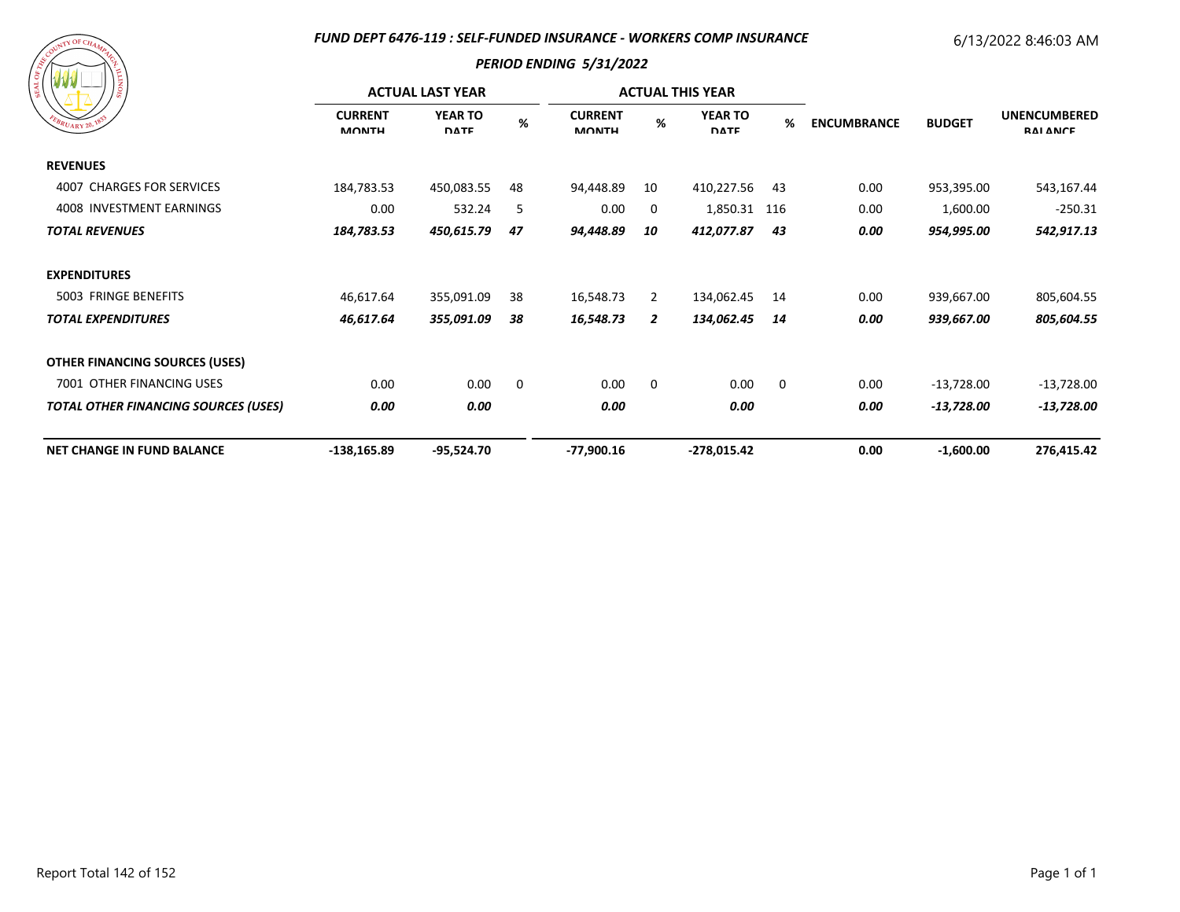### FUND DEPT 6476-119 : SELF-FUNDED INSURANCE - WORKERS COMP INSURANCE

6/13/2022 8:46:03 AM

### PERIOD ENDING 5/31/2022

| | ACTUAL LAST YEAR | | | ACTUAL THIS YEAR | | | | | | |
|---|---|---|---|---|---|---|---|---|---|---|
| | CURRENT MONTH | YEAR TO DATE | % | CURRENT MONTH | % | YEAR TO DATE | % | ENCUMBRANCE | BUDGET | UNENCUMBERED BALANCE |
| **REVENUES** | | | | | | | | | | |
| 4007 CHARGES FOR SERVICES | 184,783.53 | 450,083.55 | 48 | 94,448.89 | 10 | 410,227.56 | 43 | 0.00 | 953,395.00 | 543,167.44 |
| 4008 INVESTMENT EARNINGS | 0.00 | 532.24 | 5 | 0.00 | 0 | 1,850.31 | 116 | 0.00 | 1,600.00 | -250.31 |
| ***TOTAL REVENUES*** | ***184,783.53*** | ***450,615.79*** | ***47*** | ***94,448.89*** | ***10*** | ***412,077.87*** | ***43*** | ***0.00*** | ***954,995.00*** | ***542,917.13*** |
| **EXPENDITURES** | | | | | | | | | | |
| 5003 FRINGE BENEFITS | 46,617.64 | 355,091.09 | 38 | 16,548.73 | 2 | 134,062.45 | 14 | 0.00 | 939,667.00 | 805,604.55 |
| ***TOTAL EXPENDITURES*** | ***46,617.64*** | ***355,091.09*** | ***38*** | ***16,548.73*** | ***2*** | ***134,062.45*** | ***14*** | ***0.00*** | ***939,667.00*** | ***805,604.55*** |
| **OTHER FINANCING SOURCES (USES)** | | | | | | | | | | |
| 7001 OTHER FINANCING USES | 0.00 | 0.00 | 0 | 0.00 | 0 | 0.00 | 0 | 0.00 | -13,728.00 | -13,728.00 |
| ***TOTAL OTHER FINANCING SOURCES (USES)*** | ***0.00*** | ***0.00*** | | ***0.00*** | | ***0.00*** | | ***0.00*** | ***-13,728.00*** | ***-13,728.00*** |
| **NET CHANGE IN FUND BALANCE** | **-138,165.89** | **-95,524.70** | | **-77,900.16** | | **-278,015.42** | | **0.00** | **-1,600.00** | **276,415.42** |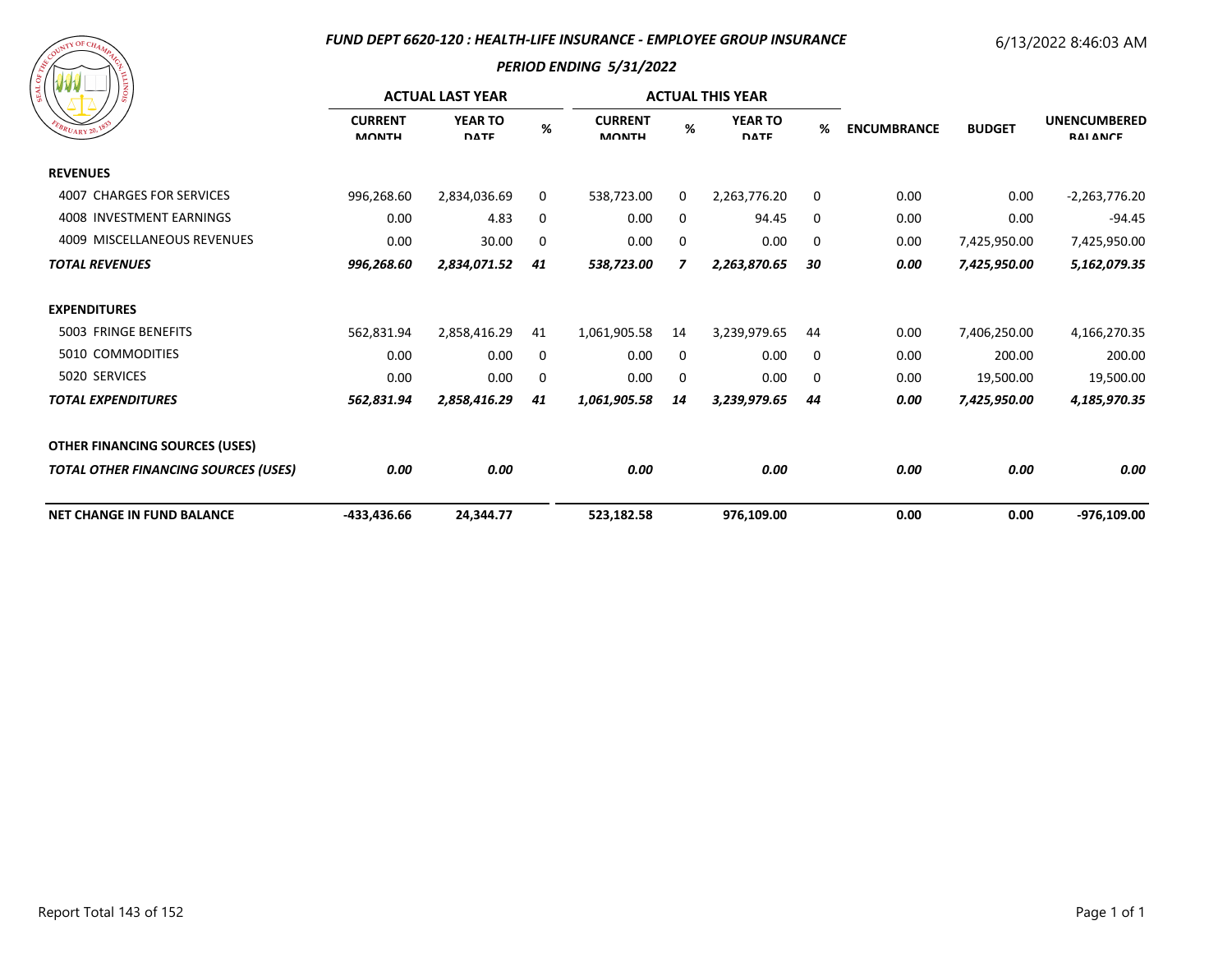## FUND DEPT 6620-120 : HEALTH-LIFE INSURANCE - EMPLOYEE GROUP INSURANCE

6/13/2022 8:46:03 AM

### PERIOD ENDING 5/31/2022

| | ACTUAL LAST YEAR | | | ACTUAL THIS YEAR | | | | | | |
|---|---|---|---|---|---|---|---|---|---|---|
| | CURRENT MONTH | YEAR TO DATE | % | CURRENT MONTH | % | YEAR TO DATE | % | ENCUMBRANCE | BUDGET | UNENCUMBERED BALANCE |
| **REVENUES** | | | | | | | | | | |
| 4007 CHARGES FOR SERVICES | 996,268.60 | 2,834,036.69 | 0 | 538,723.00 | 0 | 2,263,776.20 | 0 | 0.00 | 0.00 | -2,263,776.20 |
| 4008 INVESTMENT EARNINGS | 0.00 | 4.83 | 0 | 0.00 | 0 | 94.45 | 0 | 0.00 | 0.00 | -94.45 |
| 4009 MISCELLANEOUS REVENUES | 0.00 | 30.00 | 0 | 0.00 | 0 | 0.00 | 0 | 0.00 | 7,425,950.00 | 7,425,950.00 |
| ***TOTAL REVENUES*** | ***996,268.60*** | ***2,834,071.52*** | ***41*** | ***538,723.00*** | ***7*** | ***2,263,870.65*** | ***30*** | ***0.00*** | ***7,425,950.00*** | ***5,162,079.35*** |
| **EXPENDITURES** | | | | | | | | | | |
| 5003 FRINGE BENEFITS | 562,831.94 | 2,858,416.29 | 41 | 1,061,905.58 | 14 | 3,239,979.65 | 44 | 0.00 | 7,406,250.00 | 4,166,270.35 |
| 5010 COMMODITIES | 0.00 | 0.00 | 0 | 0.00 | 0 | 0.00 | 0 | 0.00 | 200.00 | 200.00 |
| 5020 SERVICES | 0.00 | 0.00 | 0 | 0.00 | 0 | 0.00 | 0 | 0.00 | 19,500.00 | 19,500.00 |
| ***TOTAL EXPENDITURES*** | ***562,831.94*** | ***2,858,416.29*** | ***41*** | ***1,061,905.58*** | ***14*** | ***3,239,979.65*** | ***44*** | ***0.00*** | ***7,425,950.00*** | ***4,185,970.35*** |
| **OTHER FINANCING SOURCES (USES)** | | | | | | | | | | |
| ***TOTAL OTHER FINANCING SOURCES (USES)*** | ***0.00*** | ***0.00*** | | ***0.00*** | | ***0.00*** | | ***0.00*** | ***0.00*** | ***0.00*** |
| **NET CHANGE IN FUND BALANCE** | **-433,436.66** | **24,344.77** | | **523,182.58** | | **976,109.00** | | **0.00** | **0.00** | **-976,109.00** |

Report Total 143 of 152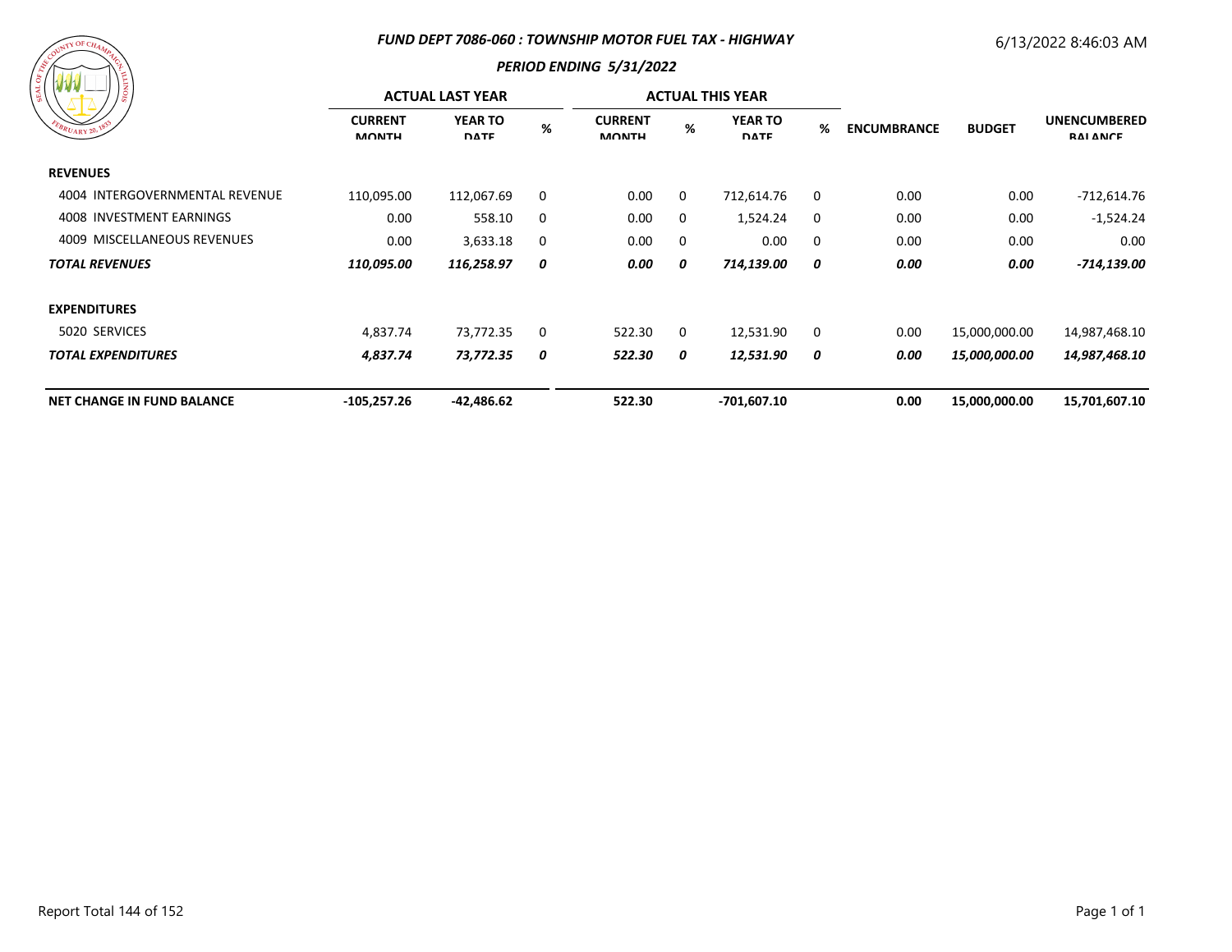## FUND DEPT 7086-060 : TOWNSHIP MOTOR FUEL TAX - HIGHWAY

6/13/2022 8:46:03 AM

### PERIOD ENDING 5/31/2022

| | ACTUAL LAST YEAR | | | ACTUAL THIS YEAR | | | | | | |
|---|---|---|---|---|---|---|---|---|---|---|
| | CURRENT MONTH | YEAR TO DATE | % | CURRENT MONTH | % | YEAR TO DATE | % | ENCUMBRANCE | BUDGET | UNENCUMBERED BALANCE |
| **REVENUES** | | | | | | | | | | |
| 4004 INTERGOVERNMENTAL REVENUE | 110,095.00 | 112,067.69 | 0 | 0.00 | 0 | 712,614.76 | 0 | 0.00 | 0.00 | -712,614.76 |
| 4008 INVESTMENT EARNINGS | 0.00 | 558.10 | 0 | 0.00 | 0 | 1,524.24 | 0 | 0.00 | 0.00 | -1,524.24 |
| 4009 MISCELLANEOUS REVENUES | 0.00 | 3,633.18 | 0 | 0.00 | 0 | 0.00 | 0 | 0.00 | 0.00 | 0.00 |
| ***TOTAL REVENUES*** | ***110,095.00*** | ***116,258.97*** | ***0*** | ***0.00*** | ***0*** | ***714,139.00*** | ***0*** | ***0.00*** | ***0.00*** | ***-714,139.00*** |
| **EXPENDITURES** | | | | | | | | | | |
| 5020 SERVICES | 4,837.74 | 73,772.35 | 0 | 522.30 | 0 | 12,531.90 | 0 | 0.00 | 15,000,000.00 | 14,987,468.10 |
| ***TOTAL EXPENDITURES*** | ***4,837.74*** | ***73,772.35*** | ***0*** | ***522.30*** | ***0*** | ***12,531.90*** | ***0*** | ***0.00*** | ***15,000,000.00*** | ***14,987,468.10*** |
| **NET CHANGE IN FUND BALANCE** | **-105,257.26** | **-42,486.62** | | **522.30** | | **-701,607.10** | | **0.00** | **15,000,000.00** | **15,701,607.10** |

Report Total 144 of 152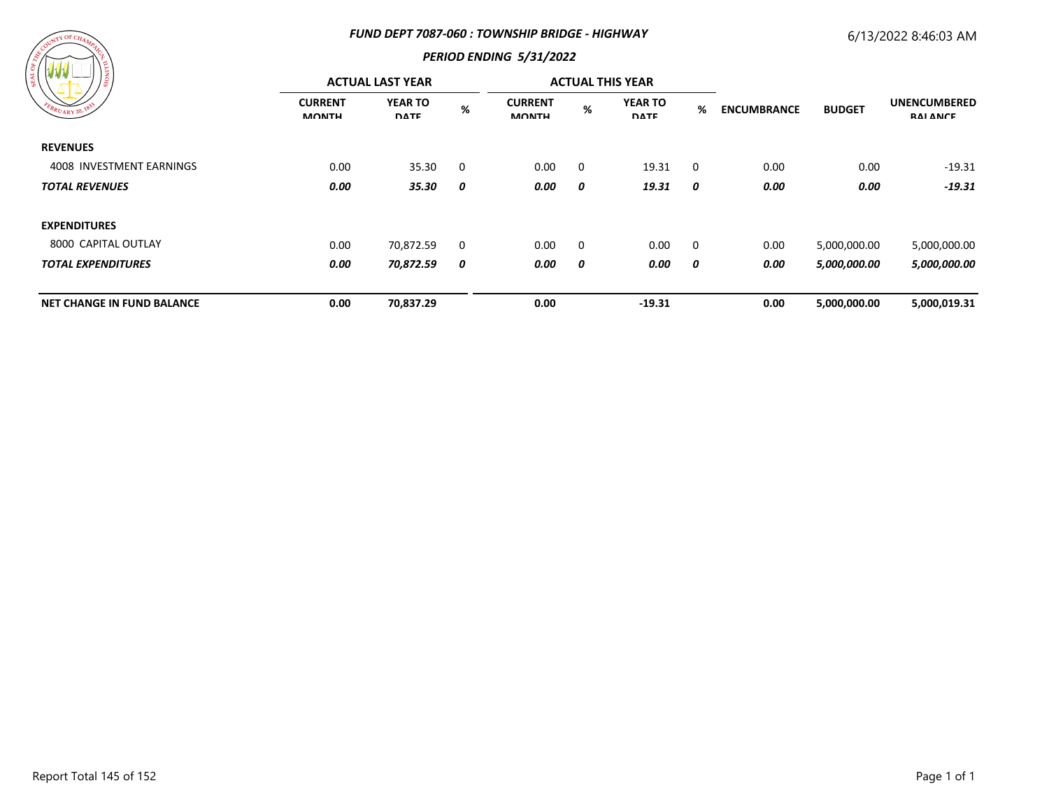### *FUND DEPT 7087-060 : TOWNSHIP BRIDGE - HIGHWAY*

### *PERIOD ENDING 5/31/2022*

6/13/2022 8:46:03 AM

| | ACTUAL LAST YEAR | | | ACTUAL THIS YEAR | | | | | | |
|---|---|---|---|---|---|---|---|---|---|---|
| | CURRENT MONTH | YEAR TO DATE | % | CURRENT MONTH | % | YEAR TO DATE | % | ENCUMBRANCE | BUDGET | UNENCUMBERED BALANCE |
| **REVENUES** | | | | | | | | | | |
| 4008 INVESTMENT EARNINGS | 0.00 | 35.30 | 0 | 0.00 | 0 | 19.31 | 0 | 0.00 | 0.00 | -19.31 |
| ***TOTAL REVENUES*** | ***0.00*** | ***35.30*** | ***0*** | ***0.00*** | ***0*** | ***19.31*** | ***0*** | ***0.00*** | ***0.00*** | ***-19.31*** |
| **EXPENDITURES** | | | | | | | | | | |
| 8000 CAPITAL OUTLAY | 0.00 | 70,872.59 | 0 | 0.00 | 0 | 0.00 | 0 | 0.00 | 5,000,000.00 | 5,000,000.00 |
| ***TOTAL EXPENDITURES*** | ***0.00*** | ***70,872.59*** | ***0*** | ***0.00*** | ***0*** | ***0.00*** | ***0*** | ***0.00*** | ***5,000,000.00*** | ***5,000,000.00*** |
| **NET CHANGE IN FUND BALANCE** | **0.00** | **70,837.29** | | **0.00** | | **-19.31** | | **0.00** | **5,000,000.00** | **5,000,019.31** |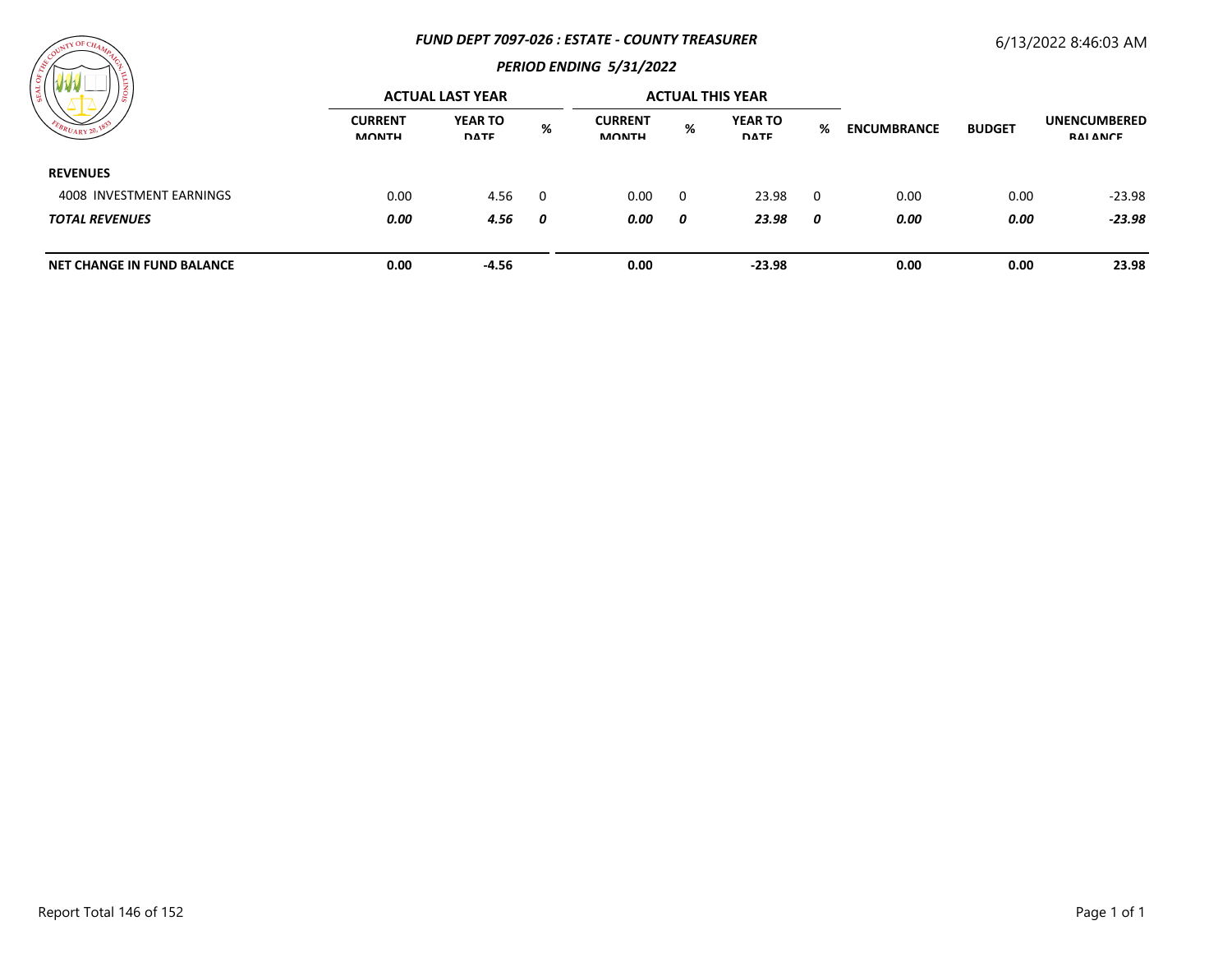### FUND DEPT 7097-026 : ESTATE - COUNTY TREASURER

6/13/2022 8:46:03 AM

#### PERIOD ENDING 5/31/2022

| | ACTUAL LAST YEAR | | | ACTUAL THIS YEAR | | | | | | |
|---|---|---|---|---|---|---|---|---|---|---|
| | CURRENT MONTH | YEAR TO DATE | % | CURRENT MONTH | % | YEAR TO DATE | % | ENCUMBRANCE | BUDGET | UNENCUMBERED BALANCE |
| **REVENUES** | | | | | | | | | | |
| 4008 INVESTMENT EARNINGS | 0.00 | 4.56 | 0 | 0.00 | 0 | 23.98 | 0 | 0.00 | 0.00 | -23.98 |
| ***TOTAL REVENUES*** | ***0.00*** | ***4.56*** | ***0*** | ***0.00*** | ***0*** | ***23.98*** | ***0*** | ***0.00*** | ***0.00*** | ***-23.98*** |
| **NET CHANGE IN FUND BALANCE** | **0.00** | **-4.56** | | **0.00** | | **-23.98** | | **0.00** | **0.00** | **23.98** |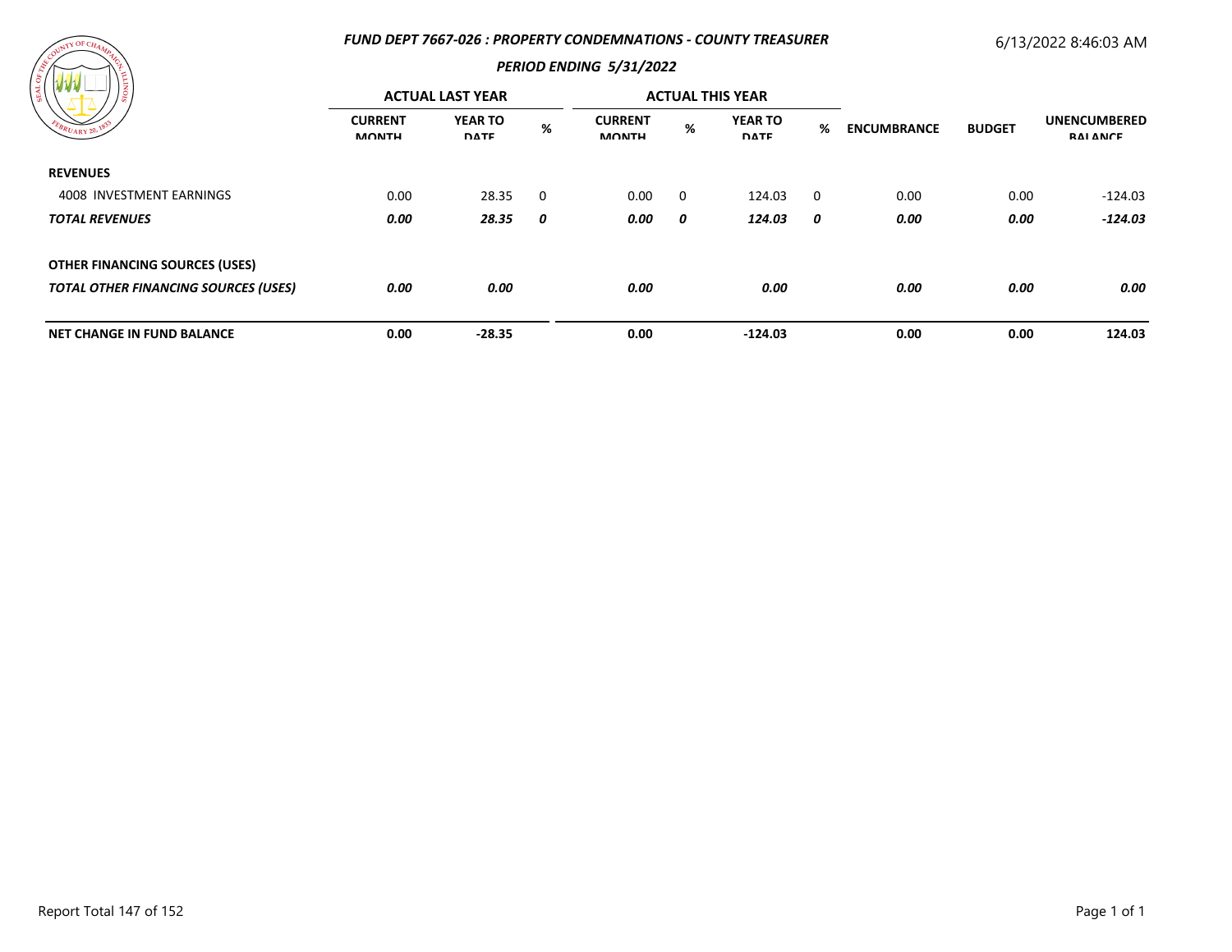### *FUND DEPT 7667-026 : PROPERTY CONDEMNATIONS - COUNTY TREASURER*

6/13/2022 8:46:03 AM

### *PERIOD ENDING 5/31/2022*

| | ACTUAL LAST YEAR | | | ACTUAL THIS YEAR | | | | | | |
|---|---|---|---|---|---|---|---|---|---|---|
| | CURRENT MONTH | YEAR TO DATE | % | CURRENT MONTH | % | YEAR TO DATE | % | ENCUMBRANCE | BUDGET | UNENCUMBERED BALANCE |
| **REVENUES** | | | | | | | | | | |
| 4008 INVESTMENT EARNINGS | 0.00 | 28.35 | 0 | 0.00 | 0 | 124.03 | 0 | 0.00 | 0.00 | -124.03 |
| ***TOTAL REVENUES*** | ***0.00*** | ***28.35*** | ***0*** | ***0.00*** | ***0*** | ***124.03*** | ***0*** | ***0.00*** | ***0.00*** | ***-124.03*** |
| **OTHER FINANCING SOURCES (USES)** | | | | | | | | | | |
| ***TOTAL OTHER FINANCING SOURCES (USES)*** | ***0.00*** | ***0.00*** | | ***0.00*** | | ***0.00*** | | ***0.00*** | ***0.00*** | ***0.00*** |
| **NET CHANGE IN FUND BALANCE** | **0.00** | **-28.35** | | **0.00** | | **-124.03** | | **0.00** | **0.00** | **124.03** |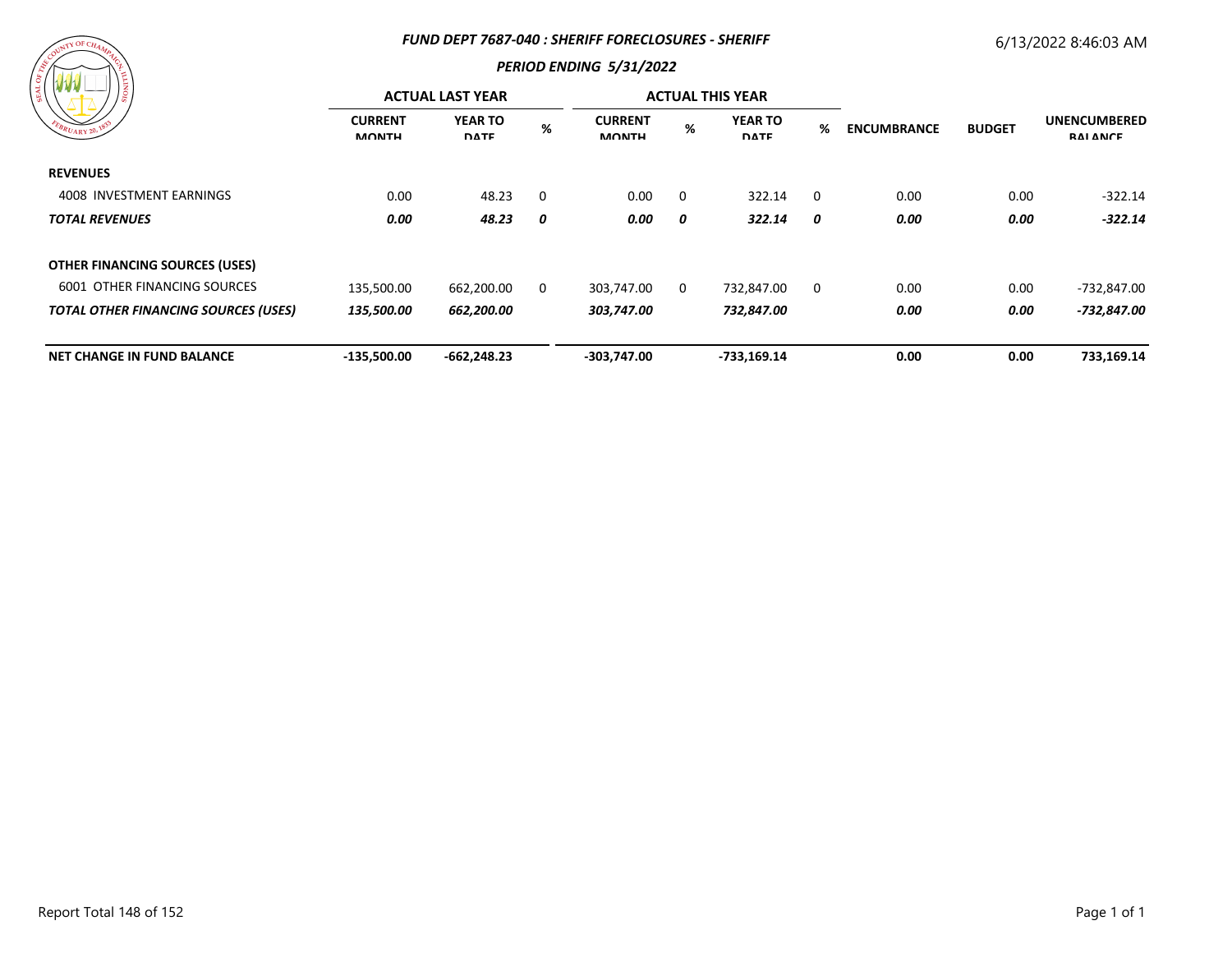### FUND DEPT 7687-040 : SHERIFF FORECLOSURES - SHERIFF

6/13/2022 8:46:03 AM

### PERIOD ENDING 5/31/2022

| | ACTUAL LAST YEAR | | | ACTUAL THIS YEAR | | | | | | |
|---|---|---|---|---|---|---|---|---|---|---|
| | CURRENT MONTH | YEAR TO DATE | % | CURRENT MONTH | % | YEAR TO DATE | % | ENCUMBRANCE | BUDGET | UNENCUMBERED BALANCE |
| **REVENUES** | | | | | | | | | | |
| 4008 INVESTMENT EARNINGS | 0.00 | 48.23 | 0 | 0.00 | 0 | 322.14 | 0 | 0.00 | 0.00 | -322.14 |
| ***TOTAL REVENUES*** | ***0.00*** | ***48.23*** | ***0*** | ***0.00*** | ***0*** | ***322.14*** | ***0*** | ***0.00*** | ***0.00*** | ***-322.14*** |
| **OTHER FINANCING SOURCES (USES)** | | | | | | | | | | |
| 6001 OTHER FINANCING SOURCES | 135,500.00 | 662,200.00 | 0 | 303,747.00 | 0 | 732,847.00 | 0 | 0.00 | 0.00 | -732,847.00 |
| ***TOTAL OTHER FINANCING SOURCES (USES)*** | ***135,500.00*** | ***662,200.00*** | | ***303,747.00*** | | ***732,847.00*** | | ***0.00*** | ***0.00*** | ***-732,847.00*** |
| **NET CHANGE IN FUND BALANCE** | **-135,500.00** | **-662,248.23** | | **-303,747.00** | | **-733,169.14** | | **0.00** | **0.00** | **733,169.14** |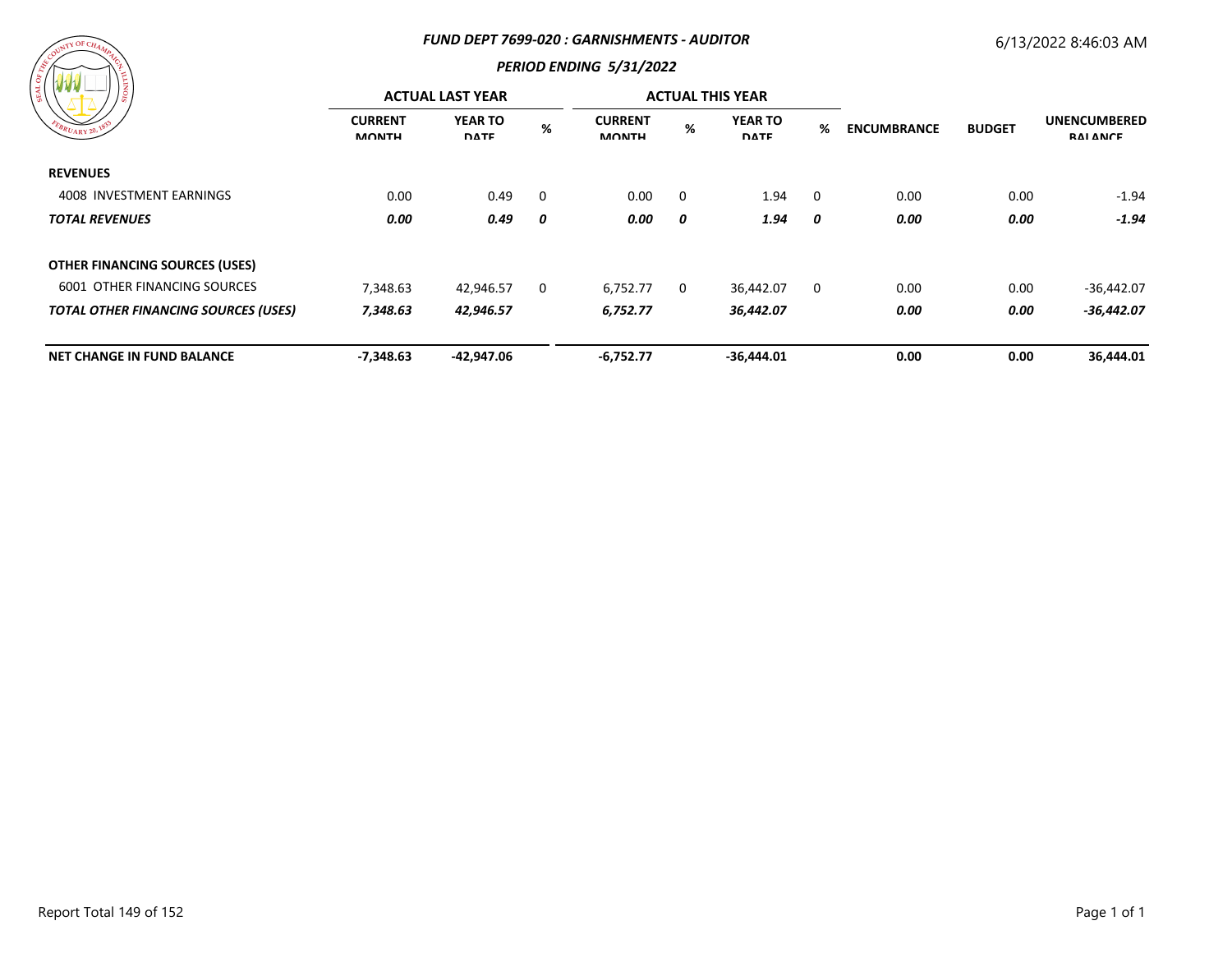***FUND DEPT 7699-020 : GARNISHMENTS - AUDITOR***

***PERIOD ENDING 5/31/2022***

6/13/2022 8:46:03 AM

| | ACTUAL LAST YEAR | | | ACTUAL THIS YEAR | | | | | | |
|---|---|---|---|---|---|---|---|---|---|---|
| | **CURRENT MONTH** | **YEAR TO DATE** | **%** | **CURRENT MONTH** | **%** | **YEAR TO DATE** | **%** | **ENCUMBRANCE** | **BUDGET** | **UNENCUMBERED BALANCE** |
| **REVENUES** | | | | | | | | | | |
| 4008 INVESTMENT EARNINGS | 0.00 | 0.49 | 0 | 0.00 | 0 | 1.94 | 0 | 0.00 | 0.00 | -1.94 |
| ***TOTAL REVENUES*** | ***0.00*** | ***0.49*** | ***0*** | ***0.00*** | ***0*** | ***1.94*** | ***0*** | ***0.00*** | ***0.00*** | ***-1.94*** |
| **OTHER FINANCING SOURCES (USES)** | | | | | | | | | | |
| 6001 OTHER FINANCING SOURCES | 7,348.63 | 42,946.57 | 0 | 6,752.77 | 0 | 36,442.07 | 0 | 0.00 | 0.00 | -36,442.07 |
| ***TOTAL OTHER FINANCING SOURCES (USES)*** | ***7,348.63*** | ***42,946.57*** | | ***6,752.77*** | | ***36,442.07*** | | ***0.00*** | ***0.00*** | ***-36,442.07*** |
| **NET CHANGE IN FUND BALANCE** | **-7,348.63** | **-42,947.06** | | **-6,752.77** | | **-36,444.01** | | **0.00** | **0.00** | **36,444.01** |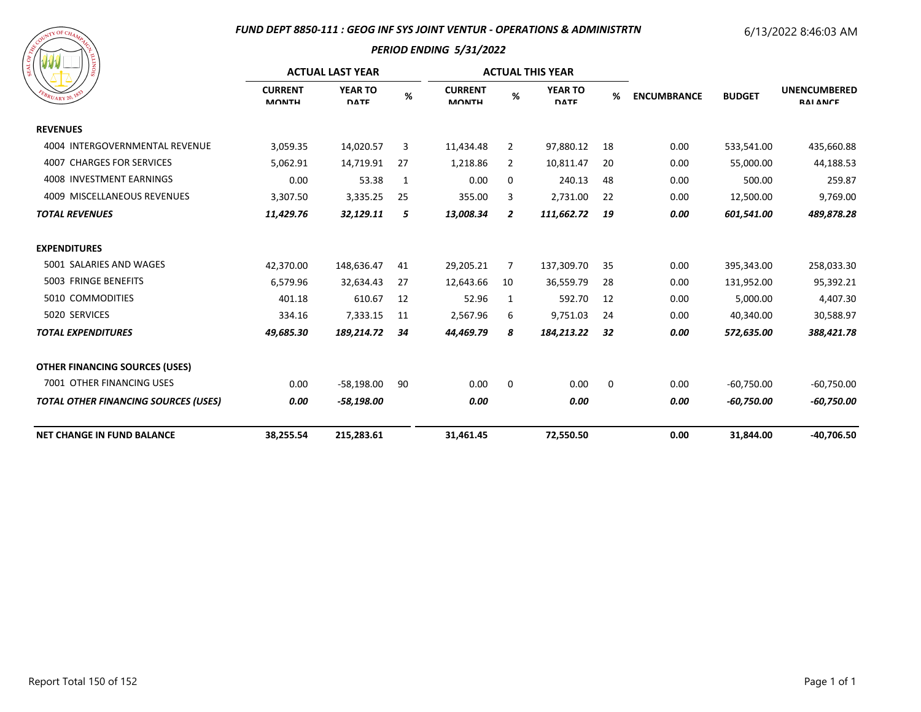## FUND DEPT 8850-111 : GEOG INF SYS JOINT VENTUR - OPERATIONS & ADMINISTRTN

6/13/2022 8:46:03 AM

### PERIOD ENDING 5/31/2022

| | ACTUAL LAST YEAR | | | ACTUAL THIS YEAR | | | | | | |
|---|---|---|---|---|---|---|---|---|---|---|
| | CURRENT MONTH | YEAR TO DATE | % | CURRENT MONTH | % | YEAR TO DATE | % | ENCUMBRANCE | BUDGET | UNENCUMBERED BALANCE |
| **REVENUES** | | | | | | | | | | |
| 4004 INTERGOVERNMENTAL REVENUE | 3,059.35 | 14,020.57 | 3 | 11,434.48 | 2 | 97,880.12 | 18 | 0.00 | 533,541.00 | 435,660.88 |
| 4007 CHARGES FOR SERVICES | 5,062.91 | 14,719.91 | 27 | 1,218.86 | 2 | 10,811.47 | 20 | 0.00 | 55,000.00 | 44,188.53 |
| 4008 INVESTMENT EARNINGS | 0.00 | 53.38 | 1 | 0.00 | 0 | 240.13 | 48 | 0.00 | 500.00 | 259.87 |
| 4009 MISCELLANEOUS REVENUES | 3,307.50 | 3,335.25 | 25 | 355.00 | 3 | 2,731.00 | 22 | 0.00 | 12,500.00 | 9,769.00 |
| ***TOTAL REVENUES*** | ***11,429.76*** | ***32,129.11*** | ***5*** | ***13,008.34*** | ***2*** | ***111,662.72*** | ***19*** | ***0.00*** | ***601,541.00*** | ***489,878.28*** |
| **EXPENDITURES** | | | | | | | | | | |
| 5001 SALARIES AND WAGES | 42,370.00 | 148,636.47 | 41 | 29,205.21 | 7 | 137,309.70 | 35 | 0.00 | 395,343.00 | 258,033.30 |
| 5003 FRINGE BENEFITS | 6,579.96 | 32,634.43 | 27 | 12,643.66 | 10 | 36,559.79 | 28 | 0.00 | 131,952.00 | 95,392.21 |
| 5010 COMMODITIES | 401.18 | 610.67 | 12 | 52.96 | 1 | 592.70 | 12 | 0.00 | 5,000.00 | 4,407.30 |
| 5020 SERVICES | 334.16 | 7,333.15 | 11 | 2,567.96 | 6 | 9,751.03 | 24 | 0.00 | 40,340.00 | 30,588.97 |
| ***TOTAL EXPENDITURES*** | ***49,685.30*** | ***189,214.72*** | ***34*** | ***44,469.79*** | ***8*** | ***184,213.22*** | ***32*** | ***0.00*** | ***572,635.00*** | ***388,421.78*** |
| **OTHER FINANCING SOURCES (USES)** | | | | | | | | | | |
| 7001 OTHER FINANCING USES | 0.00 | -58,198.00 | 90 | 0.00 | 0 | 0.00 | 0 | 0.00 | -60,750.00 | -60,750.00 |
| ***TOTAL OTHER FINANCING SOURCES (USES)*** | ***0.00*** | ***-58,198.00*** | | ***0.00*** | | ***0.00*** | | ***0.00*** | ***-60,750.00*** | ***-60,750.00*** |
| **NET CHANGE IN FUND BALANCE** | **38,255.54** | **215,283.61** | | **31,461.45** | | **72,550.50** | | **0.00** | **31,844.00** | **-40,706.50** |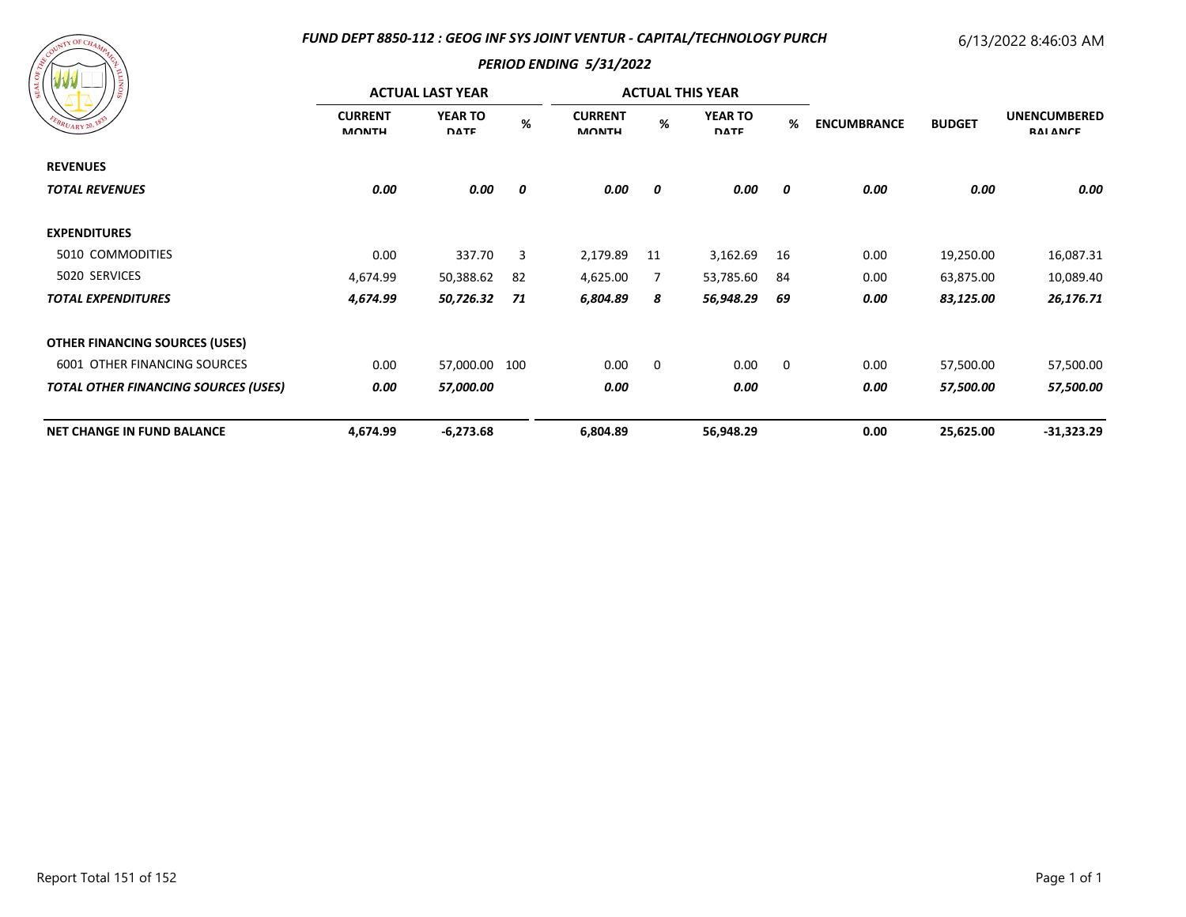# FUND DEPT 8850-112 : GEOG INF SYS JOINT VENTUR - CAPITAL/TECHNOLOGY PURCH

6/13/2022 8:46:03 AM

## PERIOD ENDING 5/31/2022

| | ACTUAL LAST YEAR | | | ACTUAL THIS YEAR | | | | | | |
|---|---|---|---|---|---|---|---|---|---|---|
| | CURRENT MONTH | YEAR TO DATE | % | CURRENT MONTH | % | YEAR TO DATE | % | ENCUMBRANCE | BUDGET | UNENCUMBERED BALANCE |
| **REVENUES** | | | | | | | | | | |
| ***TOTAL REVENUES*** | ***0.00*** | ***0.00*** | ***0*** | ***0.00*** | ***0*** | ***0.00*** | ***0*** | ***0.00*** | ***0.00*** | ***0.00*** |
| **EXPENDITURES** | | | | | | | | | | |
| 5010 COMMODITIES | 0.00 | 337.70 | 3 | 2,179.89 | 11 | 3,162.69 | 16 | 0.00 | 19,250.00 | 16,087.31 |
| 5020 SERVICES | 4,674.99 | 50,388.62 | 82 | 4,625.00 | 7 | 53,785.60 | 84 | 0.00 | 63,875.00 | 10,089.40 |
| ***TOTAL EXPENDITURES*** | ***4,674.99*** | ***50,726.32*** | ***71*** | ***6,804.89*** | ***8*** | ***56,948.29*** | ***69*** | ***0.00*** | ***83,125.00*** | ***26,176.71*** |
| **OTHER FINANCING SOURCES (USES)** | | | | | | | | | | |
| 6001 OTHER FINANCING SOURCES | 0.00 | 57,000.00 | 100 | 0.00 | 0 | 0.00 | 0 | 0.00 | 57,500.00 | 57,500.00 |
| ***TOTAL OTHER FINANCING SOURCES (USES)*** | ***0.00*** | ***57,000.00*** | | ***0.00*** | | ***0.00*** | | ***0.00*** | ***57,500.00*** | ***57,500.00*** |
| **NET CHANGE IN FUND BALANCE** | **4,674.99** | **-6,273.68** | | **6,804.89** | | **56,948.29** | | **0.00** | **25,625.00** | **-31,323.29** |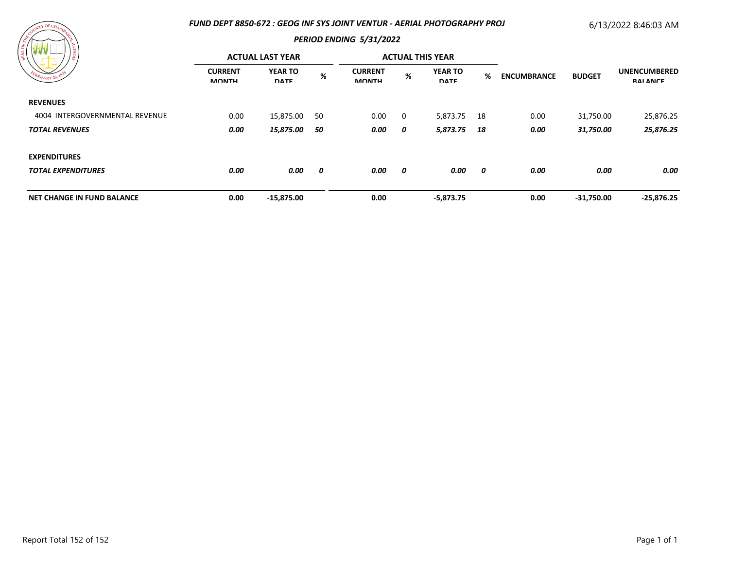# FUND DEPT 8850-672 : GEOG INF SYS JOINT VENTUR - AERIAL PHOTOGRAPHY PROJ

6/13/2022 8:46:03 AM

## PERIOD ENDING 5/31/2022

| | ACTUAL LAST YEAR | | | ACTUAL THIS YEAR | | | | | | |
|---|---|---|---|---|---|---|---|---|---|---|
| | CURRENT MONTH | YEAR TO DATE | % | CURRENT MONTH | % | YEAR TO DATE | % | ENCUMBRANCE | BUDGET | UNENCUMBERED BALANCE |
| **REVENUES** | | | | | | | | | | |
| 4004 INTERGOVERNMENTAL REVENUE | 0.00 | 15,875.00 | 50 | 0.00 | 0 | 5,873.75 | 18 | 0.00 | 31,750.00 | 25,876.25 |
| ***TOTAL REVENUES*** | ***0.00*** | ***15,875.00*** | ***50*** | ***0.00*** | ***0*** | ***5,873.75*** | ***18*** | ***0.00*** | ***31,750.00*** | ***25,876.25*** |
| **EXPENDITURES** | | | | | | | | | | |
| ***TOTAL EXPENDITURES*** | ***0.00*** | ***0.00*** | ***0*** | ***0.00*** | ***0*** | ***0.00*** | ***0*** | ***0.00*** | ***0.00*** | ***0.00*** |
| **NET CHANGE IN FUND BALANCE** | **0.00** | **-15,875.00** | | **0.00** | | **-5,873.75** | | **0.00** | **-31,750.00** | **-25,876.25** |

Report Total 152 of 152